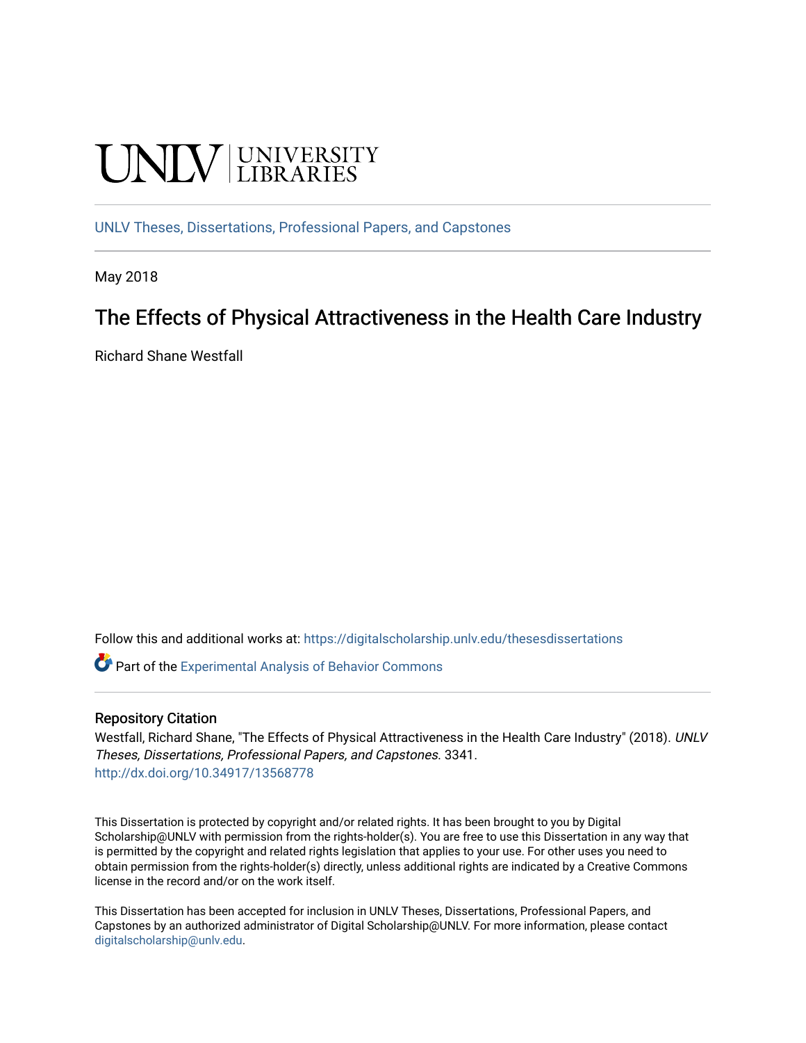UNLV | UNIVERSITY LIBRARIES

UNLV Theses, Dissertations, Professional Papers, and Capstones

May 2018

# The Effects of Physical Attractiveness in the Health Care Industry

Richard Shane Westfall

Follow this and additional works at: https://digitalscholarship.unlv.edu/thesesdissertations

Part of the Experimental Analysis of Behavior Commons

## Repository Citation

Westfall, Richard Shane, "The Effects of Physical Attractiveness in the Health Care Industry" (2018). *UNLV Theses, Dissertations, Professional Papers, and Capstones*. 3341.
http://dx.doi.org/10.34917/13568778

This Dissertation is protected by copyright and/or related rights. It has been brought to you by Digital Scholarship@UNLV with permission from the rights-holder(s). You are free to use this Dissertation in any way that is permitted by the copyright and related rights legislation that applies to your use. For other uses you need to obtain permission from the rights-holder(s) directly, unless additional rights are indicated by a Creative Commons license in the record and/or on the work itself.

This Dissertation has been accepted for inclusion in UNLV Theses, Dissertations, Professional Papers, and Capstones by an authorized administrator of Digital Scholarship@UNLV. For more information, please contact digitalscholarship@unlv.edu.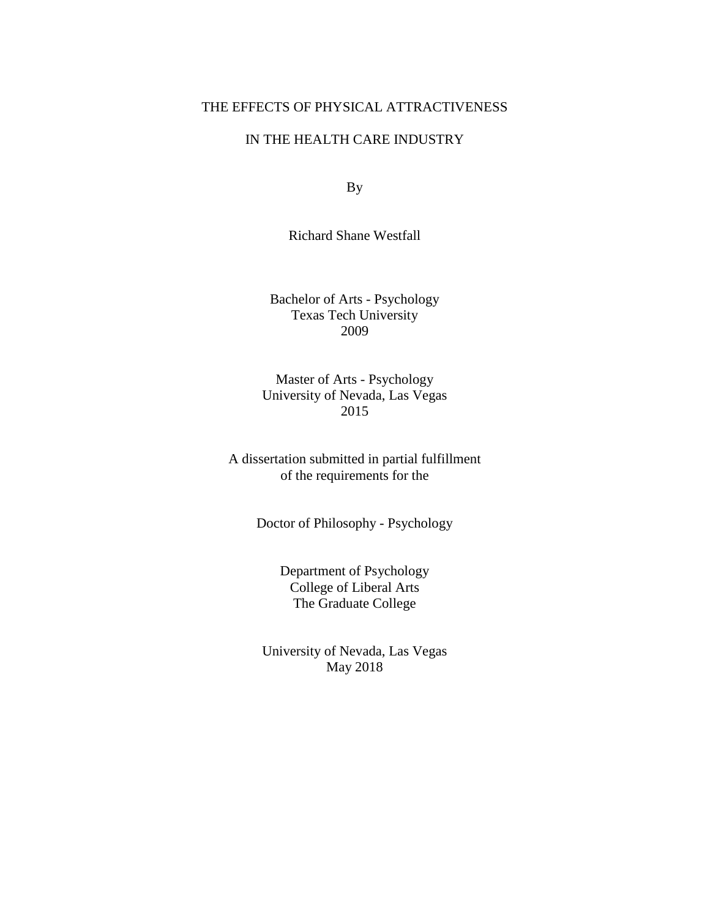THE EFFECTS OF PHYSICAL ATTRACTIVENESS

IN THE HEALTH CARE INDUSTRY

By

Richard Shane Westfall

Bachelor of Arts - Psychology
Texas Tech University
2009

Master of Arts - Psychology
University of Nevada, Las Vegas
2015

A dissertation submitted in partial fulfillment
of the requirements for the

Doctor of Philosophy - Psychology

Department of Psychology
College of Liberal Arts
The Graduate College

University of Nevada, Las Vegas
May 2018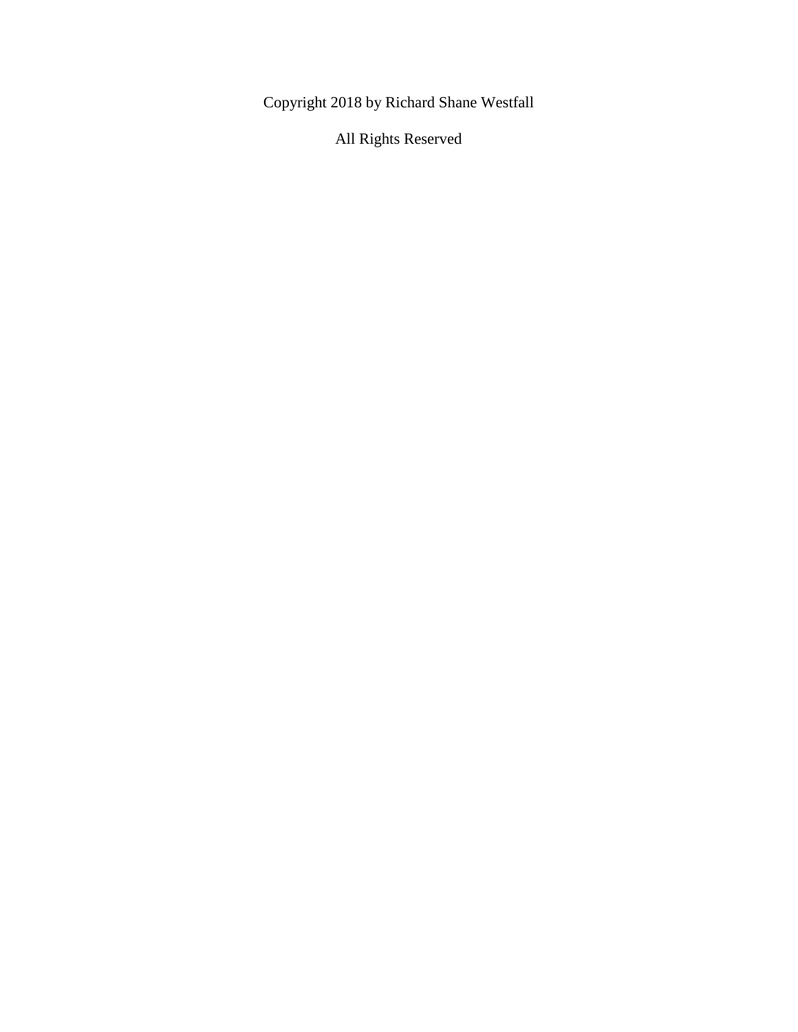Copyright 2018 by Richard Shane Westfall

All Rights Reserved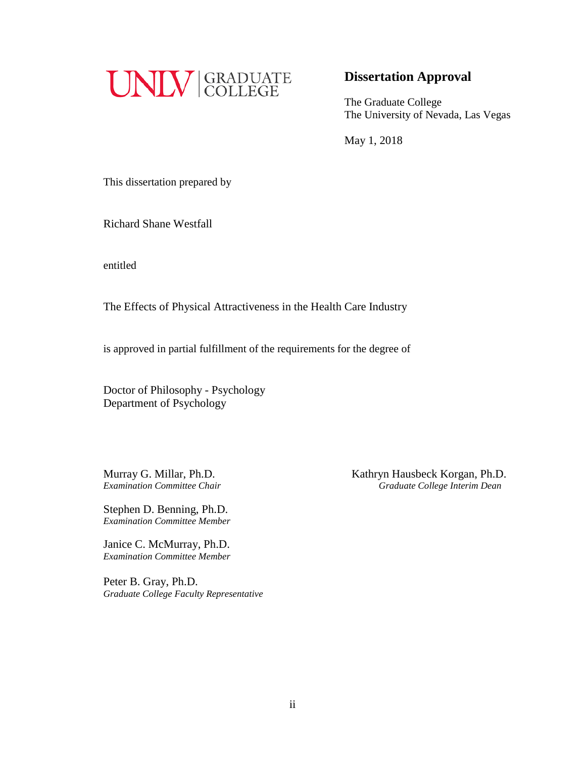UNLV | GRADUATE COLLEGE

## Dissertation Approval

The Graduate College
The University of Nevada, Las Vegas

May 1, 2018

This dissertation prepared by

Richard Shane Westfall

entitled

The Effects of Physical Attractiveness in the Health Care Industry

is approved in partial fulfillment of the requirements for the degree of

Doctor of Philosophy - Psychology
Department of Psychology

Murray G. Millar, Ph.D.
*Examination Committee Chair*

Stephen D. Benning, Ph.D.
*Examination Committee Member*

Janice C. McMurray, Ph.D.
*Examination Committee Member*

Peter B. Gray, Ph.D.
*Graduate College Faculty Representative*

Kathryn Hausbeck Korgan, Ph.D.
*Graduate College Interim Dean*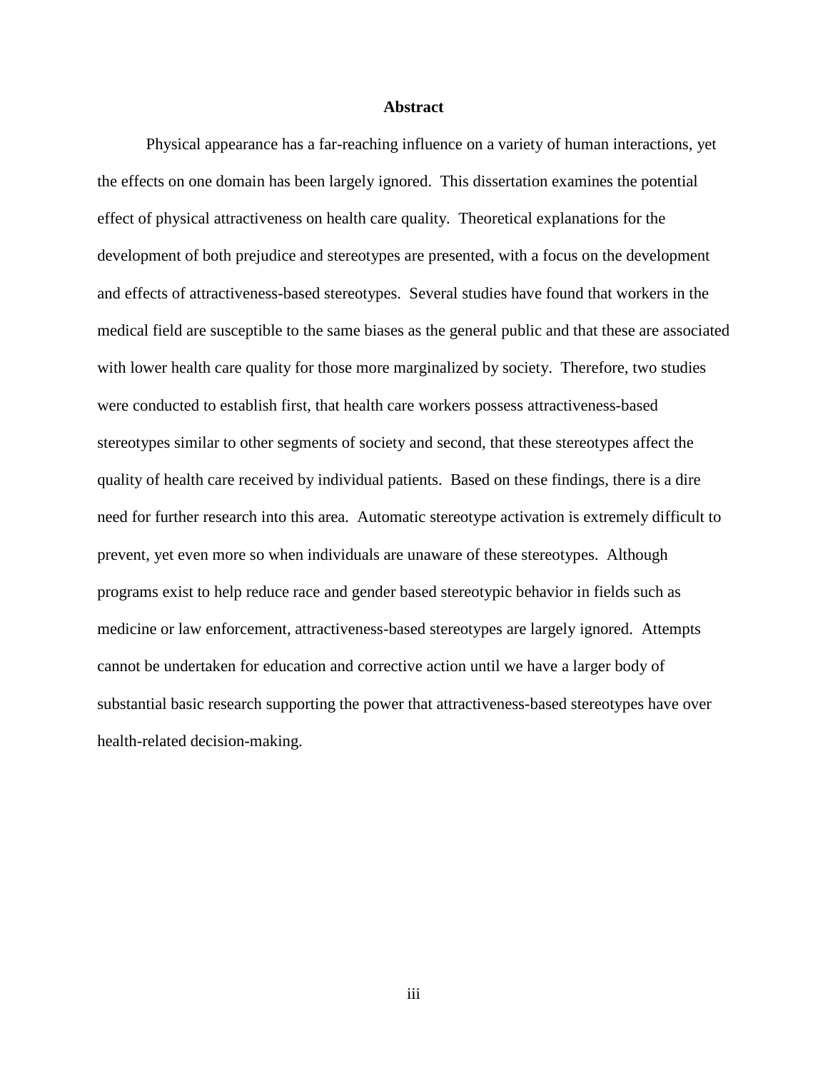# Abstract

Physical appearance has a far-reaching influence on a variety of human interactions, yet the effects on one domain has been largely ignored. This dissertation examines the potential effect of physical attractiveness on health care quality. Theoretical explanations for the development of both prejudice and stereotypes are presented, with a focus on the development and effects of attractiveness-based stereotypes. Several studies have found that workers in the medical field are susceptible to the same biases as the general public and that these are associated with lower health care quality for those more marginalized by society. Therefore, two studies were conducted to establish first, that health care workers possess attractiveness-based stereotypes similar to other segments of society and second, that these stereotypes affect the quality of health care received by individual patients. Based on these findings, there is a dire need for further research into this area. Automatic stereotype activation is extremely difficult to prevent, yet even more so when individuals are unaware of these stereotypes. Although programs exist to help reduce race and gender based stereotypic behavior in fields such as medicine or law enforcement, attractiveness-based stereotypes are largely ignored. Attempts cannot be undertaken for education and corrective action until we have a larger body of substantial basic research supporting the power that attractiveness-based stereotypes have over health-related decision-making.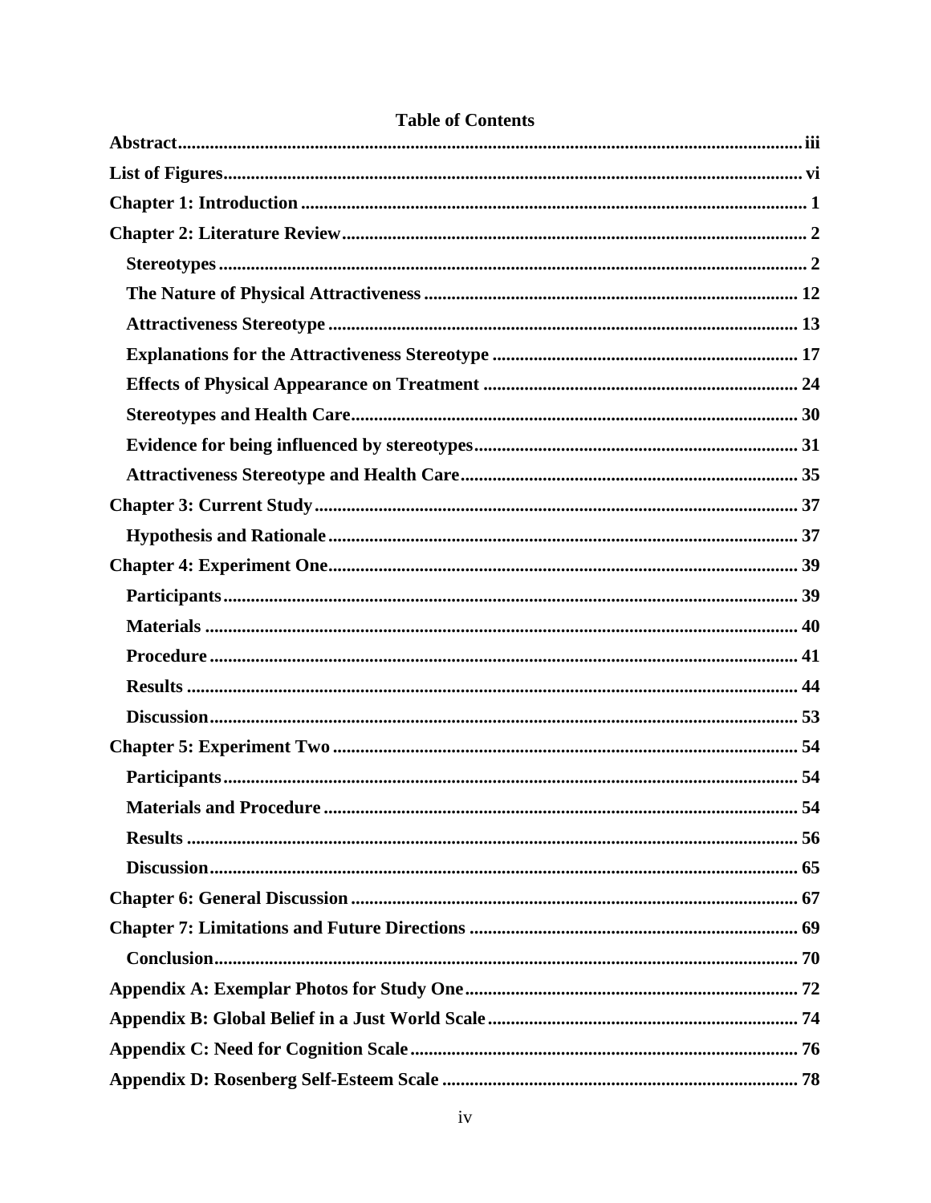# Table of Contents

**Abstract** ........................................................................................................................ iii

**List of Figures** .............................................................................................................. vi

**Chapter 1: Introduction** ............................................................................................... 1

**Chapter 2: Literature Review** ...................................................................................... 2

- **Stereotypes** ............................................................................................................... 2
- **The Nature of Physical Attractiveness** ................................................................. 12
- **Attractiveness Stereotype** ...................................................................................... 13
- **Explanations for the Attractiveness Stereotype** ................................................... 17
- **Effects of Physical Appearance on Treatment** ..................................................... 24
- **Stereotypes and Health Care** ................................................................................. 30
- **Evidence for being influenced by stereotypes** ....................................................... 31
- **Attractiveness Stereotype and Health Care** .......................................................... 35

**Chapter 3: Current Study** ........................................................................................... 37

- **Hypothesis and Rationale** ...................................................................................... 37

**Chapter 4: Experiment One** ....................................................................................... 39

- **Participants** ............................................................................................................. 39
- **Materials** ................................................................................................................. 40
- **Procedure** ................................................................................................................ 41
- **Results** ..................................................................................................................... 44
- **Discussion** ................................................................................................................ 53

**Chapter 5: Experiment Two** ....................................................................................... 54

- **Participants** ............................................................................................................. 54
- **Materials and Procedure** ........................................................................................ 54
- **Results** ..................................................................................................................... 56
- **Discussion** ................................................................................................................ 65

**Chapter 6: General Discussion** .................................................................................. 67

**Chapter 7: Limitations and Future Directions** ......................................................... 69

- **Conclusion** ............................................................................................................... 70

**Appendix A: Exemplar Photos for Study One** ......................................................... 72

**Appendix B: Global Belief in a Just World Scale** .................................................... 74

**Appendix C: Need for Cognition Scale** ..................................................................... 76

**Appendix D: Rosenberg Self-Esteem Scale** .............................................................. 78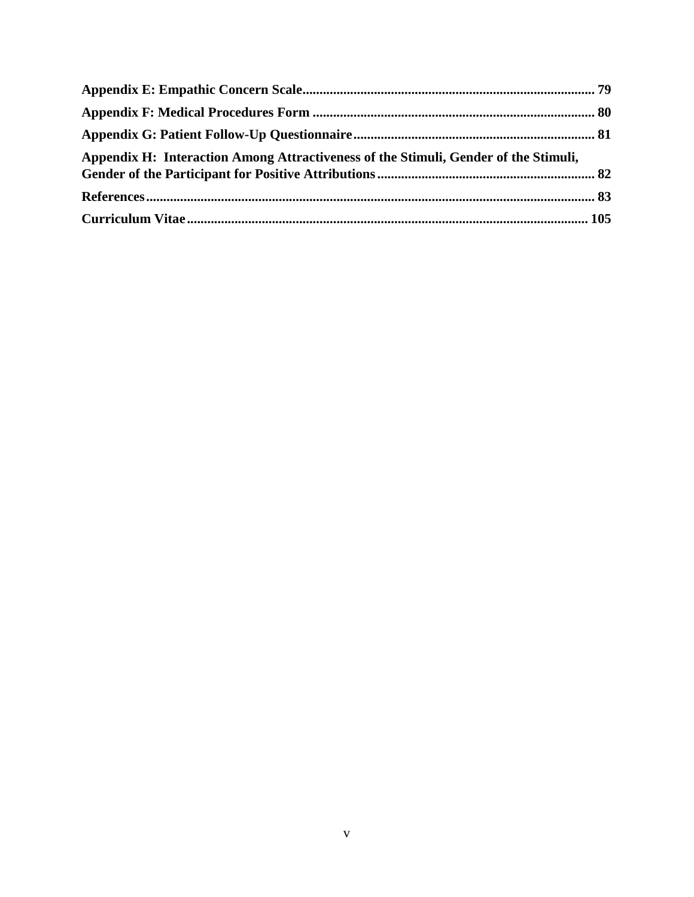**Appendix E: Empathic Concern Scale** .......... 79

**Appendix F: Medical Procedures Form** .......... 80

**Appendix G: Patient Follow-Up Questionnaire** .......... 81

**Appendix H: Interaction Among Attractiveness of the Stimuli, Gender of the Stimuli, Gender of the Participant for Positive Attributions** .......... 82

**References** .......... 83

**Curriculum Vitae** .......... 105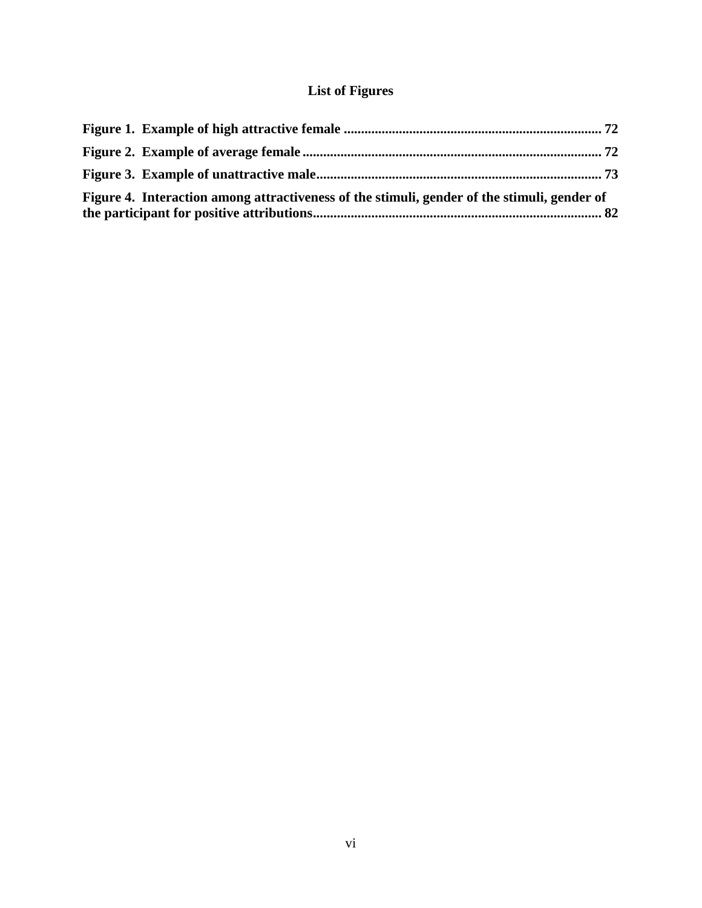# List of Figures

**Figure 1. Example of high attractive female .......................................................................... 72**

**Figure 2. Example of average female ...................................................................................... 72**

**Figure 3. Example of unattractive male.................................................................................. 73**

**Figure 4. Interaction among attractiveness of the stimuli, gender of the stimuli, gender of the participant for positive attributions.................................................................................. 82**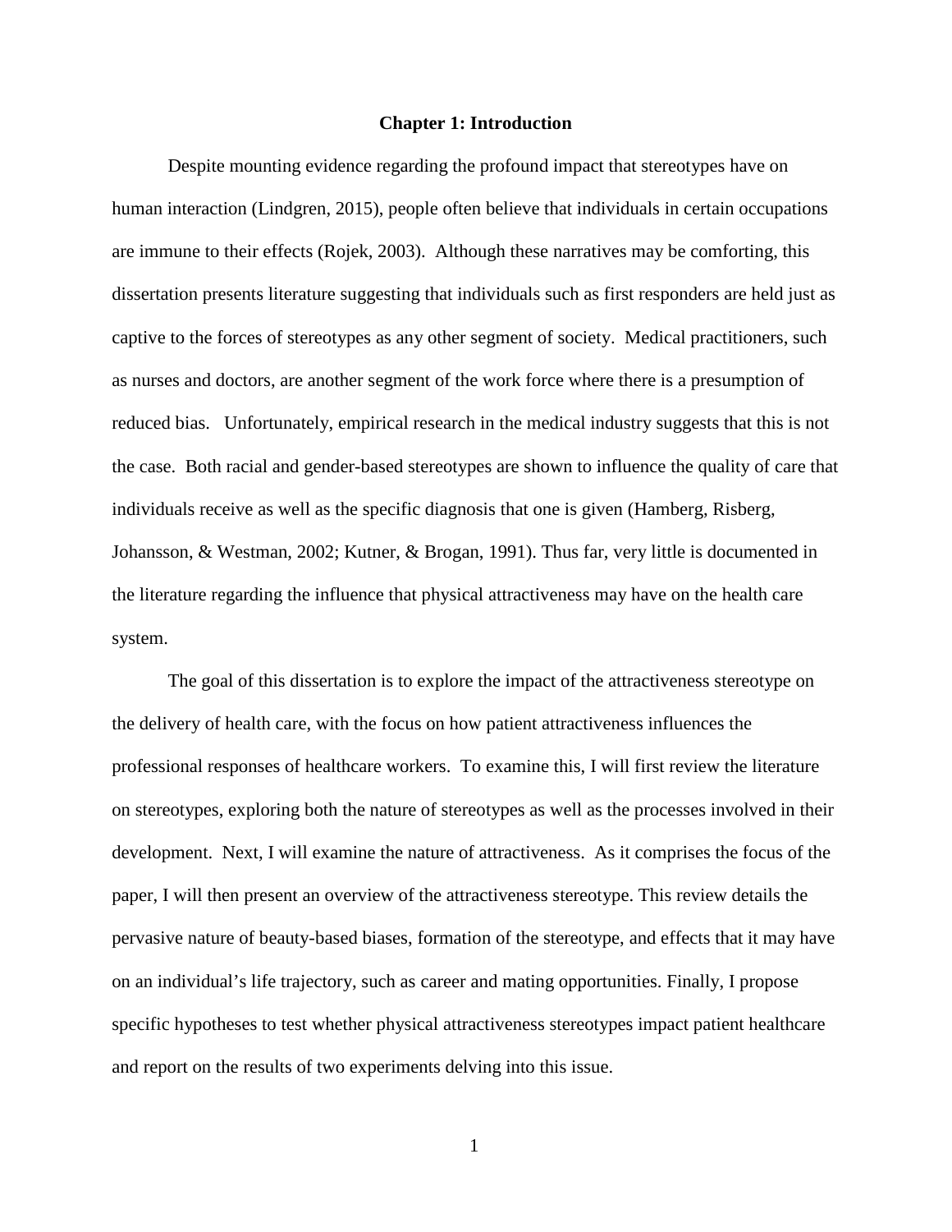# Chapter 1: Introduction

Despite mounting evidence regarding the profound impact that stereotypes have on human interaction (Lindgren, 2015), people often believe that individuals in certain occupations are immune to their effects (Rojek, 2003). Although these narratives may be comforting, this dissertation presents literature suggesting that individuals such as first responders are held just as captive to the forces of stereotypes as any other segment of society. Medical practitioners, such as nurses and doctors, are another segment of the work force where there is a presumption of reduced bias. Unfortunately, empirical research in the medical industry suggests that this is not the case. Both racial and gender-based stereotypes are shown to influence the quality of care that individuals receive as well as the specific diagnosis that one is given (Hamberg, Risberg, Johansson, & Westman, 2002; Kutner, & Brogan, 1991). Thus far, very little is documented in the literature regarding the influence that physical attractiveness may have on the health care system.

The goal of this dissertation is to explore the impact of the attractiveness stereotype on the delivery of health care, with the focus on how patient attractiveness influences the professional responses of healthcare workers. To examine this, I will first review the literature on stereotypes, exploring both the nature of stereotypes as well as the processes involved in their development. Next, I will examine the nature of attractiveness. As it comprises the focus of the paper, I will then present an overview of the attractiveness stereotype. This review details the pervasive nature of beauty-based biases, formation of the stereotype, and effects that it may have on an individual's life trajectory, such as career and mating opportunities. Finally, I propose specific hypotheses to test whether physical attractiveness stereotypes impact patient healthcare and report on the results of two experiments delving into this issue.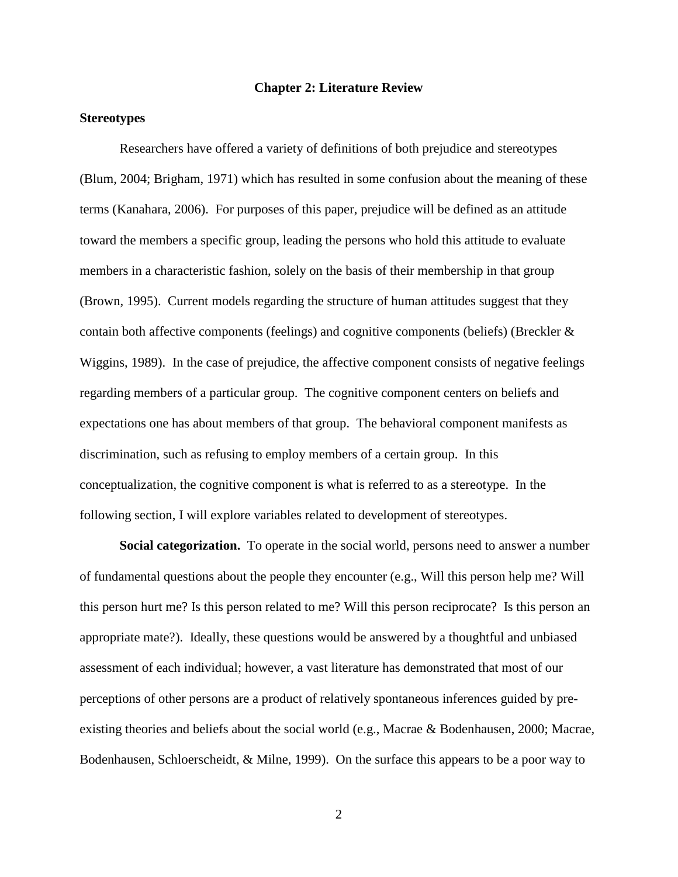# Chapter 2: Literature Review

## Stereotypes

Researchers have offered a variety of definitions of both prejudice and stereotypes (Blum, 2004; Brigham, 1971) which has resulted in some confusion about the meaning of these terms (Kanahara, 2006). For purposes of this paper, prejudice will be defined as an attitude toward the members a specific group, leading the persons who hold this attitude to evaluate members in a characteristic fashion, solely on the basis of their membership in that group (Brown, 1995). Current models regarding the structure of human attitudes suggest that they contain both affective components (feelings) and cognitive components (beliefs) (Breckler & Wiggins, 1989). In the case of prejudice, the affective component consists of negative feelings regarding members of a particular group. The cognitive component centers on beliefs and expectations one has about members of that group. The behavioral component manifests as discrimination, such as refusing to employ members of a certain group. In this conceptualization, the cognitive component is what is referred to as a stereotype. In the following section, I will explore variables related to development of stereotypes.

**Social categorization.** To operate in the social world, persons need to answer a number of fundamental questions about the people they encounter (e.g., Will this person help me? Will this person hurt me? Is this person related to me? Will this person reciprocate? Is this person an appropriate mate?). Ideally, these questions would be answered by a thoughtful and unbiased assessment of each individual; however, a vast literature has demonstrated that most of our perceptions of other persons are a product of relatively spontaneous inferences guided by pre-existing theories and beliefs about the social world (e.g., Macrae & Bodenhausen, 2000; Macrae, Bodenhausen, Schloerscheidt, & Milne, 1999). On the surface this appears to be a poor way to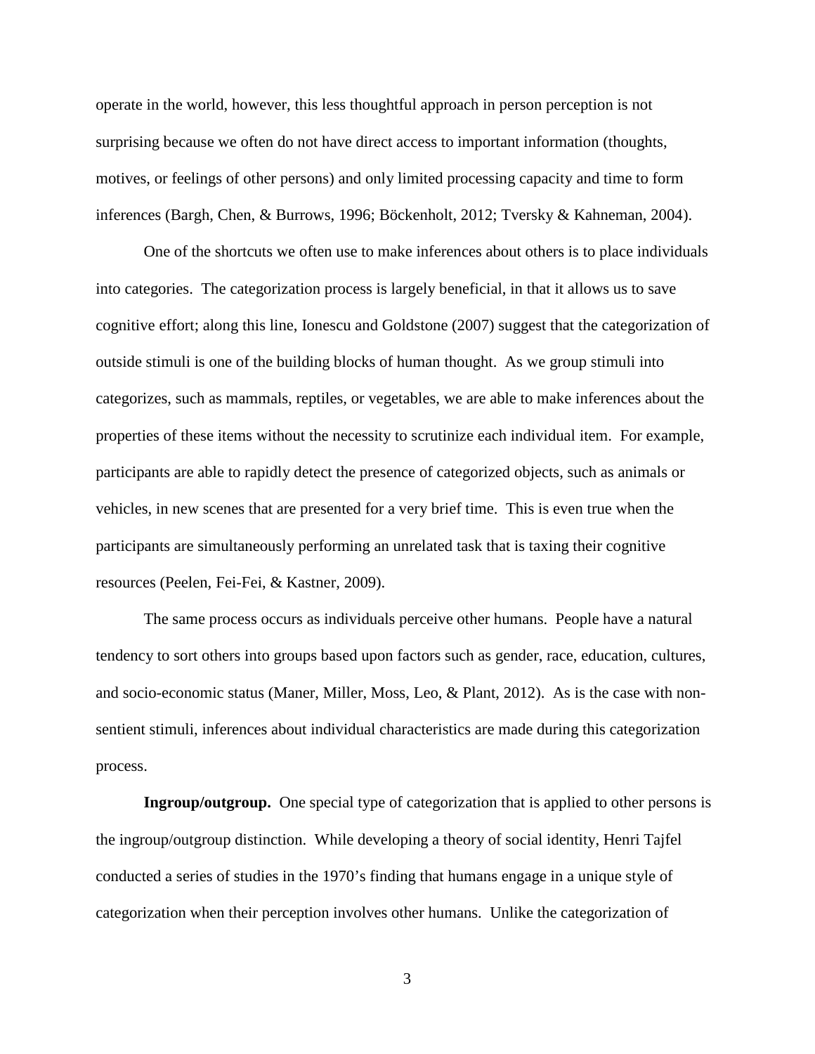operate in the world, however, this less thoughtful approach in person perception is not surprising because we often do not have direct access to important information (thoughts, motives, or feelings of other persons) and only limited processing capacity and time to form inferences (Bargh, Chen, & Burrows, 1996; Böckenholt, 2012; Tversky & Kahneman, 2004).

One of the shortcuts we often use to make inferences about others is to place individuals into categories. The categorization process is largely beneficial, in that it allows us to save cognitive effort; along this line, Ionescu and Goldstone (2007) suggest that the categorization of outside stimuli is one of the building blocks of human thought. As we group stimuli into categorizes, such as mammals, reptiles, or vegetables, we are able to make inferences about the properties of these items without the necessity to scrutinize each individual item. For example, participants are able to rapidly detect the presence of categorized objects, such as animals or vehicles, in new scenes that are presented for a very brief time. This is even true when the participants are simultaneously performing an unrelated task that is taxing their cognitive resources (Peelen, Fei-Fei, & Kastner, 2009).

The same process occurs as individuals perceive other humans. People have a natural tendency to sort others into groups based upon factors such as gender, race, education, cultures, and socio-economic status (Maner, Miller, Moss, Leo, & Plant, 2012). As is the case with non-sentient stimuli, inferences about individual characteristics are made during this categorization process.

**Ingroup/outgroup.** One special type of categorization that is applied to other persons is the ingroup/outgroup distinction. While developing a theory of social identity, Henri Tajfel conducted a series of studies in the 1970's finding that humans engage in a unique style of categorization when their perception involves other humans. Unlike the categorization of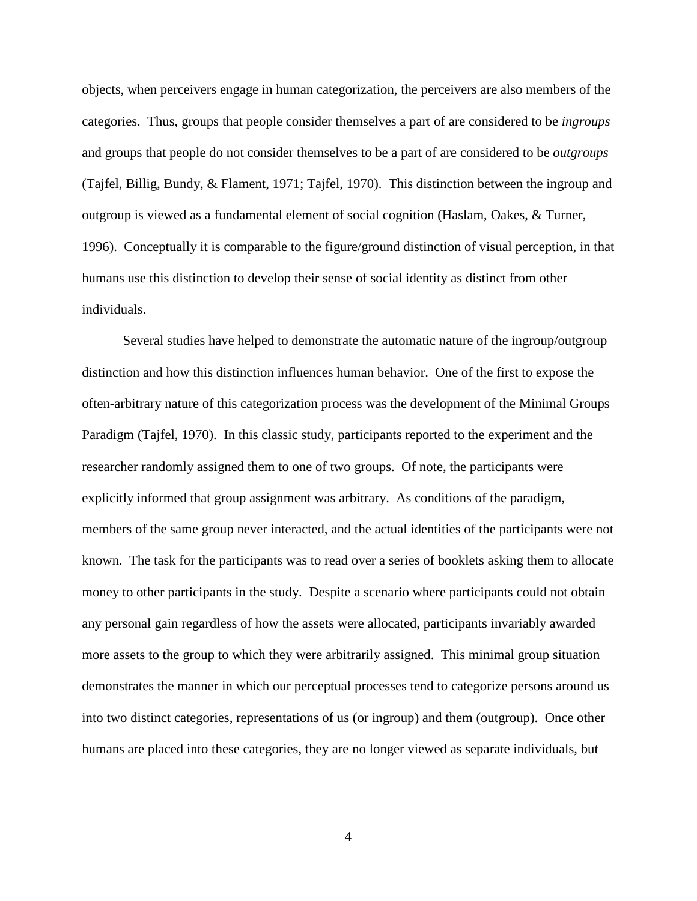objects, when perceivers engage in human categorization, the perceivers are also members of the categories. Thus, groups that people consider themselves a part of are considered to be *ingroups* and groups that people do not consider themselves to be a part of are considered to be *outgroups* (Tajfel, Billig, Bundy, & Flament, 1971; Tajfel, 1970). This distinction between the ingroup and outgroup is viewed as a fundamental element of social cognition (Haslam, Oakes, & Turner, 1996). Conceptually it is comparable to the figure/ground distinction of visual perception, in that humans use this distinction to develop their sense of social identity as distinct from other individuals.

Several studies have helped to demonstrate the automatic nature of the ingroup/outgroup distinction and how this distinction influences human behavior. One of the first to expose the often-arbitrary nature of this categorization process was the development of the Minimal Groups Paradigm (Tajfel, 1970). In this classic study, participants reported to the experiment and the researcher randomly assigned them to one of two groups. Of note, the participants were explicitly informed that group assignment was arbitrary. As conditions of the paradigm, members of the same group never interacted, and the actual identities of the participants were not known. The task for the participants was to read over a series of booklets asking them to allocate money to other participants in the study. Despite a scenario where participants could not obtain any personal gain regardless of how the assets were allocated, participants invariably awarded more assets to the group to which they were arbitrarily assigned. This minimal group situation demonstrates the manner in which our perceptual processes tend to categorize persons around us into two distinct categories, representations of us (or ingroup) and them (outgroup). Once other humans are placed into these categories, they are no longer viewed as separate individuals, but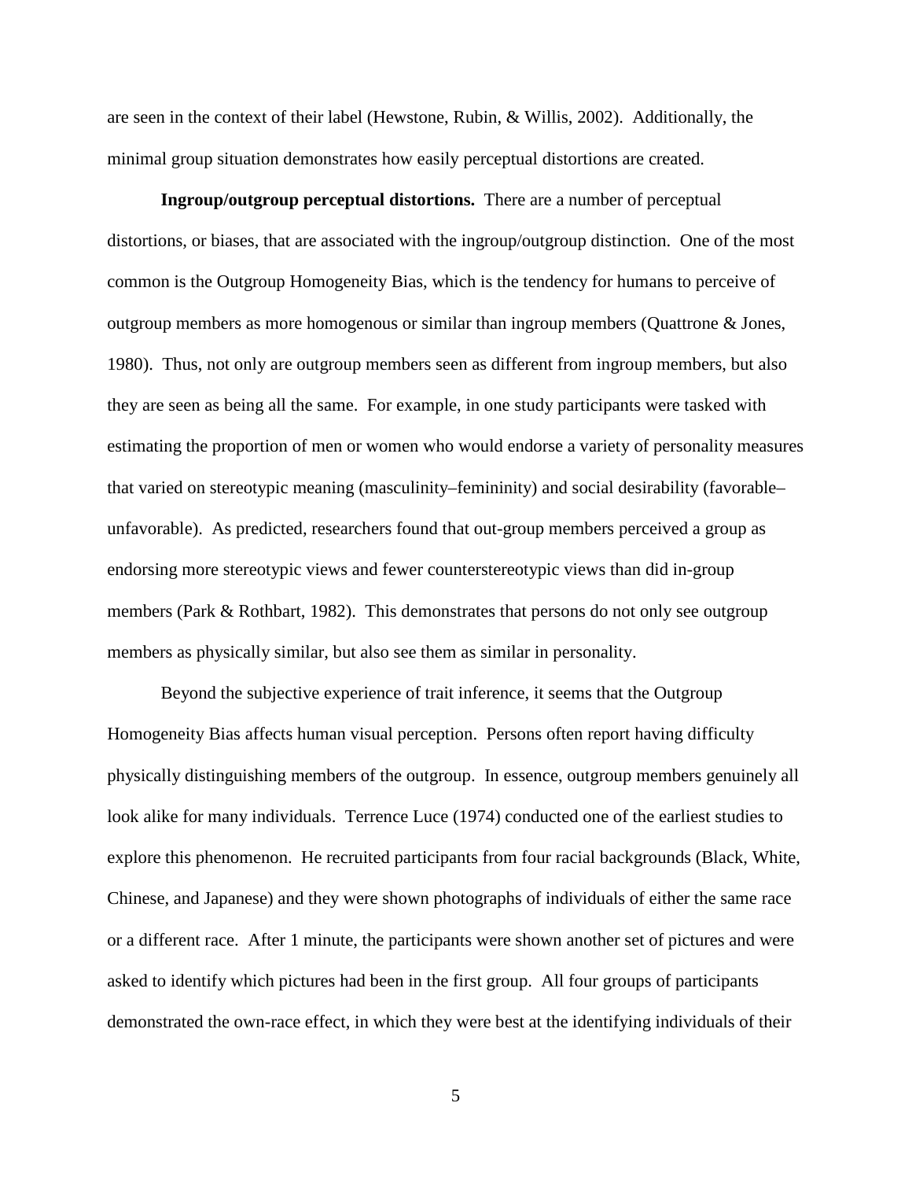are seen in the context of their label (Hewstone, Rubin, & Willis, 2002). Additionally, the minimal group situation demonstrates how easily perceptual distortions are created.

**Ingroup/outgroup perceptual distortions.** There are a number of perceptual distortions, or biases, that are associated with the ingroup/outgroup distinction. One of the most common is the Outgroup Homogeneity Bias, which is the tendency for humans to perceive of outgroup members as more homogenous or similar than ingroup members (Quattrone & Jones, 1980). Thus, not only are outgroup members seen as different from ingroup members, but also they are seen as being all the same. For example, in one study participants were tasked with estimating the proportion of men or women who would endorse a variety of personality measures that varied on stereotypic meaning (masculinity–femininity) and social desirability (favorable–unfavorable). As predicted, researchers found that out-group members perceived a group as endorsing more stereotypic views and fewer counterstereotypic views than did in-group members (Park & Rothbart, 1982). This demonstrates that persons do not only see outgroup members as physically similar, but also see them as similar in personality.

Beyond the subjective experience of trait inference, it seems that the Outgroup Homogeneity Bias affects human visual perception. Persons often report having difficulty physically distinguishing members of the outgroup. In essence, outgroup members genuinely all look alike for many individuals. Terrence Luce (1974) conducted one of the earliest studies to explore this phenomenon. He recruited participants from four racial backgrounds (Black, White, Chinese, and Japanese) and they were shown photographs of individuals of either the same race or a different race. After 1 minute, the participants were shown another set of pictures and were asked to identify which pictures had been in the first group. All four groups of participants demonstrated the own-race effect, in which they were best at the identifying individuals of their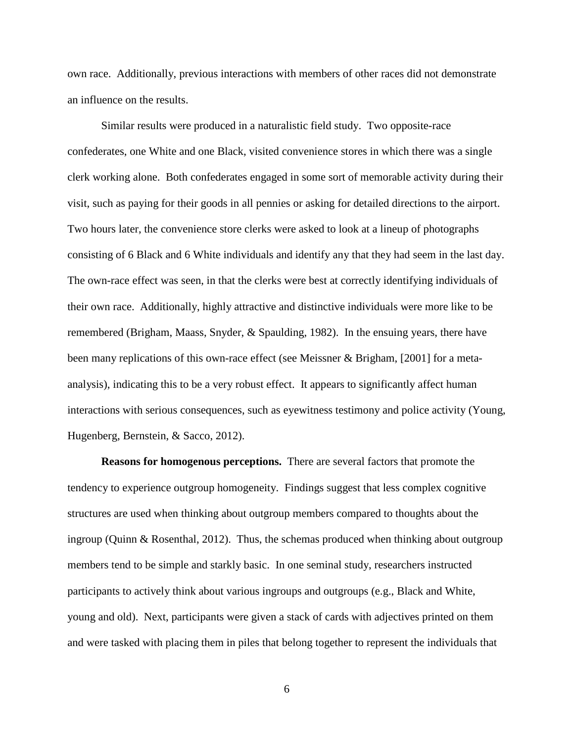own race. Additionally, previous interactions with members of other races did not demonstrate an influence on the results.

Similar results were produced in a naturalistic field study. Two opposite-race confederates, one White and one Black, visited convenience stores in which there was a single clerk working alone. Both confederates engaged in some sort of memorable activity during their visit, such as paying for their goods in all pennies or asking for detailed directions to the airport. Two hours later, the convenience store clerks were asked to look at a lineup of photographs consisting of 6 Black and 6 White individuals and identify any that they had seem in the last day. The own-race effect was seen, in that the clerks were best at correctly identifying individuals of their own race. Additionally, highly attractive and distinctive individuals were more like to be remembered (Brigham, Maass, Snyder, & Spaulding, 1982). In the ensuing years, there have been many replications of this own-race effect (see Meissner & Brigham, [2001] for a meta-analysis), indicating this to be a very robust effect. It appears to significantly affect human interactions with serious consequences, such as eyewitness testimony and police activity (Young, Hugenberg, Bernstein, & Sacco, 2012).

**Reasons for homogenous perceptions.** There are several factors that promote the tendency to experience outgroup homogeneity. Findings suggest that less complex cognitive structures are used when thinking about outgroup members compared to thoughts about the ingroup (Quinn & Rosenthal, 2012). Thus, the schemas produced when thinking about outgroup members tend to be simple and starkly basic. In one seminal study, researchers instructed participants to actively think about various ingroups and outgroups (e.g., Black and White, young and old). Next, participants were given a stack of cards with adjectives printed on them and were tasked with placing them in piles that belong together to represent the individuals that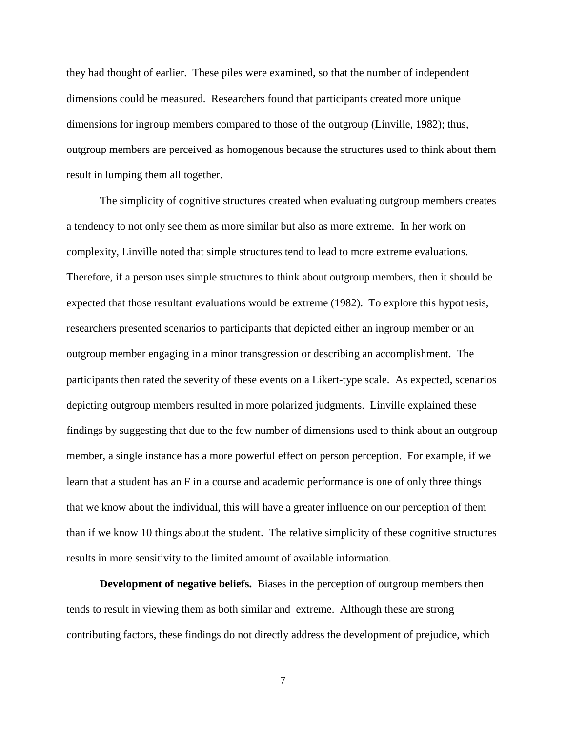they had thought of earlier. These piles were examined, so that the number of independent dimensions could be measured. Researchers found that participants created more unique dimensions for ingroup members compared to those of the outgroup (Linville, 1982); thus, outgroup members are perceived as homogenous because the structures used to think about them result in lumping them all together.

The simplicity of cognitive structures created when evaluating outgroup members creates a tendency to not only see them as more similar but also as more extreme. In her work on complexity, Linville noted that simple structures tend to lead to more extreme evaluations. Therefore, if a person uses simple structures to think about outgroup members, then it should be expected that those resultant evaluations would be extreme (1982). To explore this hypothesis, researchers presented scenarios to participants that depicted either an ingroup member or an outgroup member engaging in a minor transgression or describing an accomplishment. The participants then rated the severity of these events on a Likert-type scale. As expected, scenarios depicting outgroup members resulted in more polarized judgments. Linville explained these findings by suggesting that due to the few number of dimensions used to think about an outgroup member, a single instance has a more powerful effect on person perception. For example, if we learn that a student has an F in a course and academic performance is one of only three things that we know about the individual, this will have a greater influence on our perception of them than if we know 10 things about the student. The relative simplicity of these cognitive structures results in more sensitivity to the limited amount of available information.

**Development of negative beliefs.** Biases in the perception of outgroup members then tends to result in viewing them as both similar and extreme. Although these are strong contributing factors, these findings do not directly address the development of prejudice, which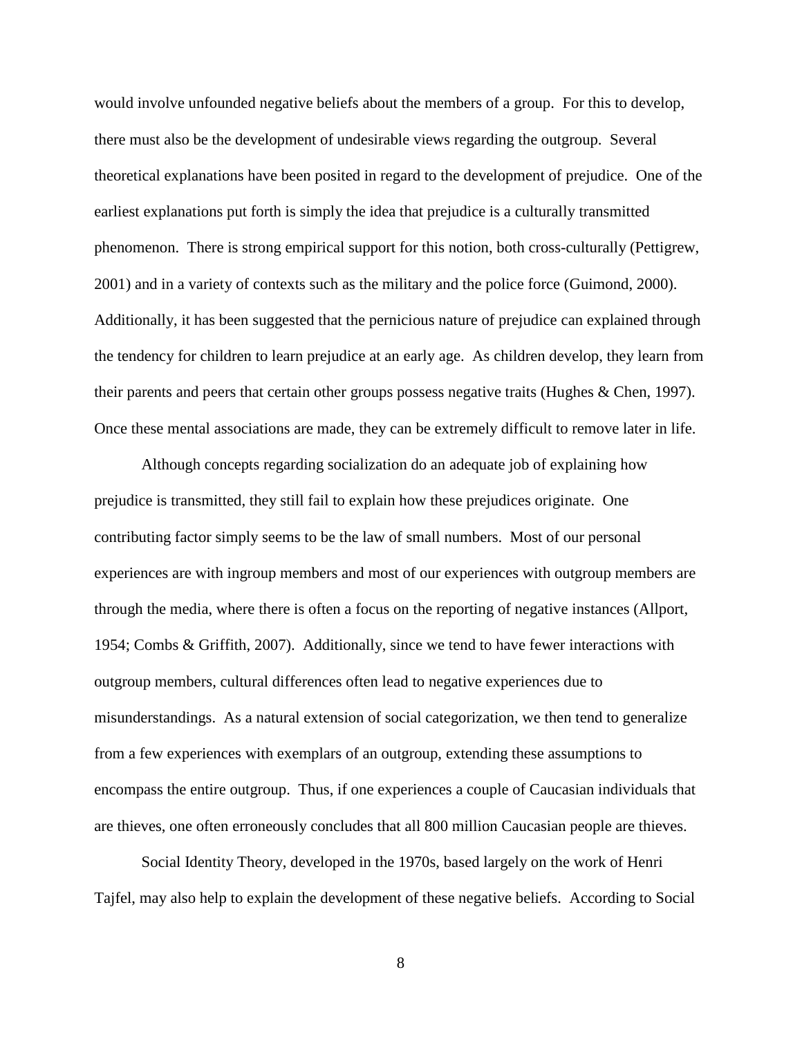would involve unfounded negative beliefs about the members of a group. For this to develop, there must also be the development of undesirable views regarding the outgroup. Several theoretical explanations have been posited in regard to the development of prejudice. One of the earliest explanations put forth is simply the idea that prejudice is a culturally transmitted phenomenon. There is strong empirical support for this notion, both cross-culturally (Pettigrew, 2001) and in a variety of contexts such as the military and the police force (Guimond, 2000). Additionally, it has been suggested that the pernicious nature of prejudice can explained through the tendency for children to learn prejudice at an early age. As children develop, they learn from their parents and peers that certain other groups possess negative traits (Hughes & Chen, 1997). Once these mental associations are made, they can be extremely difficult to remove later in life.

Although concepts regarding socialization do an adequate job of explaining how prejudice is transmitted, they still fail to explain how these prejudices originate. One contributing factor simply seems to be the law of small numbers. Most of our personal experiences are with ingroup members and most of our experiences with outgroup members are through the media, where there is often a focus on the reporting of negative instances (Allport, 1954; Combs & Griffith, 2007). Additionally, since we tend to have fewer interactions with outgroup members, cultural differences often lead to negative experiences due to misunderstandings. As a natural extension of social categorization, we then tend to generalize from a few experiences with exemplars of an outgroup, extending these assumptions to encompass the entire outgroup. Thus, if one experiences a couple of Caucasian individuals that are thieves, one often erroneously concludes that all 800 million Caucasian people are thieves.

Social Identity Theory, developed in the 1970s, based largely on the work of Henri Tajfel, may also help to explain the development of these negative beliefs. According to Social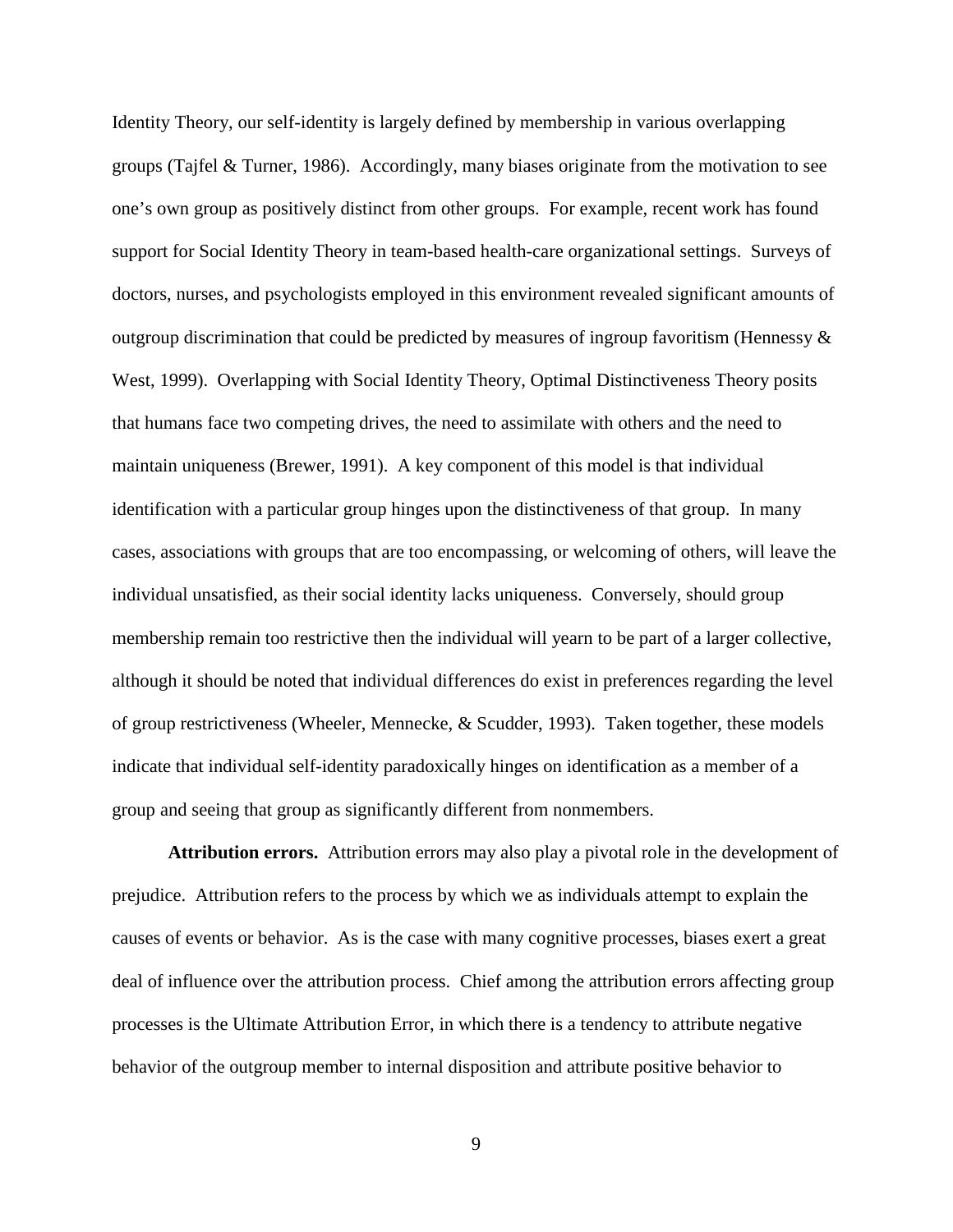Identity Theory, our self-identity is largely defined by membership in various overlapping groups (Tajfel & Turner, 1986). Accordingly, many biases originate from the motivation to see one's own group as positively distinct from other groups. For example, recent work has found support for Social Identity Theory in team-based health-care organizational settings. Surveys of doctors, nurses, and psychologists employed in this environment revealed significant amounts of outgroup discrimination that could be predicted by measures of ingroup favoritism (Hennessy & West, 1999). Overlapping with Social Identity Theory, Optimal Distinctiveness Theory posits that humans face two competing drives, the need to assimilate with others and the need to maintain uniqueness (Brewer, 1991). A key component of this model is that individual identification with a particular group hinges upon the distinctiveness of that group. In many cases, associations with groups that are too encompassing, or welcoming of others, will leave the individual unsatisfied, as their social identity lacks uniqueness. Conversely, should group membership remain too restrictive then the individual will yearn to be part of a larger collective, although it should be noted that individual differences do exist in preferences regarding the level of group restrictiveness (Wheeler, Mennecke, & Scudder, 1993). Taken together, these models indicate that individual self-identity paradoxically hinges on identification as a member of a group and seeing that group as significantly different from nonmembers.

**Attribution errors.** Attribution errors may also play a pivotal role in the development of prejudice. Attribution refers to the process by which we as individuals attempt to explain the causes of events or behavior. As is the case with many cognitive processes, biases exert a great deal of influence over the attribution process. Chief among the attribution errors affecting group processes is the Ultimate Attribution Error, in which there is a tendency to attribute negative behavior of the outgroup member to internal disposition and attribute positive behavior to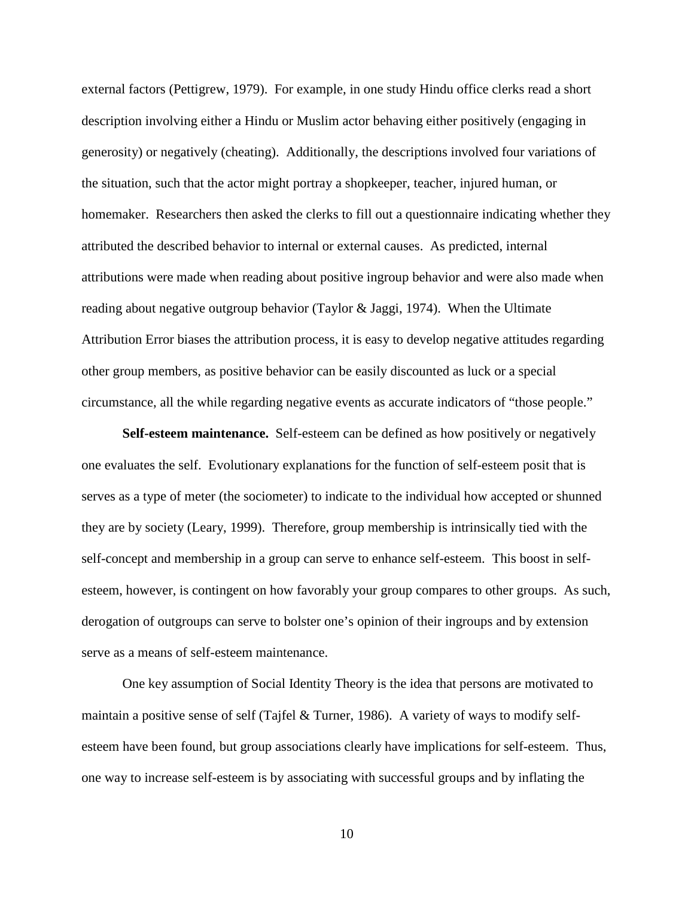external factors (Pettigrew, 1979). For example, in one study Hindu office clerks read a short description involving either a Hindu or Muslim actor behaving either positively (engaging in generosity) or negatively (cheating). Additionally, the descriptions involved four variations of the situation, such that the actor might portray a shopkeeper, teacher, injured human, or homemaker. Researchers then asked the clerks to fill out a questionnaire indicating whether they attributed the described behavior to internal or external causes. As predicted, internal attributions were made when reading about positive ingroup behavior and were also made when reading about negative outgroup behavior (Taylor & Jaggi, 1974). When the Ultimate Attribution Error biases the attribution process, it is easy to develop negative attitudes regarding other group members, as positive behavior can be easily discounted as luck or a special circumstance, all the while regarding negative events as accurate indicators of "those people."

**Self-esteem maintenance.** Self-esteem can be defined as how positively or negatively one evaluates the self. Evolutionary explanations for the function of self-esteem posit that is serves as a type of meter (the sociometer) to indicate to the individual how accepted or shunned they are by society (Leary, 1999). Therefore, group membership is intrinsically tied with the self-concept and membership in a group can serve to enhance self-esteem. This boost in self-esteem, however, is contingent on how favorably your group compares to other groups. As such, derogation of outgroups can serve to bolster one's opinion of their ingroups and by extension serve as a means of self-esteem maintenance.

One key assumption of Social Identity Theory is the idea that persons are motivated to maintain a positive sense of self (Tajfel & Turner, 1986). A variety of ways to modify self-esteem have been found, but group associations clearly have implications for self-esteem. Thus, one way to increase self-esteem is by associating with successful groups and by inflating the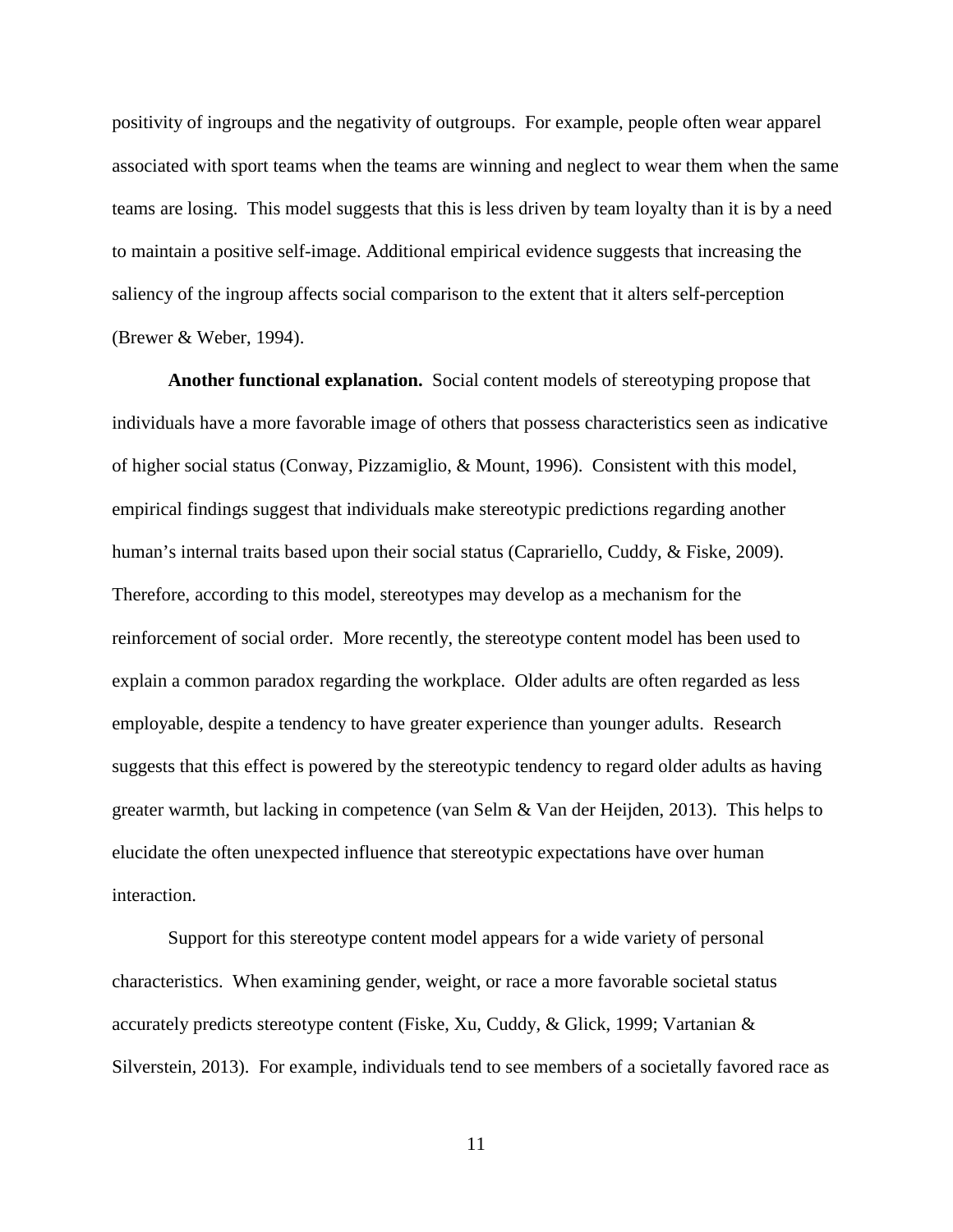positivity of ingroups and the negativity of outgroups. For example, people often wear apparel associated with sport teams when the teams are winning and neglect to wear them when the same teams are losing. This model suggests that this is less driven by team loyalty than it is by a need to maintain a positive self-image. Additional empirical evidence suggests that increasing the saliency of the ingroup affects social comparison to the extent that it alters self-perception (Brewer & Weber, 1994).

**Another functional explanation.** Social content models of stereotyping propose that individuals have a more favorable image of others that possess characteristics seen as indicative of higher social status (Conway, Pizzamiglio, & Mount, 1996). Consistent with this model, empirical findings suggest that individuals make stereotypic predictions regarding another human's internal traits based upon their social status (Caprariello, Cuddy, & Fiske, 2009). Therefore, according to this model, stereotypes may develop as a mechanism for the reinforcement of social order. More recently, the stereotype content model has been used to explain a common paradox regarding the workplace. Older adults are often regarded as less employable, despite a tendency to have greater experience than younger adults. Research suggests that this effect is powered by the stereotypic tendency to regard older adults as having greater warmth, but lacking in competence (van Selm & Van der Heijden, 2013). This helps to elucidate the often unexpected influence that stereotypic expectations have over human interaction.

Support for this stereotype content model appears for a wide variety of personal characteristics. When examining gender, weight, or race a more favorable societal status accurately predicts stereotype content (Fiske, Xu, Cuddy, & Glick, 1999; Vartanian & Silverstein, 2013). For example, individuals tend to see members of a societally favored race as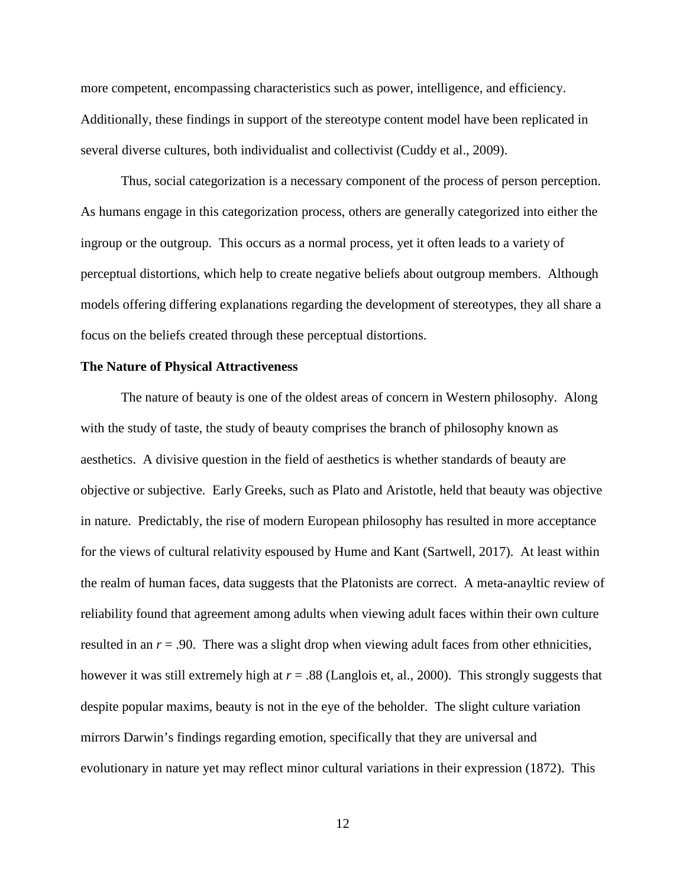more competent, encompassing characteristics such as power, intelligence, and efficiency. Additionally, these findings in support of the stereotype content model have been replicated in several diverse cultures, both individualist and collectivist (Cuddy et al., 2009).

Thus, social categorization is a necessary component of the process of person perception. As humans engage in this categorization process, others are generally categorized into either the ingroup or the outgroup. This occurs as a normal process, yet it often leads to a variety of perceptual distortions, which help to create negative beliefs about outgroup members. Although models offering differing explanations regarding the development of stereotypes, they all share a focus on the beliefs created through these perceptual distortions.

**The Nature of Physical Attractiveness**

The nature of beauty is one of the oldest areas of concern in Western philosophy. Along with the study of taste, the study of beauty comprises the branch of philosophy known as aesthetics. A divisive question in the field of aesthetics is whether standards of beauty are objective or subjective. Early Greeks, such as Plato and Aristotle, held that beauty was objective in nature. Predictably, the rise of modern European philosophy has resulted in more acceptance for the views of cultural relativity espoused by Hume and Kant (Sartwell, 2017). At least within the realm of human faces, data suggests that the Platonists are correct. A meta-anayltic review of reliability found that agreement among adults when viewing adult faces within their own culture resulted in an $r = .90$. There was a slight drop when viewing adult faces from other ethnicities, however it was still extremely high at $r = .88$ (Langlois et, al., 2000). This strongly suggests that despite popular maxims, beauty is not in the eye of the beholder. The slight culture variation mirrors Darwin's findings regarding emotion, specifically that they are universal and evolutionary in nature yet may reflect minor cultural variations in their expression (1872). This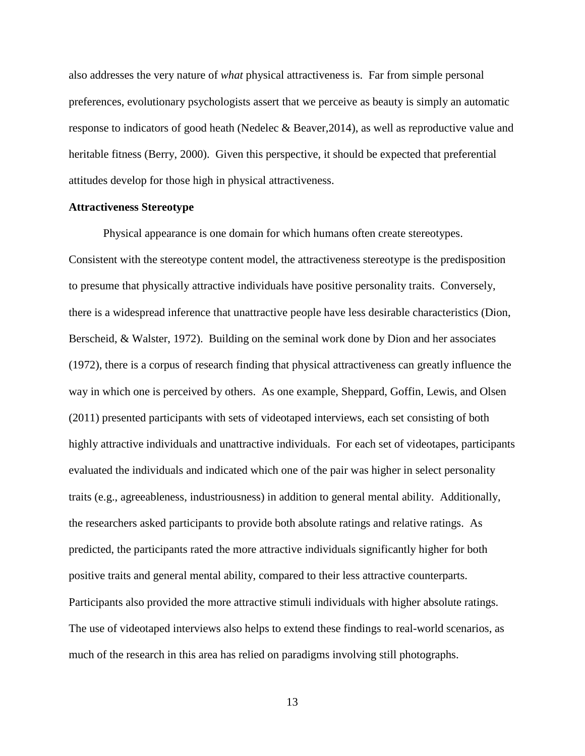also addresses the very nature of *what* physical attractiveness is. Far from simple personal preferences, evolutionary psychologists assert that we perceive as beauty is simply an automatic response to indicators of good heath (Nedelec & Beaver,2014), as well as reproductive value and heritable fitness (Berry, 2000). Given this perspective, it should be expected that preferential attitudes develop for those high in physical attractiveness.

**Attractiveness Stereotype**

Physical appearance is one domain for which humans often create stereotypes. Consistent with the stereotype content model, the attractiveness stereotype is the predisposition to presume that physically attractive individuals have positive personality traits. Conversely, there is a widespread inference that unattractive people have less desirable characteristics (Dion, Berscheid, & Walster, 1972). Building on the seminal work done by Dion and her associates (1972), there is a corpus of research finding that physical attractiveness can greatly influence the way in which one is perceived by others. As one example, Sheppard, Goffin, Lewis, and Olsen (2011) presented participants with sets of videotaped interviews, each set consisting of both highly attractive individuals and unattractive individuals. For each set of videotapes, participants evaluated the individuals and indicated which one of the pair was higher in select personality traits (e.g., agreeableness, industriousness) in addition to general mental ability. Additionally, the researchers asked participants to provide both absolute ratings and relative ratings. As predicted, the participants rated the more attractive individuals significantly higher for both positive traits and general mental ability, compared to their less attractive counterparts. Participants also provided the more attractive stimuli individuals with higher absolute ratings. The use of videotaped interviews also helps to extend these findings to real-world scenarios, as much of the research in this area has relied on paradigms involving still photographs.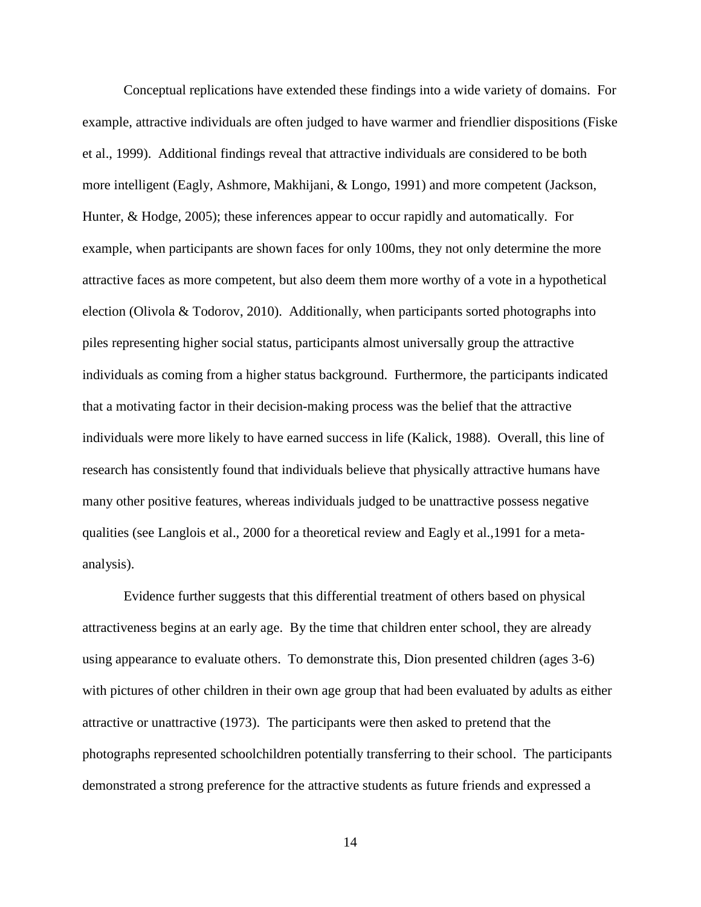Conceptual replications have extended these findings into a wide variety of domains. For example, attractive individuals are often judged to have warmer and friendlier dispositions (Fiske et al., 1999). Additional findings reveal that attractive individuals are considered to be both more intelligent (Eagly, Ashmore, Makhijani, & Longo, 1991) and more competent (Jackson, Hunter, & Hodge, 2005); these inferences appear to occur rapidly and automatically. For example, when participants are shown faces for only 100ms, they not only determine the more attractive faces as more competent, but also deem them more worthy of a vote in a hypothetical election (Olivola & Todorov, 2010). Additionally, when participants sorted photographs into piles representing higher social status, participants almost universally group the attractive individuals as coming from a higher status background. Furthermore, the participants indicated that a motivating factor in their decision-making process was the belief that the attractive individuals were more likely to have earned success in life (Kalick, 1988). Overall, this line of research has consistently found that individuals believe that physically attractive humans have many other positive features, whereas individuals judged to be unattractive possess negative qualities (see Langlois et al., 2000 for a theoretical review and Eagly et al.,1991 for a meta-analysis).

Evidence further suggests that this differential treatment of others based on physical attractiveness begins at an early age. By the time that children enter school, they are already using appearance to evaluate others. To demonstrate this, Dion presented children (ages 3-6) with pictures of other children in their own age group that had been evaluated by adults as either attractive or unattractive (1973). The participants were then asked to pretend that the photographs represented schoolchildren potentially transferring to their school. The participants demonstrated a strong preference for the attractive students as future friends and expressed a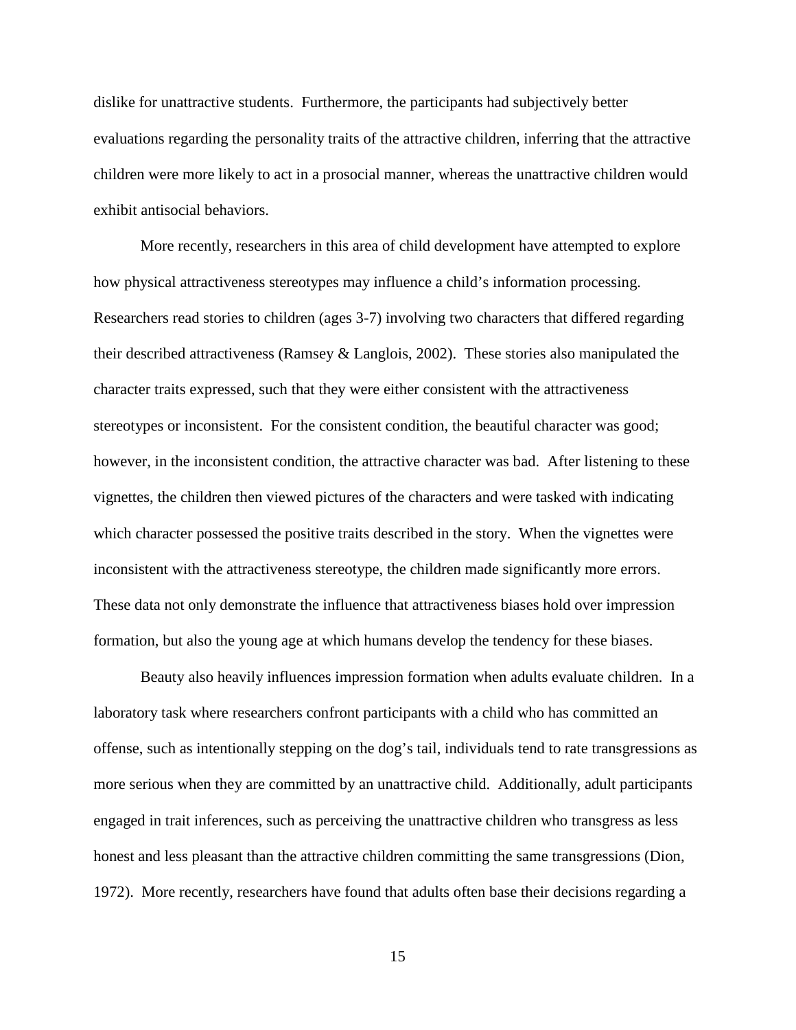dislike for unattractive students. Furthermore, the participants had subjectively better evaluations regarding the personality traits of the attractive children, inferring that the attractive children were more likely to act in a prosocial manner, whereas the unattractive children would exhibit antisocial behaviors.

More recently, researchers in this area of child development have attempted to explore how physical attractiveness stereotypes may influence a child's information processing. Researchers read stories to children (ages 3-7) involving two characters that differed regarding their described attractiveness (Ramsey & Langlois, 2002). These stories also manipulated the character traits expressed, such that they were either consistent with the attractiveness stereotypes or inconsistent. For the consistent condition, the beautiful character was good; however, in the inconsistent condition, the attractive character was bad. After listening to these vignettes, the children then viewed pictures of the characters and were tasked with indicating which character possessed the positive traits described in the story. When the vignettes were inconsistent with the attractiveness stereotype, the children made significantly more errors. These data not only demonstrate the influence that attractiveness biases hold over impression formation, but also the young age at which humans develop the tendency for these biases.

Beauty also heavily influences impression formation when adults evaluate children. In a laboratory task where researchers confront participants with a child who has committed an offense, such as intentionally stepping on the dog's tail, individuals tend to rate transgressions as more serious when they are committed by an unattractive child. Additionally, adult participants engaged in trait inferences, such as perceiving the unattractive children who transgress as less honest and less pleasant than the attractive children committing the same transgressions (Dion, 1972). More recently, researchers have found that adults often base their decisions regarding a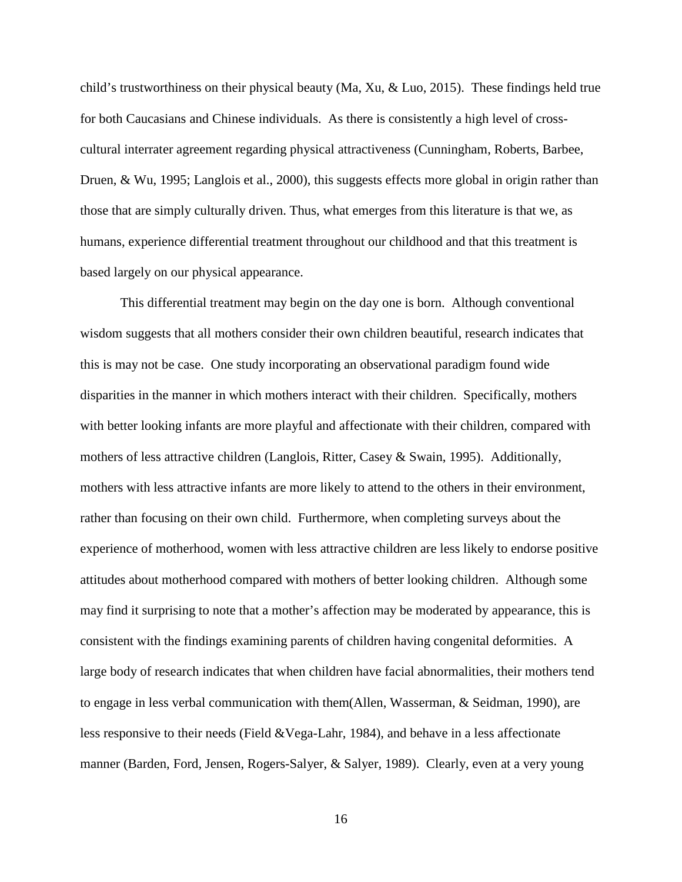child's trustworthiness on their physical beauty (Ma, Xu, & Luo, 2015). These findings held true for both Caucasians and Chinese individuals. As there is consistently a high level of cross-cultural interrater agreement regarding physical attractiveness (Cunningham, Roberts, Barbee, Druen, & Wu, 1995; Langlois et al., 2000), this suggests effects more global in origin rather than those that are simply culturally driven. Thus, what emerges from this literature is that we, as humans, experience differential treatment throughout our childhood and that this treatment is based largely on our physical appearance.

This differential treatment may begin on the day one is born. Although conventional wisdom suggests that all mothers consider their own children beautiful, research indicates that this is may not be case. One study incorporating an observational paradigm found wide disparities in the manner in which mothers interact with their children. Specifically, mothers with better looking infants are more playful and affectionate with their children, compared with mothers of less attractive children (Langlois, Ritter, Casey & Swain, 1995). Additionally, mothers with less attractive infants are more likely to attend to the others in their environment, rather than focusing on their own child. Furthermore, when completing surveys about the experience of motherhood, women with less attractive children are less likely to endorse positive attitudes about motherhood compared with mothers of better looking children. Although some may find it surprising to note that a mother's affection may be moderated by appearance, this is consistent with the findings examining parents of children having congenital deformities. A large body of research indicates that when children have facial abnormalities, their mothers tend to engage in less verbal communication with them(Allen, Wasserman, & Seidman, 1990), are less responsive to their needs (Field &Vega-Lahr, 1984), and behave in a less affectionate manner (Barden, Ford, Jensen, Rogers-Salyer, & Salyer, 1989). Clearly, even at a very young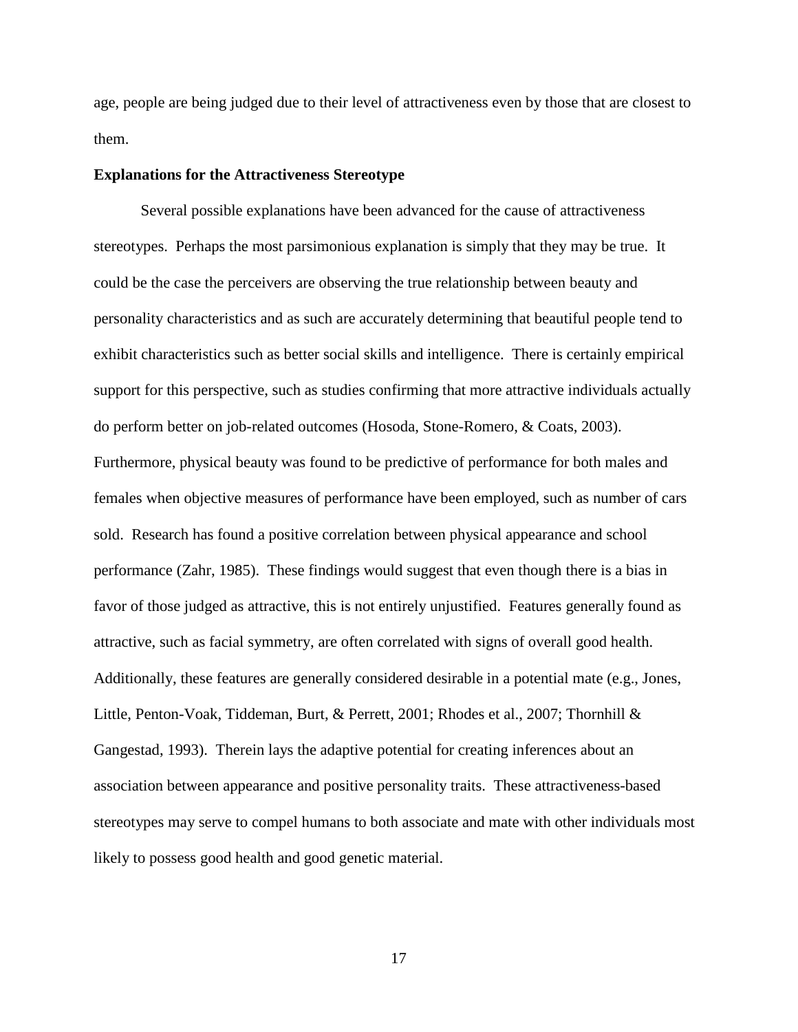age, people are being judged due to their level of attractiveness even by those that are closest to them.

**Explanations for the Attractiveness Stereotype**

Several possible explanations have been advanced for the cause of attractiveness stereotypes. Perhaps the most parsimonious explanation is simply that they may be true. It could be the case the perceivers are observing the true relationship between beauty and personality characteristics and as such are accurately determining that beautiful people tend to exhibit characteristics such as better social skills and intelligence. There is certainly empirical support for this perspective, such as studies confirming that more attractive individuals actually do perform better on job-related outcomes (Hosoda, Stone-Romero, & Coats, 2003). Furthermore, physical beauty was found to be predictive of performance for both males and females when objective measures of performance have been employed, such as number of cars sold. Research has found a positive correlation between physical appearance and school performance (Zahr, 1985). These findings would suggest that even though there is a bias in favor of those judged as attractive, this is not entirely unjustified. Features generally found as attractive, such as facial symmetry, are often correlated with signs of overall good health. Additionally, these features are generally considered desirable in a potential mate (e.g., Jones, Little, Penton-Voak, Tiddeman, Burt, & Perrett, 2001; Rhodes et al., 2007; Thornhill & Gangestad, 1993). Therein lays the adaptive potential for creating inferences about an association between appearance and positive personality traits. These attractiveness-based stereotypes may serve to compel humans to both associate and mate with other individuals most likely to possess good health and good genetic material.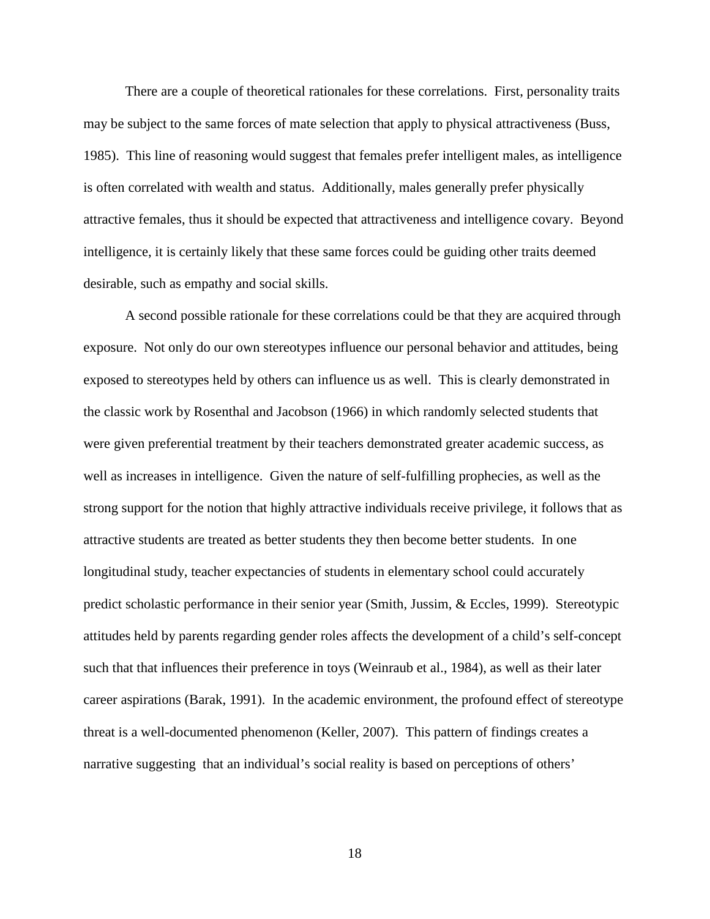There are a couple of theoretical rationales for these correlations. First, personality traits may be subject to the same forces of mate selection that apply to physical attractiveness (Buss, 1985). This line of reasoning would suggest that females prefer intelligent males, as intelligence is often correlated with wealth and status. Additionally, males generally prefer physically attractive females, thus it should be expected that attractiveness and intelligence covary. Beyond intelligence, it is certainly likely that these same forces could be guiding other traits deemed desirable, such as empathy and social skills.

A second possible rationale for these correlations could be that they are acquired through exposure. Not only do our own stereotypes influence our personal behavior and attitudes, being exposed to stereotypes held by others can influence us as well. This is clearly demonstrated in the classic work by Rosenthal and Jacobson (1966) in which randomly selected students that were given preferential treatment by their teachers demonstrated greater academic success, as well as increases in intelligence. Given the nature of self-fulfilling prophecies, as well as the strong support for the notion that highly attractive individuals receive privilege, it follows that as attractive students are treated as better students they then become better students. In one longitudinal study, teacher expectancies of students in elementary school could accurately predict scholastic performance in their senior year (Smith, Jussim, & Eccles, 1999). Stereotypic attitudes held by parents regarding gender roles affects the development of a child's self-concept such that that influences their preference in toys (Weinraub et al., 1984), as well as their later career aspirations (Barak, 1991). In the academic environment, the profound effect of stereotype threat is a well-documented phenomenon (Keller, 2007). This pattern of findings creates a narrative suggesting that an individual's social reality is based on perceptions of others'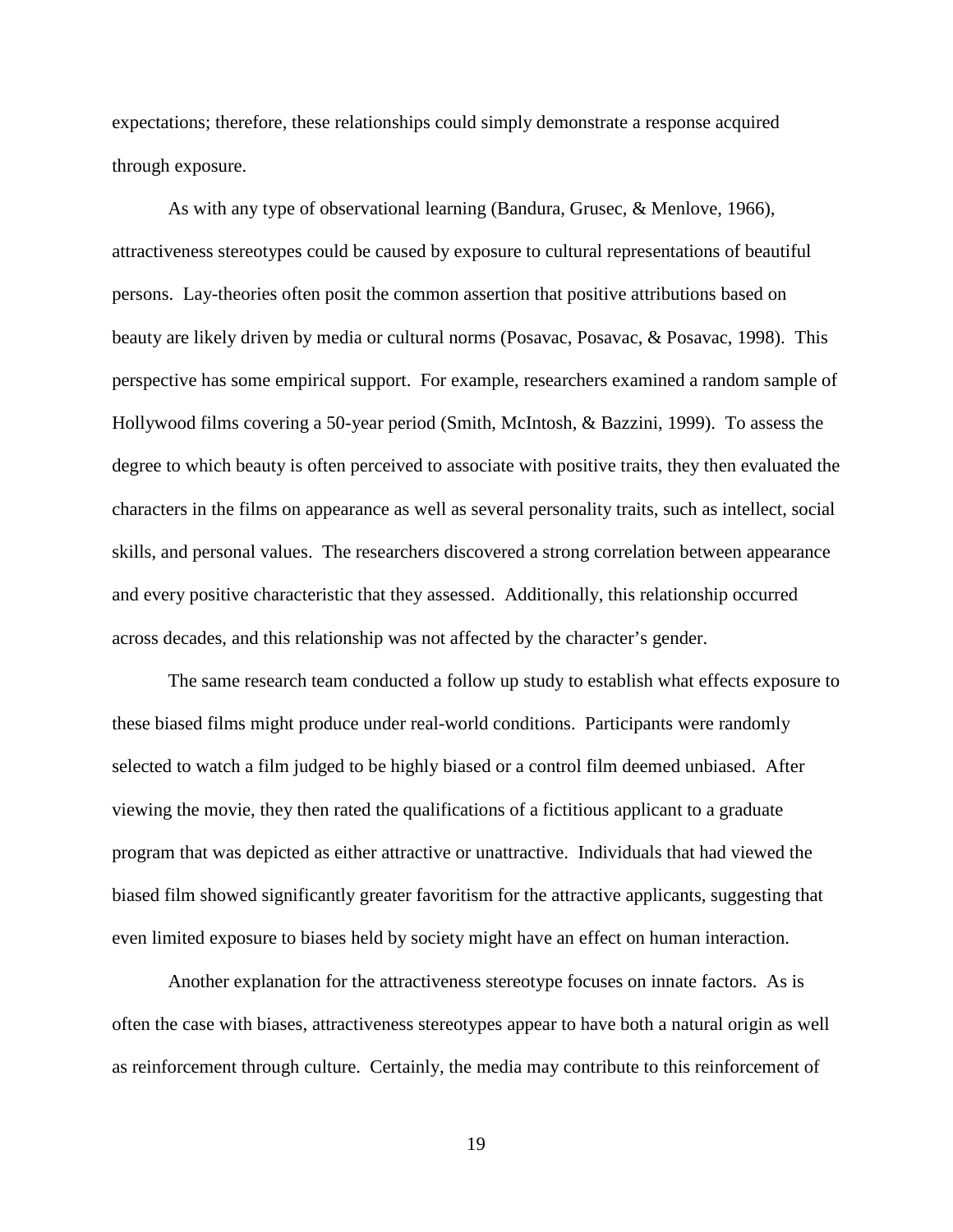expectations; therefore, these relationships could simply demonstrate a response acquired through exposure.

As with any type of observational learning (Bandura, Grusec, & Menlove, 1966), attractiveness stereotypes could be caused by exposure to cultural representations of beautiful persons. Lay-theories often posit the common assertion that positive attributions based on beauty are likely driven by media or cultural norms (Posavac, Posavac, & Posavac, 1998). This perspective has some empirical support. For example, researchers examined a random sample of Hollywood films covering a 50-year period (Smith, McIntosh, & Bazzini, 1999). To assess the degree to which beauty is often perceived to associate with positive traits, they then evaluated the characters in the films on appearance as well as several personality traits, such as intellect, social skills, and personal values. The researchers discovered a strong correlation between appearance and every positive characteristic that they assessed. Additionally, this relationship occurred across decades, and this relationship was not affected by the character's gender.

The same research team conducted a follow up study to establish what effects exposure to these biased films might produce under real-world conditions. Participants were randomly selected to watch a film judged to be highly biased or a control film deemed unbiased. After viewing the movie, they then rated the qualifications of a fictitious applicant to a graduate program that was depicted as either attractive or unattractive. Individuals that had viewed the biased film showed significantly greater favoritism for the attractive applicants, suggesting that even limited exposure to biases held by society might have an effect on human interaction.

Another explanation for the attractiveness stereotype focuses on innate factors. As is often the case with biases, attractiveness stereotypes appear to have both a natural origin as well as reinforcement through culture. Certainly, the media may contribute to this reinforcement of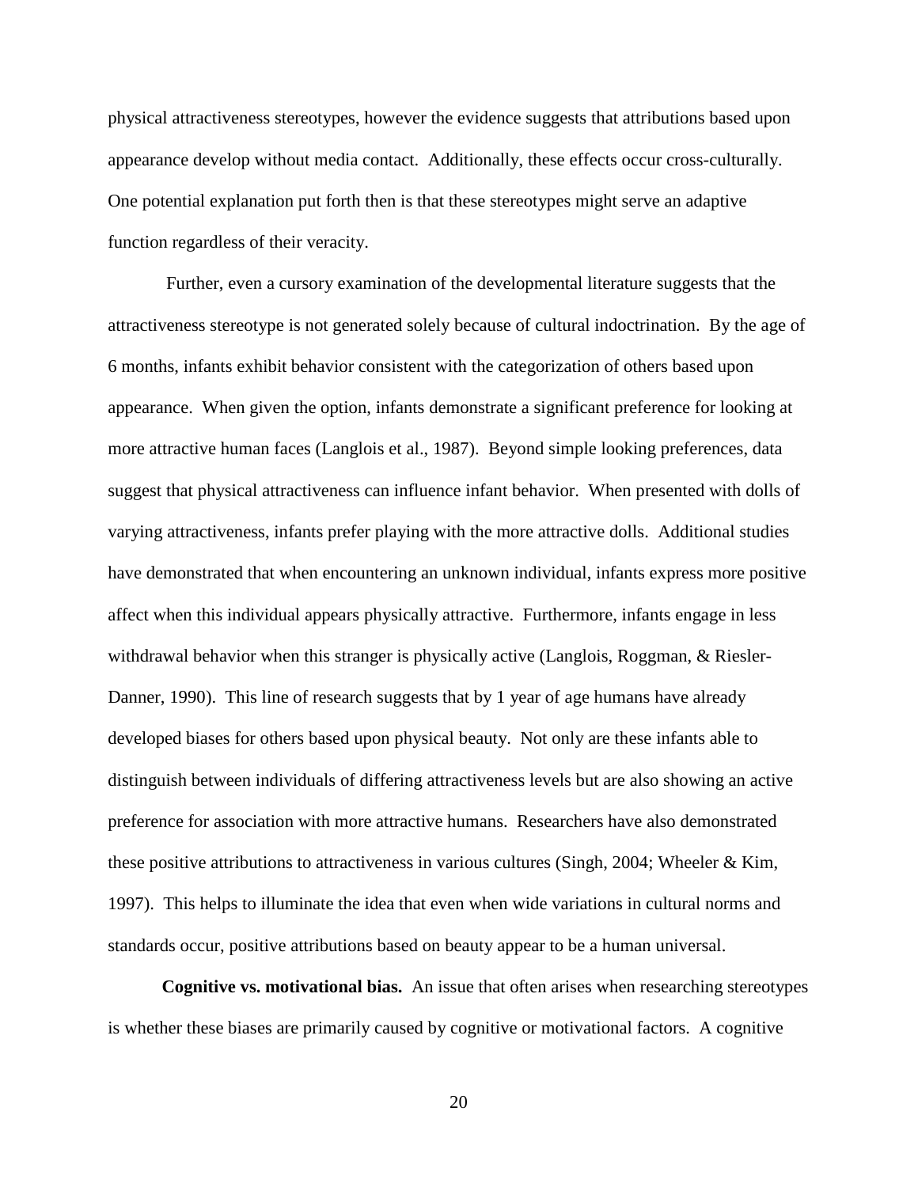physical attractiveness stereotypes, however the evidence suggests that attributions based upon appearance develop without media contact. Additionally, these effects occur cross-culturally. One potential explanation put forth then is that these stereotypes might serve an adaptive function regardless of their veracity.

Further, even a cursory examination of the developmental literature suggests that the attractiveness stereotype is not generated solely because of cultural indoctrination. By the age of 6 months, infants exhibit behavior consistent with the categorization of others based upon appearance. When given the option, infants demonstrate a significant preference for looking at more attractive human faces (Langlois et al., 1987). Beyond simple looking preferences, data suggest that physical attractiveness can influence infant behavior. When presented with dolls of varying attractiveness, infants prefer playing with the more attractive dolls. Additional studies have demonstrated that when encountering an unknown individual, infants express more positive affect when this individual appears physically attractive. Furthermore, infants engage in less withdrawal behavior when this stranger is physically active (Langlois, Roggman, & Riesler-Danner, 1990). This line of research suggests that by 1 year of age humans have already developed biases for others based upon physical beauty. Not only are these infants able to distinguish between individuals of differing attractiveness levels but are also showing an active preference for association with more attractive humans. Researchers have also demonstrated these positive attributions to attractiveness in various cultures (Singh, 2004; Wheeler & Kim, 1997). This helps to illuminate the idea that even when wide variations in cultural norms and standards occur, positive attributions based on beauty appear to be a human universal.

**Cognitive vs. motivational bias.** An issue that often arises when researching stereotypes is whether these biases are primarily caused by cognitive or motivational factors. A cognitive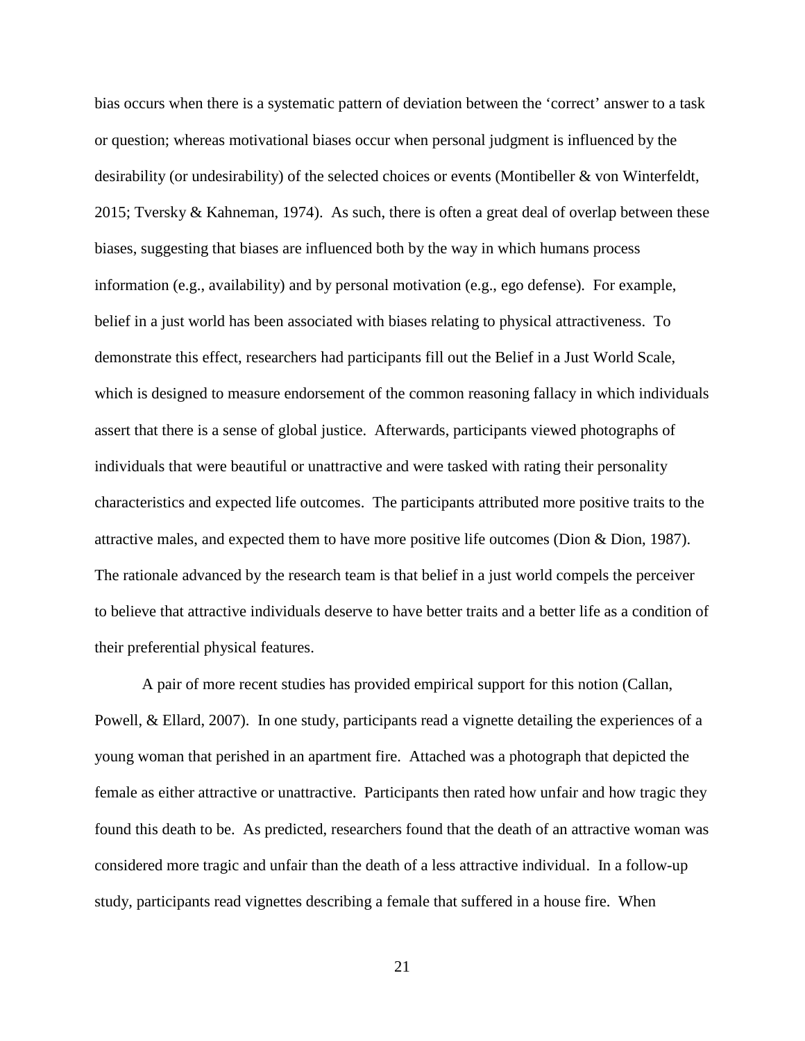bias occurs when there is a systematic pattern of deviation between the 'correct' answer to a task or question; whereas motivational biases occur when personal judgment is influenced by the desirability (or undesirability) of the selected choices or events (Montibeller & von Winterfeldt, 2015; Tversky & Kahneman, 1974). As such, there is often a great deal of overlap between these biases, suggesting that biases are influenced both by the way in which humans process information (e.g., availability) and by personal motivation (e.g., ego defense). For example, belief in a just world has been associated with biases relating to physical attractiveness. To demonstrate this effect, researchers had participants fill out the Belief in a Just World Scale, which is designed to measure endorsement of the common reasoning fallacy in which individuals assert that there is a sense of global justice. Afterwards, participants viewed photographs of individuals that were beautiful or unattractive and were tasked with rating their personality characteristics and expected life outcomes. The participants attributed more positive traits to the attractive males, and expected them to have more positive life outcomes (Dion & Dion, 1987). The rationale advanced by the research team is that belief in a just world compels the perceiver to believe that attractive individuals deserve to have better traits and a better life as a condition of their preferential physical features.

A pair of more recent studies has provided empirical support for this notion (Callan, Powell, & Ellard, 2007). In one study, participants read a vignette detailing the experiences of a young woman that perished in an apartment fire. Attached was a photograph that depicted the female as either attractive or unattractive. Participants then rated how unfair and how tragic they found this death to be. As predicted, researchers found that the death of an attractive woman was considered more tragic and unfair than the death of a less attractive individual. In a follow-up study, participants read vignettes describing a female that suffered in a house fire. When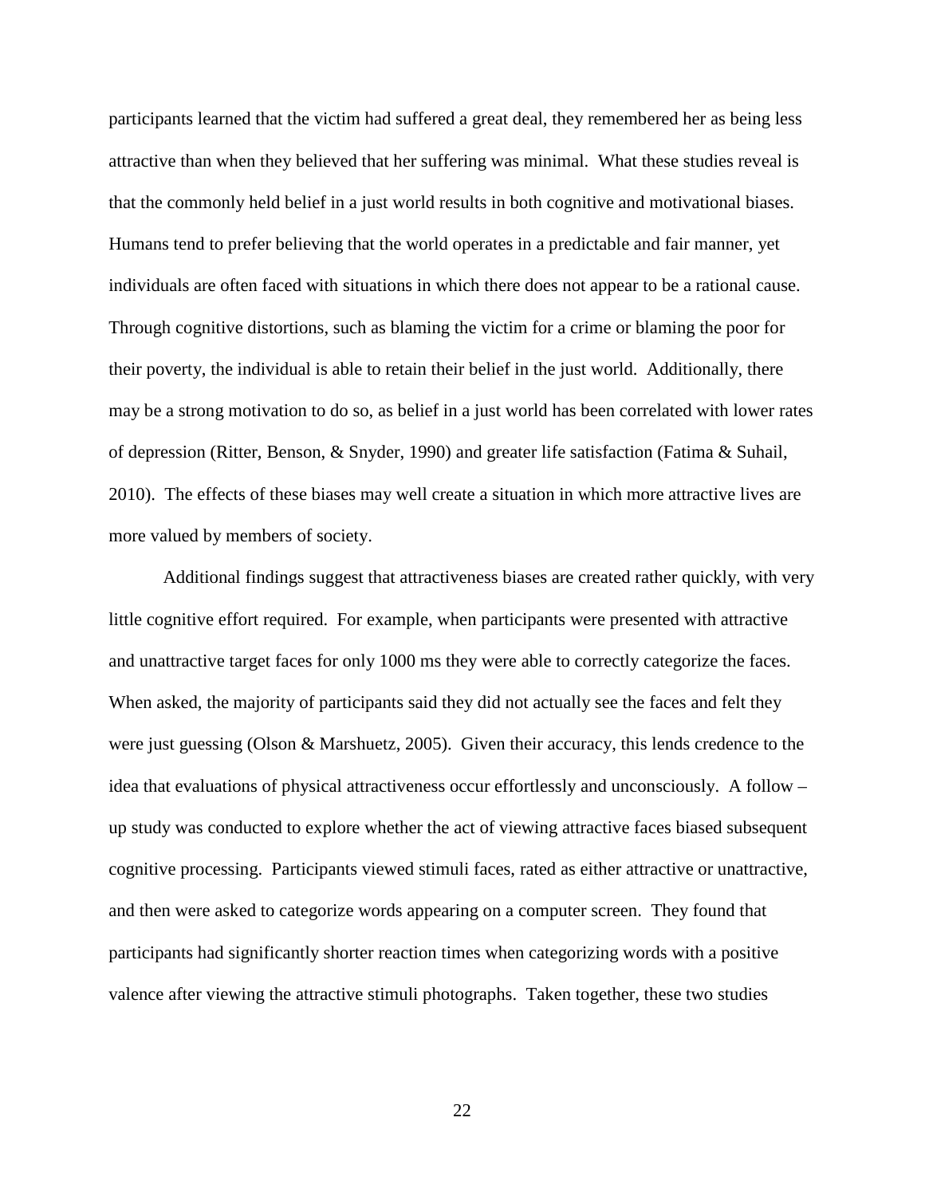participants learned that the victim had suffered a great deal, they remembered her as being less attractive than when they believed that her suffering was minimal. What these studies reveal is that the commonly held belief in a just world results in both cognitive and motivational biases. Humans tend to prefer believing that the world operates in a predictable and fair manner, yet individuals are often faced with situations in which there does not appear to be a rational cause. Through cognitive distortions, such as blaming the victim for a crime or blaming the poor for their poverty, the individual is able to retain their belief in the just world. Additionally, there may be a strong motivation to do so, as belief in a just world has been correlated with lower rates of depression (Ritter, Benson, & Snyder, 1990) and greater life satisfaction (Fatima & Suhail, 2010). The effects of these biases may well create a situation in which more attractive lives are more valued by members of society.

Additional findings suggest that attractiveness biases are created rather quickly, with very little cognitive effort required. For example, when participants were presented with attractive and unattractive target faces for only 1000 ms they were able to correctly categorize the faces. When asked, the majority of participants said they did not actually see the faces and felt they were just guessing (Olson & Marshuetz, 2005). Given their accuracy, this lends credence to the idea that evaluations of physical attractiveness occur effortlessly and unconsciously. A follow – up study was conducted to explore whether the act of viewing attractive faces biased subsequent cognitive processing. Participants viewed stimuli faces, rated as either attractive or unattractive, and then were asked to categorize words appearing on a computer screen. They found that participants had significantly shorter reaction times when categorizing words with a positive valence after viewing the attractive stimuli photographs. Taken together, these two studies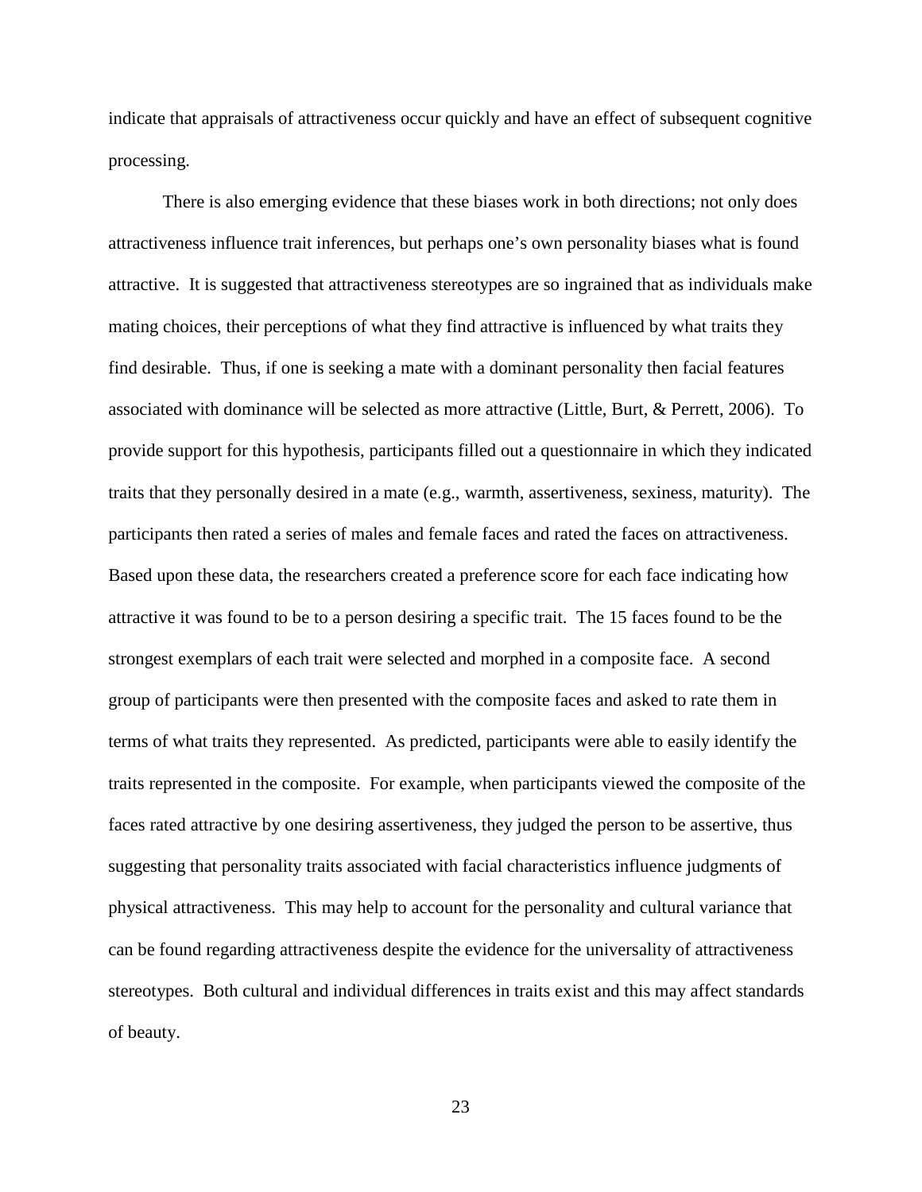indicate that appraisals of attractiveness occur quickly and have an effect of subsequent cognitive processing.

There is also emerging evidence that these biases work in both directions; not only does attractiveness influence trait inferences, but perhaps one's own personality biases what is found attractive. It is suggested that attractiveness stereotypes are so ingrained that as individuals make mating choices, their perceptions of what they find attractive is influenced by what traits they find desirable. Thus, if one is seeking a mate with a dominant personality then facial features associated with dominance will be selected as more attractive (Little, Burt, & Perrett, 2006). To provide support for this hypothesis, participants filled out a questionnaire in which they indicated traits that they personally desired in a mate (e.g., warmth, assertiveness, sexiness, maturity). The participants then rated a series of males and female faces and rated the faces on attractiveness. Based upon these data, the researchers created a preference score for each face indicating how attractive it was found to be to a person desiring a specific trait. The 15 faces found to be the strongest exemplars of each trait were selected and morphed in a composite face. A second group of participants were then presented with the composite faces and asked to rate them in terms of what traits they represented. As predicted, participants were able to easily identify the traits represented in the composite. For example, when participants viewed the composite of the faces rated attractive by one desiring assertiveness, they judged the person to be assertive, thus suggesting that personality traits associated with facial characteristics influence judgments of physical attractiveness. This may help to account for the personality and cultural variance that can be found regarding attractiveness despite the evidence for the universality of attractiveness stereotypes. Both cultural and individual differences in traits exist and this may affect standards of beauty.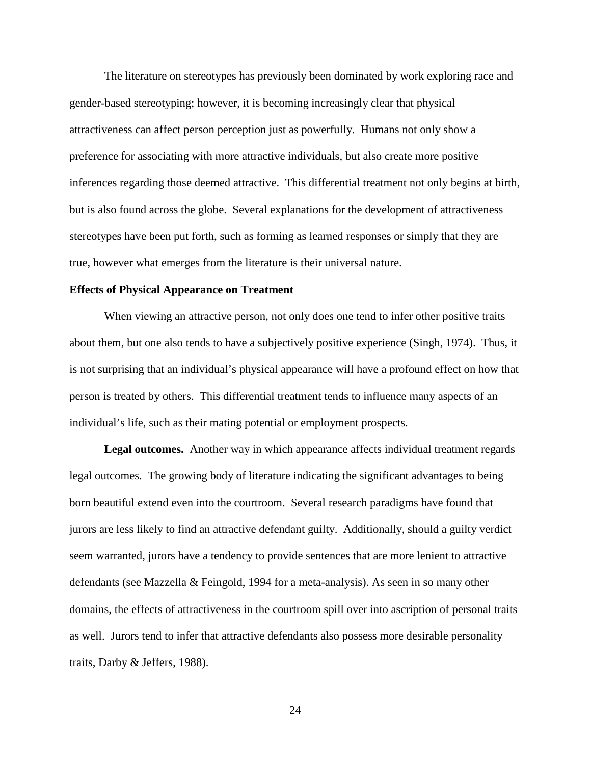The literature on stereotypes has previously been dominated by work exploring race and gender-based stereotyping; however, it is becoming increasingly clear that physical attractiveness can affect person perception just as powerfully. Humans not only show a preference for associating with more attractive individuals, but also create more positive inferences regarding those deemed attractive. This differential treatment not only begins at birth, but is also found across the globe. Several explanations for the development of attractiveness stereotypes have been put forth, such as forming as learned responses or simply that they are true, however what emerges from the literature is their universal nature.

**Effects of Physical Appearance on Treatment**

When viewing an attractive person, not only does one tend to infer other positive traits about them, but one also tends to have a subjectively positive experience (Singh, 1974). Thus, it is not surprising that an individual's physical appearance will have a profound effect on how that person is treated by others. This differential treatment tends to influence many aspects of an individual's life, such as their mating potential or employment prospects.

**Legal outcomes.** Another way in which appearance affects individual treatment regards legal outcomes. The growing body of literature indicating the significant advantages to being born beautiful extend even into the courtroom. Several research paradigms have found that jurors are less likely to find an attractive defendant guilty. Additionally, should a guilty verdict seem warranted, jurors have a tendency to provide sentences that are more lenient to attractive defendants (see Mazzella & Feingold, 1994 for a meta-analysis). As seen in so many other domains, the effects of attractiveness in the courtroom spill over into ascription of personal traits as well. Jurors tend to infer that attractive defendants also possess more desirable personality traits, Darby & Jeffers, 1988).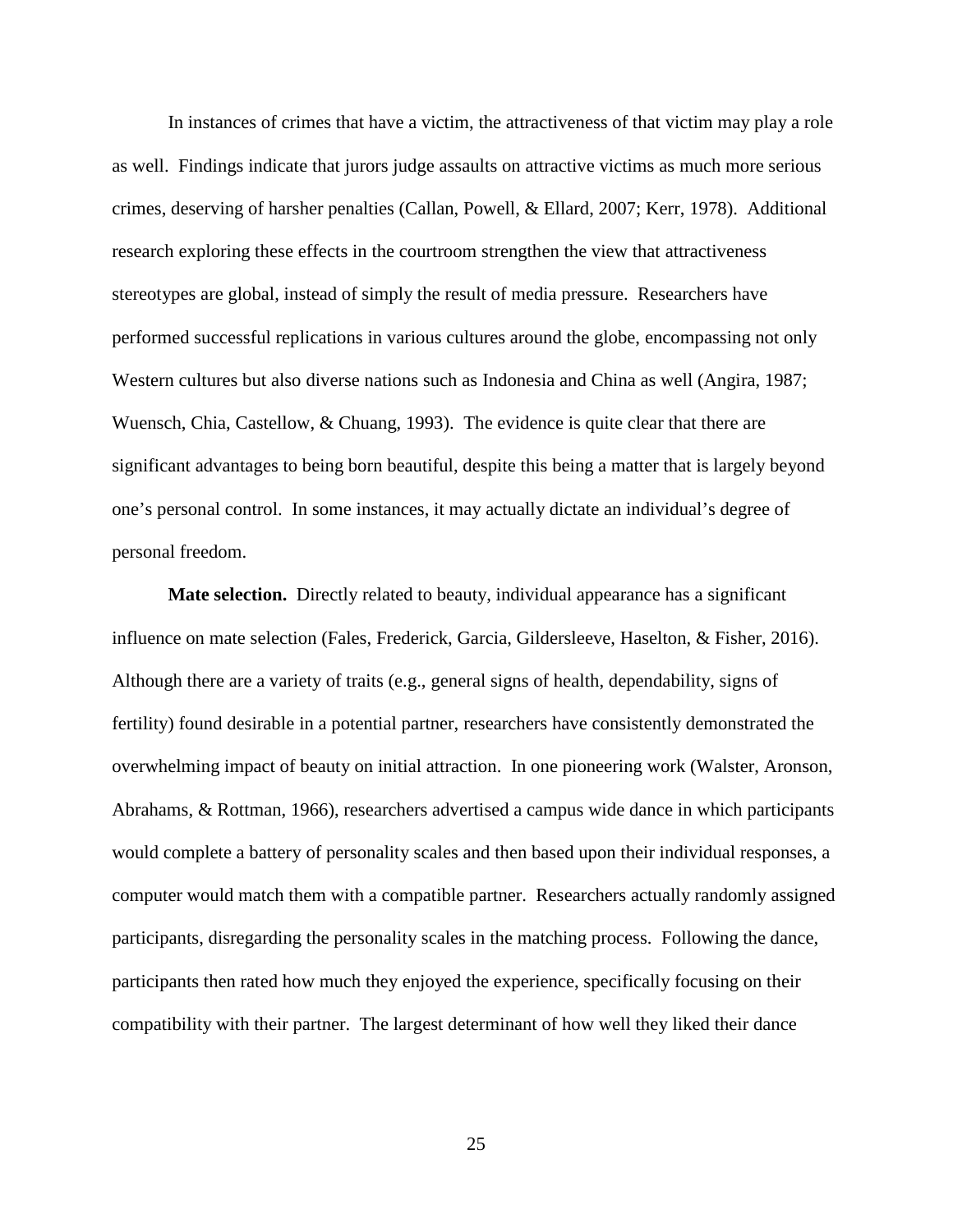In instances of crimes that have a victim, the attractiveness of that victim may play a role as well. Findings indicate that jurors judge assaults on attractive victims as much more serious crimes, deserving of harsher penalties (Callan, Powell, & Ellard, 2007; Kerr, 1978). Additional research exploring these effects in the courtroom strengthen the view that attractiveness stereotypes are global, instead of simply the result of media pressure. Researchers have performed successful replications in various cultures around the globe, encompassing not only Western cultures but also diverse nations such as Indonesia and China as well (Angira, 1987; Wuensch, Chia, Castellow, & Chuang, 1993). The evidence is quite clear that there are significant advantages to being born beautiful, despite this being a matter that is largely beyond one's personal control. In some instances, it may actually dictate an individual's degree of personal freedom.

**Mate selection.** Directly related to beauty, individual appearance has a significant influence on mate selection (Fales, Frederick, Garcia, Gildersleeve, Haselton, & Fisher, 2016). Although there are a variety of traits (e.g., general signs of health, dependability, signs of fertility) found desirable in a potential partner, researchers have consistently demonstrated the overwhelming impact of beauty on initial attraction. In one pioneering work (Walster, Aronson, Abrahams, & Rottman, 1966), researchers advertised a campus wide dance in which participants would complete a battery of personality scales and then based upon their individual responses, a computer would match them with a compatible partner. Researchers actually randomly assigned participants, disregarding the personality scales in the matching process. Following the dance, participants then rated how much they enjoyed the experience, specifically focusing on their compatibility with their partner. The largest determinant of how well they liked their dance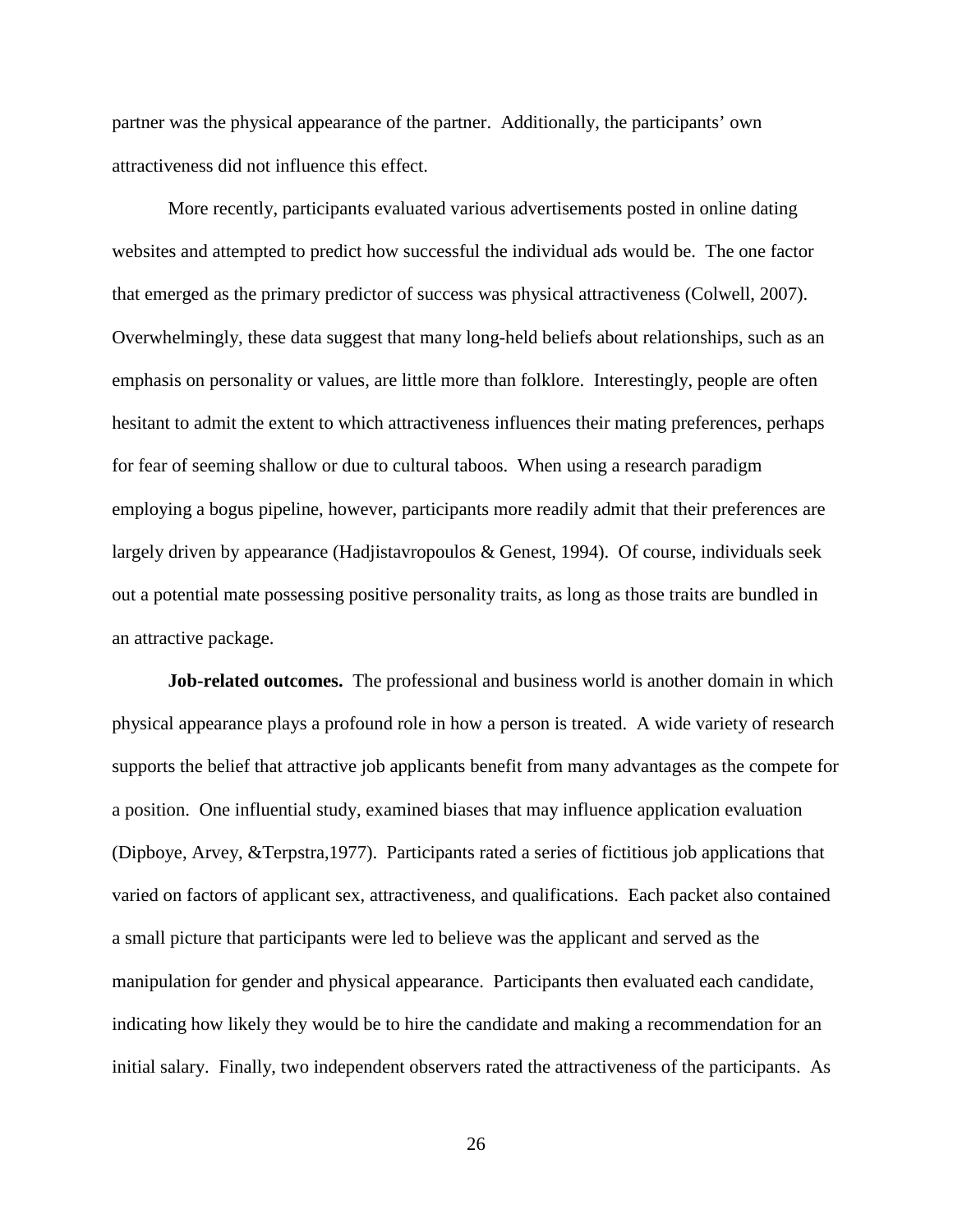partner was the physical appearance of the partner. Additionally, the participants' own attractiveness did not influence this effect.

More recently, participants evaluated various advertisements posted in online dating websites and attempted to predict how successful the individual ads would be. The one factor that emerged as the primary predictor of success was physical attractiveness (Colwell, 2007). Overwhelmingly, these data suggest that many long-held beliefs about relationships, such as an emphasis on personality or values, are little more than folklore. Interestingly, people are often hesitant to admit the extent to which attractiveness influences their mating preferences, perhaps for fear of seeming shallow or due to cultural taboos. When using a research paradigm employing a bogus pipeline, however, participants more readily admit that their preferences are largely driven by appearance (Hadjistavropoulos & Genest, 1994). Of course, individuals seek out a potential mate possessing positive personality traits, as long as those traits are bundled in an attractive package.

**Job-related outcomes.** The professional and business world is another domain in which physical appearance plays a profound role in how a person is treated. A wide variety of research supports the belief that attractive job applicants benefit from many advantages as the compete for a position. One influential study, examined biases that may influence application evaluation (Dipboye, Arvey, &Terpstra,1977). Participants rated a series of fictitious job applications that varied on factors of applicant sex, attractiveness, and qualifications. Each packet also contained a small picture that participants were led to believe was the applicant and served as the manipulation for gender and physical appearance. Participants then evaluated each candidate, indicating how likely they would be to hire the candidate and making a recommendation for an initial salary. Finally, two independent observers rated the attractiveness of the participants. As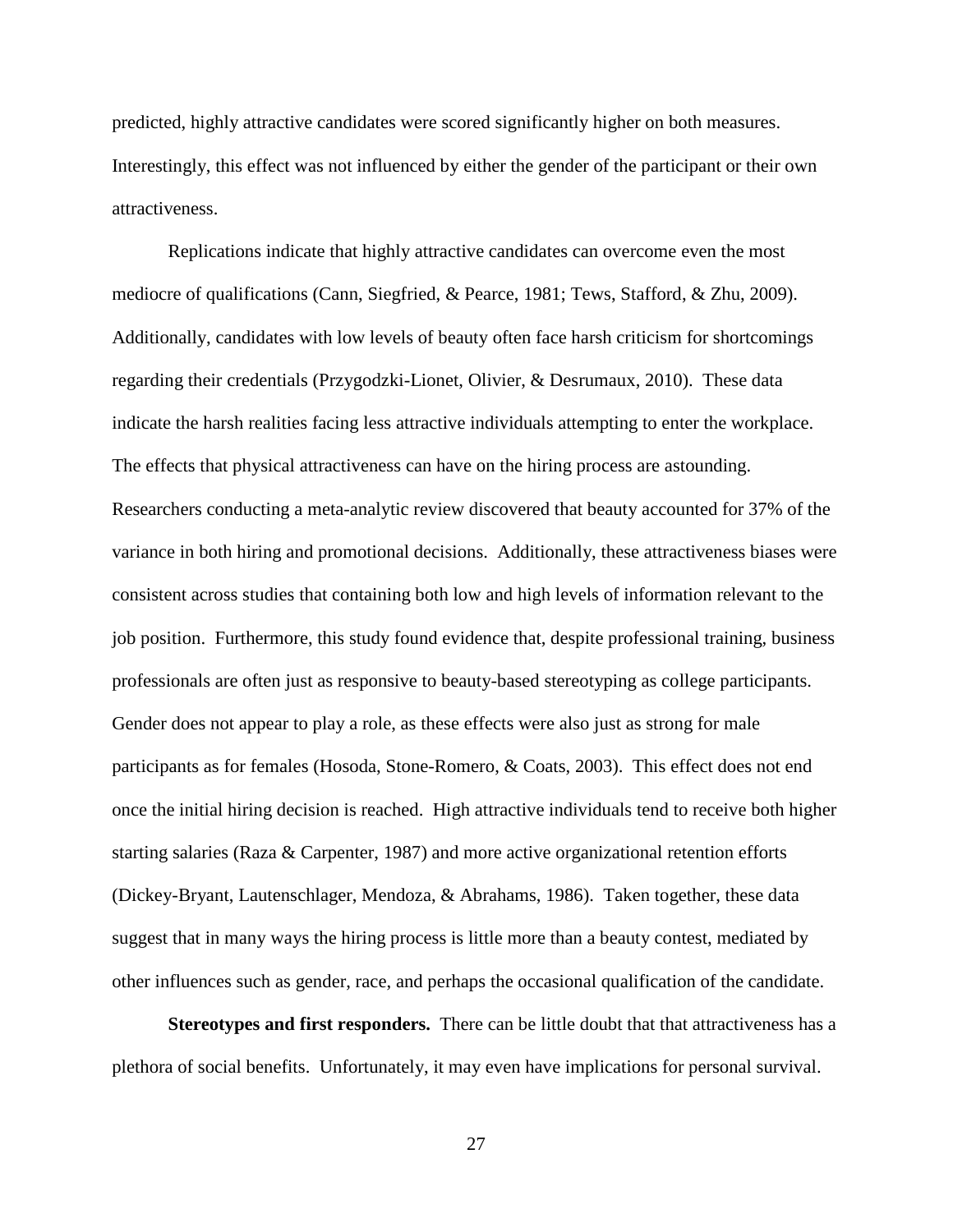predicted, highly attractive candidates were scored significantly higher on both measures. Interestingly, this effect was not influenced by either the gender of the participant or their own attractiveness.

Replications indicate that highly attractive candidates can overcome even the most mediocre of qualifications (Cann, Siegfried, & Pearce, 1981; Tews, Stafford, & Zhu, 2009). Additionally, candidates with low levels of beauty often face harsh criticism for shortcomings regarding their credentials (Przygodzki-Lionet, Olivier, & Desrumaux, 2010). These data indicate the harsh realities facing less attractive individuals attempting to enter the workplace. The effects that physical attractiveness can have on the hiring process are astounding. Researchers conducting a meta-analytic review discovered that beauty accounted for 37% of the variance in both hiring and promotional decisions. Additionally, these attractiveness biases were consistent across studies that containing both low and high levels of information relevant to the job position. Furthermore, this study found evidence that, despite professional training, business professionals are often just as responsive to beauty-based stereotyping as college participants. Gender does not appear to play a role, as these effects were also just as strong for male participants as for females (Hosoda, Stone-Romero, & Coats, 2003). This effect does not end once the initial hiring decision is reached. High attractive individuals tend to receive both higher starting salaries (Raza & Carpenter, 1987) and more active organizational retention efforts (Dickey-Bryant, Lautenschlager, Mendoza, & Abrahams, 1986). Taken together, these data suggest that in many ways the hiring process is little more than a beauty contest, mediated by other influences such as gender, race, and perhaps the occasional qualification of the candidate.

**Stereotypes and first responders.** There can be little doubt that that attractiveness has a plethora of social benefits. Unfortunately, it may even have implications for personal survival.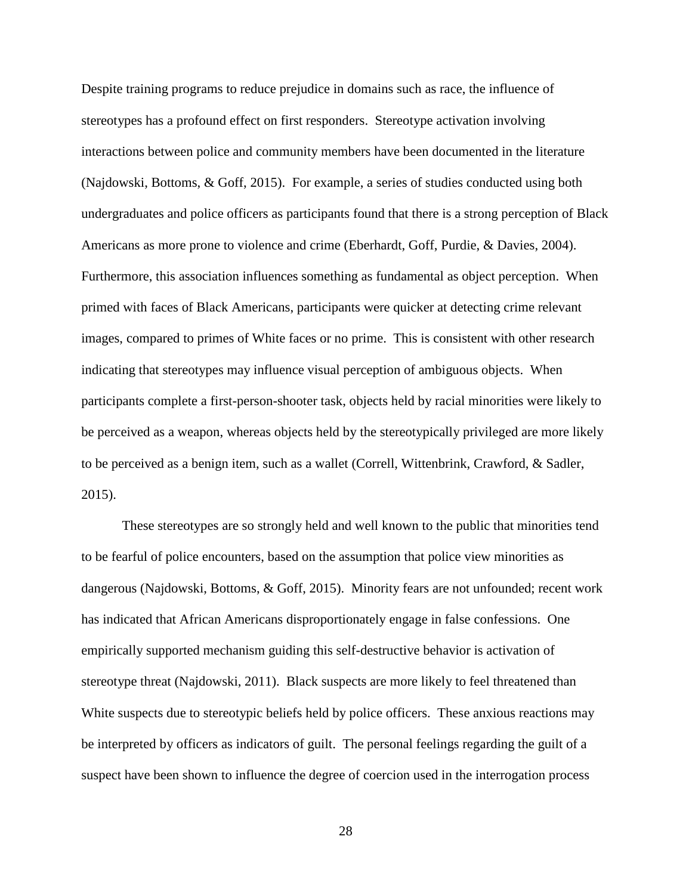Despite training programs to reduce prejudice in domains such as race, the influence of stereotypes has a profound effect on first responders. Stereotype activation involving interactions between police and community members have been documented in the literature (Najdowski, Bottoms, & Goff, 2015). For example, a series of studies conducted using both undergraduates and police officers as participants found that there is a strong perception of Black Americans as more prone to violence and crime (Eberhardt, Goff, Purdie, & Davies, 2004). Furthermore, this association influences something as fundamental as object perception. When primed with faces of Black Americans, participants were quicker at detecting crime relevant images, compared to primes of White faces or no prime. This is consistent with other research indicating that stereotypes may influence visual perception of ambiguous objects. When participants complete a first-person-shooter task, objects held by racial minorities were likely to be perceived as a weapon, whereas objects held by the stereotypically privileged are more likely to be perceived as a benign item, such as a wallet (Correll, Wittenbrink, Crawford, & Sadler, 2015).

These stereotypes are so strongly held and well known to the public that minorities tend to be fearful of police encounters, based on the assumption that police view minorities as dangerous (Najdowski, Bottoms, & Goff, 2015). Minority fears are not unfounded; recent work has indicated that African Americans disproportionately engage in false confessions. One empirically supported mechanism guiding this self-destructive behavior is activation of stereotype threat (Najdowski, 2011). Black suspects are more likely to feel threatened than White suspects due to stereotypic beliefs held by police officers. These anxious reactions may be interpreted by officers as indicators of guilt. The personal feelings regarding the guilt of a suspect have been shown to influence the degree of coercion used in the interrogation process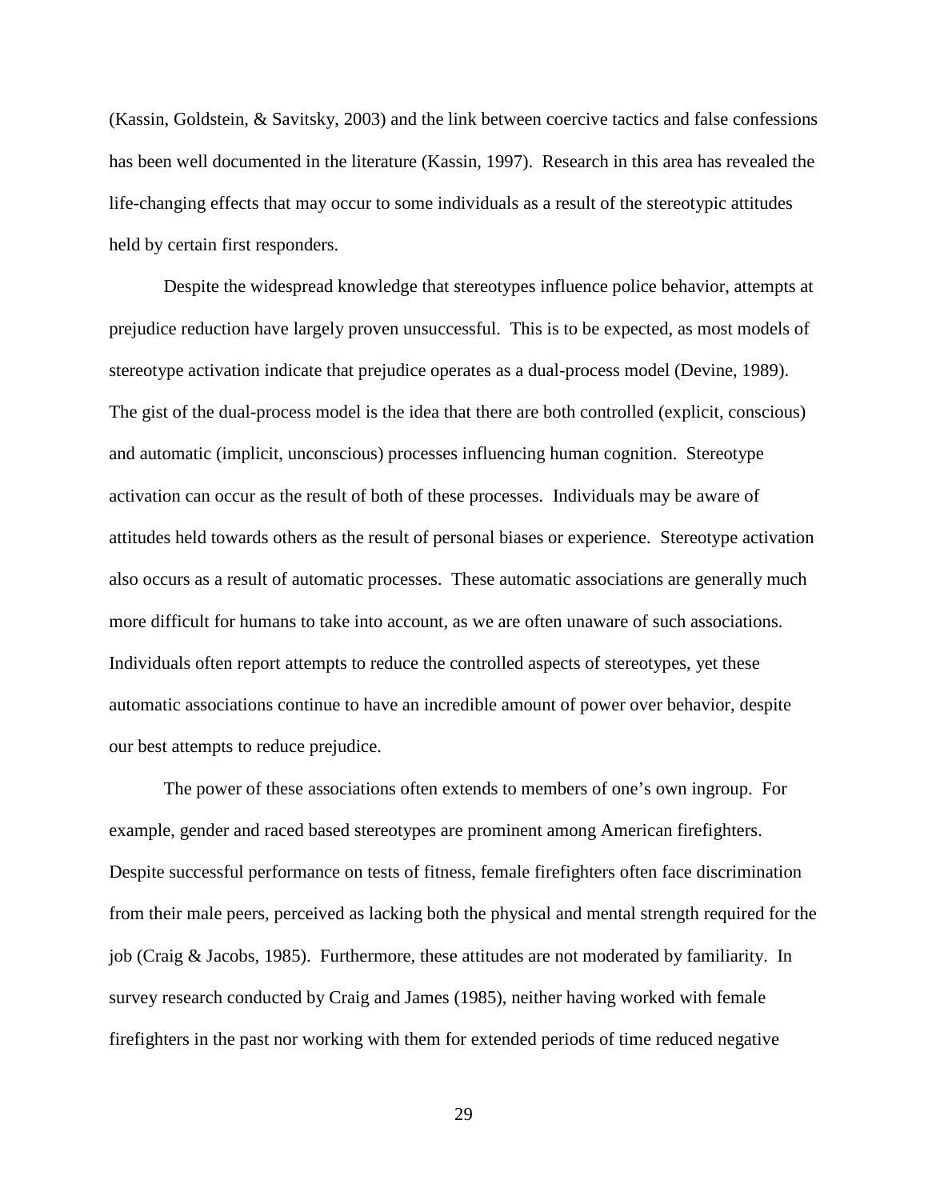(Kassin, Goldstein, & Savitsky, 2003) and the link between coercive tactics and false confessions has been well documented in the literature (Kassin, 1997). Research in this area has revealed the life-changing effects that may occur to some individuals as a result of the stereotypic attitudes held by certain first responders.

Despite the widespread knowledge that stereotypes influence police behavior, attempts at prejudice reduction have largely proven unsuccessful. This is to be expected, as most models of stereotype activation indicate that prejudice operates as a dual-process model (Devine, 1989). The gist of the dual-process model is the idea that there are both controlled (explicit, conscious) and automatic (implicit, unconscious) processes influencing human cognition. Stereotype activation can occur as the result of both of these processes. Individuals may be aware of attitudes held towards others as the result of personal biases or experience. Stereotype activation also occurs as a result of automatic processes. These automatic associations are generally much more difficult for humans to take into account, as we are often unaware of such associations. Individuals often report attempts to reduce the controlled aspects of stereotypes, yet these automatic associations continue to have an incredible amount of power over behavior, despite our best attempts to reduce prejudice.

The power of these associations often extends to members of one's own ingroup. For example, gender and raced based stereotypes are prominent among American firefighters. Despite successful performance on tests of fitness, female firefighters often face discrimination from their male peers, perceived as lacking both the physical and mental strength required for the job (Craig & Jacobs, 1985). Furthermore, these attitudes are not moderated by familiarity. In survey research conducted by Craig and James (1985), neither having worked with female firefighters in the past nor working with them for extended periods of time reduced negative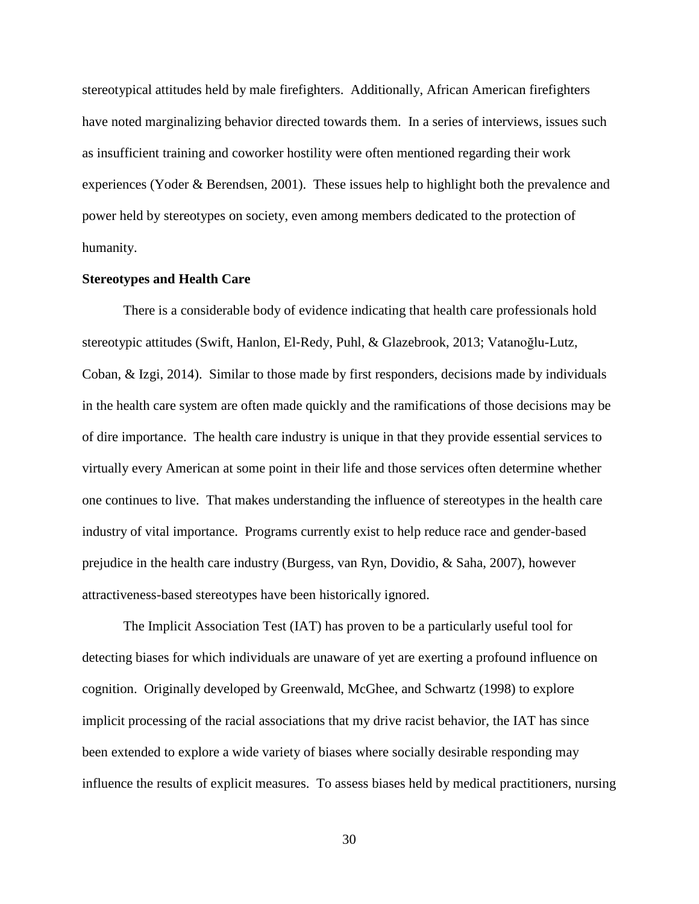stereotypical attitudes held by male firefighters. Additionally, African American firefighters have noted marginalizing behavior directed towards them. In a series of interviews, issues such as insufficient training and coworker hostility were often mentioned regarding their work experiences (Yoder & Berendsen, 2001). These issues help to highlight both the prevalence and power held by stereotypes on society, even among members dedicated to the protection of humanity.

**Stereotypes and Health Care**

There is a considerable body of evidence indicating that health care professionals hold stereotypic attitudes (Swift, Hanlon, El-Redy, Puhl, & Glazebrook, 2013; Vatanoğlu-Lutz, Coban, & Izgi, 2014). Similar to those made by first responders, decisions made by individuals in the health care system are often made quickly and the ramifications of those decisions may be of dire importance. The health care industry is unique in that they provide essential services to virtually every American at some point in their life and those services often determine whether one continues to live. That makes understanding the influence of stereotypes in the health care industry of vital importance. Programs currently exist to help reduce race and gender-based prejudice in the health care industry (Burgess, van Ryn, Dovidio, & Saha, 2007), however attractiveness-based stereotypes have been historically ignored.

The Implicit Association Test (IAT) has proven to be a particularly useful tool for detecting biases for which individuals are unaware of yet are exerting a profound influence on cognition. Originally developed by Greenwald, McGhee, and Schwartz (1998) to explore implicit processing of the racial associations that my drive racist behavior, the IAT has since been extended to explore a wide variety of biases where socially desirable responding may influence the results of explicit measures. To assess biases held by medical practitioners, nursing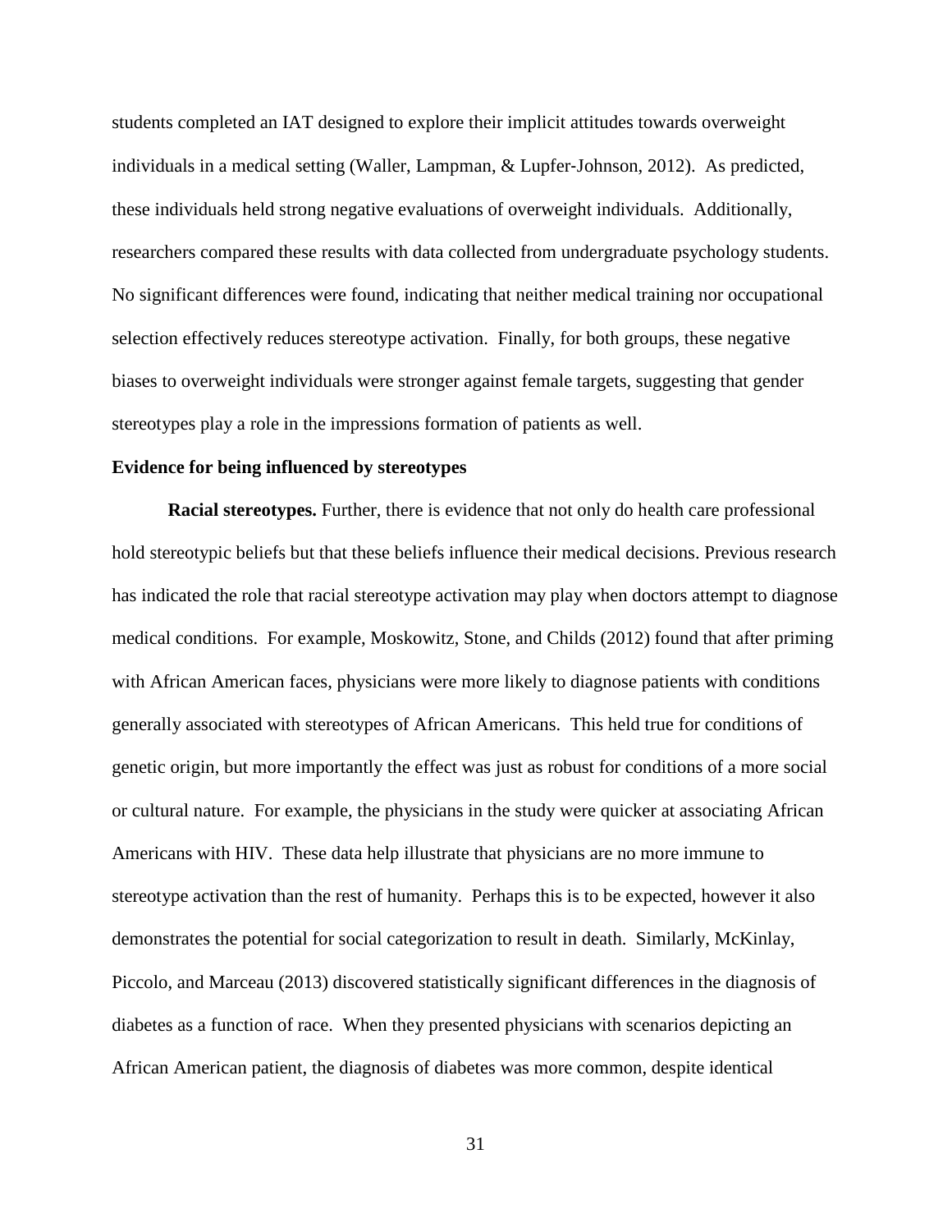students completed an IAT designed to explore their implicit attitudes towards overweight individuals in a medical setting (Waller, Lampman, & Lupfer-Johnson, 2012). As predicted, these individuals held strong negative evaluations of overweight individuals. Additionally, researchers compared these results with data collected from undergraduate psychology students. No significant differences were found, indicating that neither medical training nor occupational selection effectively reduces stereotype activation. Finally, for both groups, these negative biases to overweight individuals were stronger against female targets, suggesting that gender stereotypes play a role in the impressions formation of patients as well.

### Evidence for being influenced by stereotypes

**Racial stereotypes.** Further, there is evidence that not only do health care professional hold stereotypic beliefs but that these beliefs influence their medical decisions. Previous research has indicated the role that racial stereotype activation may play when doctors attempt to diagnose medical conditions. For example, Moskowitz, Stone, and Childs (2012) found that after priming with African American faces, physicians were more likely to diagnose patients with conditions generally associated with stereotypes of African Americans. This held true for conditions of genetic origin, but more importantly the effect was just as robust for conditions of a more social or cultural nature. For example, the physicians in the study were quicker at associating African Americans with HIV. These data help illustrate that physicians are no more immune to stereotype activation than the rest of humanity. Perhaps this is to be expected, however it also demonstrates the potential for social categorization to result in death. Similarly, McKinlay, Piccolo, and Marceau (2013) discovered statistically significant differences in the diagnosis of diabetes as a function of race. When they presented physicians with scenarios depicting an African American patient, the diagnosis of diabetes was more common, despite identical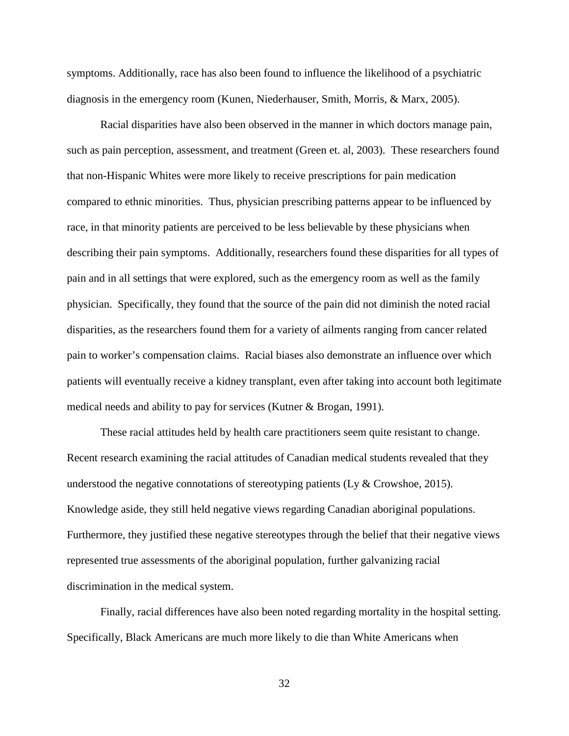symptoms. Additionally, race has also been found to influence the likelihood of a psychiatric diagnosis in the emergency room (Kunen, Niederhauser, Smith, Morris, & Marx, 2005).

Racial disparities have also been observed in the manner in which doctors manage pain, such as pain perception, assessment, and treatment (Green et. al, 2003). These researchers found that non-Hispanic Whites were more likely to receive prescriptions for pain medication compared to ethnic minorities. Thus, physician prescribing patterns appear to be influenced by race, in that minority patients are perceived to be less believable by these physicians when describing their pain symptoms. Additionally, researchers found these disparities for all types of pain and in all settings that were explored, such as the emergency room as well as the family physician. Specifically, they found that the source of the pain did not diminish the noted racial disparities, as the researchers found them for a variety of ailments ranging from cancer related pain to worker's compensation claims. Racial biases also demonstrate an influence over which patients will eventually receive a kidney transplant, even after taking into account both legitimate medical needs and ability to pay for services (Kutner & Brogan, 1991).

These racial attitudes held by health care practitioners seem quite resistant to change. Recent research examining the racial attitudes of Canadian medical students revealed that they understood the negative connotations of stereotyping patients (Ly & Crowshoe, 2015). Knowledge aside, they still held negative views regarding Canadian aboriginal populations. Furthermore, they justified these negative stereotypes through the belief that their negative views represented true assessments of the aboriginal population, further galvanizing racial discrimination in the medical system.

Finally, racial differences have also been noted regarding mortality in the hospital setting. Specifically, Black Americans are much more likely to die than White Americans when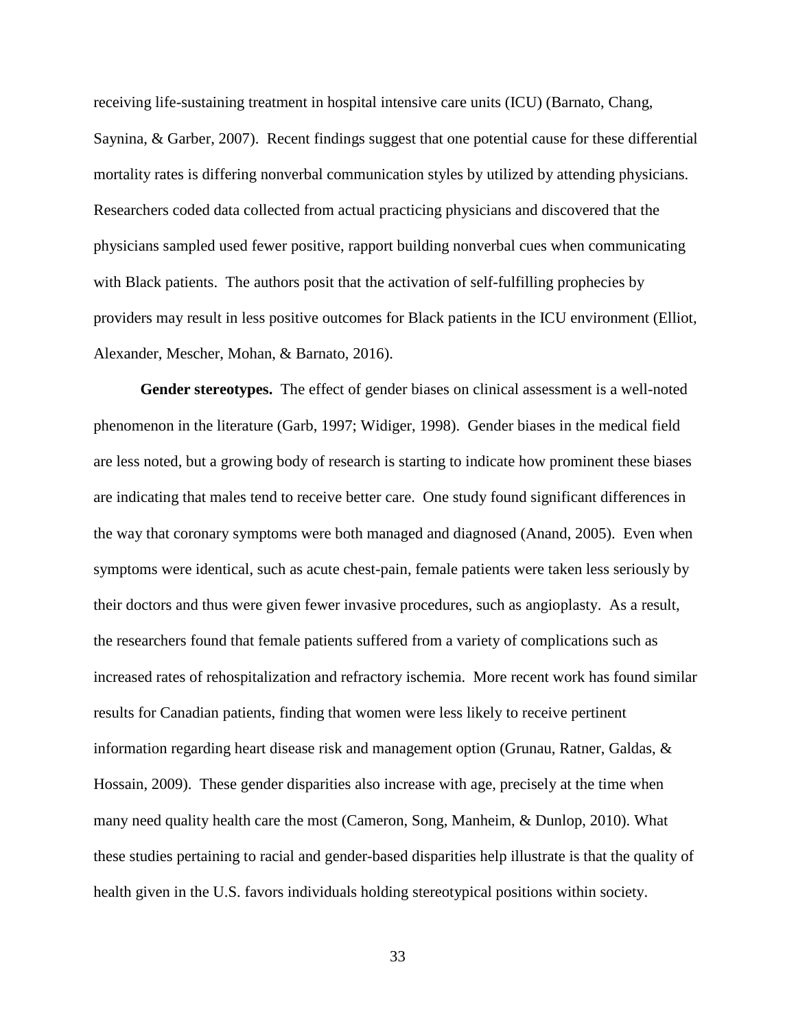receiving life-sustaining treatment in hospital intensive care units (ICU) (Barnato, Chang, Saynina, & Garber, 2007). Recent findings suggest that one potential cause for these differential mortality rates is differing nonverbal communication styles by utilized by attending physicians. Researchers coded data collected from actual practicing physicians and discovered that the physicians sampled used fewer positive, rapport building nonverbal cues when communicating with Black patients. The authors posit that the activation of self-fulfilling prophecies by providers may result in less positive outcomes for Black patients in the ICU environment (Elliot, Alexander, Mescher, Mohan, & Barnato, 2016).

**Gender stereotypes.** The effect of gender biases on clinical assessment is a well-noted phenomenon in the literature (Garb, 1997; Widiger, 1998). Gender biases in the medical field are less noted, but a growing body of research is starting to indicate how prominent these biases are indicating that males tend to receive better care. One study found significant differences in the way that coronary symptoms were both managed and diagnosed (Anand, 2005). Even when symptoms were identical, such as acute chest-pain, female patients were taken less seriously by their doctors and thus were given fewer invasive procedures, such as angioplasty. As a result, the researchers found that female patients suffered from a variety of complications such as increased rates of rehospitalization and refractory ischemia. More recent work has found similar results for Canadian patients, finding that women were less likely to receive pertinent information regarding heart disease risk and management option (Grunau, Ratner, Galdas, & Hossain, 2009). These gender disparities also increase with age, precisely at the time when many need quality health care the most (Cameron, Song, Manheim, & Dunlop, 2010). What these studies pertaining to racial and gender-based disparities help illustrate is that the quality of health given in the U.S. favors individuals holding stereotypical positions within society.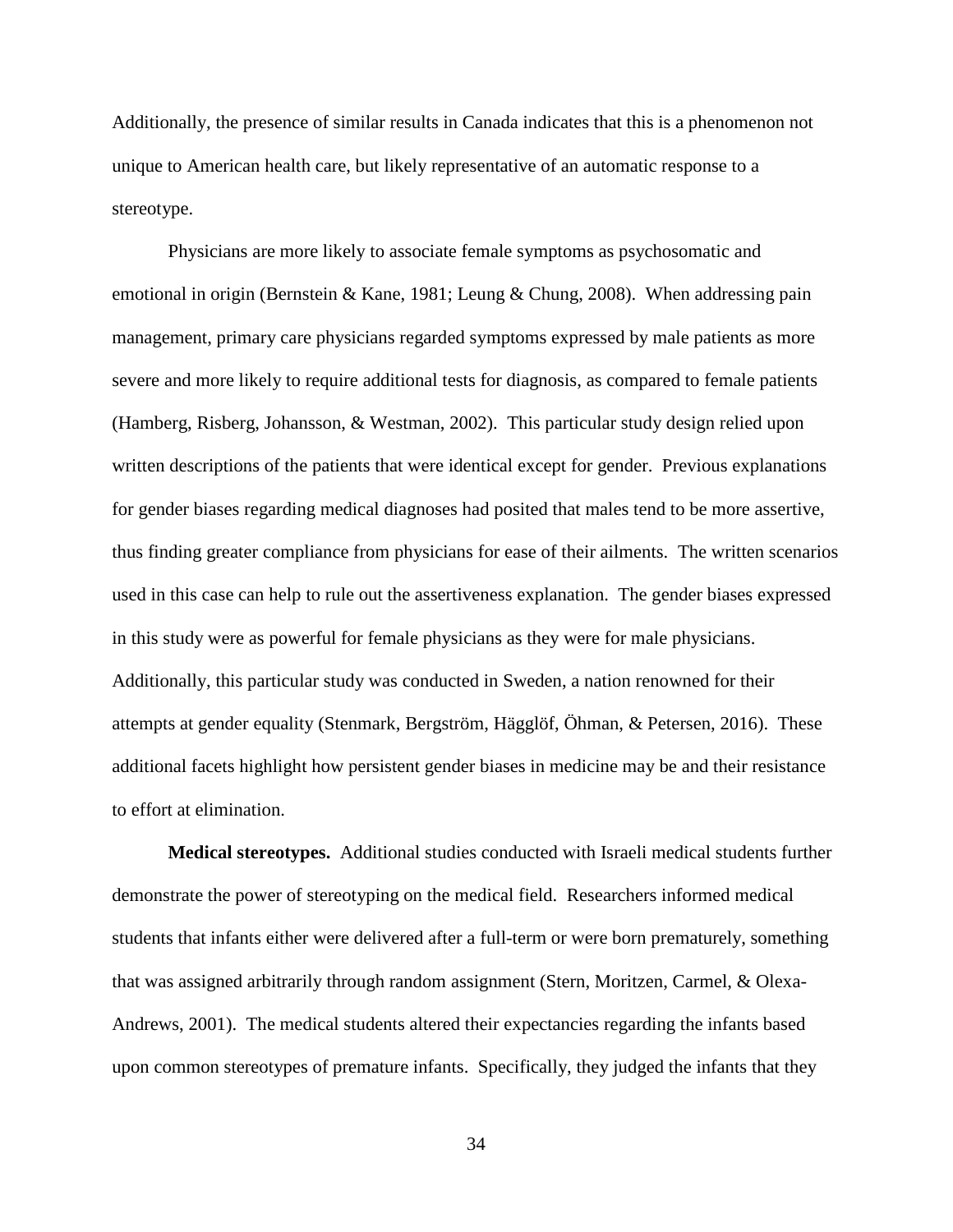Additionally, the presence of similar results in Canada indicates that this is a phenomenon not unique to American health care, but likely representative of an automatic response to a stereotype.

Physicians are more likely to associate female symptoms as psychosomatic and emotional in origin (Bernstein & Kane, 1981; Leung & Chung, 2008). When addressing pain management, primary care physicians regarded symptoms expressed by male patients as more severe and more likely to require additional tests for diagnosis, as compared to female patients (Hamberg, Risberg, Johansson, & Westman, 2002). This particular study design relied upon written descriptions of the patients that were identical except for gender. Previous explanations for gender biases regarding medical diagnoses had posited that males tend to be more assertive, thus finding greater compliance from physicians for ease of their ailments. The written scenarios used in this case can help to rule out the assertiveness explanation. The gender biases expressed in this study were as powerful for female physicians as they were for male physicians. Additionally, this particular study was conducted in Sweden, a nation renowned for their attempts at gender equality (Stenmark, Bergström, Hägglöf, Öhman, & Petersen, 2016). These additional facets highlight how persistent gender biases in medicine may be and their resistance to effort at elimination.

**Medical stereotypes.** Additional studies conducted with Israeli medical students further demonstrate the power of stereotyping on the medical field. Researchers informed medical students that infants either were delivered after a full-term or were born prematurely, something that was assigned arbitrarily through random assignment (Stern, Moritzen, Carmel, & Olexa-Andrews, 2001). The medical students altered their expectancies regarding the infants based upon common stereotypes of premature infants. Specifically, they judged the infants that they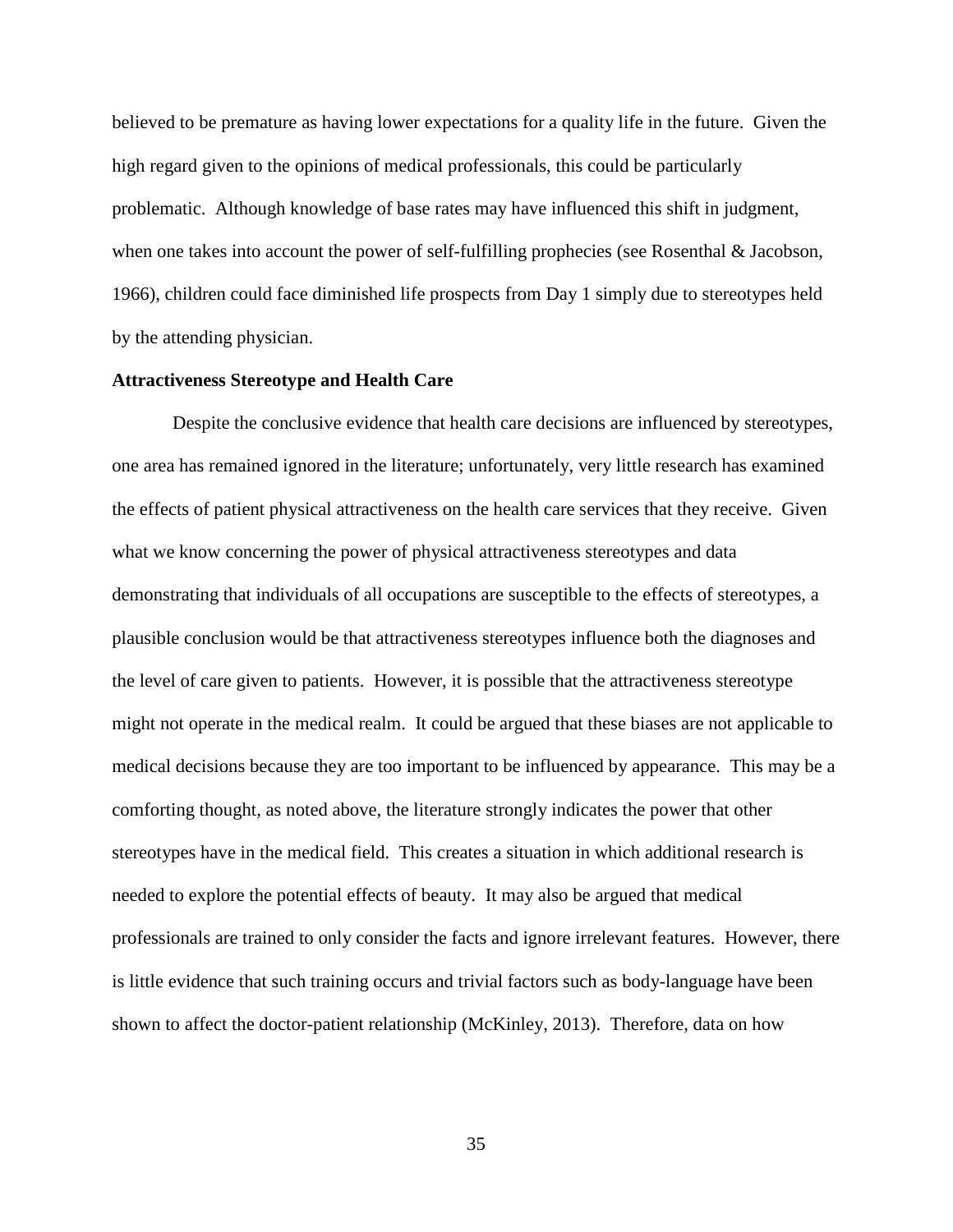believed to be premature as having lower expectations for a quality life in the future. Given the high regard given to the opinions of medical professionals, this could be particularly problematic. Although knowledge of base rates may have influenced this shift in judgment, when one takes into account the power of self-fulfilling prophecies (see Rosenthal & Jacobson, 1966), children could face diminished life prospects from Day 1 simply due to stereotypes held by the attending physician.

**Attractiveness Stereotype and Health Care**

Despite the conclusive evidence that health care decisions are influenced by stereotypes, one area has remained ignored in the literature; unfortunately, very little research has examined the effects of patient physical attractiveness on the health care services that they receive. Given what we know concerning the power of physical attractiveness stereotypes and data demonstrating that individuals of all occupations are susceptible to the effects of stereotypes, a plausible conclusion would be that attractiveness stereotypes influence both the diagnoses and the level of care given to patients. However, it is possible that the attractiveness stereotype might not operate in the medical realm. It could be argued that these biases are not applicable to medical decisions because they are too important to be influenced by appearance. This may be a comforting thought, as noted above, the literature strongly indicates the power that other stereotypes have in the medical field. This creates a situation in which additional research is needed to explore the potential effects of beauty. It may also be argued that medical professionals are trained to only consider the facts and ignore irrelevant features. However, there is little evidence that such training occurs and trivial factors such as body-language have been shown to affect the doctor-patient relationship (McKinley, 2013). Therefore, data on how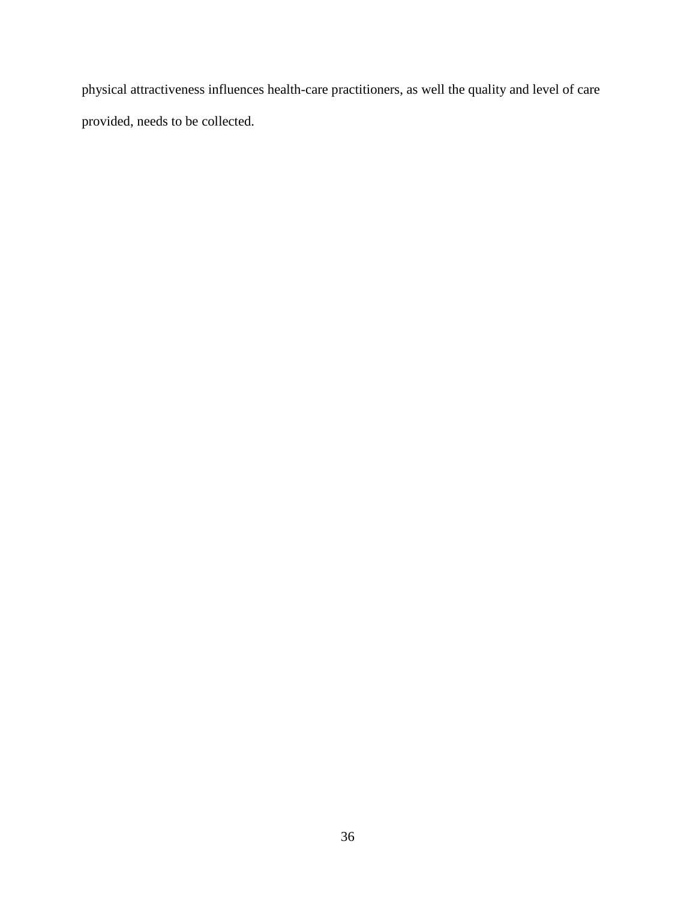physical attractiveness influences health-care practitioners, as well the quality and level of care provided, needs to be collected.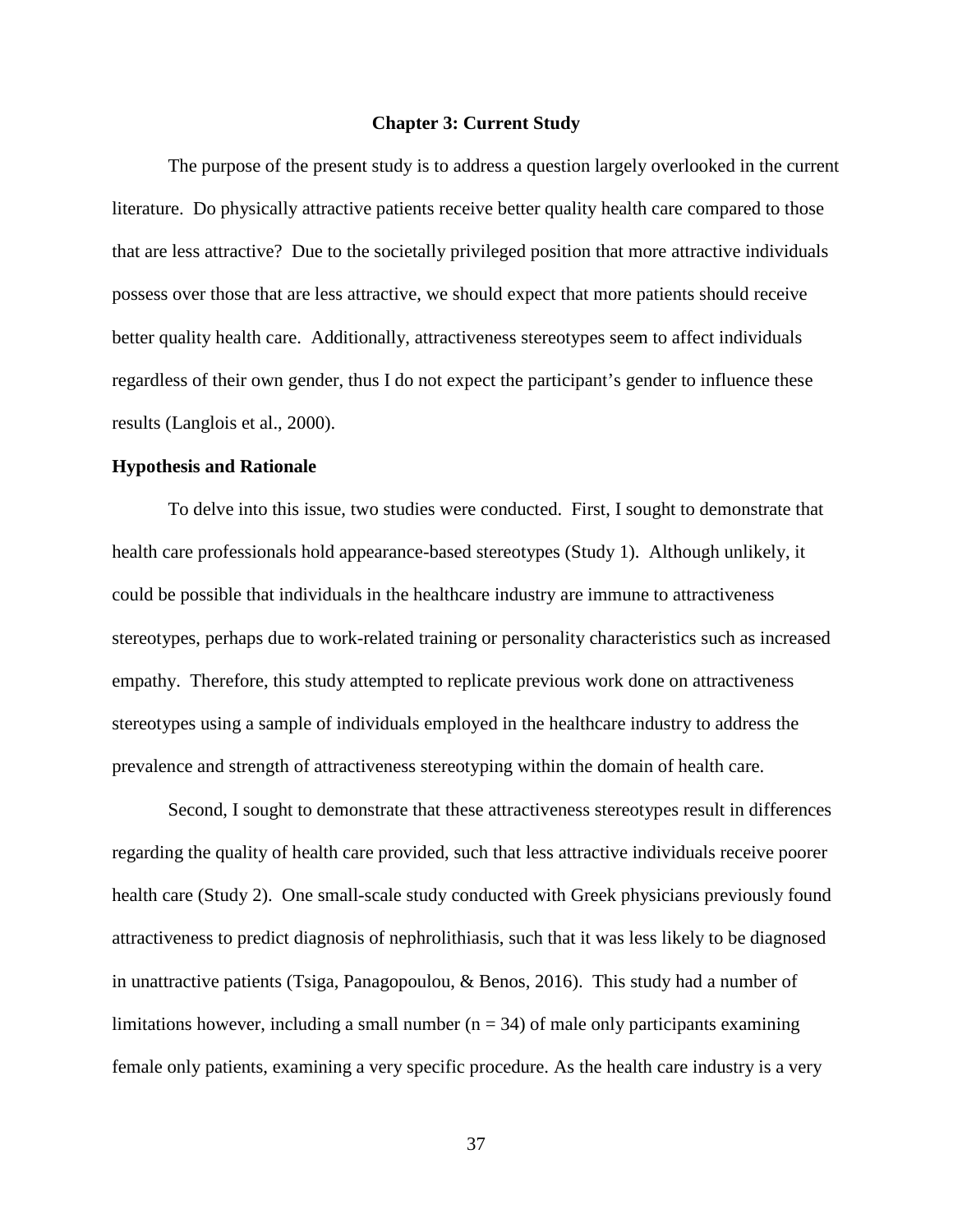# Chapter 3: Current Study

The purpose of the present study is to address a question largely overlooked in the current literature. Do physically attractive patients receive better quality health care compared to those that are less attractive? Due to the societally privileged position that more attractive individuals possess over those that are less attractive, we should expect that more patients should receive better quality health care. Additionally, attractiveness stereotypes seem to affect individuals regardless of their own gender, thus I do not expect the participant's gender to influence these results (Langlois et al., 2000).

## Hypothesis and Rationale

To delve into this issue, two studies were conducted. First, I sought to demonstrate that health care professionals hold appearance-based stereotypes (Study 1). Although unlikely, it could be possible that individuals in the healthcare industry are immune to attractiveness stereotypes, perhaps due to work-related training or personality characteristics such as increased empathy. Therefore, this study attempted to replicate previous work done on attractiveness stereotypes using a sample of individuals employed in the healthcare industry to address the prevalence and strength of attractiveness stereotyping within the domain of health care.

Second, I sought to demonstrate that these attractiveness stereotypes result in differences regarding the quality of health care provided, such that less attractive individuals receive poorer health care (Study 2). One small-scale study conducted with Greek physicians previously found attractiveness to predict diagnosis of nephrolithiasis, such that it was less likely to be diagnosed in unattractive patients (Tsiga, Panagopoulou, & Benos, 2016). This study had a number of limitations however, including a small number ($n = 34$) of male only participants examining female only patients, examining a very specific procedure. As the health care industry is a very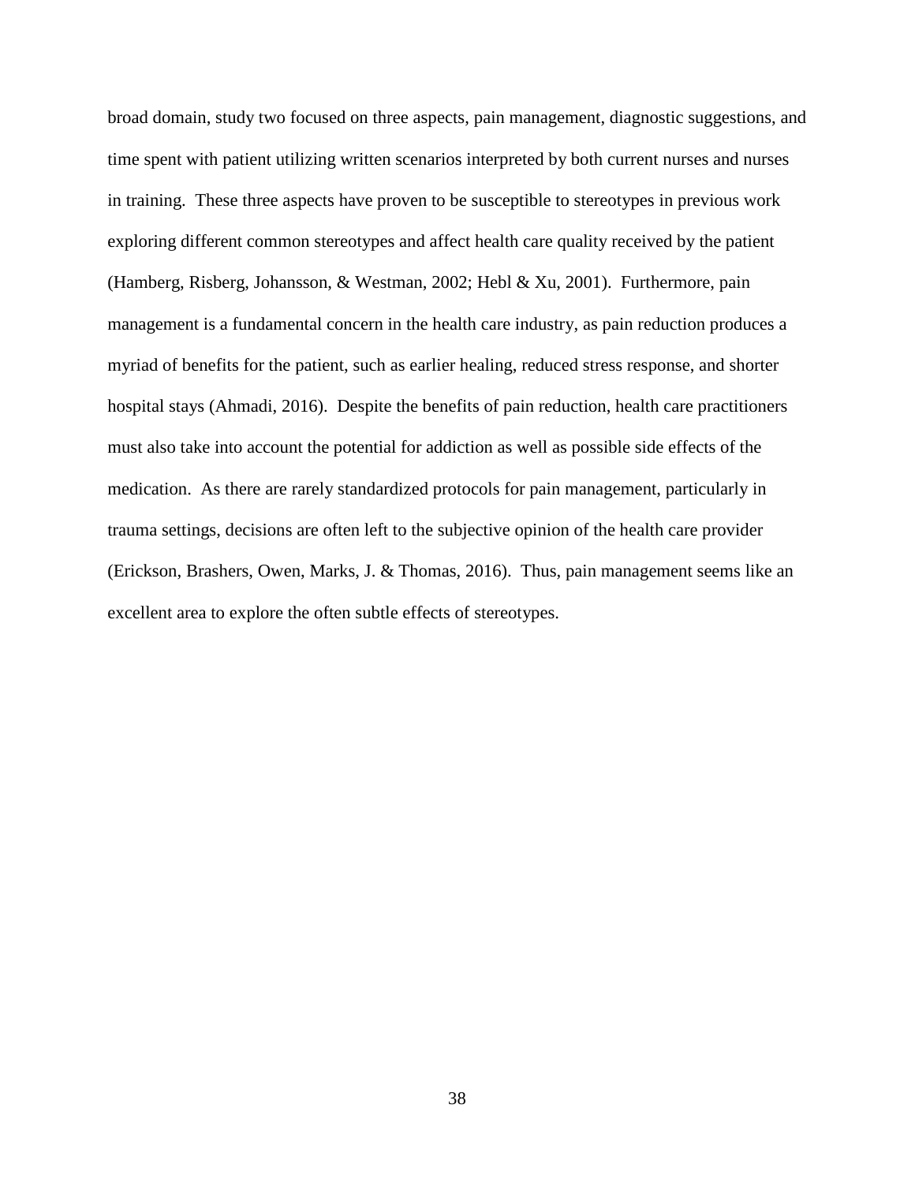broad domain, study two focused on three aspects, pain management, diagnostic suggestions, and time spent with patient utilizing written scenarios interpreted by both current nurses and nurses in training. These three aspects have proven to be susceptible to stereotypes in previous work exploring different common stereotypes and affect health care quality received by the patient (Hamberg, Risberg, Johansson, & Westman, 2002; Hebl & Xu, 2001). Furthermore, pain management is a fundamental concern in the health care industry, as pain reduction produces a myriad of benefits for the patient, such as earlier healing, reduced stress response, and shorter hospital stays (Ahmadi, 2016). Despite the benefits of pain reduction, health care practitioners must also take into account the potential for addiction as well as possible side effects of the medication. As there are rarely standardized protocols for pain management, particularly in trauma settings, decisions are often left to the subjective opinion of the health care provider (Erickson, Brashers, Owen, Marks, J. & Thomas, 2016). Thus, pain management seems like an excellent area to explore the often subtle effects of stereotypes.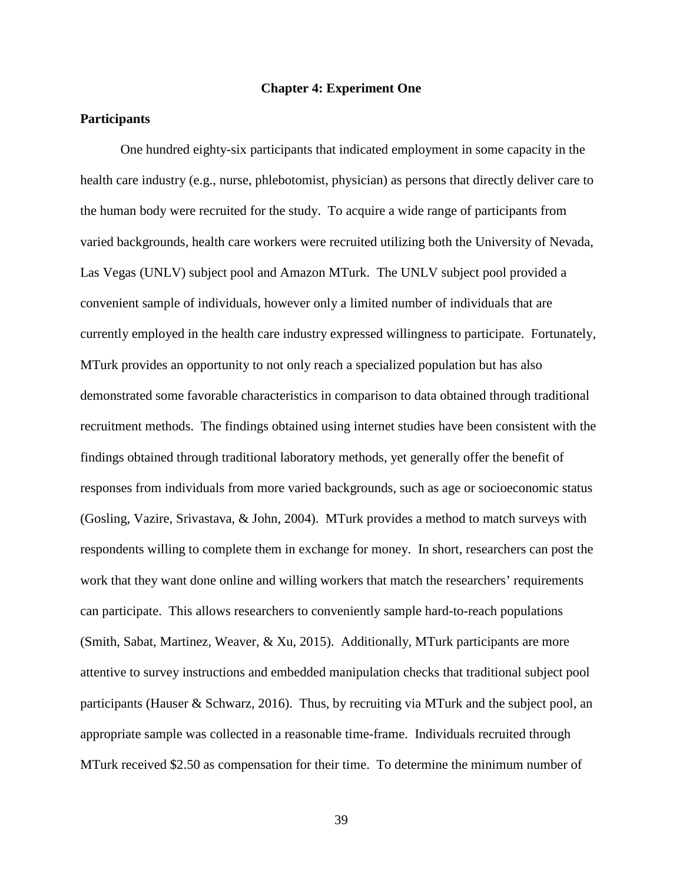## Chapter 4: Experiment One

### Participants

One hundred eighty-six participants that indicated employment in some capacity in the health care industry (e.g., nurse, phlebotomist, physician) as persons that directly deliver care to the human body were recruited for the study. To acquire a wide range of participants from varied backgrounds, health care workers were recruited utilizing both the University of Nevada, Las Vegas (UNLV) subject pool and Amazon MTurk. The UNLV subject pool provided a convenient sample of individuals, however only a limited number of individuals that are currently employed in the health care industry expressed willingness to participate. Fortunately, MTurk provides an opportunity to not only reach a specialized population but has also demonstrated some favorable characteristics in comparison to data obtained through traditional recruitment methods. The findings obtained using internet studies have been consistent with the findings obtained through traditional laboratory methods, yet generally offer the benefit of responses from individuals from more varied backgrounds, such as age or socioeconomic status (Gosling, Vazire, Srivastava, & John, 2004). MTurk provides a method to match surveys with respondents willing to complete them in exchange for money. In short, researchers can post the work that they want done online and willing workers that match the researchers' requirements can participate. This allows researchers to conveniently sample hard-to-reach populations (Smith, Sabat, Martinez, Weaver, & Xu, 2015). Additionally, MTurk participants are more attentive to survey instructions and embedded manipulation checks that traditional subject pool participants (Hauser & Schwarz, 2016). Thus, by recruiting via MTurk and the subject pool, an appropriate sample was collected in a reasonable time-frame. Individuals recruited through MTurk received $2.50 as compensation for their time. To determine the minimum number of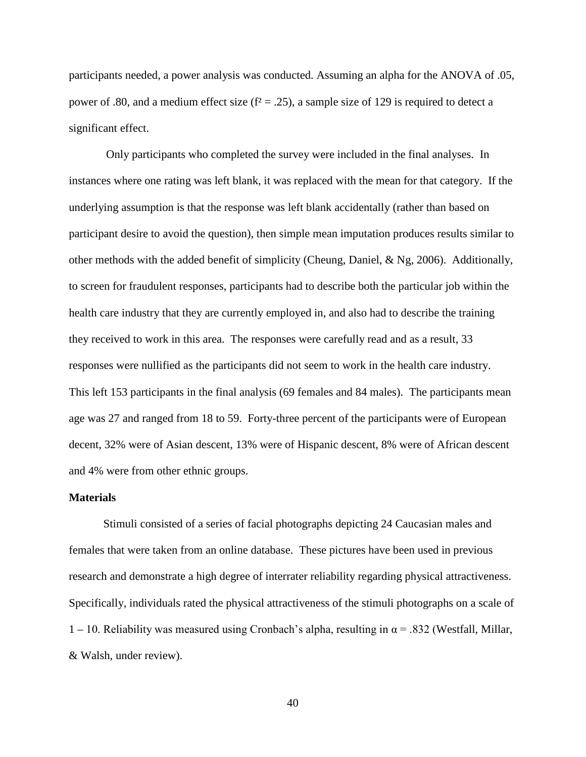participants needed, a power analysis was conducted. Assuming an alpha for the ANOVA of .05, power of .80, and a medium effect size ($f^2 = .25$), a sample size of 129 is required to detect a significant effect.

Only participants who completed the survey were included in the final analyses. In instances where one rating was left blank, it was replaced with the mean for that category. If the underlying assumption is that the response was left blank accidentally (rather than based on participant desire to avoid the question), then simple mean imputation produces results similar to other methods with the added benefit of simplicity (Cheung, Daniel, & Ng, 2006). Additionally, to screen for fraudulent responses, participants had to describe both the particular job within the health care industry that they are currently employed in, and also had to describe the training they received to work in this area. The responses were carefully read and as a result, 33 responses were nullified as the participants did not seem to work in the health care industry. This left 153 participants in the final analysis (69 females and 84 males). The participants mean age was 27 and ranged from 18 to 59. Forty-three percent of the participants were of European decent, 32% were of Asian descent, 13% were of Hispanic descent, 8% were of African descent and 4% were from other ethnic groups.

**Materials**

Stimuli consisted of a series of facial photographs depicting 24 Caucasian males and females that were taken from an online database. These pictures have been used in previous research and demonstrate a high degree of interrater reliability regarding physical attractiveness. Specifically, individuals rated the physical attractiveness of the stimuli photographs on a scale of 1 – 10. Reliability was measured using Cronbach's alpha, resulting in $\alpha = .832$ (Westfall, Millar, & Walsh, under review).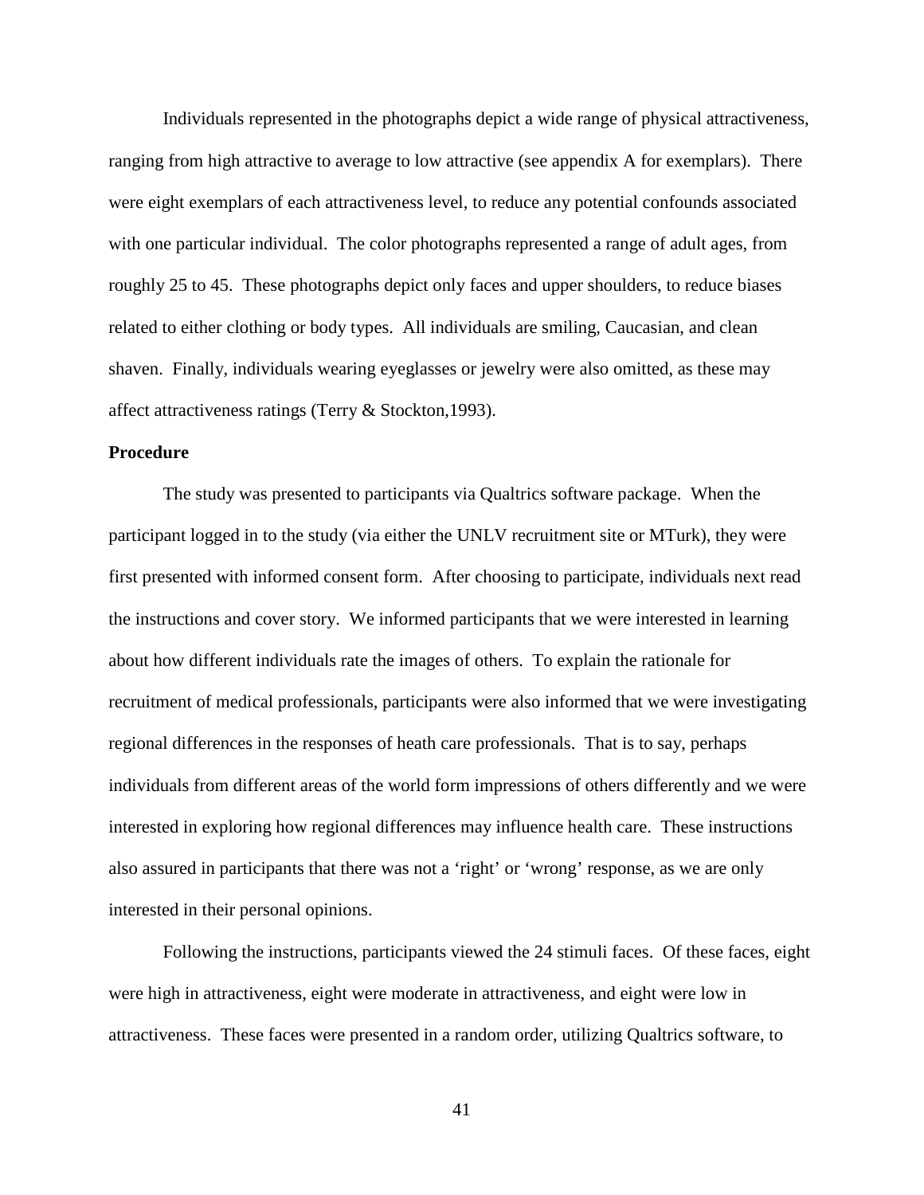Individuals represented in the photographs depict a wide range of physical attractiveness, ranging from high attractive to average to low attractive (see appendix A for exemplars). There were eight exemplars of each attractiveness level, to reduce any potential confounds associated with one particular individual. The color photographs represented a range of adult ages, from roughly 25 to 45. These photographs depict only faces and upper shoulders, to reduce biases related to either clothing or body types. All individuals are smiling, Caucasian, and clean shaven. Finally, individuals wearing eyeglasses or jewelry were also omitted, as these may affect attractiveness ratings (Terry & Stockton,1993).

**Procedure**

The study was presented to participants via Qualtrics software package. When the participant logged in to the study (via either the UNLV recruitment site or MTurk), they were first presented with informed consent form. After choosing to participate, individuals next read the instructions and cover story. We informed participants that we were interested in learning about how different individuals rate the images of others. To explain the rationale for recruitment of medical professionals, participants were also informed that we were investigating regional differences in the responses of heath care professionals. That is to say, perhaps individuals from different areas of the world form impressions of others differently and we were interested in exploring how regional differences may influence health care. These instructions also assured in participants that there was not a 'right' or 'wrong' response, as we are only interested in their personal opinions.

Following the instructions, participants viewed the 24 stimuli faces. Of these faces, eight were high in attractiveness, eight were moderate in attractiveness, and eight were low in attractiveness. These faces were presented in a random order, utilizing Qualtrics software, to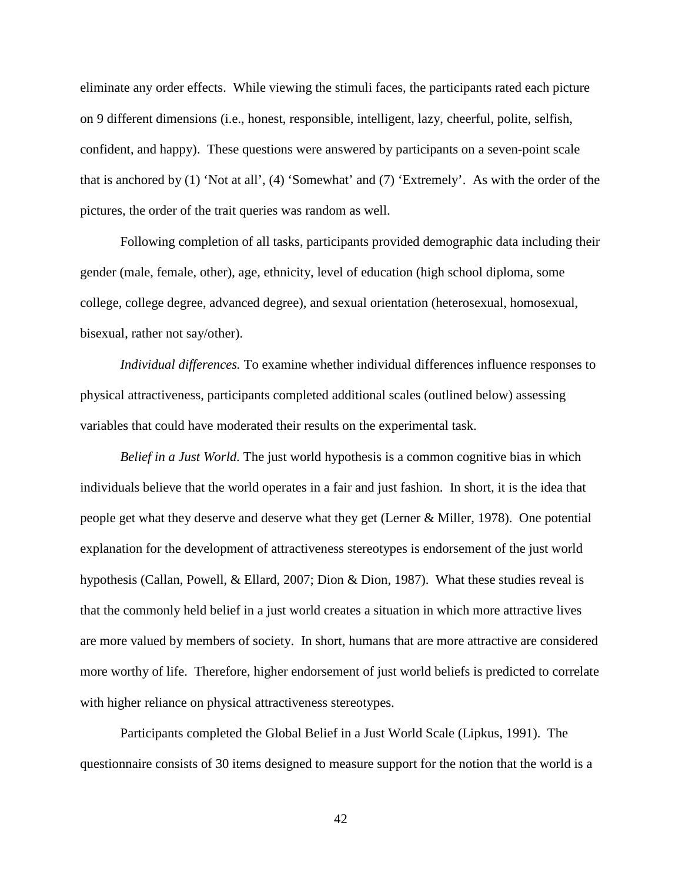eliminate any order effects. While viewing the stimuli faces, the participants rated each picture on 9 different dimensions (i.e., honest, responsible, intelligent, lazy, cheerful, polite, selfish, confident, and happy). These questions were answered by participants on a seven-point scale that is anchored by (1) 'Not at all', (4) 'Somewhat' and (7) 'Extremely'. As with the order of the pictures, the order of the trait queries was random as well.

Following completion of all tasks, participants provided demographic data including their gender (male, female, other), age, ethnicity, level of education (high school diploma, some college, college degree, advanced degree), and sexual orientation (heterosexual, homosexual, bisexual, rather not say/other).

*Individual differences.* To examine whether individual differences influence responses to physical attractiveness, participants completed additional scales (outlined below) assessing variables that could have moderated their results on the experimental task.

*Belief in a Just World.* The just world hypothesis is a common cognitive bias in which individuals believe that the world operates in a fair and just fashion. In short, it is the idea that people get what they deserve and deserve what they get (Lerner & Miller, 1978). One potential explanation for the development of attractiveness stereotypes is endorsement of the just world hypothesis (Callan, Powell, & Ellard, 2007; Dion & Dion, 1987). What these studies reveal is that the commonly held belief in a just world creates a situation in which more attractive lives are more valued by members of society. In short, humans that are more attractive are considered more worthy of life. Therefore, higher endorsement of just world beliefs is predicted to correlate with higher reliance on physical attractiveness stereotypes.

Participants completed the Global Belief in a Just World Scale (Lipkus, 1991). The questionnaire consists of 30 items designed to measure support for the notion that the world is a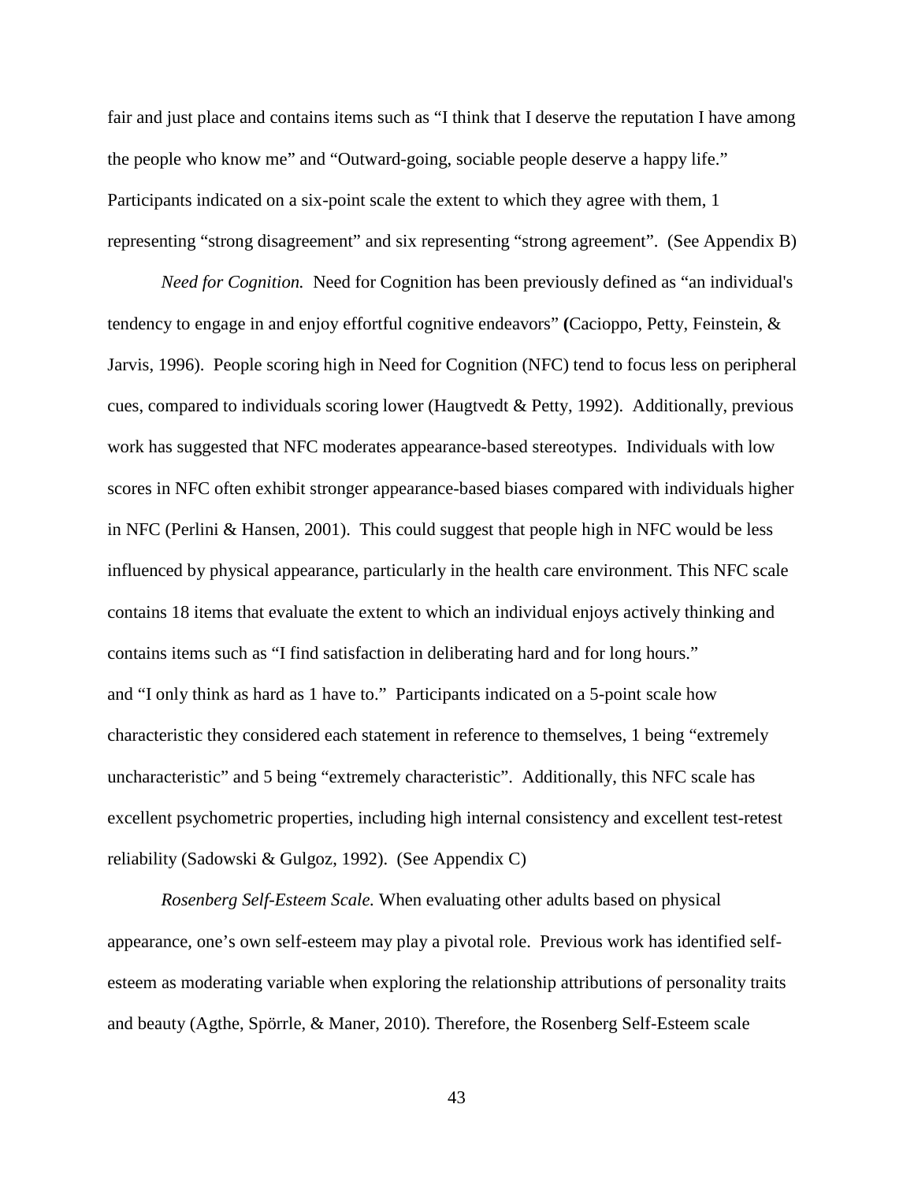fair and just place and contains items such as “I think that I deserve the reputation I have among the people who know me” and “Outward-going, sociable people deserve a happy life.” Participants indicated on a six-point scale the extent to which they agree with them, 1 representing “strong disagreement” and six representing “strong agreement”. (See Appendix B)

*Need for Cognition.* Need for Cognition has been previously defined as “an individual's tendency to engage in and enjoy effortful cognitive endeavors” **(**Cacioppo, Petty, Feinstein, & Jarvis, 1996). People scoring high in Need for Cognition (NFC) tend to focus less on peripheral cues, compared to individuals scoring lower (Haugtvedt & Petty, 1992). Additionally, previous work has suggested that NFC moderates appearance-based stereotypes. Individuals with low scores in NFC often exhibit stronger appearance-based biases compared with individuals higher in NFC (Perlini & Hansen, 2001). This could suggest that people high in NFC would be less influenced by physical appearance, particularly in the health care environment. This NFC scale contains 18 items that evaluate the extent to which an individual enjoys actively thinking and contains items such as “I find satisfaction in deliberating hard and for long hours.” and “I only think as hard as 1 have to.” Participants indicated on a 5-point scale how characteristic they considered each statement in reference to themselves, 1 being “extremely uncharacteristic” and 5 being “extremely characteristic”. Additionally, this NFC scale has excellent psychometric properties, including high internal consistency and excellent test-retest reliability (Sadowski & Gulgoz, 1992). (See Appendix C)

*Rosenberg Self-Esteem Scale.* When evaluating other adults based on physical appearance, one’s own self-esteem may play a pivotal role. Previous work has identified self-esteem as moderating variable when exploring the relationship attributions of personality traits and beauty (Agthe, Spörrle, & Maner, 2010). Therefore, the Rosenberg Self-Esteem scale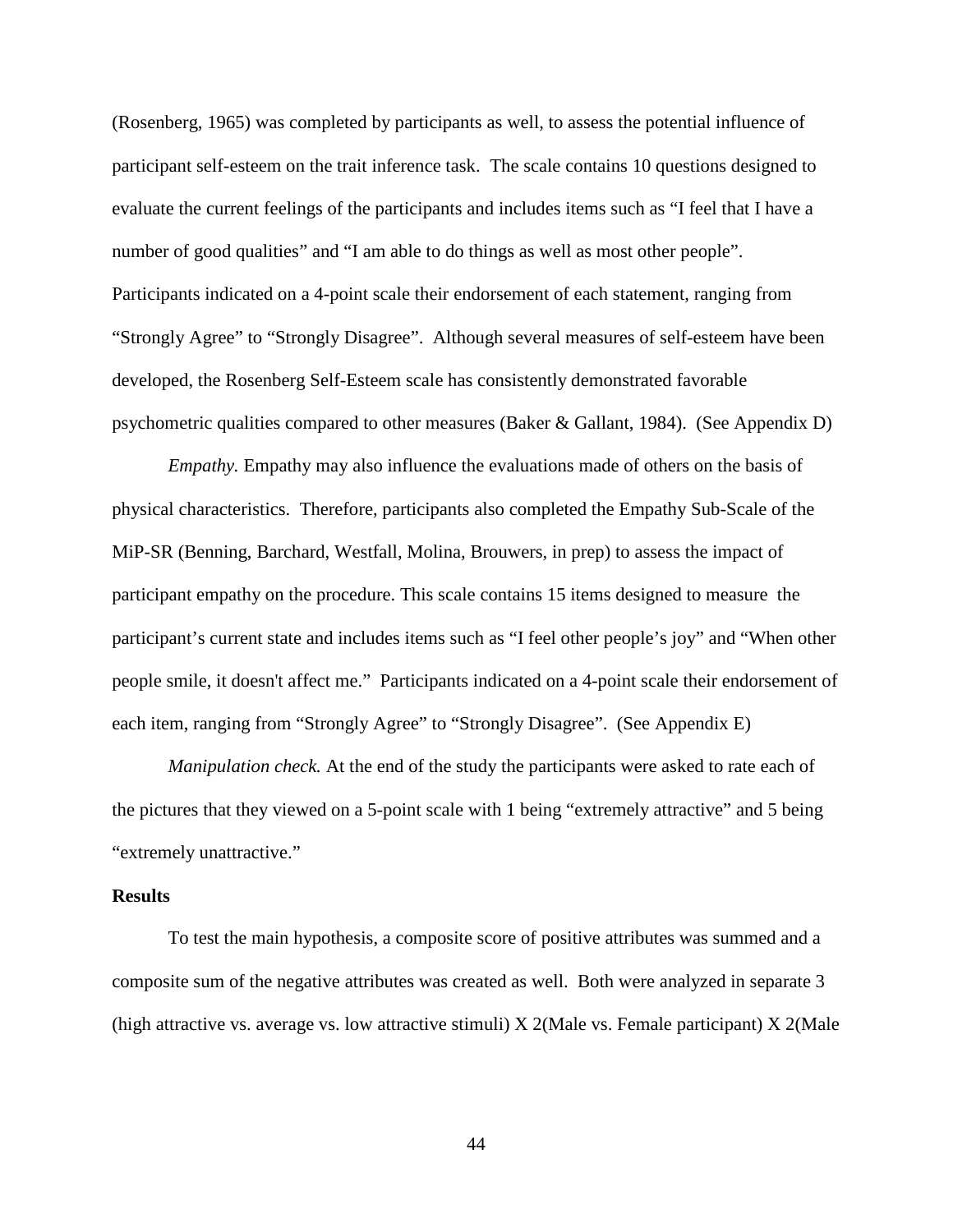(Rosenberg, 1965) was completed by participants as well, to assess the potential influence of participant self-esteem on the trait inference task. The scale contains 10 questions designed to evaluate the current feelings of the participants and includes items such as "I feel that I have a number of good qualities" and "I am able to do things as well as most other people". Participants indicated on a 4-point scale their endorsement of each statement, ranging from "Strongly Agree" to "Strongly Disagree". Although several measures of self-esteem have been developed, the Rosenberg Self-Esteem scale has consistently demonstrated favorable psychometric qualities compared to other measures (Baker & Gallant, 1984). (See Appendix D)

*Empathy.* Empathy may also influence the evaluations made of others on the basis of physical characteristics. Therefore, participants also completed the Empathy Sub-Scale of the MiP-SR (Benning, Barchard, Westfall, Molina, Brouwers, in prep) to assess the impact of participant empathy on the procedure. This scale contains 15 items designed to measure the participant's current state and includes items such as "I feel other people's joy" and "When other people smile, it doesn't affect me." Participants indicated on a 4-point scale their endorsement of each item, ranging from "Strongly Agree" to "Strongly Disagree". (See Appendix E)

*Manipulation check.* At the end of the study the participants were asked to rate each of the pictures that they viewed on a 5-point scale with 1 being "extremely attractive" and 5 being "extremely unattractive."

## Results

To test the main hypothesis, a composite score of positive attributes was summed and a composite sum of the negative attributes was created as well. Both were analyzed in separate 3 (high attractive vs. average vs. low attractive stimuli) X 2(Male vs. Female participant) X 2(Male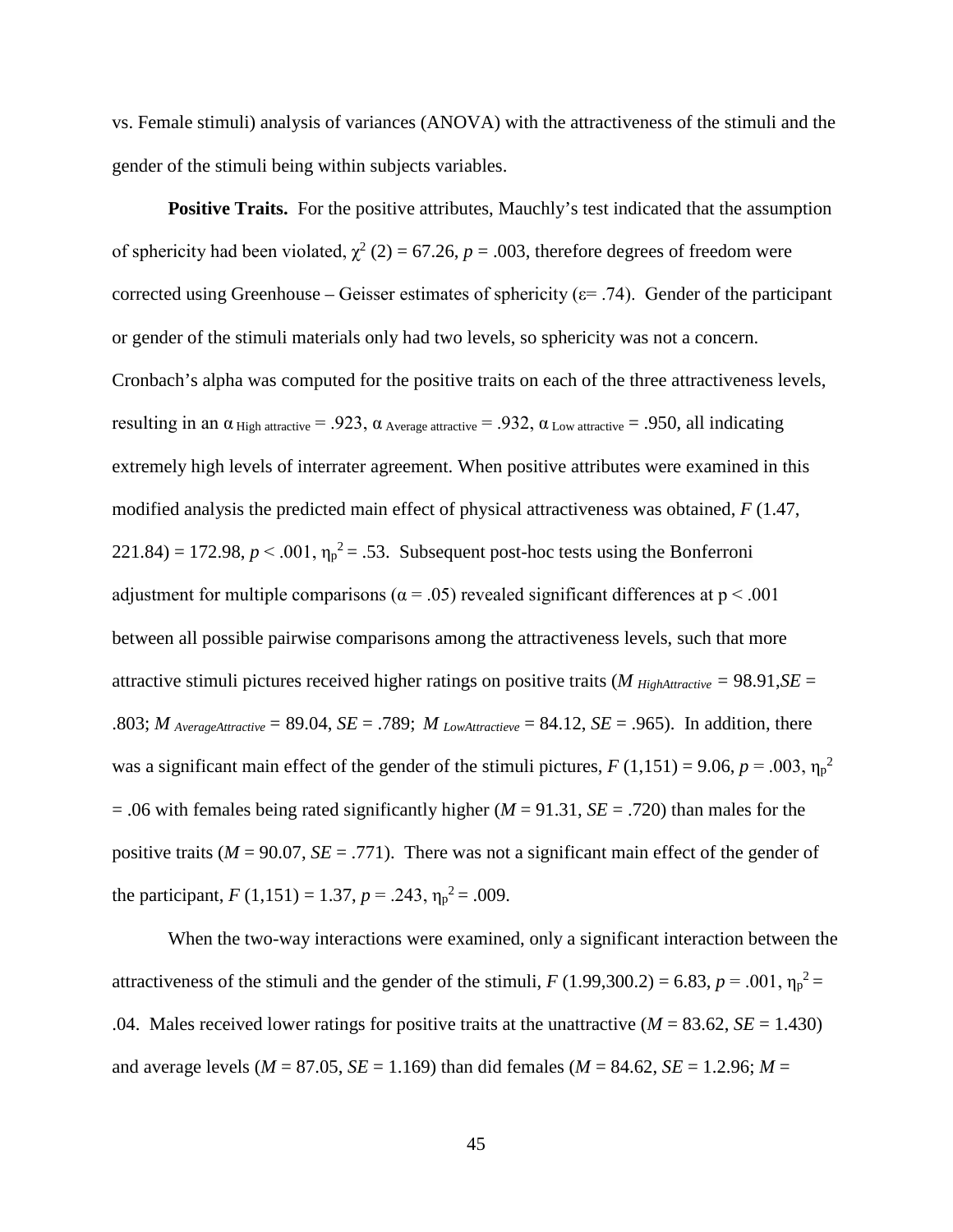vs. Female stimuli) analysis of variances (ANOVA) with the attractiveness of the stimuli and the gender of the stimuli being within subjects variables.

**Positive Traits.** For the positive attributes, Mauchly's test indicated that the assumption of sphericity had been violated, $\chi^2$ (2) = 67.26, *p* = .003, therefore degrees of freedom were corrected using Greenhouse – Geisser estimates of sphericity ($\varepsilon$= .74). Gender of the participant or gender of the stimuli materials only had two levels, so sphericity was not a concern. Cronbach's alpha was computed for the positive traits on each of the three attractiveness levels, resulting in an $\alpha_{\text{High attractive}}$ = .923, $\alpha_{\text{Average attractive}}$ = .932, $\alpha_{\text{Low attractive}}$ = .950, all indicating extremely high levels of interrater agreement. When positive attributes were examined in this modified analysis the predicted main effect of physical attractiveness was obtained, *F* (1.47, 221.84) = 172.98, *p* < .001, $\eta_p^2$ = .53. Subsequent post-hoc tests using the Bonferroni adjustment for multiple comparisons ($\alpha$ = .05) revealed significant differences at p < .001 between all possible pairwise comparisons among the attractiveness levels, such that more attractive stimuli pictures received higher ratings on positive traits ($M_{HighAttractive}$ = 98.91,*SE* = .803; $M_{AverageAttractive}$ = 89.04, *SE* = .789; $M_{LowAttractieve}$ = 84.12, *SE* = .965). In addition, there was a significant main effect of the gender of the stimuli pictures, *F* (1,151) = 9.06, *p* = .003, $\eta_p^2$ = .06 with females being rated significantly higher (*M* = 91.31, *SE* = .720) than males for the positive traits (*M* = 90.07, *SE* = .771). There was not a significant main effect of the gender of the participant, *F* (1,151) = 1.37, *p* = .243, $\eta_p^2$ = .009.

When the two-way interactions were examined, only a significant interaction between the attractiveness of the stimuli and the gender of the stimuli, *F* (1.99,300.2) = 6.83, *p* = .001, $\eta_p^2$ = .04. Males received lower ratings for positive traits at the unattractive (*M* = 83.62, *SE* = 1.430) and average levels (*M* = 87.05, *SE* = 1.169) than did females (*M* = 84.62, *SE* = 1.2.96; *M* =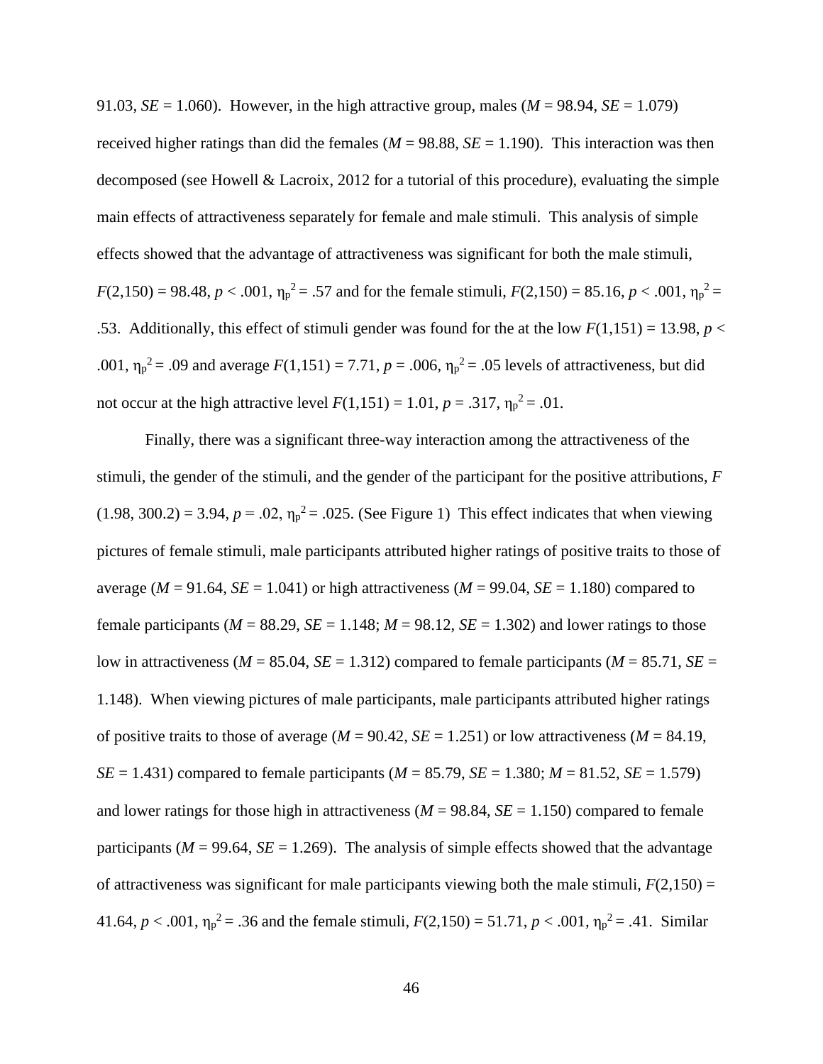91.03, *SE* = 1.060). However, in the high attractive group, males (*M* = 98.94, *SE* = 1.079) received higher ratings than did the females (*M* = 98.88, *SE* = 1.190). This interaction was then decomposed (see Howell & Lacroix, 2012 for a tutorial of this procedure), evaluating the simple main effects of attractiveness separately for female and male stimuli. This analysis of simple effects showed that the advantage of attractiveness was significant for both the male stimuli, $F(2,150) = 98.48$, $p < .001$, $\eta_p^2 = .57$ and for the female stimuli, $F(2,150) = 85.16$, $p < .001$, $\eta_p^2 = .53$. Additionally, this effect of stimuli gender was found for the at the low $F(1,151) = 13.98$, $p < .001$, $\eta_p^2 = .09$ and average $F(1,151) = 7.71$, $p = .006$, $\eta_p^2 = .05$ levels of attractiveness, but did not occur at the high attractive level $F(1,151) = 1.01$, $p = .317$, $\eta_p^2 = .01$.

Finally, there was a significant three-way interaction among the attractiveness of the stimuli, the gender of the stimuli, and the gender of the participant for the positive attributions, $F(1.98, 300.2) = 3.94$, $p = .02$, $\eta_p^2 = .025$. (See Figure 1) This effect indicates that when viewing pictures of female stimuli, male participants attributed higher ratings of positive traits to those of average (*M* = 91.64, *SE* = 1.041) or high attractiveness (*M* = 99.04, *SE* = 1.180) compared to female participants (*M* = 88.29, *SE* = 1.148; *M* = 98.12, *SE* = 1.302) and lower ratings to those low in attractiveness (*M* = 85.04, *SE* = 1.312) compared to female participants (*M* = 85.71, *SE* = 1.148). When viewing pictures of male participants, male participants attributed higher ratings of positive traits to those of average (*M* = 90.42, *SE* = 1.251) or low attractiveness (*M* = 84.19, *SE* = 1.431) compared to female participants (*M* = 85.79, *SE* = 1.380; *M* = 81.52, *SE* = 1.579) and lower ratings for those high in attractiveness (*M* = 98.84, *SE* = 1.150) compared to female participants (*M* = 99.64, *SE* = 1.269). The analysis of simple effects showed that the advantage of attractiveness was significant for male participants viewing both the male stimuli, $F(2,150) = 41.64$, $p < .001$, $\eta_p^2 = .36$ and the female stimuli, $F(2,150) = 51.71$, $p < .001$, $\eta_p^2 = .41$. Similar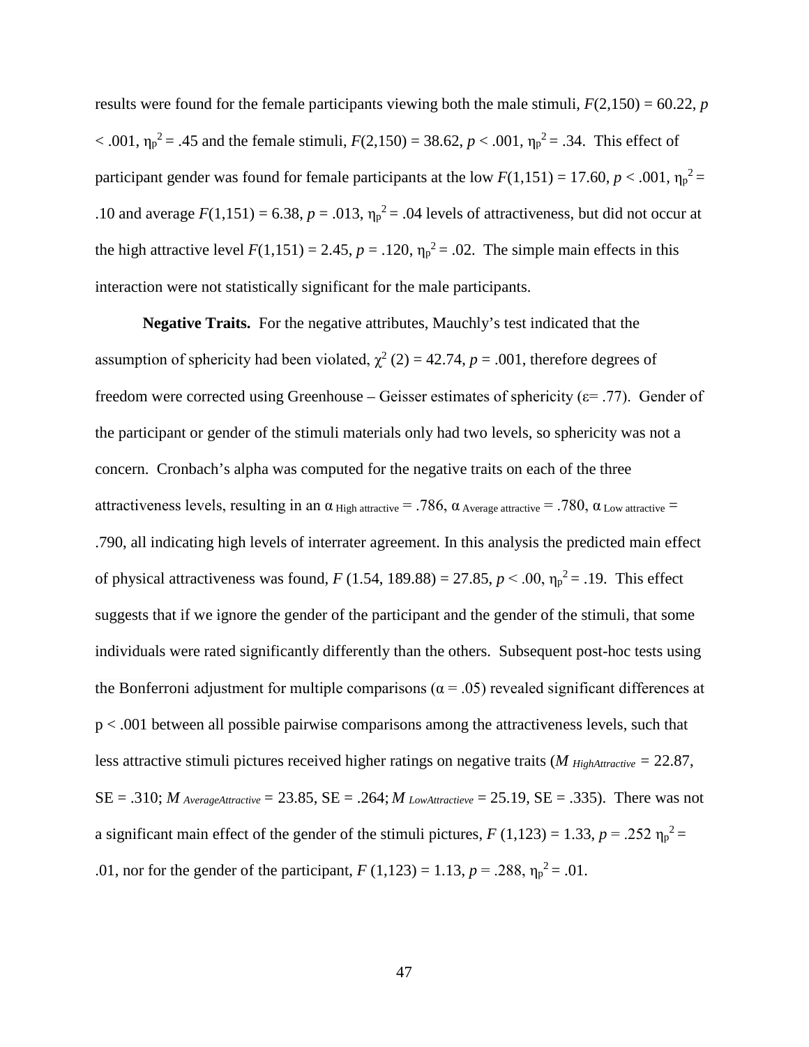results were found for the female participants viewing both the male stimuli, $F(2,150) = 60.22$, $p < .001$, $\eta_p^2 = .45$ and the female stimuli, $F(2,150) = 38.62$, $p < .001$, $\eta_p^2 = .34$. This effect of participant gender was found for female participants at the low $F(1,151) = 17.60$, $p < .001$, $\eta_p^2 = .10$ and average $F(1,151) = 6.38$, $p = .013$, $\eta_p^2 = .04$ levels of attractiveness, but did not occur at the high attractive level $F(1,151) = 2.45$, $p = .120$, $\eta_p^2 = .02$. The simple main effects in this interaction were not statistically significant for the male participants.

**Negative Traits.** For the negative attributes, Mauchly's test indicated that the assumption of sphericity had been violated, $\chi^2$ (2) = 42.74, $p = .001$, therefore degrees of freedom were corrected using Greenhouse – Geisser estimates of sphericity ($\varepsilon$= .77). Gender of the participant or gender of the stimuli materials only had two levels, so sphericity was not a concern. Cronbach's alpha was computed for the negative traits on each of the three attractiveness levels, resulting in an $\alpha_{\text{High attractive}} = .786$, $\alpha_{\text{Average attractive}} = .780$, $\alpha_{\text{Low attractive}} = .790$, all indicating high levels of interrater agreement. In this analysis the predicted main effect of physical attractiveness was found, $F$ (1.54, 189.88) = 27.85, $p < .00$, $\eta_p^2 = .19$. This effect suggests that if we ignore the gender of the participant and the gender of the stimuli, that some individuals were rated significantly differently than the others. Subsequent post-hoc tests using the Bonferroni adjustment for multiple comparisons ($\alpha = .05$) revealed significant differences at p < .001 between all possible pairwise comparisons among the attractiveness levels, such that less attractive stimuli pictures received higher ratings on negative traits ($M_{HighAttractive} = 22.87$, SE = .310; $M_{AverageAttractive} = 23.85$, SE = .264; $M_{LowAttractieve} = 25.19$, SE = .335). There was not a significant main effect of the gender of the stimuli pictures, $F$ (1,123) = 1.33, $p = .252$ $\eta_p^2 = .01$, nor for the gender of the participant, $F$ (1,123) = 1.13, $p = .288$, $\eta_p^2 = .01$.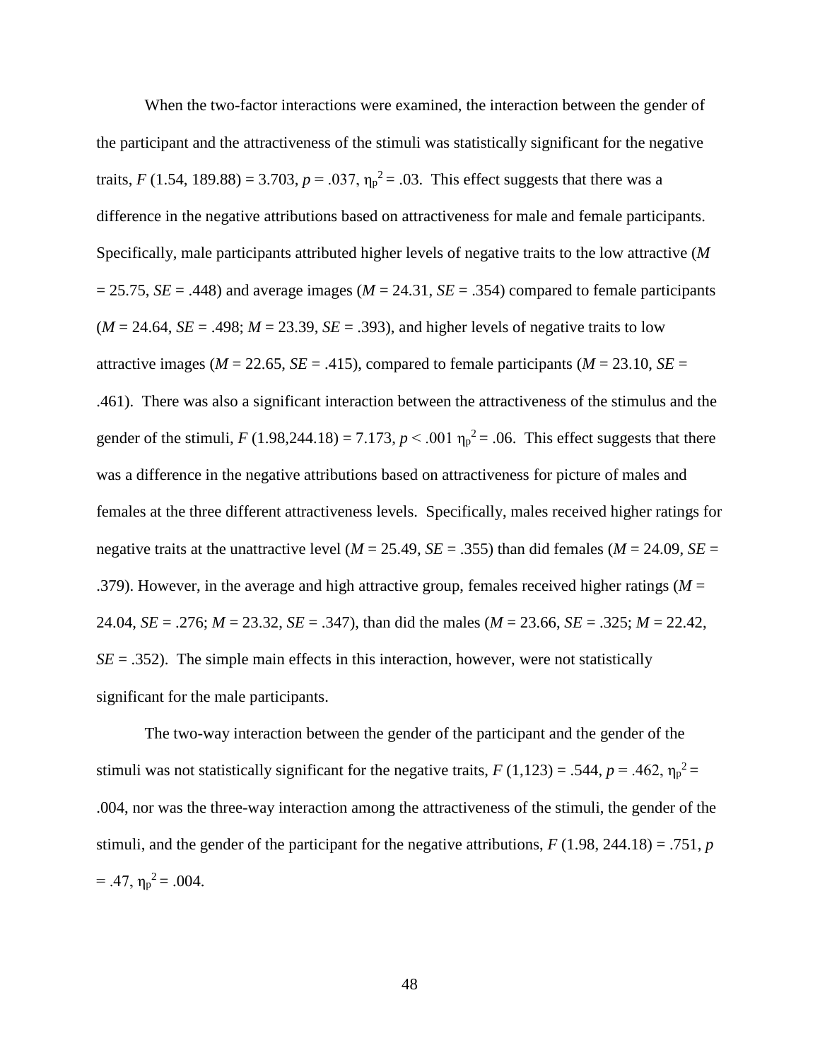When the two-factor interactions were examined, the interaction between the gender of the participant and the attractiveness of the stimuli was statistically significant for the negative traits, $F$ (1.54, 189.88) = 3.703, $p$ = .037, $\eta_p^2$ = .03. This effect suggests that there was a difference in the negative attributions based on attractiveness for male and female participants. Specifically, male participants attributed higher levels of negative traits to the low attractive ($M$ = 25.75, $SE$ = .448) and average images ($M$ = 24.31, $SE$ = .354) compared to female participants ($M$ = 24.64, $SE$ = .498; $M$ = 23.39, $SE$ = .393), and higher levels of negative traits to low attractive images ($M$ = 22.65, $SE$ = .415), compared to female participants ($M$ = 23.10, $SE$ = .461). There was also a significant interaction between the attractiveness of the stimulus and the gender of the stimuli, $F$ (1.98,244.18) = 7.173, $p$ < .001 $\eta_p^2$ = .06. This effect suggests that there was a difference in the negative attributions based on attractiveness for picture of males and females at the three different attractiveness levels. Specifically, males received higher ratings for negative traits at the unattractive level ($M$ = 25.49, $SE$ = .355) than did females ($M$ = 24.09, $SE$ = .379). However, in the average and high attractive group, females received higher ratings ($M$ = 24.04, $SE$ = .276; $M$ = 23.32, $SE$ = .347), than did the males ($M$ = 23.66, $SE$ = .325; $M$ = 22.42, $SE$ = .352). The simple main effects in this interaction, however, were not statistically significant for the male participants.

The two-way interaction between the gender of the participant and the gender of the stimuli was not statistically significant for the negative traits, $F$ (1,123) = .544, $p$ = .462, $\eta_p^2$ = .004, nor was the three-way interaction among the attractiveness of the stimuli, the gender of the stimuli, and the gender of the participant for the negative attributions, $F$ (1.98, 244.18) = .751, $p$ = .47, $\eta_p^2$ = .004.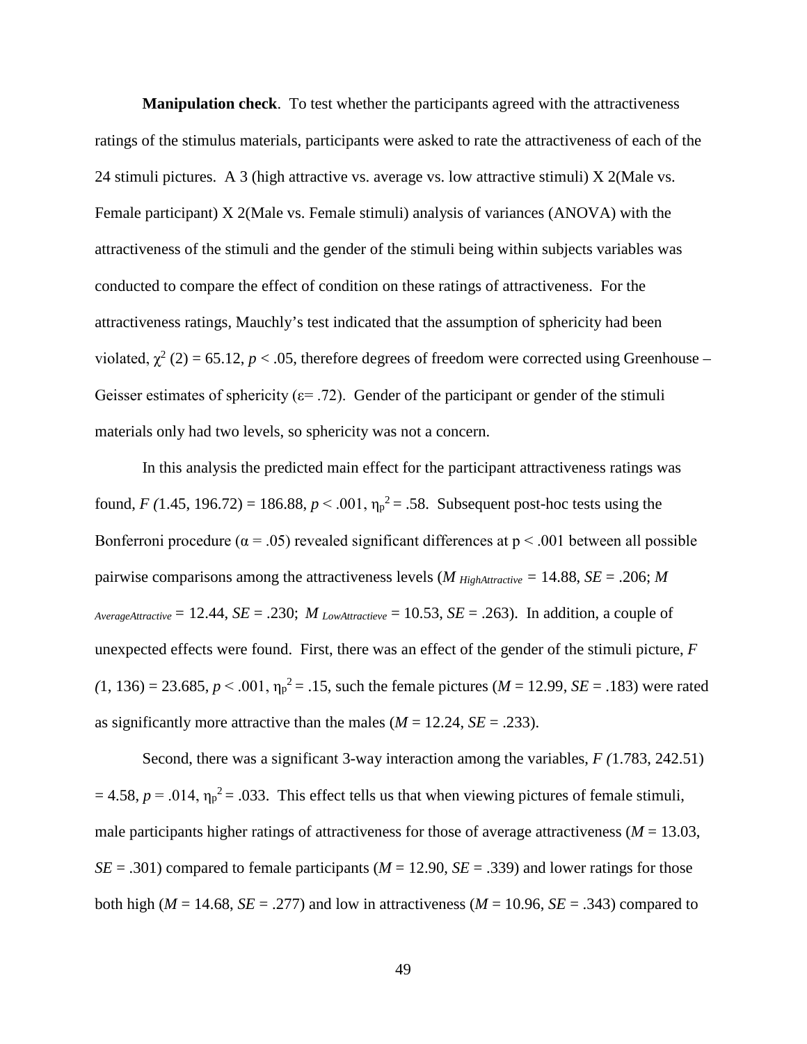**Manipulation check**. To test whether the participants agreed with the attractiveness ratings of the stimulus materials, participants were asked to rate the attractiveness of each of the 24 stimuli pictures. A 3 (high attractive vs. average vs. low attractive stimuli) X 2(Male vs. Female participant) X 2(Male vs. Female stimuli) analysis of variances (ANOVA) with the attractiveness of the stimuli and the gender of the stimuli being within subjects variables was conducted to compare the effect of condition on these ratings of attractiveness. For the attractiveness ratings, Mauchly's test indicated that the assumption of sphericity had been violated, $\chi^2$ (2) = 65.12, $p < .05$, therefore degrees of freedom were corrected using Greenhouse – Geisser estimates of sphericity ($\varepsilon$= .72). Gender of the participant or gender of the stimuli materials only had two levels, so sphericity was not a concern.

In this analysis the predicted main effect for the participant attractiveness ratings was found, $F$ (1.45, 196.72) = 186.88, $p < .001$, $\eta_p^2 = .58$. Subsequent post-hoc tests using the Bonferroni procedure ($\alpha$ = .05) revealed significant differences at p < .001 between all possible pairwise comparisons among the attractiveness levels ($M_{HighAttractive}$ = 14.88, $SE$ = .206; $M_{AverageAttractive}$ = 12.44, $SE$ = .230; $M_{LowAttractieve}$ = 10.53, $SE$ = .263). In addition, a couple of unexpected effects were found. First, there was an effect of the gender of the stimuli picture, $F$ (1, 136) = 23.685, $p < .001$, $\eta_p^2 = .15$, such the female pictures ($M$ = 12.99, $SE$ = .183) were rated as significantly more attractive than the males ($M$ = 12.24, $SE$ = .233).

Second, there was a significant 3-way interaction among the variables, $F$ (1.783, 242.51) = 4.58, $p = .014$, $\eta_p^2 = .033$. This effect tells us that when viewing pictures of female stimuli, male participants higher ratings of attractiveness for those of average attractiveness ($M$ = 13.03, $SE$ = .301) compared to female participants ($M$ = 12.90, $SE$ = .339) and lower ratings for those both high ($M$ = 14.68, $SE$ = .277) and low in attractiveness ($M$ = 10.96, $SE$ = .343) compared to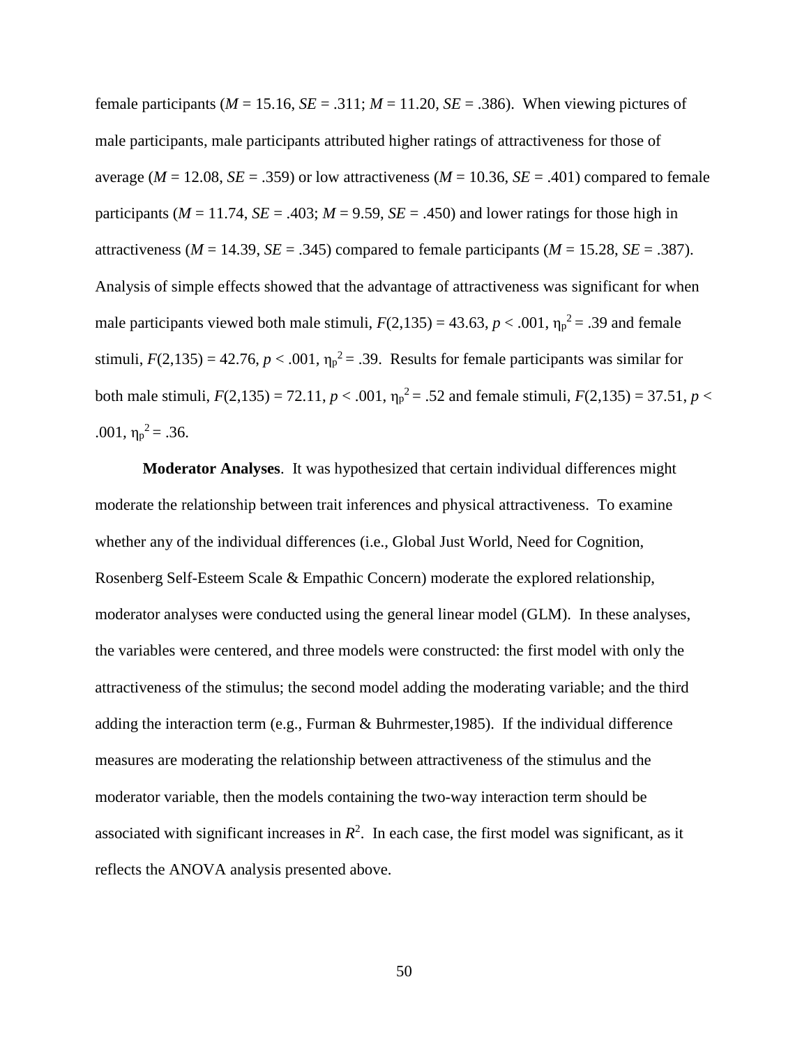female participants ($M$ = 15.16, $SE$ = .311; $M$ = 11.20, $SE$ = .386). When viewing pictures of male participants, male participants attributed higher ratings of attractiveness for those of average ($M$ = 12.08, $SE$ = .359) or low attractiveness ($M$ = 10.36, $SE$ = .401) compared to female participants ($M$ = 11.74, $SE$ = .403; $M$ = 9.59, $SE$ = .450) and lower ratings for those high in attractiveness ($M$ = 14.39, $SE$ = .345) compared to female participants ($M$ = 15.28, $SE$ = .387). Analysis of simple effects showed that the advantage of attractiveness was significant for when male participants viewed both male stimuli, $F(2,135) = 43.63$, $p < .001$, $\eta_p^2 = .39$ and female stimuli, $F(2,135) = 42.76$, $p < .001$, $\eta_p^2 = .39$. Results for female participants was similar for both male stimuli, $F(2,135) = 72.11$, $p < .001$, $\eta_p^2 = .52$ and female stimuli, $F(2,135) = 37.51$, $p < .001$, $\eta_p^2 = .36$.

**Moderator Analyses**. It was hypothesized that certain individual differences might moderate the relationship between trait inferences and physical attractiveness. To examine whether any of the individual differences (i.e., Global Just World, Need for Cognition, Rosenberg Self-Esteem Scale & Empathic Concern) moderate the explored relationship, moderator analyses were conducted using the general linear model (GLM). In these analyses, the variables were centered, and three models were constructed: the first model with only the attractiveness of the stimulus; the second model adding the moderating variable; and the third adding the interaction term (e.g., Furman & Buhrmester,1985). If the individual difference measures are moderating the relationship between attractiveness of the stimulus and the moderator variable, then the models containing the two-way interaction term should be associated with significant increases in $R^2$. In each case, the first model was significant, as it reflects the ANOVA analysis presented above.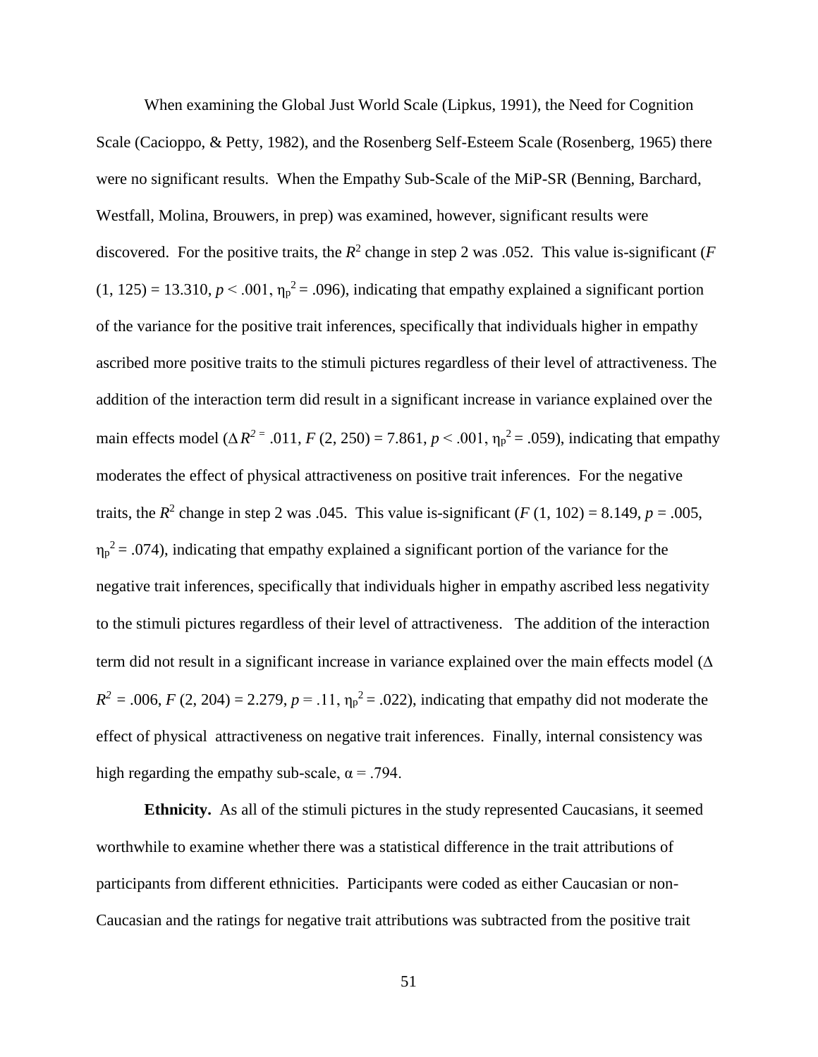When examining the Global Just World Scale (Lipkus, 1991), the Need for Cognition Scale (Cacioppo, & Petty, 1982), and the Rosenberg Self-Esteem Scale (Rosenberg, 1965) there were no significant results. When the Empathy Sub-Scale of the MiP-SR (Benning, Barchard, Westfall, Molina, Brouwers, in prep) was examined, however, significant results were discovered. For the positive traits, the $R^2$ change in step 2 was .052. This value is-significant ($F$ (1, 125) = 13.310, $p$ < .001, $\eta_p^2$ = .096), indicating that empathy explained a significant portion of the variance for the positive trait inferences, specifically that individuals higher in empathy ascribed more positive traits to the stimuli pictures regardless of their level of attractiveness. The addition of the interaction term did result in a significant increase in variance explained over the main effects model ($\Delta R^{2} =$ .011, $F$ (2, 250) = 7.861, $p$ < .001, $\eta_p^2$ = .059), indicating that empathy moderates the effect of physical attractiveness on positive trait inferences. For the negative traits, the $R^2$ change in step 2 was .045. This value is-significant ($F$ (1, 102) = 8.149, $p$ = .005, $\eta_p^2$ = .074), indicating that empathy explained a significant portion of the variance for the negative trait inferences, specifically that individuals higher in empathy ascribed less negativity to the stimuli pictures regardless of their level of attractiveness. The addition of the interaction term did not result in a significant increase in variance explained over the main effects model ($\Delta$ $R^2$ = .006, $F$ (2, 204) = 2.279, $p$ = .11, $\eta_p^2$ = .022), indicating that empathy did not moderate the effect of physical attractiveness on negative trait inferences. Finally, internal consistency was high regarding the empathy sub-scale, $\alpha$ = .794.

**Ethnicity.** As all of the stimuli pictures in the study represented Caucasians, it seemed worthwhile to examine whether there was a statistical difference in the trait attributions of participants from different ethnicities. Participants were coded as either Caucasian or non-Caucasian and the ratings for negative trait attributions was subtracted from the positive trait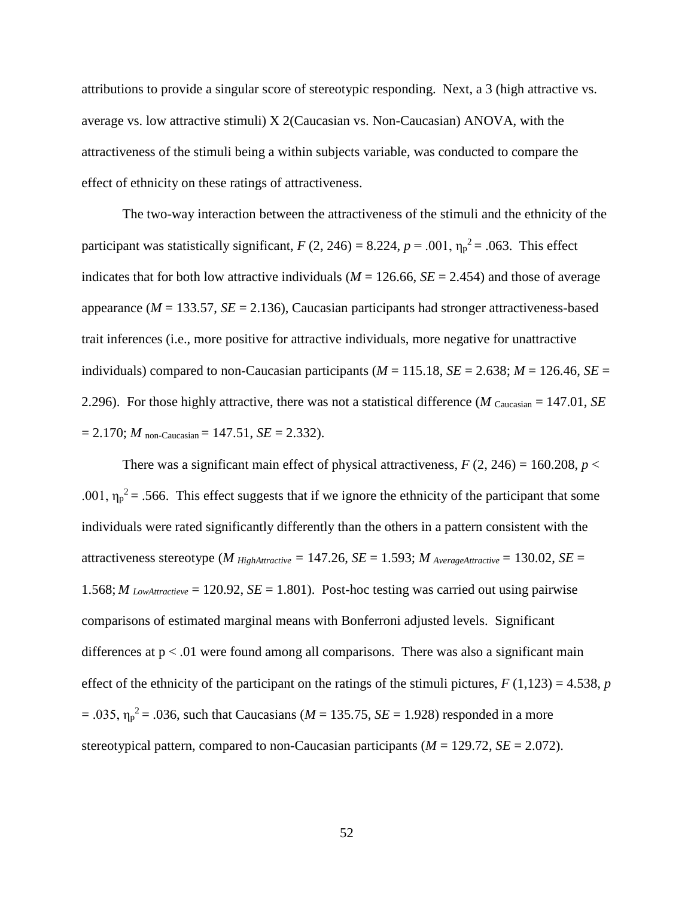attributions to provide a singular score of stereotypic responding. Next, a 3 (high attractive vs. average vs. low attractive stimuli) X 2(Caucasian vs. Non-Caucasian) ANOVA, with the attractiveness of the stimuli being a within subjects variable, was conducted to compare the effect of ethnicity on these ratings of attractiveness.

The two-way interaction between the attractiveness of the stimuli and the ethnicity of the participant was statistically significant, $F$ (2, 246) = 8.224, $p$ = .001, $\eta_p^2$ = .063. This effect indicates that for both low attractive individuals ($M$ = 126.66, $SE$ = 2.454) and those of average appearance ($M$ = 133.57, $SE$ = 2.136), Caucasian participants had stronger attractiveness-based trait inferences (i.e., more positive for attractive individuals, more negative for unattractive individuals) compared to non-Caucasian participants ($M$ = 115.18, $SE$ = 2.638; $M$ = 126.46, $SE$ = 2.296). For those highly attractive, there was not a statistical difference ($M_{\text{Caucasian}}$ = 147.01, $SE$ = 2.170; $M_{\text{non-Caucasian}}$ = 147.51, $SE$ = 2.332).

There was a significant main effect of physical attractiveness, $F$ (2, 246) = 160.208, $p$ < .001, $\eta_p^2$ = .566. This effect suggests that if we ignore the ethnicity of the participant that some individuals were rated significantly differently than the others in a pattern consistent with the attractiveness stereotype ($M_{HighAttractive}$ = 147.26, $SE$ = 1.593; $M_{AverageAttractive}$ = 130.02, $SE$ = 1.568; $M_{LowAttractieve}$ = 120.92, $SE$ = 1.801). Post-hoc testing was carried out using pairwise comparisons of estimated marginal means with Bonferroni adjusted levels. Significant differences at $p < .01$ were found among all comparisons. There was also a significant main effect of the ethnicity of the participant on the ratings of the stimuli pictures, $F$ (1,123) = 4.538, $p$ = .035, $\eta_p^2$ = .036, such that Caucasians ($M$ = 135.75, $SE$ = 1.928) responded in a more stereotypical pattern, compared to non-Caucasian participants ($M$ = 129.72, $SE$ = 2.072).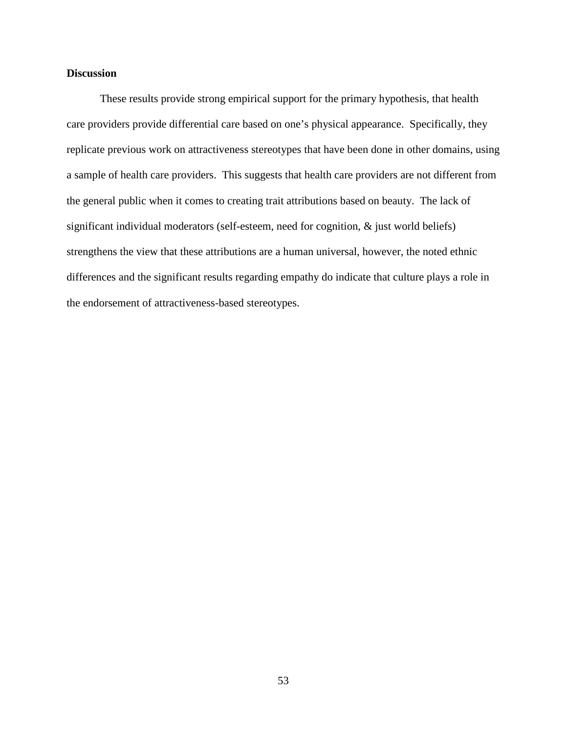**Discussion**

These results provide strong empirical support for the primary hypothesis, that health care providers provide differential care based on one's physical appearance. Specifically, they replicate previous work on attractiveness stereotypes that have been done in other domains, using a sample of health care providers. This suggests that health care providers are not different from the general public when it comes to creating trait attributions based on beauty. The lack of significant individual moderators (self-esteem, need for cognition, & just world beliefs) strengthens the view that these attributions are a human universal, however, the noted ethnic differences and the significant results regarding empathy do indicate that culture plays a role in the endorsement of attractiveness-based stereotypes.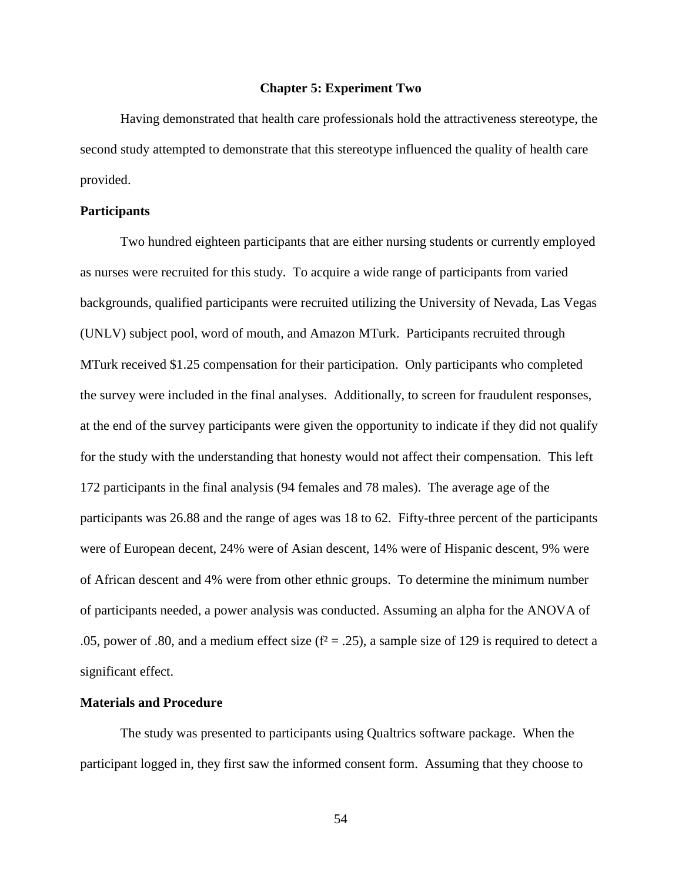## Chapter 5: Experiment Two

Having demonstrated that health care professionals hold the attractiveness stereotype, the second study attempted to demonstrate that this stereotype influenced the quality of health care provided.

### Participants

Two hundred eighteen participants that are either nursing students or currently employed as nurses were recruited for this study. To acquire a wide range of participants from varied backgrounds, qualified participants were recruited utilizing the University of Nevada, Las Vegas (UNLV) subject pool, word of mouth, and Amazon MTurk. Participants recruited through MTurk received $1.25 compensation for their participation. Only participants who completed the survey were included in the final analyses. Additionally, to screen for fraudulent responses, at the end of the survey participants were given the opportunity to indicate if they did not qualify for the study with the understanding that honesty would not affect their compensation. This left 172 participants in the final analysis (94 females and 78 males). The average age of the participants was 26.88 and the range of ages was 18 to 62. Fifty-three percent of the participants were of European decent, 24% were of Asian descent, 14% were of Hispanic descent, 9% were of African descent and 4% were from other ethnic groups. To determine the minimum number of participants needed, a power analysis was conducted. Assuming an alpha for the ANOVA of .05, power of .80, and a medium effect size ($f^2 = .25$), a sample size of 129 is required to detect a significant effect.

### Materials and Procedure

The study was presented to participants using Qualtrics software package. When the participant logged in, they first saw the informed consent form. Assuming that they choose to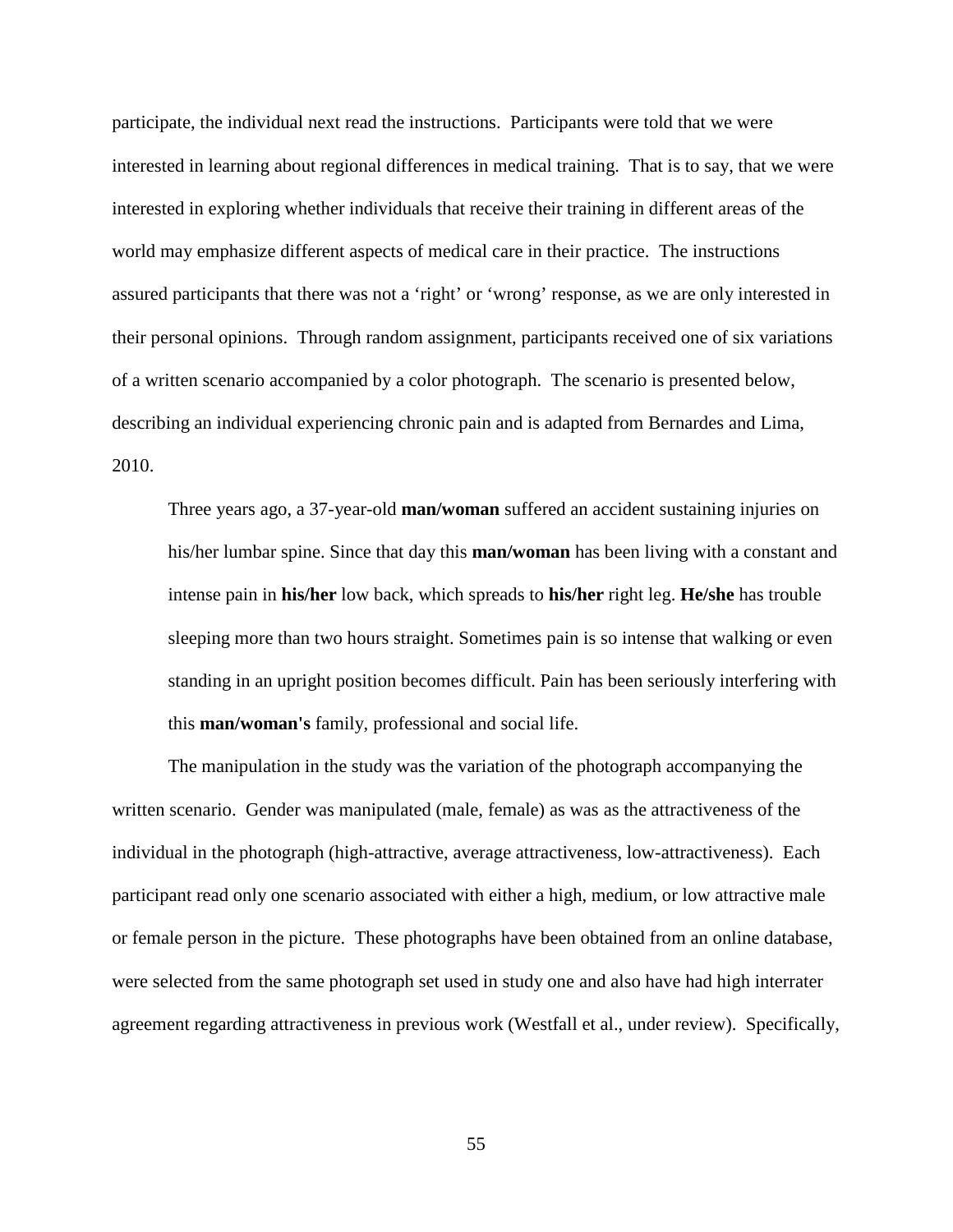participate, the individual next read the instructions. Participants were told that we were interested in learning about regional differences in medical training. That is to say, that we were interested in exploring whether individuals that receive their training in different areas of the world may emphasize different aspects of medical care in their practice. The instructions assured participants that there was not a 'right' or 'wrong' response, as we are only interested in their personal opinions. Through random assignment, participants received one of six variations of a written scenario accompanied by a color photograph. The scenario is presented below, describing an individual experiencing chronic pain and is adapted from Bernardes and Lima, 2010.

> Three years ago, a 37-year-old **man/woman** suffered an accident sustaining injuries on his/her lumbar spine. Since that day this **man/woman** has been living with a constant and intense pain in **his/her** low back, which spreads to **his/her** right leg. **He/she** has trouble sleeping more than two hours straight. Sometimes pain is so intense that walking or even standing in an upright position becomes difficult. Pain has been seriously interfering with this **man/woman's** family, professional and social life.

The manipulation in the study was the variation of the photograph accompanying the written scenario. Gender was manipulated (male, female) as was as the attractiveness of the individual in the photograph (high-attractive, average attractiveness, low-attractiveness). Each participant read only one scenario associated with either a high, medium, or low attractive male or female person in the picture. These photographs have been obtained from an online database, were selected from the same photograph set used in study one and also have had high interrater agreement regarding attractiveness in previous work (Westfall et al., under review). Specifically,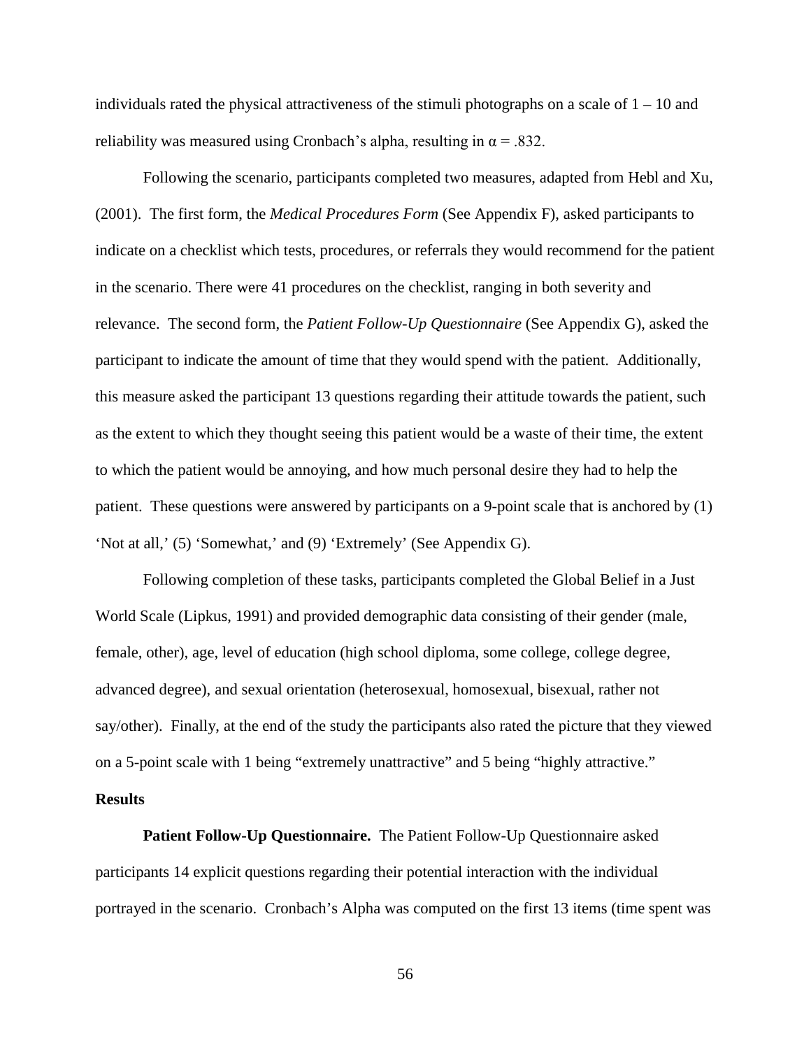individuals rated the physical attractiveness of the stimuli photographs on a scale of 1 – 10 and reliability was measured using Cronbach's alpha, resulting in $\alpha = .832$.

Following the scenario, participants completed two measures, adapted from Hebl and Xu, (2001). The first form, the *Medical Procedures Form* (See Appendix F), asked participants to indicate on a checklist which tests, procedures, or referrals they would recommend for the patient in the scenario. There were 41 procedures on the checklist, ranging in both severity and relevance. The second form, the *Patient Follow-Up Questionnaire* (See Appendix G), asked the participant to indicate the amount of time that they would spend with the patient. Additionally, this measure asked the participant 13 questions regarding their attitude towards the patient, such as the extent to which they thought seeing this patient would be a waste of their time, the extent to which the patient would be annoying, and how much personal desire they had to help the patient. These questions were answered by participants on a 9-point scale that is anchored by (1) 'Not at all,' (5) 'Somewhat,' and (9) 'Extremely' (See Appendix G).

Following completion of these tasks, participants completed the Global Belief in a Just World Scale (Lipkus, 1991) and provided demographic data consisting of their gender (male, female, other), age, level of education (high school diploma, some college, college degree, advanced degree), and sexual orientation (heterosexual, homosexual, bisexual, rather not say/other). Finally, at the end of the study the participants also rated the picture that they viewed on a 5-point scale with 1 being "extremely unattractive" and 5 being "highly attractive."

## Results

**Patient Follow-Up Questionnaire.** The Patient Follow-Up Questionnaire asked participants 14 explicit questions regarding their potential interaction with the individual portrayed in the scenario. Cronbach's Alpha was computed on the first 13 items (time spent was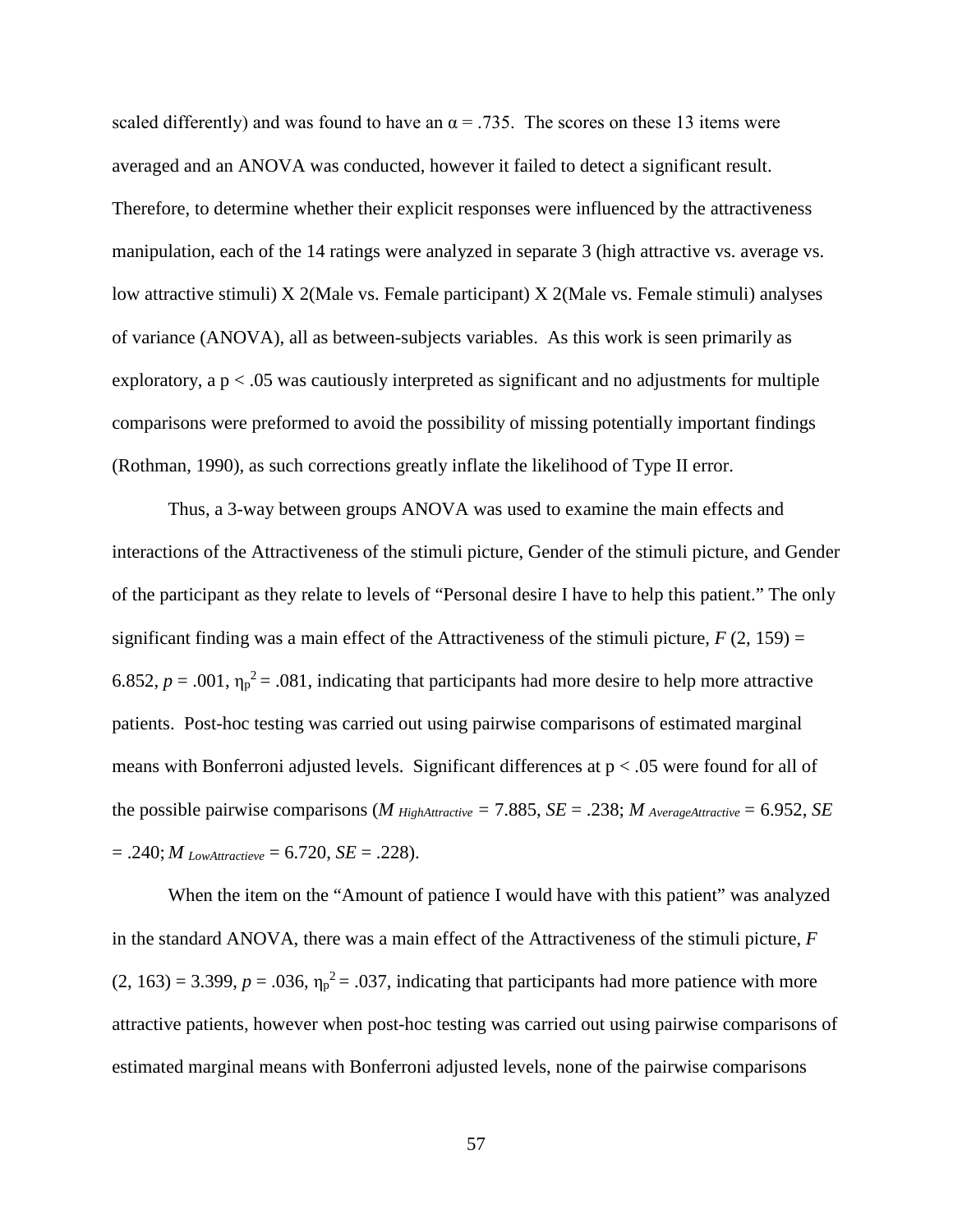scaled differently) and was found to have an $\alpha = .735$. The scores on these 13 items were averaged and an ANOVA was conducted, however it failed to detect a significant result. Therefore, to determine whether their explicit responses were influenced by the attractiveness manipulation, each of the 14 ratings were analyzed in separate 3 (high attractive vs. average vs. low attractive stimuli) X 2(Male vs. Female participant) X 2(Male vs. Female stimuli) analyses of variance (ANOVA), all as between-subjects variables. As this work is seen primarily as exploratory, a $p < .05$ was cautiously interpreted as significant and no adjustments for multiple comparisons were preformed to avoid the possibility of missing potentially important findings (Rothman, 1990), as such corrections greatly inflate the likelihood of Type II error.

Thus, a 3-way between groups ANOVA was used to examine the main effects and interactions of the Attractiveness of the stimuli picture, Gender of the stimuli picture, and Gender of the participant as they relate to levels of "Personal desire I have to help this patient." The only significant finding was a main effect of the Attractiveness of the stimuli picture, $F(2, 159) = 6.852$, $p = .001$, $\eta_p^2 = .081$, indicating that participants had more desire to help more attractive patients. Post-hoc testing was carried out using pairwise comparisons of estimated marginal means with Bonferroni adjusted levels. Significant differences at $p < .05$ were found for all of the possible pairwise comparisons ($M_{HighAttractive} = 7.885$, $SE = .238$; $M_{AverageAttractive} = 6.952$, $SE = .240$; $M_{LowAttractieve} = 6.720$, $SE = .228$).

When the item on the "Amount of patience I would have with this patient" was analyzed in the standard ANOVA, there was a main effect of the Attractiveness of the stimuli picture, $F(2, 163) = 3.399$, $p = .036$, $\eta_p^2 = .037$, indicating that participants had more patience with more attractive patients, however when post-hoc testing was carried out using pairwise comparisons of estimated marginal means with Bonferroni adjusted levels, none of the pairwise comparisons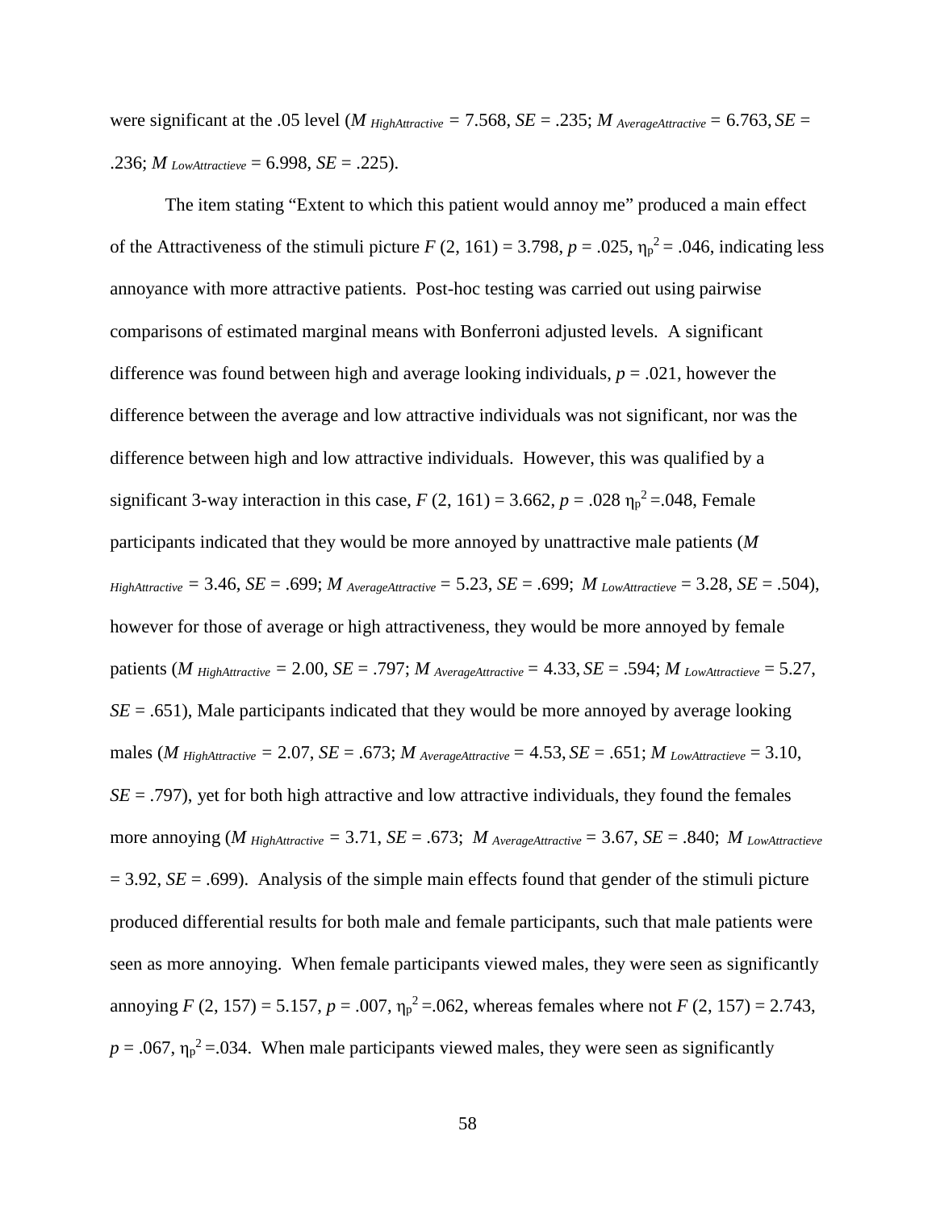were significant at the .05 level ($M_{HighAttractive}$ = 7.568, *SE* = .235; $M_{AverageAttractive}$ = 6.763, *SE* = .236; $M_{LowAttractieve}$ = 6.998, *SE* = .225).

The item stating "Extent to which this patient would annoy me" produced a main effect of the Attractiveness of the stimuli picture $F$ (2, 161) = 3.798, $p$ = .025, $\eta_p^2$ = .046, indicating less annoyance with more attractive patients. Post-hoc testing was carried out using pairwise comparisons of estimated marginal means with Bonferroni adjusted levels. A significant difference was found between high and average looking individuals, $p$ = .021, however the difference between the average and low attractive individuals was not significant, nor was the difference between high and low attractive individuals. However, this was qualified by a significant 3-way interaction in this case, $F$ (2, 161) = 3.662, $p$ = .028 $\eta_p^2$ =.048, Female participants indicated that they would be more annoyed by unattractive male patients ($M_{HighAttractive}$ = 3.46, *SE* = .699; $M_{AverageAttractive}$ = 5.23, *SE* = .699; $M_{LowAttractieve}$ = 3.28, *SE* = .504), however for those of average or high attractiveness, they would be more annoyed by female patients ($M_{HighAttractive}$ = 2.00, *SE* = .797; $M_{AverageAttractive}$ = 4.33, *SE* = .594; $M_{LowAttractieve}$ = 5.27, *SE* = .651), Male participants indicated that they would be more annoyed by average looking males ($M_{HighAttractive}$ = 2.07, *SE* = .673; $M_{AverageAttractive}$ = 4.53, *SE* = .651; $M_{LowAttractieve}$ = 3.10, *SE* = .797), yet for both high attractive and low attractive individuals, they found the females more annoying ($M_{HighAttractive}$ = 3.71, *SE* = .673; $M_{AverageAttractive}$ = 3.67, *SE* = .840; $M_{LowAttractieve}$ = 3.92, *SE* = .699). Analysis of the simple main effects found that gender of the stimuli picture produced differential results for both male and female participants, such that male patients were seen as more annoying. When female participants viewed males, they were seen as significantly annoying $F$ (2, 157) = 5.157, $p$ = .007, $\eta_p^2$ =.062, whereas females where not $F$ (2, 157) = 2.743, $p$ = .067, $\eta_p^2$ =.034. When male participants viewed males, they were seen as significantly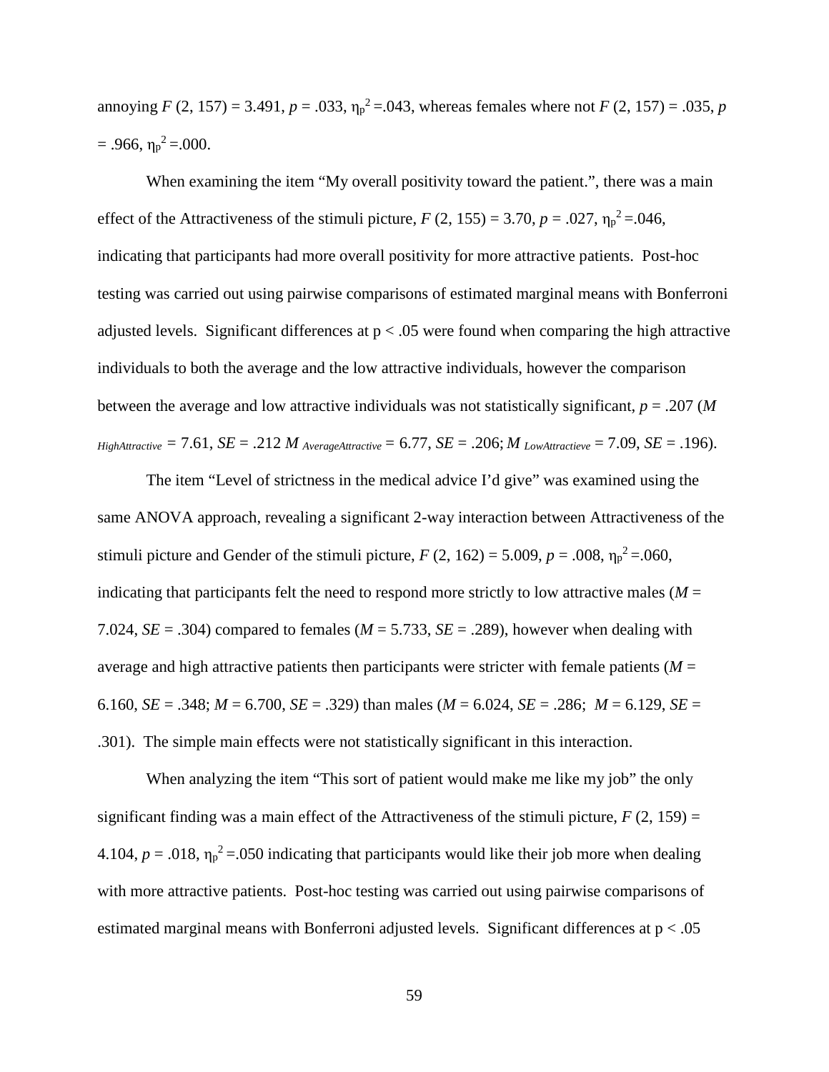annoying $F$ (2, 157) = 3.491, $p$ = .033, $\eta_p^2$ =.043, whereas females where not $F$ (2, 157) = .035, $p$ = .966, $\eta_p^2$ =.000.

When examining the item "My overall positivity toward the patient.", there was a main effect of the Attractiveness of the stimuli picture, $F$ (2, 155) = 3.70, $p$ = .027, $\eta_p^2$ =.046, indicating that participants had more overall positivity for more attractive patients. Post-hoc testing was carried out using pairwise comparisons of estimated marginal means with Bonferroni adjusted levels. Significant differences at p < .05 were found when comparing the high attractive individuals to both the average and the low attractive individuals, however the comparison between the average and low attractive individuals was not statistically significant, $p$ = .207 ($M_{HighAttractive}$ = 7.61, $SE$ = .212 $M_{AverageAttractive}$ = 6.77, $SE$ = .206; $M_{LowAttractieve}$ = 7.09, $SE$ = .196).

The item "Level of strictness in the medical advice I'd give" was examined using the same ANOVA approach, revealing a significant 2-way interaction between Attractiveness of the stimuli picture and Gender of the stimuli picture, $F$ (2, 162) = 5.009, $p$ = .008, $\eta_p^2$ =.060, indicating that participants felt the need to respond more strictly to low attractive males ($M$ = 7.024, $SE$ = .304) compared to females ($M$ = 5.733, $SE$ = .289), however when dealing with average and high attractive patients then participants were stricter with female patients ($M$ = 6.160, $SE$ = .348; $M$ = 6.700, $SE$ = .329) than males ($M$ = 6.024, $SE$ = .286; $M$ = 6.129, $SE$ = .301). The simple main effects were not statistically significant in this interaction.

When analyzing the item "This sort of patient would make me like my job" the only significant finding was a main effect of the Attractiveness of the stimuli picture, $F$ (2, 159) = 4.104, $p$ = .018, $\eta_p^2$ =.050 indicating that participants would like their job more when dealing with more attractive patients. Post-hoc testing was carried out using pairwise comparisons of estimated marginal means with Bonferroni adjusted levels. Significant differences at p < .05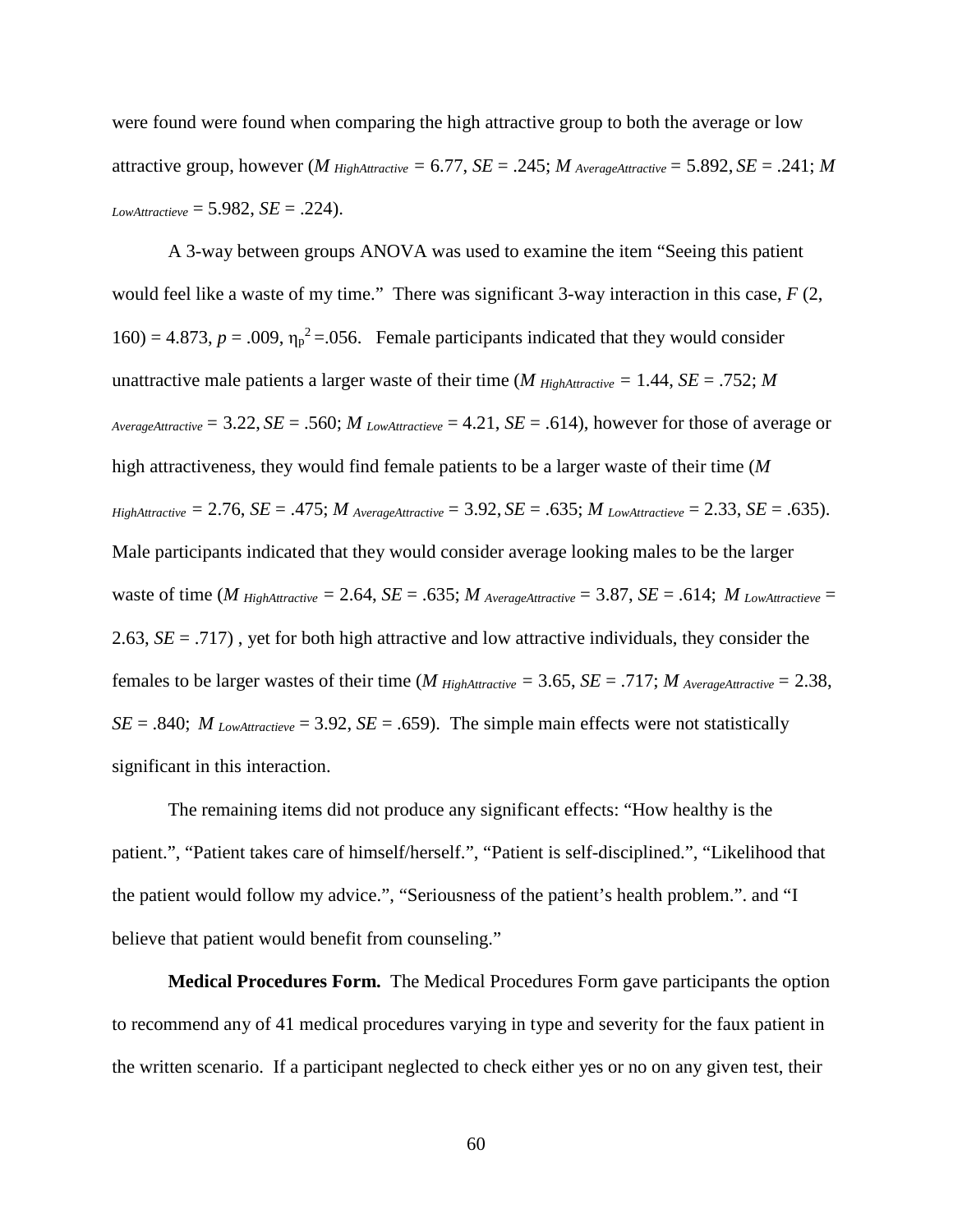were found were found when comparing the high attractive group to both the average or low attractive group, however ($M_{HighAttractive}$ = 6.77, $SE$ = .245; $M_{AverageAttractive}$ = 5.892, $SE$ = .241; $M_{LowAttractieve}$ = 5.982, $SE$ = .224).

A 3-way between groups ANOVA was used to examine the item "Seeing this patient would feel like a waste of my time." There was significant 3-way interaction in this case, $F$ (2, 160) = 4.873, $p$ = .009, $\eta_p^2$ =.056. Female participants indicated that they would consider unattractive male patients a larger waste of their time ($M_{HighAttractive}$ = 1.44, $SE$ = .752; $M_{AverageAttractive}$ = 3.22, $SE$ = .560; $M_{LowAttractieve}$ = 4.21, $SE$ = .614), however for those of average or high attractiveness, they would find female patients to be a larger waste of their time ($M_{HighAttractive}$ = 2.76, $SE$ = .475; $M_{AverageAttractive}$ = 3.92, $SE$ = .635; $M_{LowAttractieve}$ = 2.33, $SE$ = .635). Male participants indicated that they would consider average looking males to be the larger waste of time ($M_{HighAttractive}$ = 2.64, $SE$ = .635; $M_{AverageAttractive}$ = 3.87, $SE$ = .614; $M_{LowAttractieve}$ = 2.63, $SE$ = .717) , yet for both high attractive and low attractive individuals, they consider the females to be larger wastes of their time ($M_{HighAttractive}$ = 3.65, $SE$ = .717; $M_{AverageAttractive}$ = 2.38, $SE$ = .840; $M_{LowAttractieve}$ = 3.92, $SE$ = .659). The simple main effects were not statistically significant in this interaction.

The remaining items did not produce any significant effects: "How healthy is the patient.", "Patient takes care of himself/herself.", "Patient is self-disciplined.", "Likelihood that the patient would follow my advice.", "Seriousness of the patient's health problem.". and "I believe that patient would benefit from counseling."

**Medical Procedures Form.** The Medical Procedures Form gave participants the option to recommend any of 41 medical procedures varying in type and severity for the faux patient in the written scenario. If a participant neglected to check either yes or no on any given test, their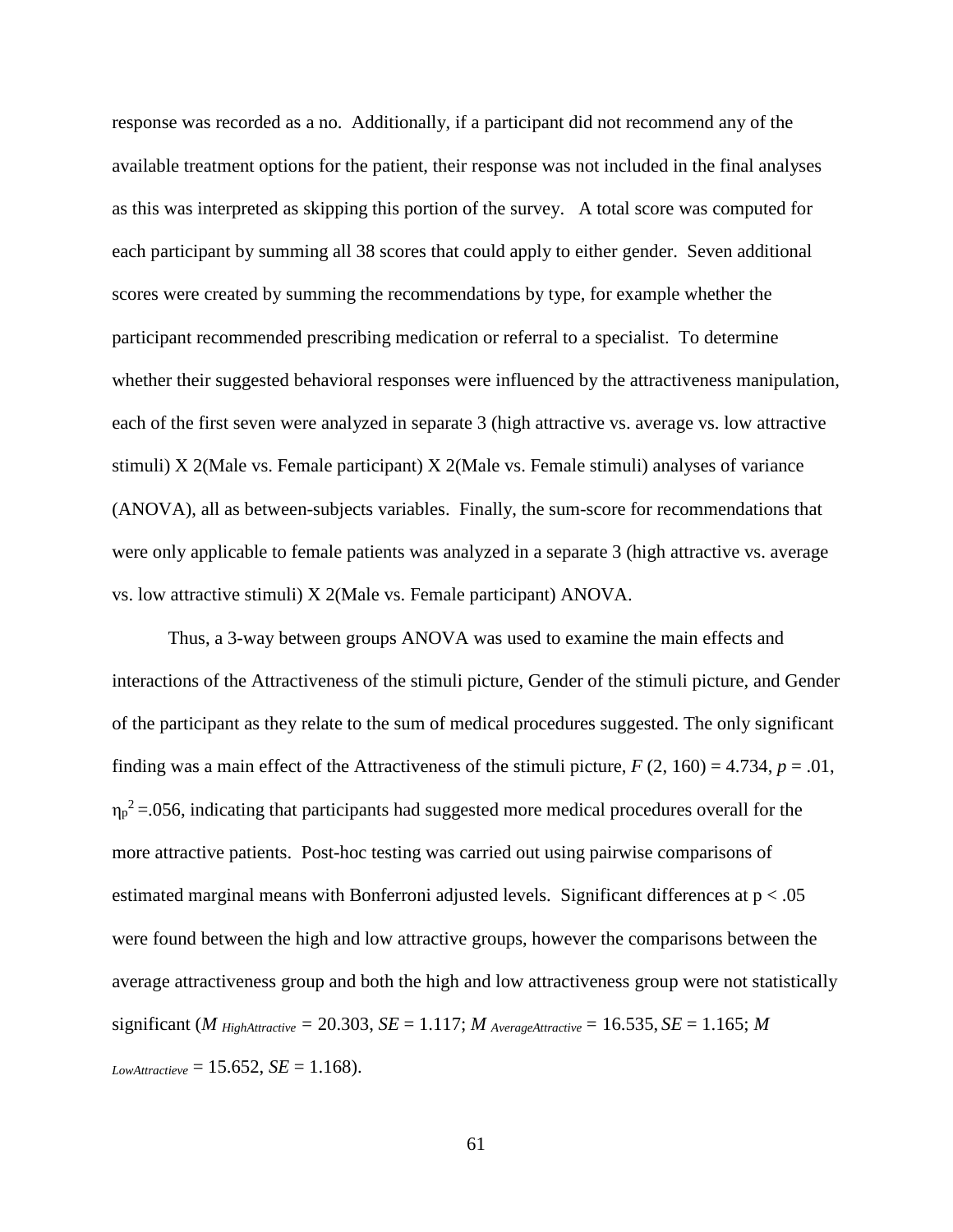response was recorded as a no. Additionally, if a participant did not recommend any of the available treatment options for the patient, their response was not included in the final analyses as this was interpreted as skipping this portion of the survey. A total score was computed for each participant by summing all 38 scores that could apply to either gender. Seven additional scores were created by summing the recommendations by type, for example whether the participant recommended prescribing medication or referral to a specialist. To determine whether their suggested behavioral responses were influenced by the attractiveness manipulation, each of the first seven were analyzed in separate 3 (high attractive vs. average vs. low attractive stimuli) X 2(Male vs. Female participant) X 2(Male vs. Female stimuli) analyses of variance (ANOVA), all as between-subjects variables. Finally, the sum-score for recommendations that were only applicable to female patients was analyzed in a separate 3 (high attractive vs. average vs. low attractive stimuli) X 2(Male vs. Female participant) ANOVA.

Thus, a 3-way between groups ANOVA was used to examine the main effects and interactions of the Attractiveness of the stimuli picture, Gender of the stimuli picture, and Gender of the participant as they relate to the sum of medical procedures suggested. The only significant finding was a main effect of the Attractiveness of the stimuli picture, $F$ (2, 160) = 4.734, $p$ = .01, $\eta_p^2$ =.056, indicating that participants had suggested more medical procedures overall for the more attractive patients. Post-hoc testing was carried out using pairwise comparisons of estimated marginal means with Bonferroni adjusted levels. Significant differences at $p < .05$ were found between the high and low attractive groups, however the comparisons between the average attractiveness group and both the high and low attractiveness group were not statistically significant ($M_{HighAttractive}$ = 20.303, $SE$ = 1.117; $M_{AverageAttractive}$ = 16.535, $SE$ = 1.165; $M_{LowAttractieve}$ = 15.652, $SE$ = 1.168).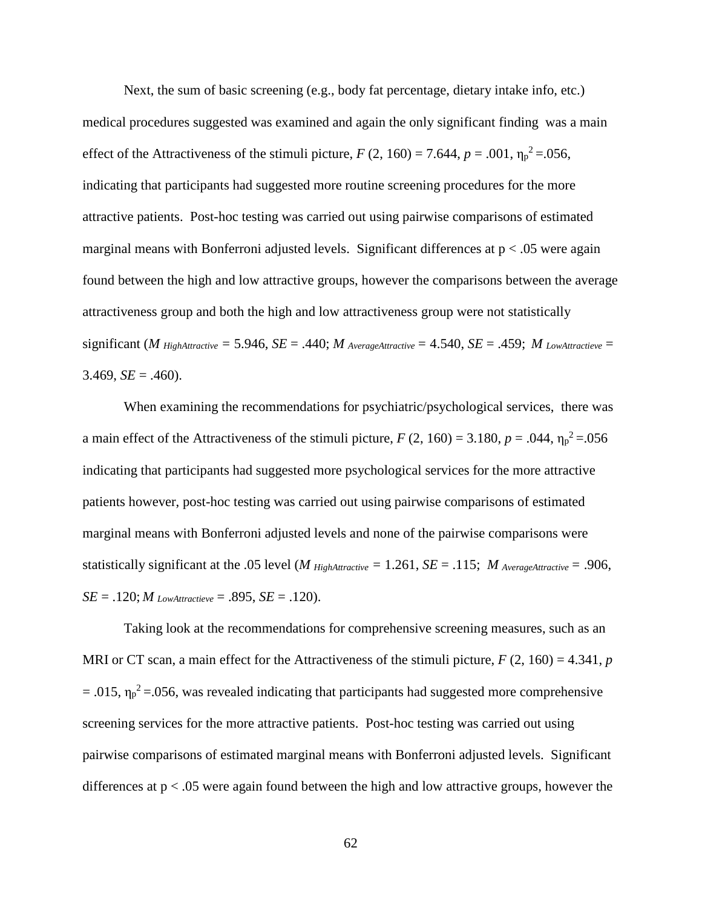Next, the sum of basic screening (e.g., body fat percentage, dietary intake info, etc.) medical procedures suggested was examined and again the only significant finding was a main effect of the Attractiveness of the stimuli picture, $F$ (2, 160) = 7.644, $p$ = .001, $\eta_p^2$ =.056, indicating that participants had suggested more routine screening procedures for the more attractive patients. Post-hoc testing was carried out using pairwise comparisons of estimated marginal means with Bonferroni adjusted levels. Significant differences at p < .05 were again found between the high and low attractive groups, however the comparisons between the average attractiveness group and both the high and low attractiveness group were not statistically significant ($M_{HighAttractive}$ = 5.946, $SE$ = .440; $M_{AverageAttractive}$ = 4.540, $SE$ = .459; $M_{LowAttractieve}$ = 3.469, $SE$ = .460).

When examining the recommendations for psychiatric/psychological services, there was a main effect of the Attractiveness of the stimuli picture, $F$ (2, 160) = 3.180, $p$ = .044, $\eta_p^2$ =.056 indicating that participants had suggested more psychological services for the more attractive patients however, post-hoc testing was carried out using pairwise comparisons of estimated marginal means with Bonferroni adjusted levels and none of the pairwise comparisons were statistically significant at the .05 level ($M_{HighAttractive}$ = 1.261, $SE$ = .115; $M_{AverageAttractive}$ = .906, $SE$ = .120; $M_{LowAttractieve}$ = .895, $SE$ = .120).

Taking look at the recommendations for comprehensive screening measures, such as an MRI or CT scan, a main effect for the Attractiveness of the stimuli picture, $F$ (2, 160) = 4.341, $p$ = .015, $\eta_p^2$ =.056, was revealed indicating that participants had suggested more comprehensive screening services for the more attractive patients. Post-hoc testing was carried out using pairwise comparisons of estimated marginal means with Bonferroni adjusted levels. Significant differences at p < .05 were again found between the high and low attractive groups, however the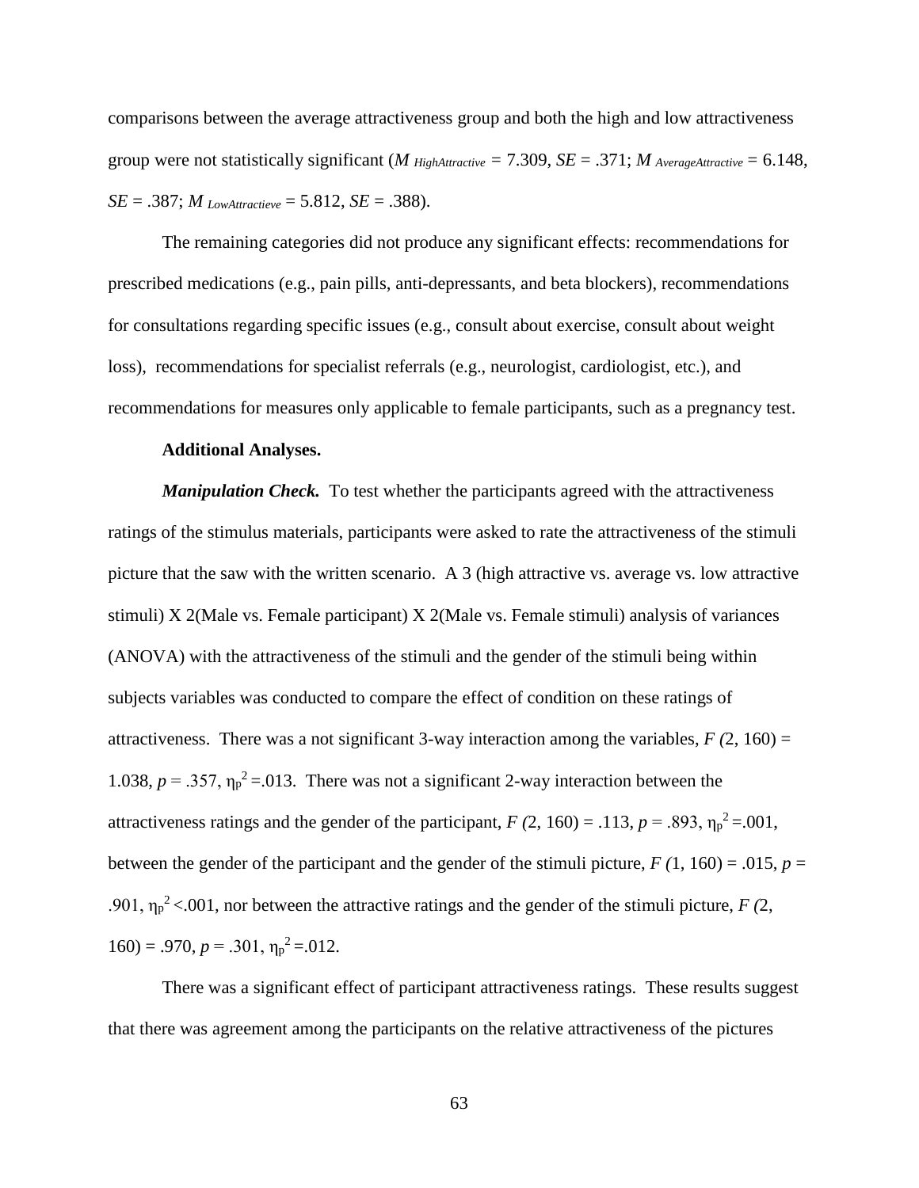comparisons between the average attractiveness group and both the high and low attractiveness group were not statistically significant ($M_{HighAttractive}$ = 7.309, *SE* = .371; $M_{AverageAttractive}$ = 6.148, *SE* = .387; $M_{LowAttractieve}$ = 5.812, *SE* = .388).

The remaining categories did not produce any significant effects: recommendations for prescribed medications (e.g., pain pills, anti-depressants, and beta blockers), recommendations for consultations regarding specific issues (e.g., consult about exercise, consult about weight loss), recommendations for specialist referrals (e.g., neurologist, cardiologist, etc.), and recommendations for measures only applicable to female participants, such as a pregnancy test.

**Additional Analyses.**

***Manipulation Check.*** To test whether the participants agreed with the attractiveness ratings of the stimulus materials, participants were asked to rate the attractiveness of the stimuli picture that the saw with the written scenario. A 3 (high attractive vs. average vs. low attractive stimuli) X 2(Male vs. Female participant) X 2(Male vs. Female stimuli) analysis of variances (ANOVA) with the attractiveness of the stimuli and the gender of the stimuli being within subjects variables was conducted to compare the effect of condition on these ratings of attractiveness. There was a not significant 3-way interaction among the variables, $F(2, 160) = 1.038$, $p = .357$, $\eta_p^2 = .013$. There was not a significant 2-way interaction between the attractiveness ratings and the gender of the participant, $F(2, 160) = .113$, $p = .893$, $\eta_p^2 = .001$, between the gender of the participant and the gender of the stimuli picture, $F(1, 160) = .015$, $p = .901$, $\eta_p^2 < .001$, nor between the attractive ratings and the gender of the stimuli picture, $F(2, 160) = .970$, $p = .301$, $\eta_p^2 = .012$.

There was a significant effect of participant attractiveness ratings. These results suggest that there was agreement among the participants on the relative attractiveness of the pictures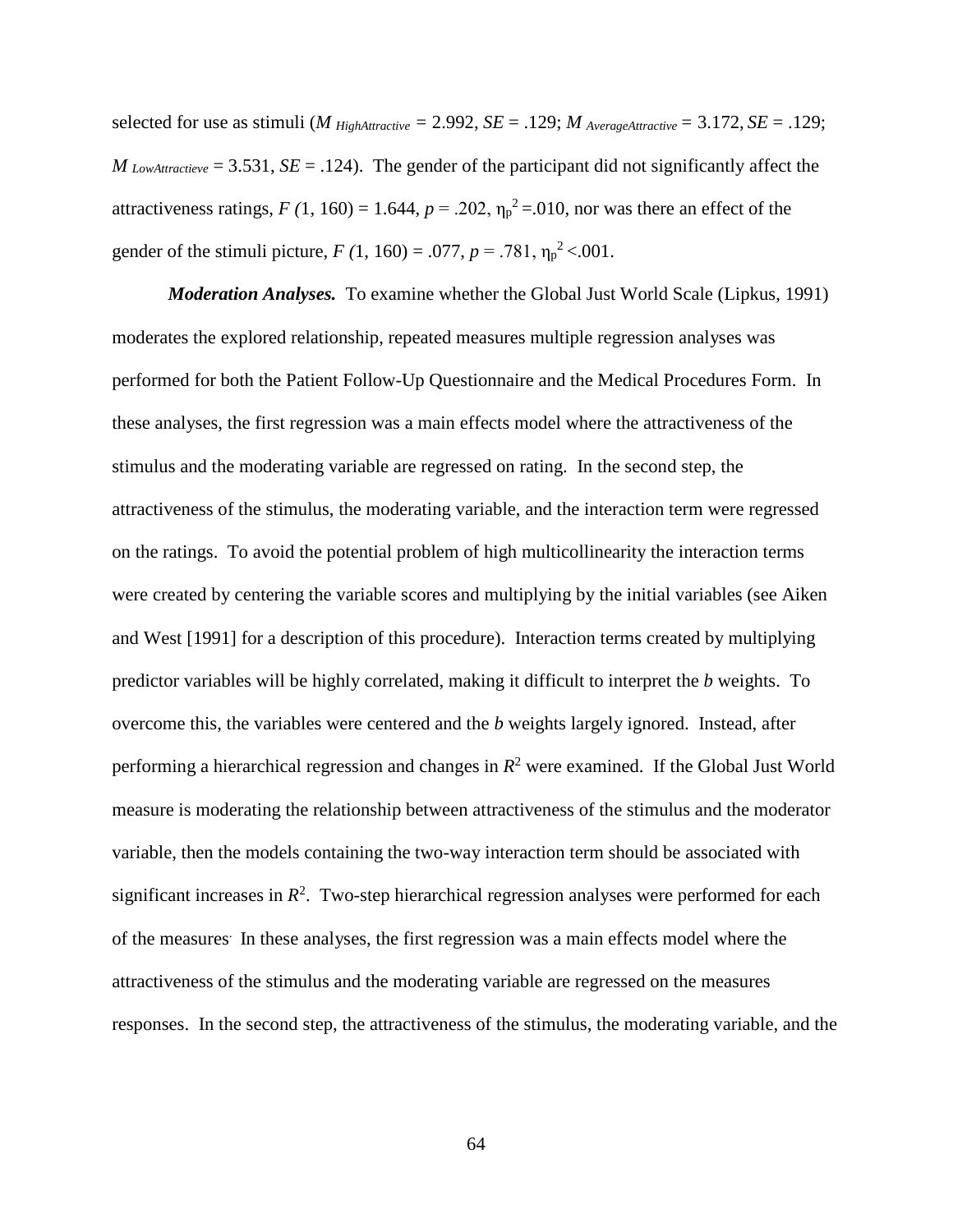selected for use as stimuli ($M_{HighAttractive}$ = 2.992, $SE$ = .129; $M_{AverageAttractive}$ = 3.172, $SE$ = .129; $M_{LowAttractieve}$ = 3.531, $SE$ = .124). The gender of the participant did not significantly affect the attractiveness ratings, $F(1, 160) = 1.644$, $p = .202$, $\eta_p^2 = .010$, nor was there an effect of the gender of the stimuli picture, $F(1, 160) = .077$, $p = .781$, $\eta_p^2 < .001$.

***Moderation Analyses.*** To examine whether the Global Just World Scale (Lipkus, 1991) moderates the explored relationship, repeated measures multiple regression analyses was performed for both the Patient Follow-Up Questionnaire and the Medical Procedures Form. In these analyses, the first regression was a main effects model where the attractiveness of the stimulus and the moderating variable are regressed on rating. In the second step, the attractiveness of the stimulus, the moderating variable, and the interaction term were regressed on the ratings. To avoid the potential problem of high multicollinearity the interaction terms were created by centering the variable scores and multiplying by the initial variables (see Aiken and West [1991] for a description of this procedure). Interaction terms created by multiplying predictor variables will be highly correlated, making it difficult to interpret the *b* weights. To overcome this, the variables were centered and the *b* weights largely ignored. Instead, after performing a hierarchical regression and changes in $R^2$ were examined. If the Global Just World measure is moderating the relationship between attractiveness of the stimulus and the moderator variable, then the models containing the two-way interaction term should be associated with significant increases in $R^2$. Two-step hierarchical regression analyses were performed for each of the measures. In these analyses, the first regression was a main effects model where the attractiveness of the stimulus and the moderating variable are regressed on the measures responses. In the second step, the attractiveness of the stimulus, the moderating variable, and the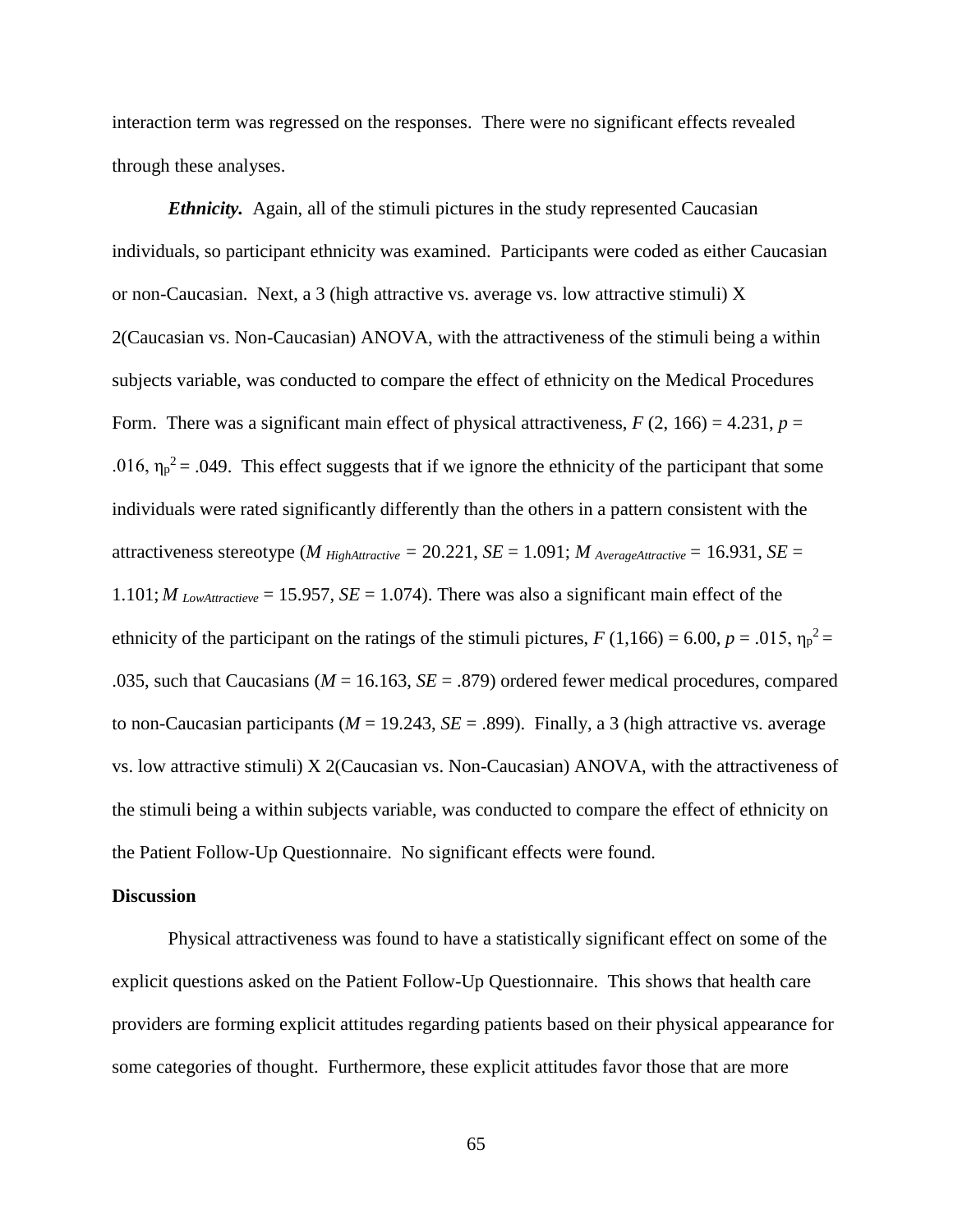interaction term was regressed on the responses. There were no significant effects revealed through these analyses.

***Ethnicity.*** Again, all of the stimuli pictures in the study represented Caucasian individuals, so participant ethnicity was examined. Participants were coded as either Caucasian or non-Caucasian. Next, a 3 (high attractive vs. average vs. low attractive stimuli) X 2(Caucasian vs. Non-Caucasian) ANOVA, with the attractiveness of the stimuli being a within subjects variable, was conducted to compare the effect of ethnicity on the Medical Procedures Form. There was a significant main effect of physical attractiveness, $F$ (2, 166) = 4.231, $p$ = .016, $\eta_p^2 = .049$. This effect suggests that if we ignore the ethnicity of the participant that some individuals were rated significantly differently than the others in a pattern consistent with the attractiveness stereotype ($M_{HighAttractive}$ = 20.221, $SE$ = 1.091; $M_{AverageAttractive}$ = 16.931, $SE$ = 1.101; $M_{LowAttractieve}$ = 15.957, $SE$ = 1.074). There was also a significant main effect of the ethnicity of the participant on the ratings of the stimuli pictures, $F$ (1,166) = 6.00, $p$ = .015, $\eta_p^2$ = .035, such that Caucasians ($M$ = 16.163, $SE$ = .879) ordered fewer medical procedures, compared to non-Caucasian participants ($M$ = 19.243, $SE$ = .899). Finally, a 3 (high attractive vs. average vs. low attractive stimuli) X 2(Caucasian vs. Non-Caucasian) ANOVA, with the attractiveness of the stimuli being a within subjects variable, was conducted to compare the effect of ethnicity on the Patient Follow-Up Questionnaire. No significant effects were found.

## Discussion

Physical attractiveness was found to have a statistically significant effect on some of the explicit questions asked on the Patient Follow-Up Questionnaire. This shows that health care providers are forming explicit attitudes regarding patients based on their physical appearance for some categories of thought. Furthermore, these explicit attitudes favor those that are more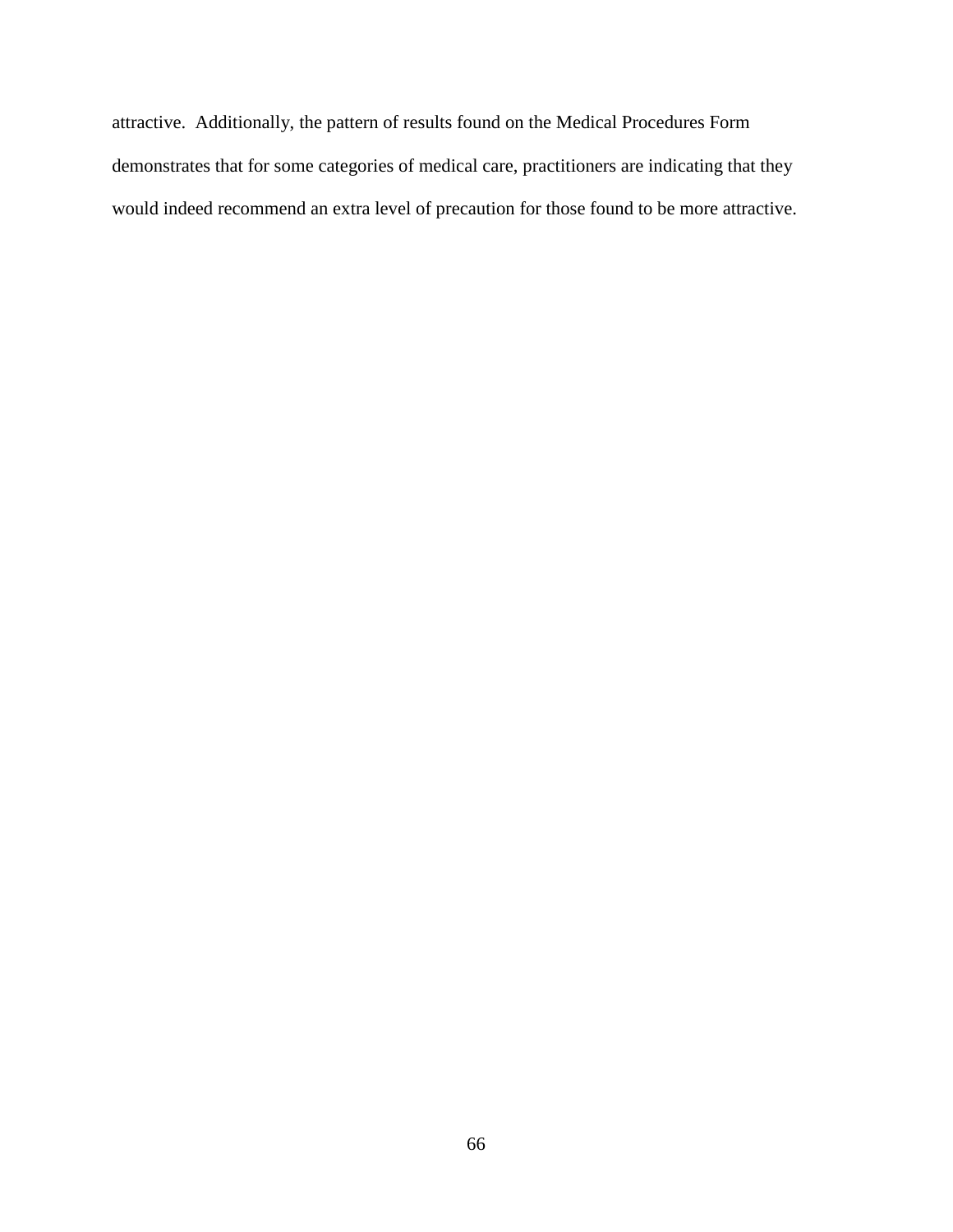attractive.  Additionally, the pattern of results found on the Medical Procedures Form demonstrates that for some categories of medical care, practitioners are indicating that they would indeed recommend an extra level of precaution for those found to be more attractive.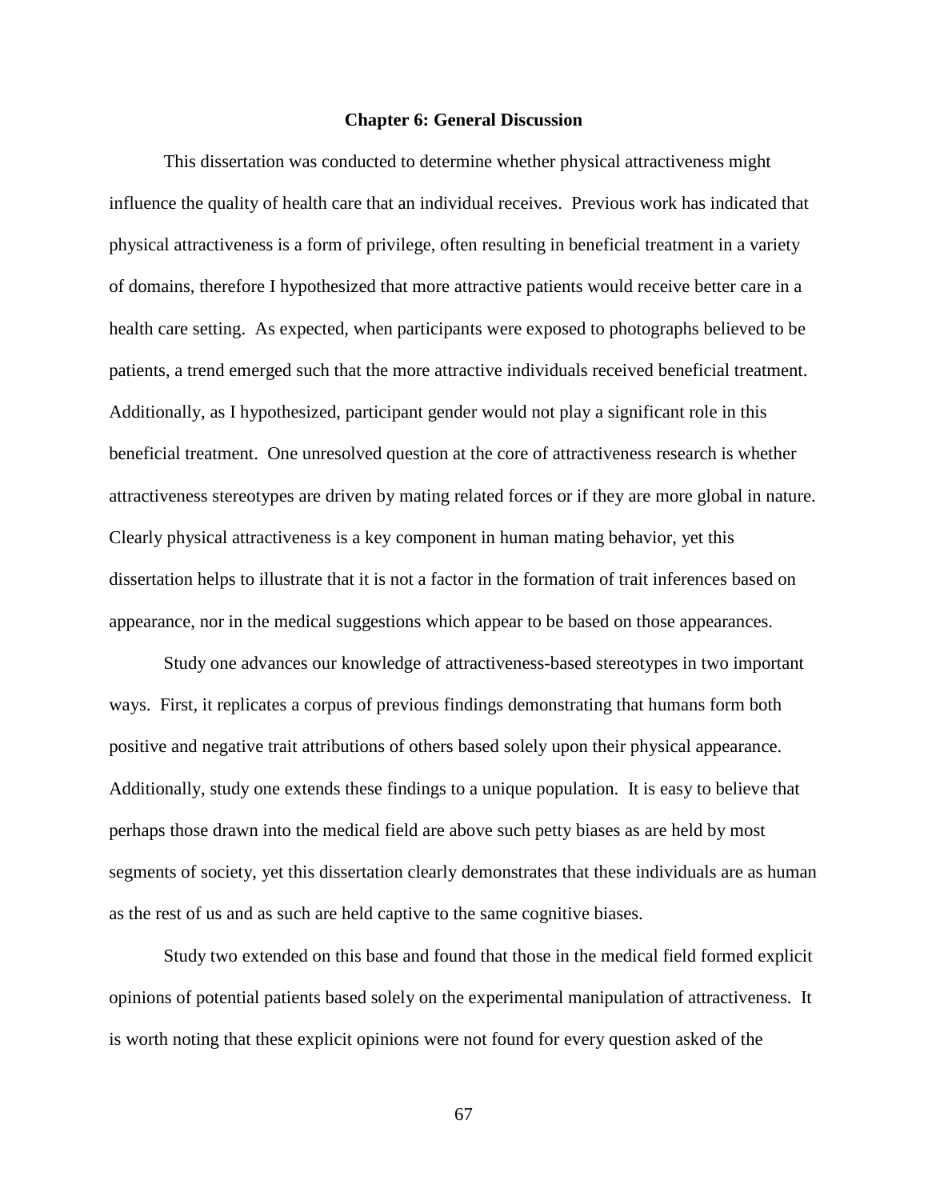# Chapter 6: General Discussion

This dissertation was conducted to determine whether physical attractiveness might influence the quality of health care that an individual receives. Previous work has indicated that physical attractiveness is a form of privilege, often resulting in beneficial treatment in a variety of domains, therefore I hypothesized that more attractive patients would receive better care in a health care setting. As expected, when participants were exposed to photographs believed to be patients, a trend emerged such that the more attractive individuals received beneficial treatment. Additionally, as I hypothesized, participant gender would not play a significant role in this beneficial treatment. One unresolved question at the core of attractiveness research is whether attractiveness stereotypes are driven by mating related forces or if they are more global in nature. Clearly physical attractiveness is a key component in human mating behavior, yet this dissertation helps to illustrate that it is not a factor in the formation of trait inferences based on appearance, nor in the medical suggestions which appear to be based on those appearances.

Study one advances our knowledge of attractiveness-based stereotypes in two important ways. First, it replicates a corpus of previous findings demonstrating that humans form both positive and negative trait attributions of others based solely upon their physical appearance. Additionally, study one extends these findings to a unique population. It is easy to believe that perhaps those drawn into the medical field are above such petty biases as are held by most segments of society, yet this dissertation clearly demonstrates that these individuals are as human as the rest of us and as such are held captive to the same cognitive biases.

Study two extended on this base and found that those in the medical field formed explicit opinions of potential patients based solely on the experimental manipulation of attractiveness. It is worth noting that these explicit opinions were not found for every question asked of the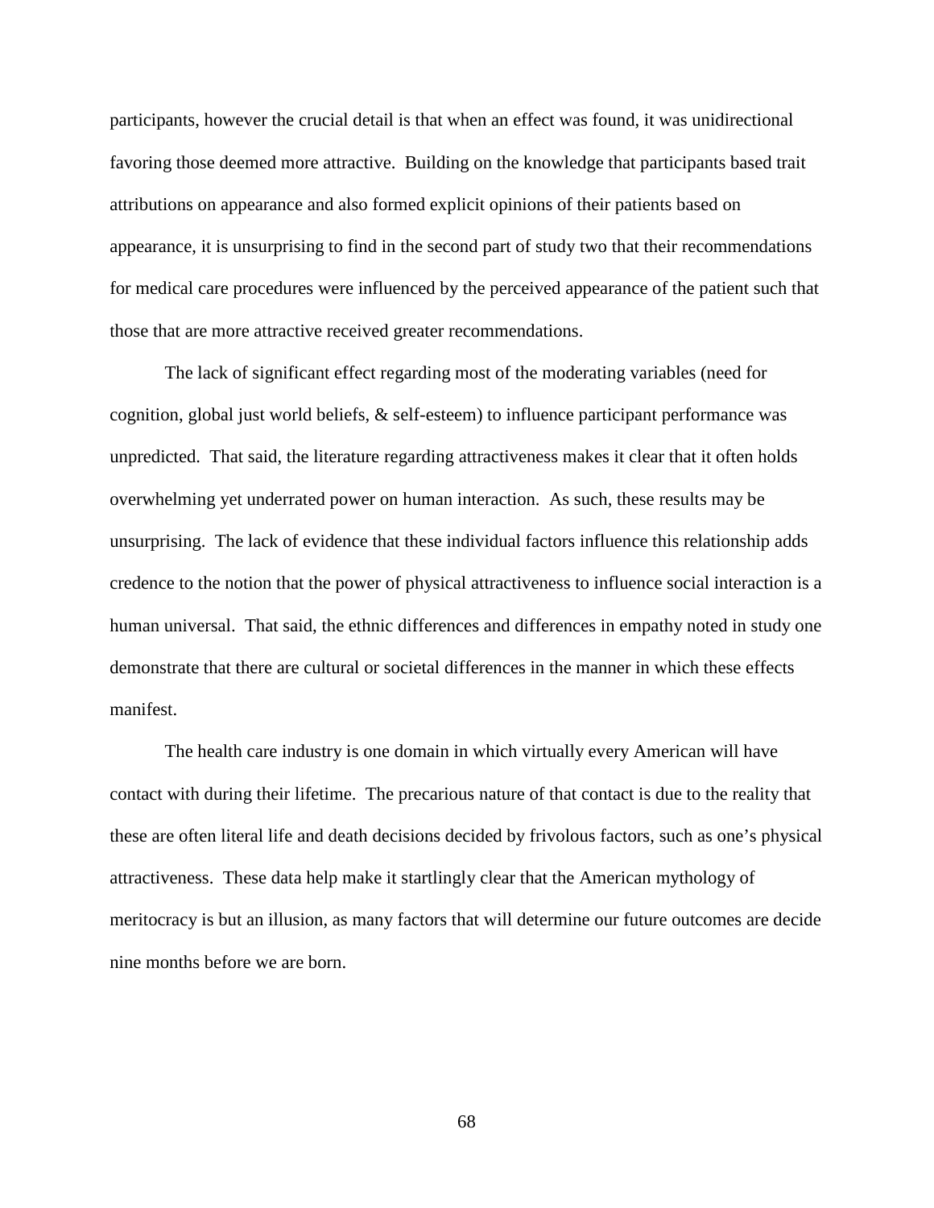participants, however the crucial detail is that when an effect was found, it was unidirectional favoring those deemed more attractive. Building on the knowledge that participants based trait attributions on appearance and also formed explicit opinions of their patients based on appearance, it is unsurprising to find in the second part of study two that their recommendations for medical care procedures were influenced by the perceived appearance of the patient such that those that are more attractive received greater recommendations.

The lack of significant effect regarding most of the moderating variables (need for cognition, global just world beliefs, & self-esteem) to influence participant performance was unpredicted. That said, the literature regarding attractiveness makes it clear that it often holds overwhelming yet underrated power on human interaction. As such, these results may be unsurprising. The lack of evidence that these individual factors influence this relationship adds credence to the notion that the power of physical attractiveness to influence social interaction is a human universal. That said, the ethnic differences and differences in empathy noted in study one demonstrate that there are cultural or societal differences in the manner in which these effects manifest.

The health care industry is one domain in which virtually every American will have contact with during their lifetime. The precarious nature of that contact is due to the reality that these are often literal life and death decisions decided by frivolous factors, such as one's physical attractiveness. These data help make it startlingly clear that the American mythology of meritocracy is but an illusion, as many factors that will determine our future outcomes are decide nine months before we are born.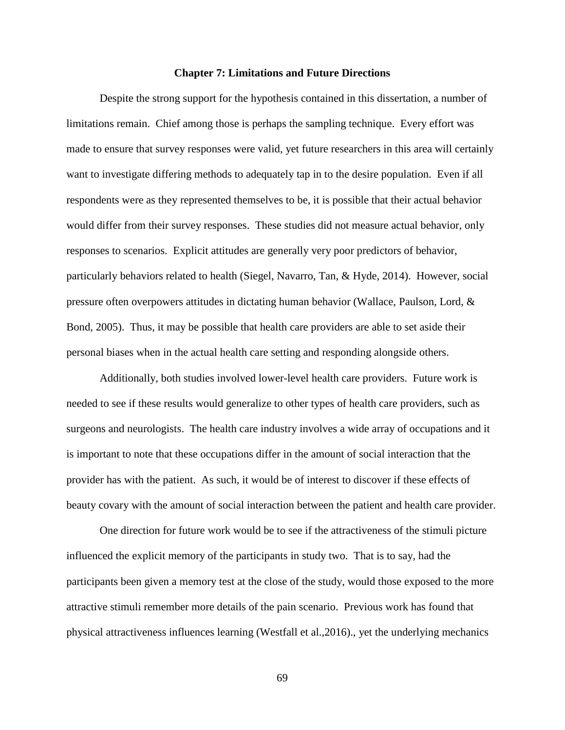## Chapter 7: Limitations and Future Directions

Despite the strong support for the hypothesis contained in this dissertation, a number of limitations remain. Chief among those is perhaps the sampling technique. Every effort was made to ensure that survey responses were valid, yet future researchers in this area will certainly want to investigate differing methods to adequately tap in to the desire population. Even if all respondents were as they represented themselves to be, it is possible that their actual behavior would differ from their survey responses. These studies did not measure actual behavior, only responses to scenarios. Explicit attitudes are generally very poor predictors of behavior, particularly behaviors related to health (Siegel, Navarro, Tan, & Hyde, 2014). However, social pressure often overpowers attitudes in dictating human behavior (Wallace, Paulson, Lord, & Bond, 2005). Thus, it may be possible that health care providers are able to set aside their personal biases when in the actual health care setting and responding alongside others.

Additionally, both studies involved lower-level health care providers. Future work is needed to see if these results would generalize to other types of health care providers, such as surgeons and neurologists. The health care industry involves a wide array of occupations and it is important to note that these occupations differ in the amount of social interaction that the provider has with the patient. As such, it would be of interest to discover if these effects of beauty covary with the amount of social interaction between the patient and health care provider.

One direction for future work would be to see if the attractiveness of the stimuli picture influenced the explicit memory of the participants in study two. That is to say, had the participants been given a memory test at the close of the study, would those exposed to the more attractive stimuli remember more details of the pain scenario. Previous work has found that physical attractiveness influences learning (Westfall et al.,2016)., yet the underlying mechanics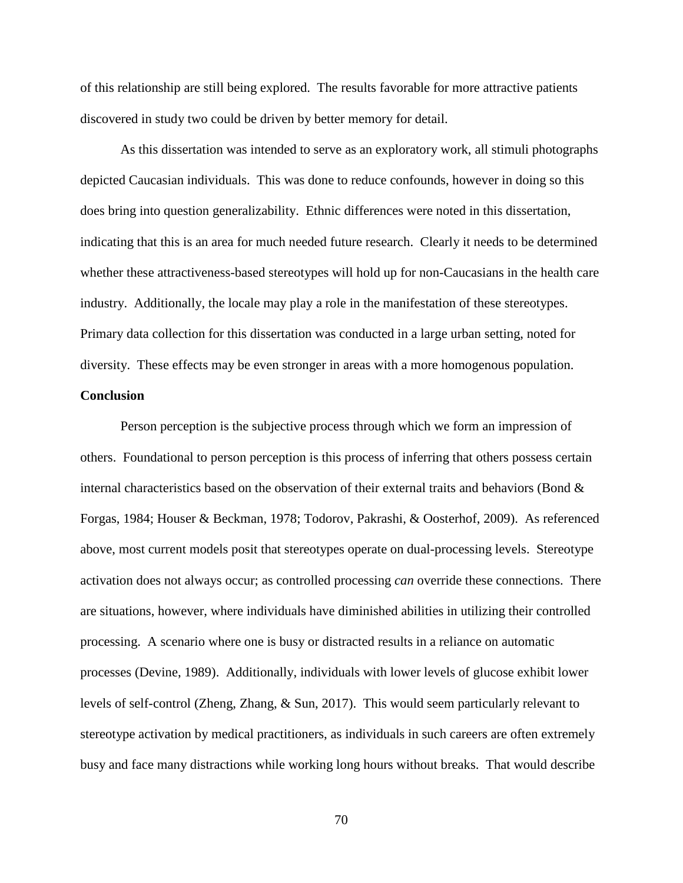of this relationship are still being explored. The results favorable for more attractive patients discovered in study two could be driven by better memory for detail.

As this dissertation was intended to serve as an exploratory work, all stimuli photographs depicted Caucasian individuals. This was done to reduce confounds, however in doing so this does bring into question generalizability. Ethnic differences were noted in this dissertation, indicating that this is an area for much needed future research. Clearly it needs to be determined whether these attractiveness-based stereotypes will hold up for non-Caucasians in the health care industry. Additionally, the locale may play a role in the manifestation of these stereotypes. Primary data collection for this dissertation was conducted in a large urban setting, noted for diversity. These effects may be even stronger in areas with a more homogenous population.

**Conclusion**

Person perception is the subjective process through which we form an impression of others. Foundational to person perception is this process of inferring that others possess certain internal characteristics based on the observation of their external traits and behaviors (Bond & Forgas, 1984; Houser & Beckman, 1978; Todorov, Pakrashi, & Oosterhof, 2009). As referenced above, most current models posit that stereotypes operate on dual-processing levels. Stereotype activation does not always occur; as controlled processing *can* override these connections. There are situations, however, where individuals have diminished abilities in utilizing their controlled processing. A scenario where one is busy or distracted results in a reliance on automatic processes (Devine, 1989). Additionally, individuals with lower levels of glucose exhibit lower levels of self-control (Zheng, Zhang, & Sun, 2017). This would seem particularly relevant to stereotype activation by medical practitioners, as individuals in such careers are often extremely busy and face many distractions while working long hours without breaks. That would describe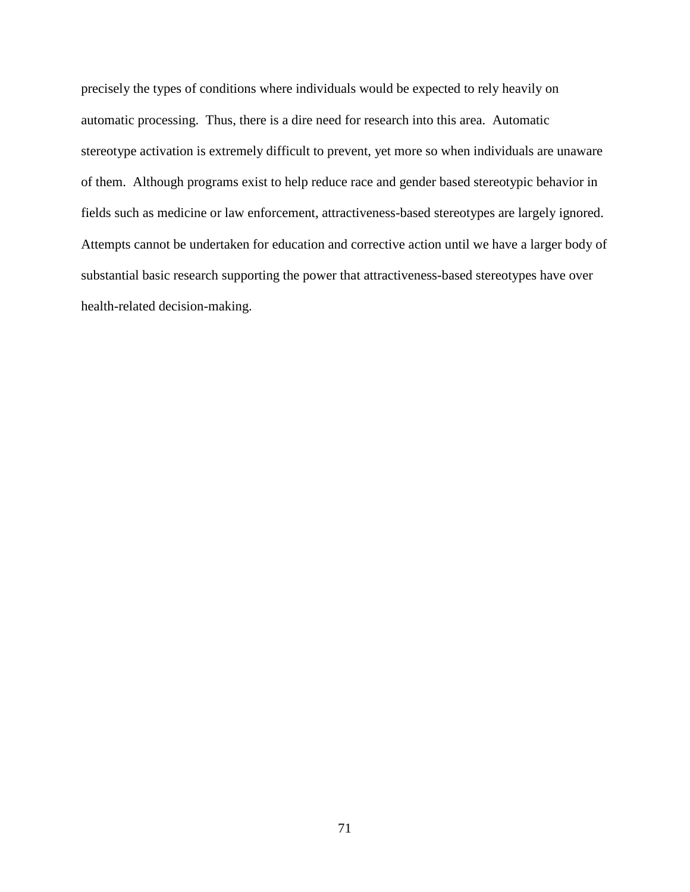precisely the types of conditions where individuals would be expected to rely heavily on automatic processing. Thus, there is a dire need for research into this area. Automatic stereotype activation is extremely difficult to prevent, yet more so when individuals are unaware of them. Although programs exist to help reduce race and gender based stereotypic behavior in fields such as medicine or law enforcement, attractiveness-based stereotypes are largely ignored. Attempts cannot be undertaken for education and corrective action until we have a larger body of substantial basic research supporting the power that attractiveness-based stereotypes have over health-related decision-making.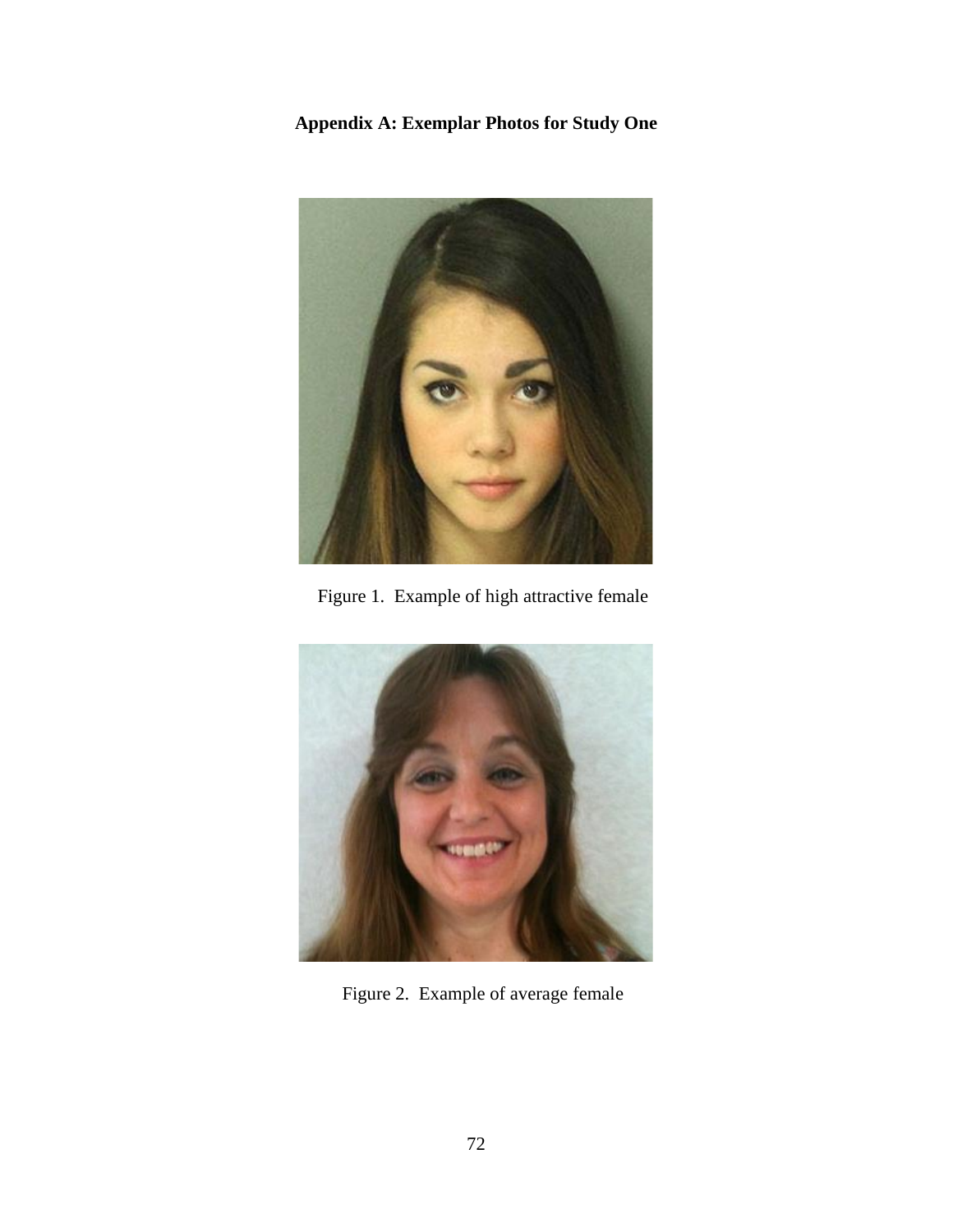**Appendix A: Exemplar Photos for Study One**

Figure 1. Example of high attractive female

Figure 2. Example of average female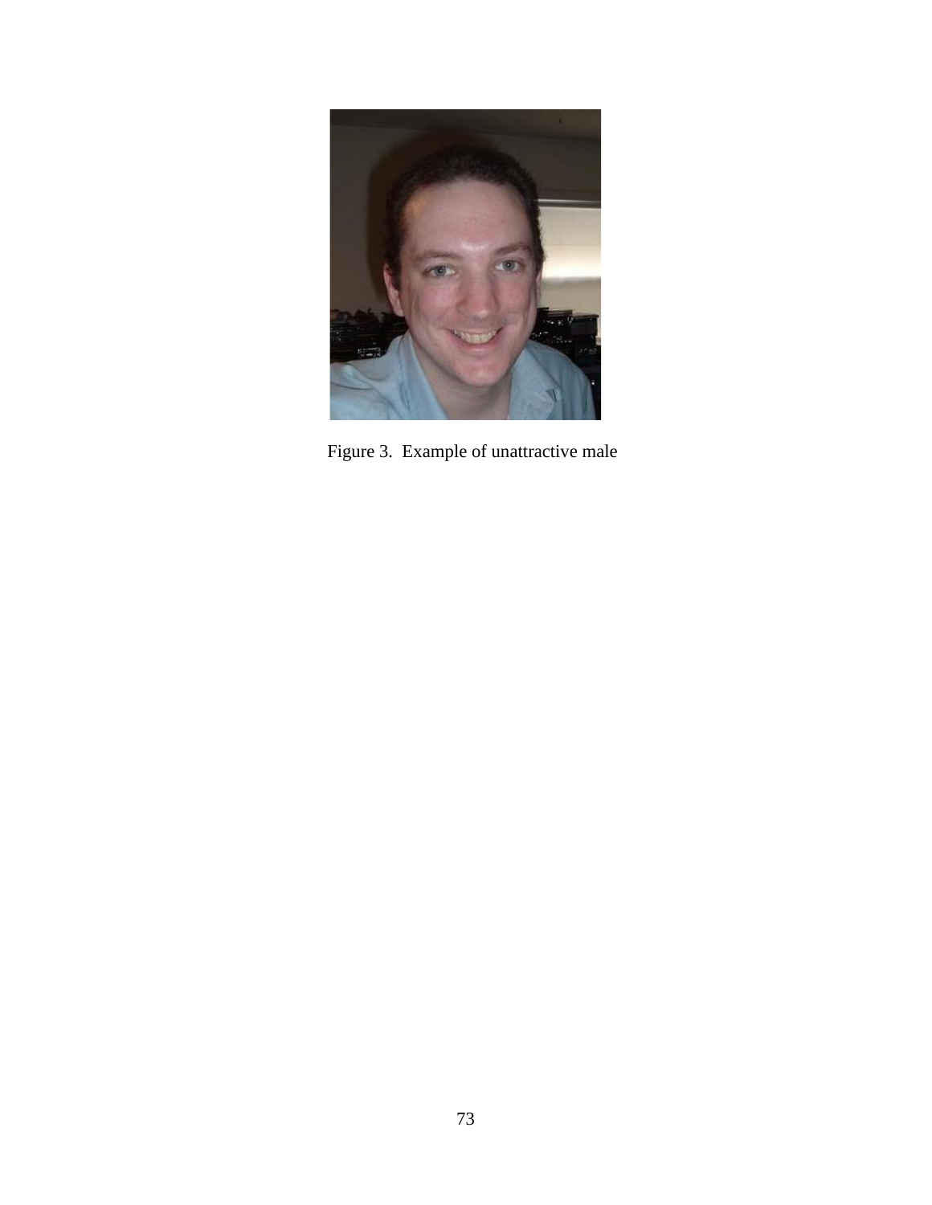Figure 3. Example of unattractive male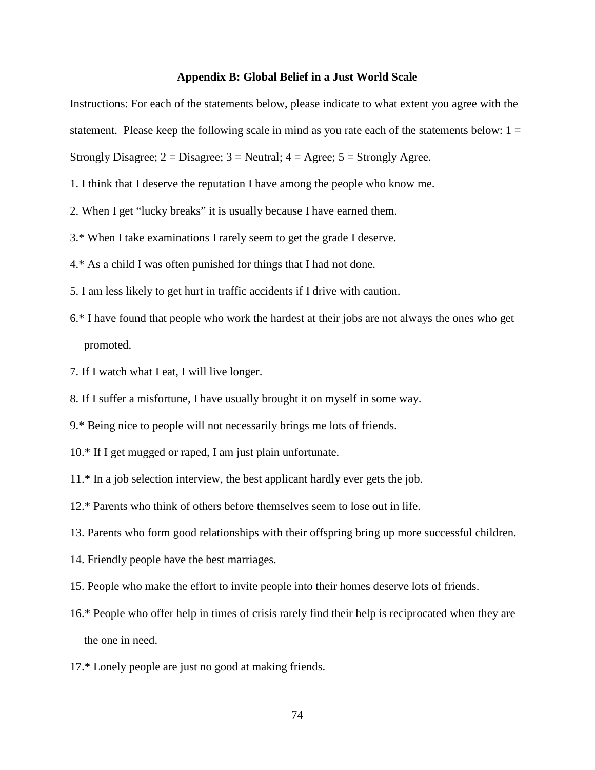## Appendix B: Global Belief in a Just World Scale

Instructions: For each of the statements below, please indicate to what extent you agree with the statement. Please keep the following scale in mind as you rate each of the statements below: 1 = Strongly Disagree; 2 = Disagree; 3 = Neutral; 4 = Agree; 5 = Strongly Agree.

1. I think that I deserve the reputation I have among the people who know me.
2. When I get "lucky breaks" it is usually because I have earned them.
3.* When I take examinations I rarely seem to get the grade I deserve.
4.* As a child I was often punished for things that I had not done.
5. I am less likely to get hurt in traffic accidents if I drive with caution.
6.* I have found that people who work the hardest at their jobs are not always the ones who get promoted.
7. If I watch what I eat, I will live longer.
8. If I suffer a misfortune, I have usually brought it on myself in some way.
9.* Being nice to people will not necessarily brings me lots of friends.
10.* If I get mugged or raped, I am just plain unfortunate.
11.* In a job selection interview, the best applicant hardly ever gets the job.
12.* Parents who think of others before themselves seem to lose out in life.
13. Parents who form good relationships with their offspring bring up more successful children.
14. Friendly people have the best marriages.
15. People who make the effort to invite people into their homes deserve lots of friends.
16.* People who offer help in times of crisis rarely find their help is reciprocated when they are the one in need.
17.* Lonely people are just no good at making friends.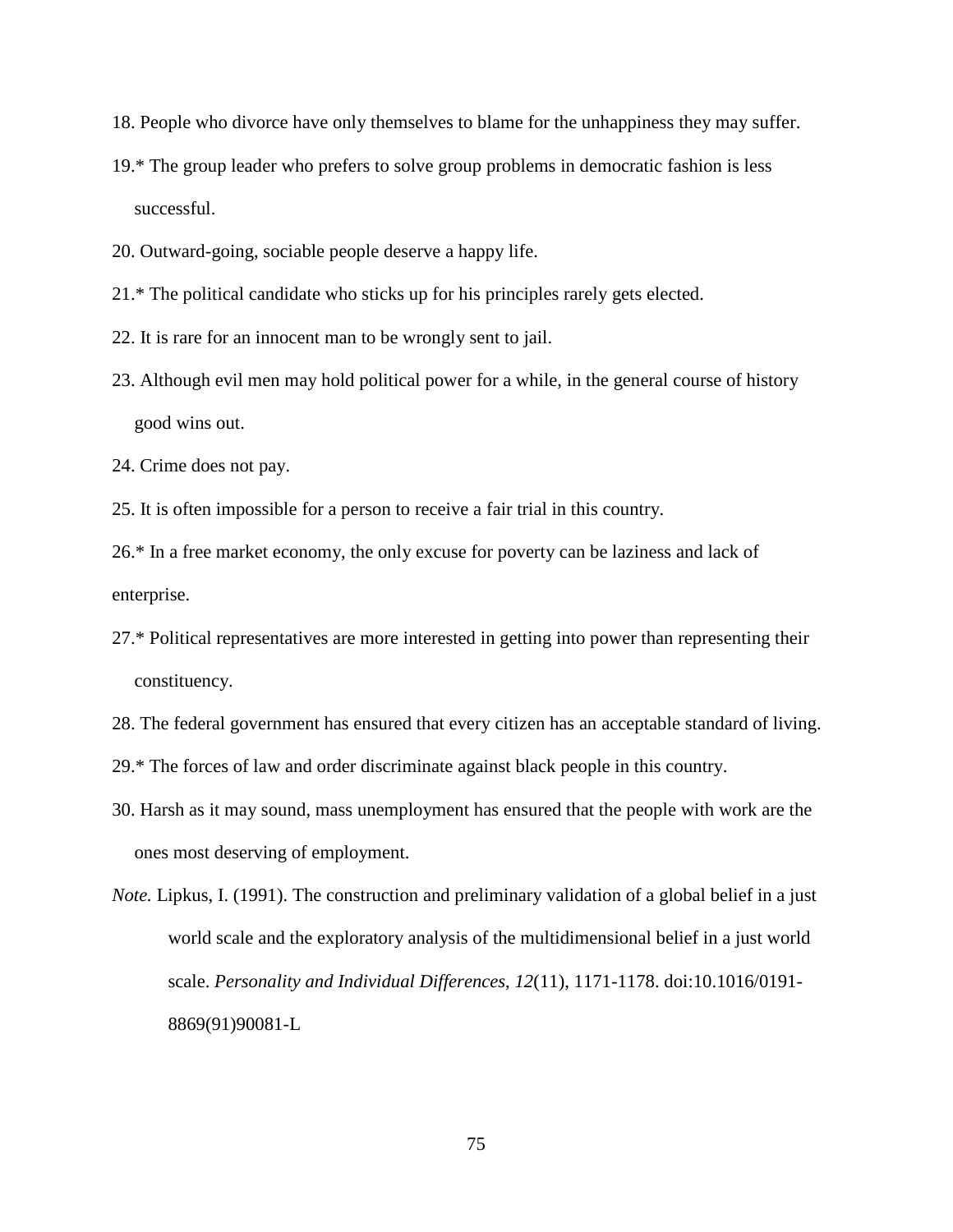18. People who divorce have only themselves to blame for the unhappiness they may suffer.

19.* The group leader who prefers to solve group problems in democratic fashion is less successful.

20. Outward-going, sociable people deserve a happy life.

21.* The political candidate who sticks up for his principles rarely gets elected.

22. It is rare for an innocent man to be wrongly sent to jail.

23. Although evil men may hold political power for a while, in the general course of history good wins out.

24. Crime does not pay.

25. It is often impossible for a person to receive a fair trial in this country.

26.* In a free market economy, the only excuse for poverty can be laziness and lack of enterprise.

27.* Political representatives are more interested in getting into power than representing their constituency.

28. The federal government has ensured that every citizen has an acceptable standard of living.

29.* The forces of law and order discriminate against black people in this country.

30. Harsh as it may sound, mass unemployment has ensured that the people with work are the ones most deserving of employment.

*Note.* Lipkus, I. (1991). The construction and preliminary validation of a global belief in a just world scale and the exploratory analysis of the multidimensional belief in a just world scale. *Personality and Individual Differences*, *12*(11), 1171-1178. doi:10.1016/0191-8869(91)90081-L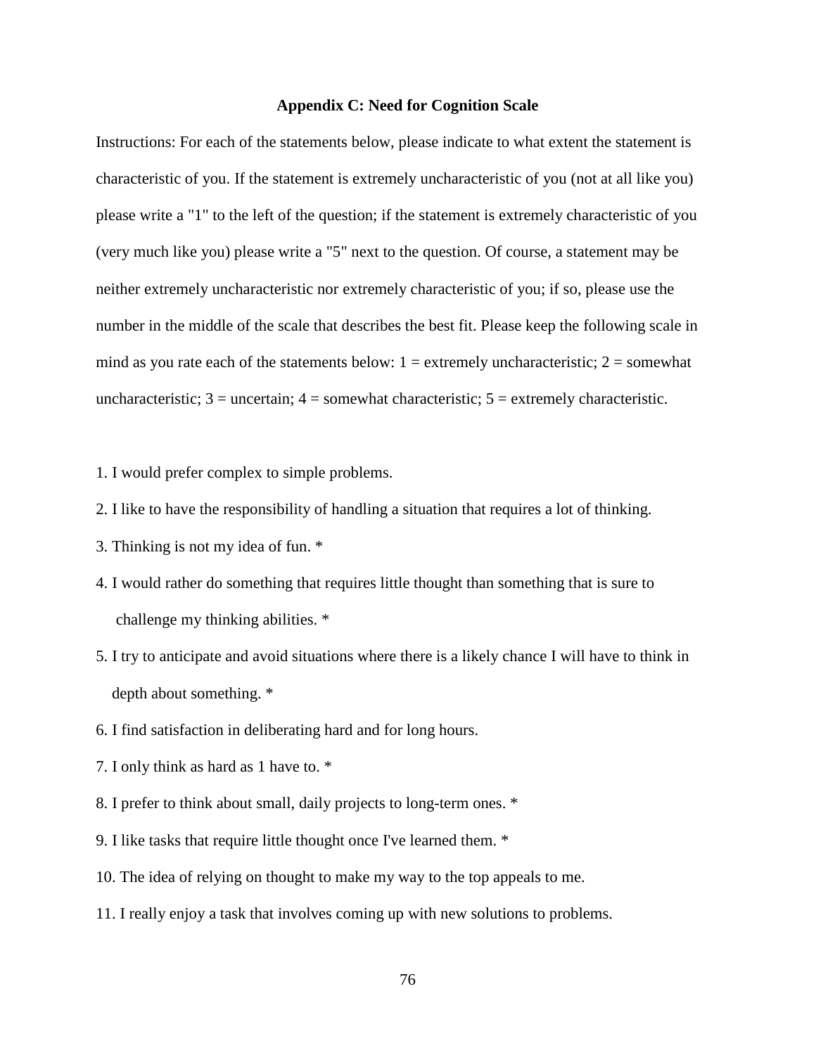## Appendix C: Need for Cognition Scale

Instructions: For each of the statements below, please indicate to what extent the statement is characteristic of you. If the statement is extremely uncharacteristic of you (not at all like you) please write a "1" to the left of the question; if the statement is extremely characteristic of you (very much like you) please write a "5" next to the question. Of course, a statement may be neither extremely uncharacteristic nor extremely characteristic of you; if so, please use the number in the middle of the scale that describes the best fit. Please keep the following scale in mind as you rate each of the statements below: 1 = extremely uncharacteristic; 2 = somewhat uncharacteristic; 3 = uncertain; 4 = somewhat characteristic; 5 = extremely characteristic.

1. I would prefer complex to simple problems.
2. I like to have the responsibility of handling a situation that requires a lot of thinking.
3. Thinking is not my idea of fun. *
4. I would rather do something that requires little thought than something that is sure to challenge my thinking abilities. *
5. I try to anticipate and avoid situations where there is a likely chance I will have to think in depth about something. *
6. I find satisfaction in deliberating hard and for long hours.
7. I only think as hard as 1 have to. *
8. I prefer to think about small, daily projects to long-term ones. *
9. I like tasks that require little thought once I've learned them. *
10. The idea of relying on thought to make my way to the top appeals to me.
11. I really enjoy a task that involves coming up with new solutions to problems.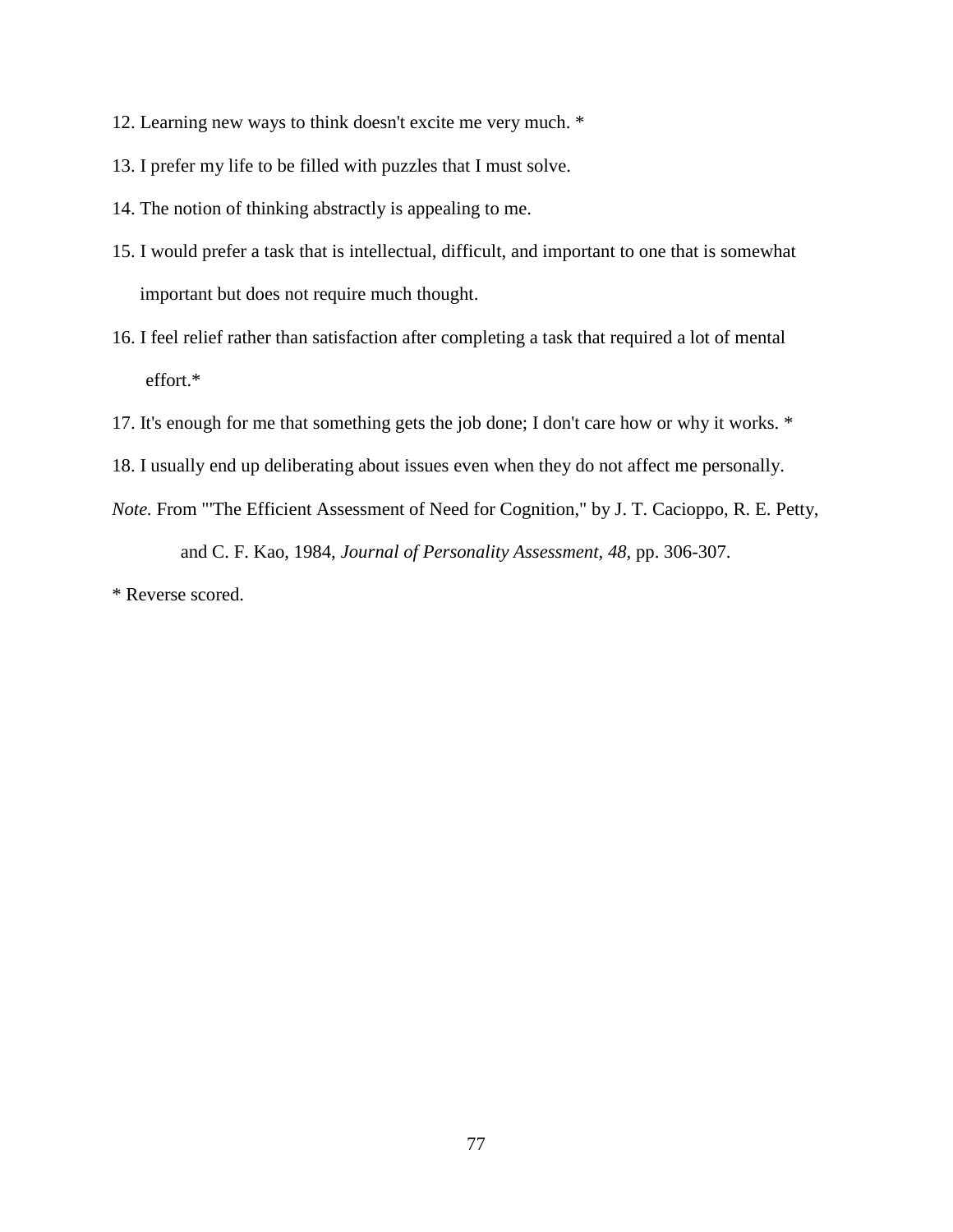12. Learning new ways to think doesn't excite me very much. *

13. I prefer my life to be filled with puzzles that I must solve.

14. The notion of thinking abstractly is appealing to me.

15. I would prefer a task that is intellectual, difficult, and important to one that is somewhat important but does not require much thought.

16. I feel relief rather than satisfaction after completing a task that required a lot of mental effort.*

17. It's enough for me that something gets the job done; I don't care how or why it works. *

18. I usually end up deliberating about issues even when they do not affect me personally.

*Note.* From "'The Efficient Assessment of Need for Cognition," by J. T. Cacioppo, R. E. Petty, and C. F. Kao, 1984, *Journal of Personality Assessment, 48,* pp. 306-307.

* Reverse scored.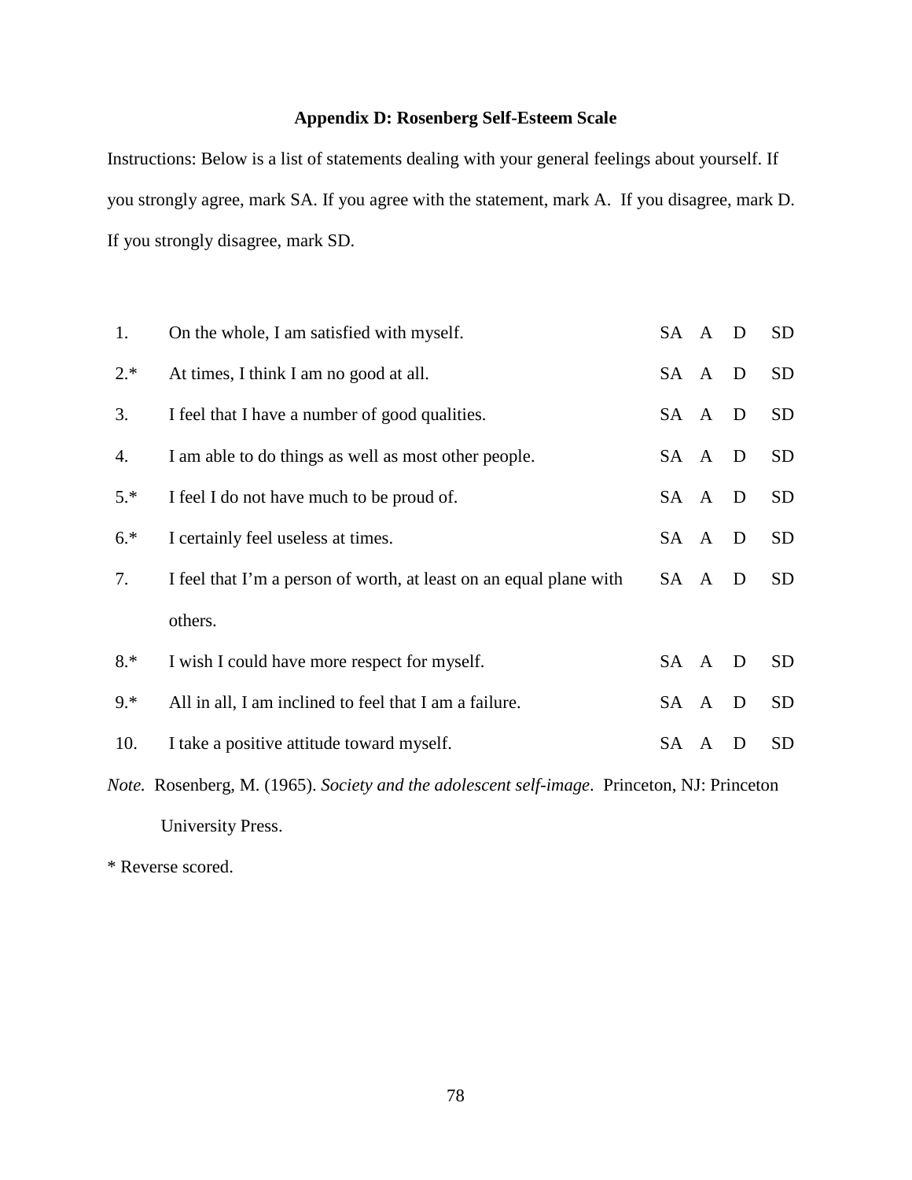## Appendix D: Rosenberg Self-Esteem Scale

Instructions: Below is a list of statements dealing with your general feelings about yourself. If you strongly agree, mark SA. If you agree with the statement, mark A. If you disagree, mark D. If you strongly disagree, mark SD.

| | | | | | |
|---|---|---|---|---|---|
| 1. | On the whole, I am satisfied with myself. | SA | A | D | SD |
| 2.* | At times, I think I am no good at all. | SA | A | D | SD |
| 3. | I feel that I have a number of good qualities. | SA | A | D | SD |
| 4. | I am able to do things as well as most other people. | SA | A | D | SD |
| 5.* | I feel I do not have much to be proud of. | SA | A | D | SD |
| 6.* | I certainly feel useless at times. | SA | A | D | SD |
| 7. | I feel that I'm a person of worth, at least on an equal plane with others. | SA | A | D | SD |
| 8.* | I wish I could have more respect for myself. | SA | A | D | SD |
| 9.* | All in all, I am inclined to feel that I am a failure. | SA | A | D | SD |
| 10. | I take a positive attitude toward myself. | SA | A | D | SD |

*Note.* Rosenberg, M. (1965). *Society and the adolescent self-image*. Princeton, NJ: Princeton University Press.

* Reverse scored.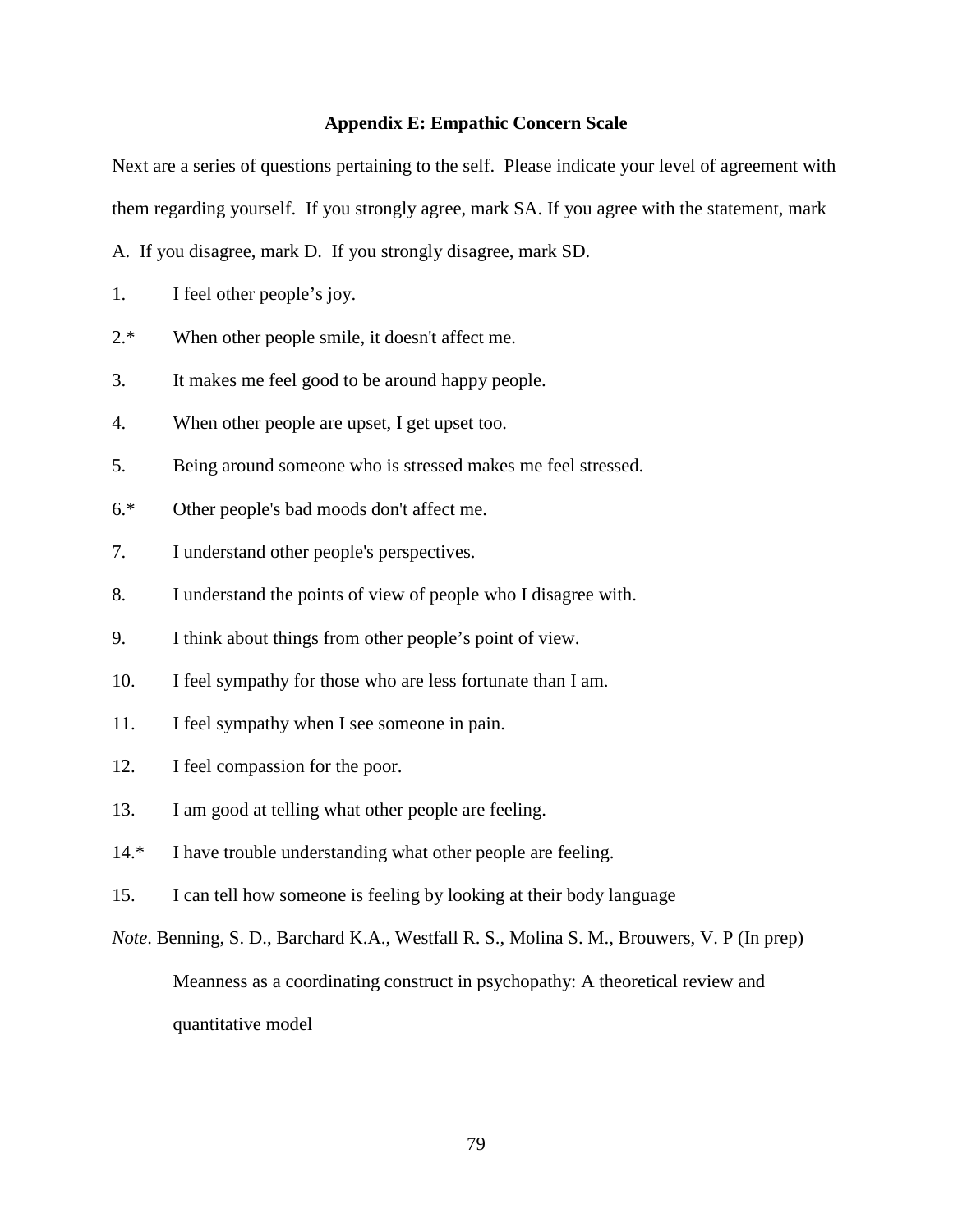## Appendix E: Empathic Concern Scale

Next are a series of questions pertaining to the self. Please indicate your level of agreement with them regarding yourself. If you strongly agree, mark SA. If you agree with the statement, mark A. If you disagree, mark D. If you strongly disagree, mark SD.

1. I feel other people's joy.

2.* When other people smile, it doesn't affect me.

3. It makes me feel good to be around happy people.

4. When other people are upset, I get upset too.

5. Being around someone who is stressed makes me feel stressed.

6.* Other people's bad moods don't affect me.

7. I understand other people's perspectives.

8. I understand the points of view of people who I disagree with.

9. I think about things from other people's point of view.

10. I feel sympathy for those who are less fortunate than I am.

11. I feel sympathy when I see someone in pain.

12. I feel compassion for the poor.

13. I am good at telling what other people are feeling.

14.* I have trouble understanding what other people are feeling.

15. I can tell how someone is feeling by looking at their body language

*Note*. Benning, S. D., Barchard K.A., Westfall R. S., Molina S. M., Brouwers, V. P (In prep) Meanness as a coordinating construct in psychopathy: A theoretical review and quantitative model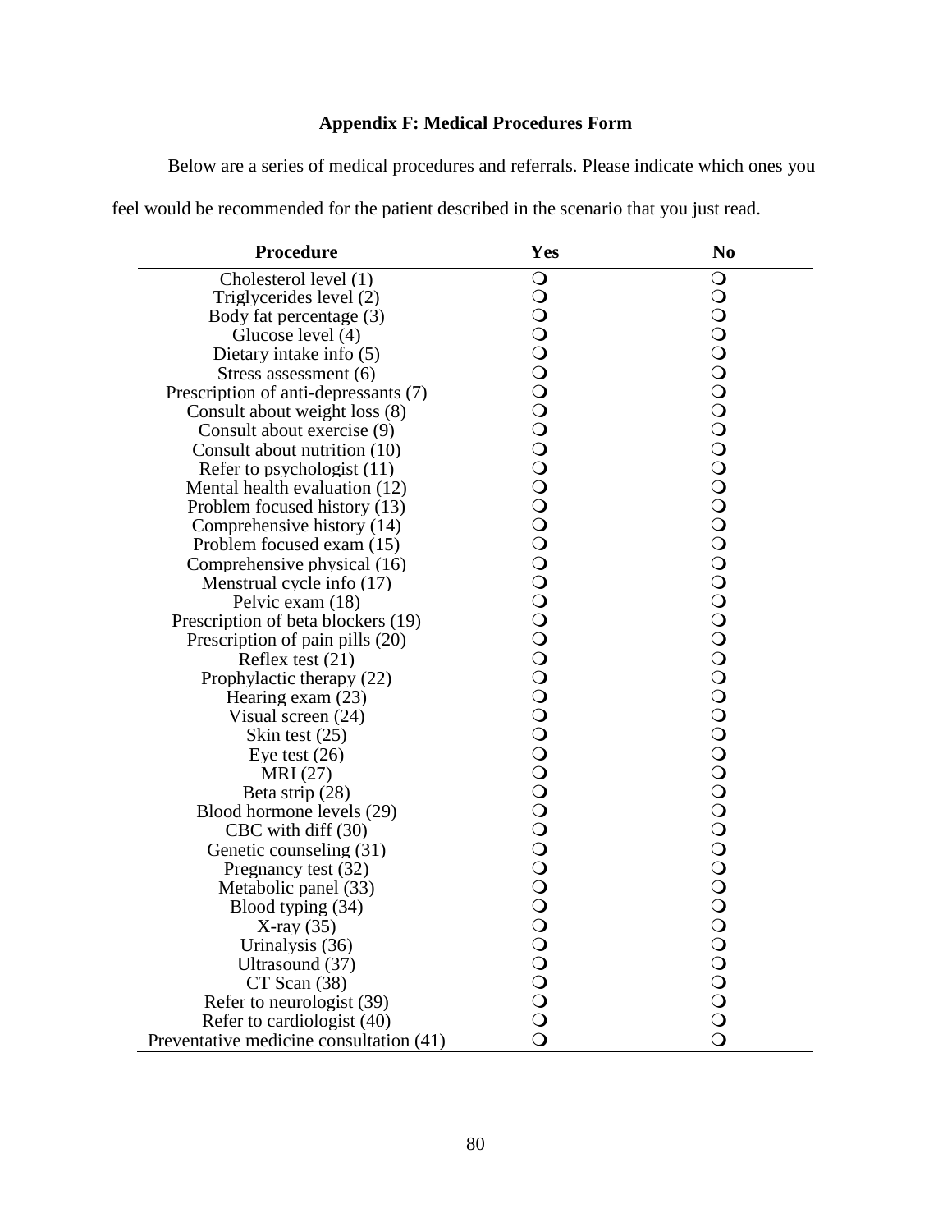## Appendix F: Medical Procedures Form

Below are a series of medical procedures and referrals. Please indicate which ones you feel would be recommended for the patient described in the scenario that you just read.

| Procedure | Yes | No |
|---|---|---|
| Cholesterol level (1) | ❍ | ❍ |
| Triglycerides level (2) | ❍ | ❍ |
| Body fat percentage (3) | ❍ | ❍ |
| Glucose level (4) | ❍ | ❍ |
| Dietary intake info (5) | ❍ | ❍ |
| Stress assessment (6) | ❍ | ❍ |
| Prescription of anti-depressants (7) | ❍ | ❍ |
| Consult about weight loss (8) | ❍ | ❍ |
| Consult about exercise (9) | ❍ | ❍ |
| Consult about nutrition (10) | ❍ | ❍ |
| Refer to psychologist (11) | ❍ | ❍ |
| Mental health evaluation (12) | ❍ | ❍ |
| Problem focused history (13) | ❍ | ❍ |
| Comprehensive history (14) | ❍ | ❍ |
| Problem focused exam (15) | ❍ | ❍ |
| Comprehensive physical (16) | ❍ | ❍ |
| Menstrual cycle info (17) | ❍ | ❍ |
| Pelvic exam (18) | ❍ | ❍ |
| Prescription of beta blockers (19) | ❍ | ❍ |
| Prescription of pain pills (20) | ❍ | ❍ |
| Reflex test (21) | ❍ | ❍ |
| Prophylactic therapy (22) | ❍ | ❍ |
| Hearing exam (23) | ❍ | ❍ |
| Visual screen (24) | ❍ | ❍ |
| Skin test (25) | ❍ | ❍ |
| Eye test (26) | ❍ | ❍ |
| MRI (27) | ❍ | ❍ |
| Beta strip (28) | ❍ | ❍ |
| Blood hormone levels (29) | ❍ | ❍ |
| CBC with diff (30) | ❍ | ❍ |
| Genetic counseling (31) | ❍ | ❍ |
| Pregnancy test (32) | ❍ | ❍ |
| Metabolic panel (33) | ❍ | ❍ |
| Blood typing (34) | ❍ | ❍ |
| X-ray (35) | ❍ | ❍ |
| Urinalysis (36) | ❍ | ❍ |
| Ultrasound (37) | ❍ | ❍ |
| CT Scan (38) | ❍ | ❍ |
| Refer to neurologist (39) | ❍ | ❍ |
| Refer to cardiologist (40) | ❍ | ❍ |
| Preventative medicine consultation (41) | ❍ | ❍ |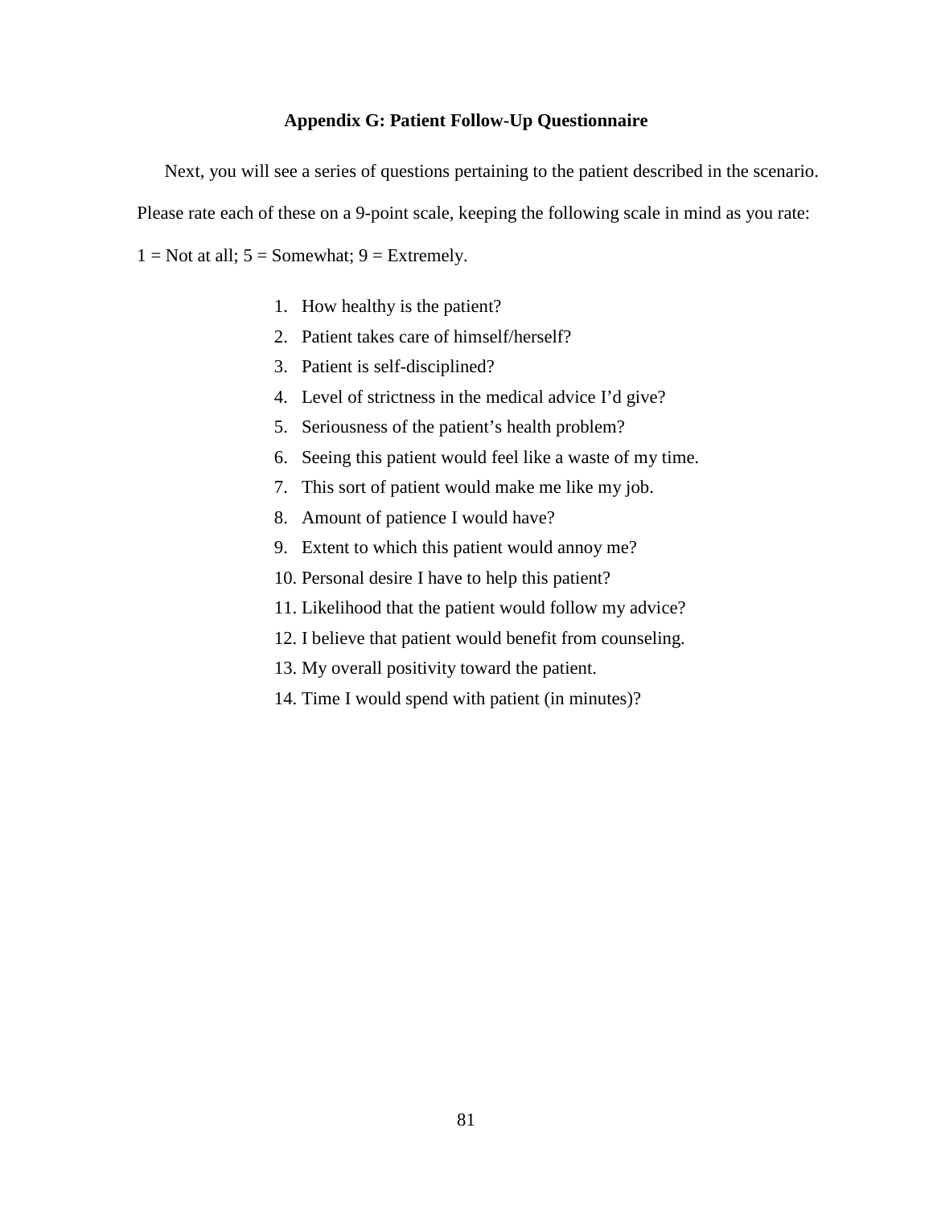## Appendix G: Patient Follow-Up Questionnaire

Next, you will see a series of questions pertaining to the patient described in the scenario. Please rate each of these on a 9-point scale, keeping the following scale in mind as you rate: 1 = Not at all; 5 = Somewhat; 9 = Extremely.

1. How healthy is the patient?
2. Patient takes care of himself/herself?
3. Patient is self-disciplined?
4. Level of strictness in the medical advice I'd give?
5. Seriousness of the patient's health problem?
6. Seeing this patient would feel like a waste of my time.
7. This sort of patient would make me like my job.
8. Amount of patience I would have?
9. Extent to which this patient would annoy me?
10. Personal desire I have to help this patient?
11. Likelihood that the patient would follow my advice?
12. I believe that patient would benefit from counseling.
13. My overall positivity toward the patient.
14. Time I would spend with patient (in minutes)?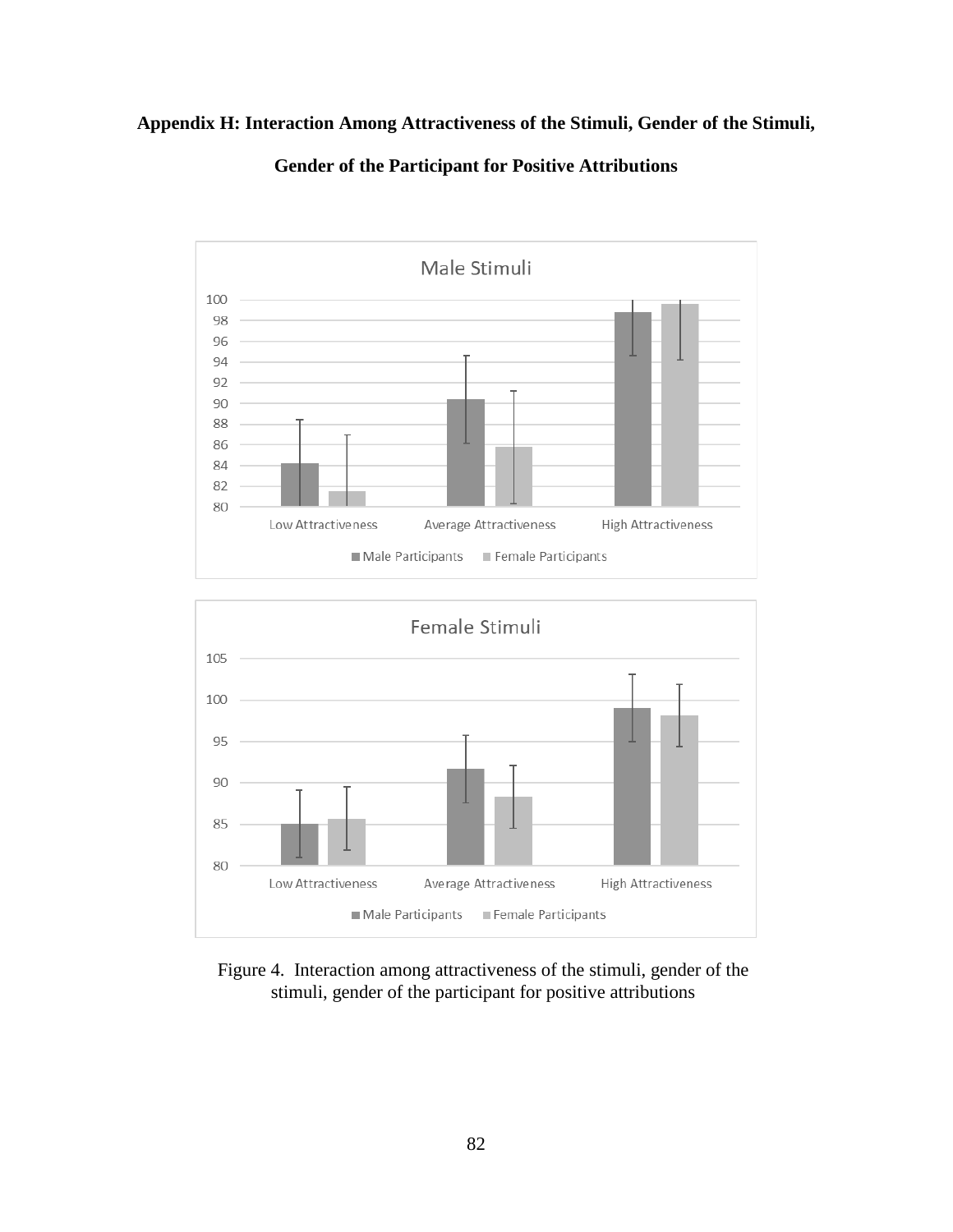**Appendix H: Interaction Among Attractiveness of the Stimuli, Gender of the Stimuli, Gender of the Participant for Positive Attributions**

Figure 4. Interaction among attractiveness of the stimuli, gender of the stimuli, gender of the participant for positive attributions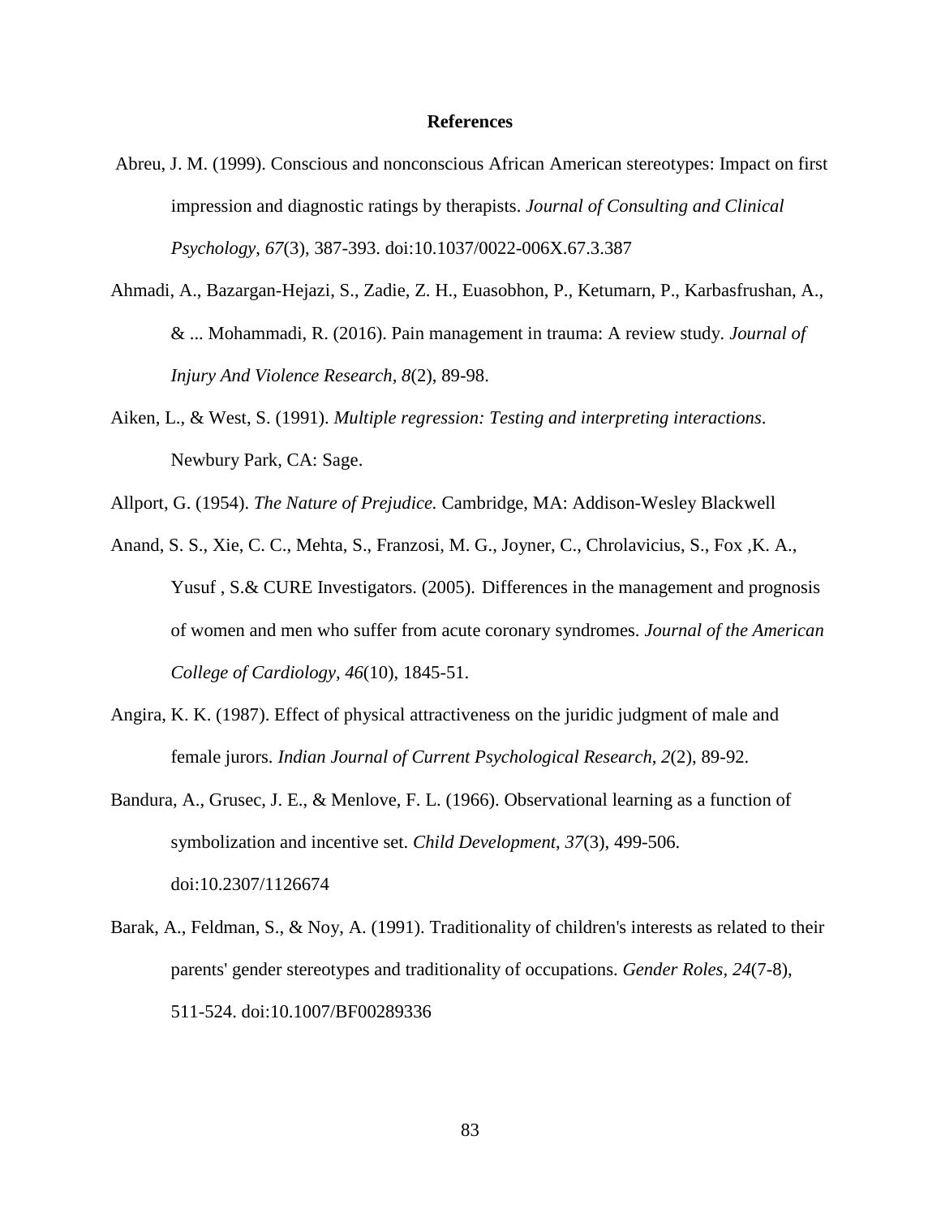# References

Abreu, J. M. (1999). Conscious and nonconscious African American stereotypes: Impact on first impression and diagnostic ratings by therapists. *Journal of Consulting and Clinical Psychology*, *67*(3), 387-393. doi:10.1037/0022-006X.67.3.387

Ahmadi, A., Bazargan-Hejazi, S., Zadie, Z. H., Euasobhon, P., Ketumarn, P., Karbasfrushan, A., & ... Mohammadi, R. (2016). Pain management in trauma: A review study. *Journal of Injury And Violence Research*, *8*(2), 89-98.

Aiken, L., & West, S. (1991). *Multiple regression: Testing and interpreting interactions*. Newbury Park, CA: Sage.

Allport, G. (1954). *The Nature of Prejudice.* Cambridge, MA: Addison-Wesley Blackwell

Anand, S. S., Xie, C. C., Mehta, S., Franzosi, M. G., Joyner, C., Chrolavicius, S., Fox ,K. A., Yusuf , S.& CURE Investigators. (2005). Differences in the management and prognosis of women and men who suffer from acute coronary syndromes. *Journal of the American College of Cardiology, 46*(10), 1845-51.

Angira, K. K. (1987). Effect of physical attractiveness on the juridic judgment of male and female jurors. *Indian Journal of Current Psychological Research*, *2*(2), 89-92.

Bandura, A., Grusec, J. E., & Menlove, F. L. (1966). Observational learning as a function of symbolization and incentive set. *Child Development*, *37*(3), 499-506. doi:10.2307/1126674

Barak, A., Feldman, S., & Noy, A. (1991). Traditionality of children's interests as related to their parents' gender stereotypes and traditionality of occupations. *Gender Roles, 24*(7-8), 511-524. doi:10.1007/BF00289336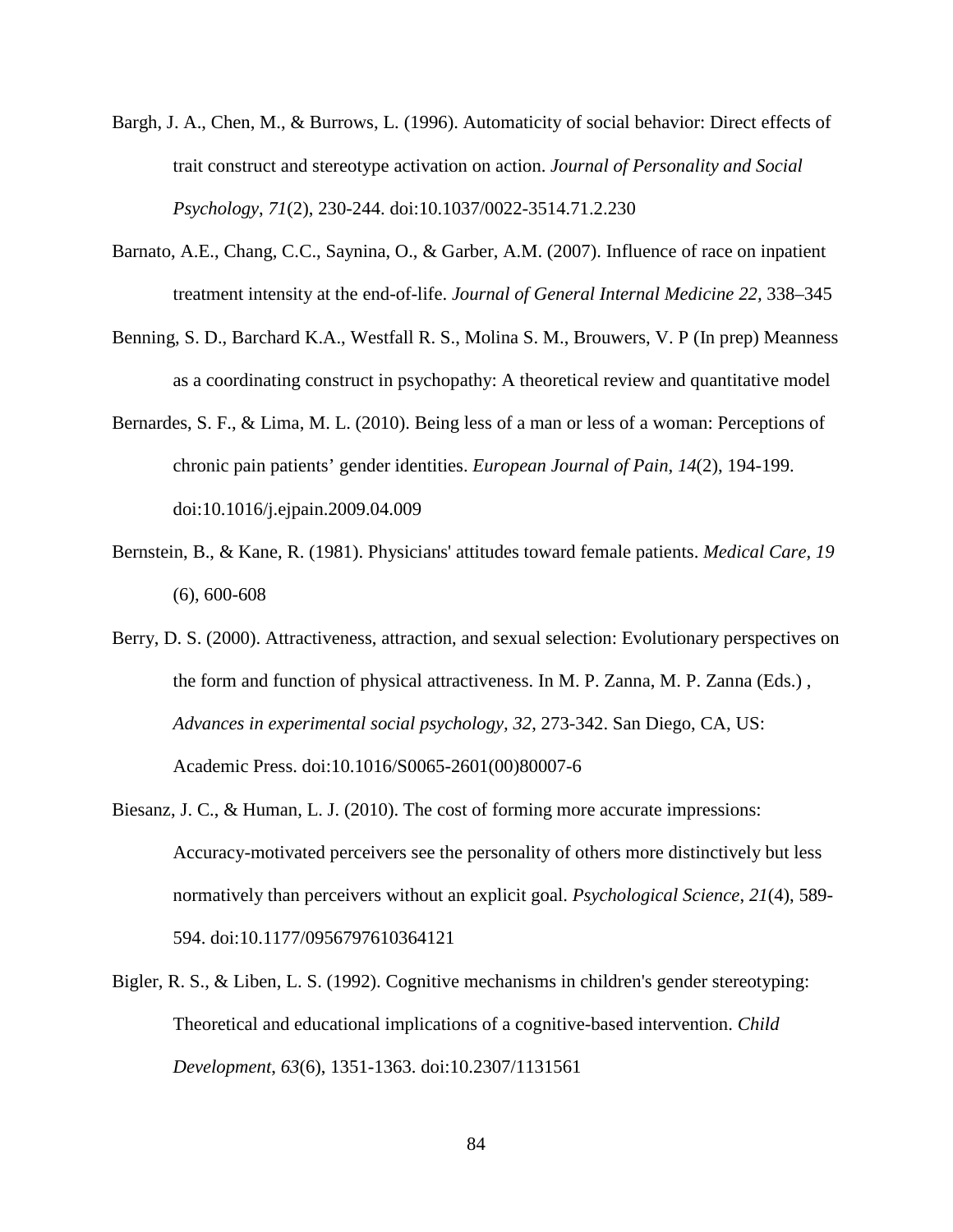Bargh, J. A., Chen, M., & Burrows, L. (1996). Automaticity of social behavior: Direct effects of trait construct and stereotype activation on action. *Journal of Personality and Social Psychology*, *71*(2), 230-244. doi:10.1037/0022-3514.71.2.230

Barnato, A.E., Chang, C.C., Saynina, O., & Garber, A.M. (2007). Influence of race on inpatient treatment intensity at the end-of-life. *Journal of General Internal Medicine 22*, 338–345

Benning, S. D., Barchard K.A., Westfall R. S., Molina S. M., Brouwers, V. P (In prep) Meanness as a coordinating construct in psychopathy: A theoretical review and quantitative model

Bernardes, S. F., & Lima, M. L. (2010). Being less of a man or less of a woman: Perceptions of chronic pain patients' gender identities. *European Journal of Pain*, *14*(2), 194-199. doi:10.1016/j.ejpain.2009.04.009

Bernstein, B., & Kane, R. (1981). Physicians' attitudes toward female patients. *Medical Care, 19* (6), 600-608

Berry, D. S. (2000). Attractiveness, attraction, and sexual selection: Evolutionary perspectives on the form and function of physical attractiveness. In M. P. Zanna, M. P. Zanna (Eds.) , *Advances in experimental social psychology, 32*, 273-342. San Diego, CA, US: Academic Press. doi:10.1016/S0065-2601(00)80007-6

Biesanz, J. C., & Human, L. J. (2010). The cost of forming more accurate impressions: Accuracy-motivated perceivers see the personality of others more distinctively but less normatively than perceivers without an explicit goal. *Psychological Science*, *21*(4), 589-594. doi:10.1177/0956797610364121

Bigler, R. S., & Liben, L. S. (1992). Cognitive mechanisms in children's gender stereotyping: Theoretical and educational implications of a cognitive-based intervention. *Child Development*, *63*(6), 1351-1363. doi:10.2307/1131561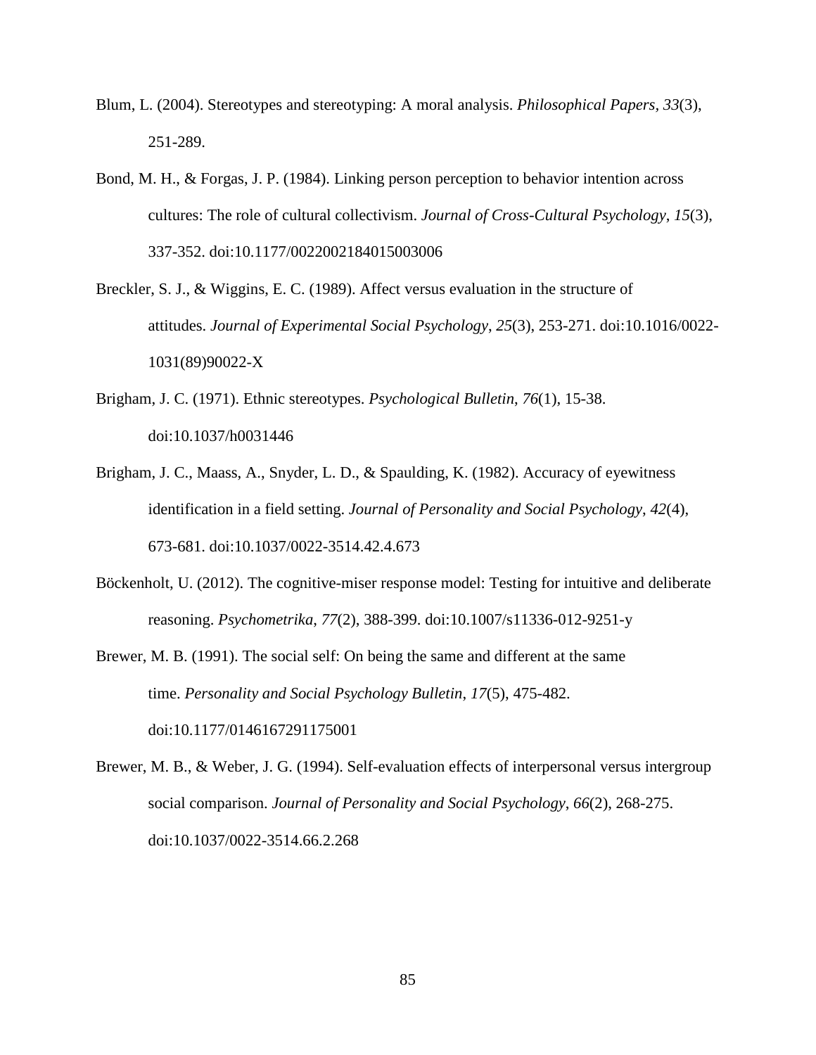Blum, L. (2004). Stereotypes and stereotyping: A moral analysis. *Philosophical Papers*, *33*(3), 251-289.

Bond, M. H., & Forgas, J. P. (1984). Linking person perception to behavior intention across cultures: The role of cultural collectivism. *Journal of Cross-Cultural Psychology*, *15*(3), 337-352. doi:10.1177/0022002184015003006

Breckler, S. J., & Wiggins, E. C. (1989). Affect versus evaluation in the structure of attitudes. *Journal of Experimental Social Psychology*, *25*(3), 253-271. doi:10.1016/0022-1031(89)90022-X

Brigham, J. C. (1971). Ethnic stereotypes. *Psychological Bulletin*, *76*(1), 15-38. doi:10.1037/h0031446

Brigham, J. C., Maass, A., Snyder, L. D., & Spaulding, K. (1982). Accuracy of eyewitness identification in a field setting. *Journal of Personality and Social Psychology*, *42*(4), 673-681. doi:10.1037/0022-3514.42.4.673

Böckenholt, U. (2012). The cognitive-miser response model: Testing for intuitive and deliberate reasoning. *Psychometrika*, *77*(2), 388-399. doi:10.1007/s11336-012-9251-y

Brewer, M. B. (1991). The social self: On being the same and different at the same time. *Personality and Social Psychology Bulletin*, *17*(5), 475-482. doi:10.1177/0146167291175001

Brewer, M. B., & Weber, J. G. (1994). Self-evaluation effects of interpersonal versus intergroup social comparison. *Journal of Personality and Social Psychology*, *66*(2), 268-275. doi:10.1037/0022-3514.66.2.268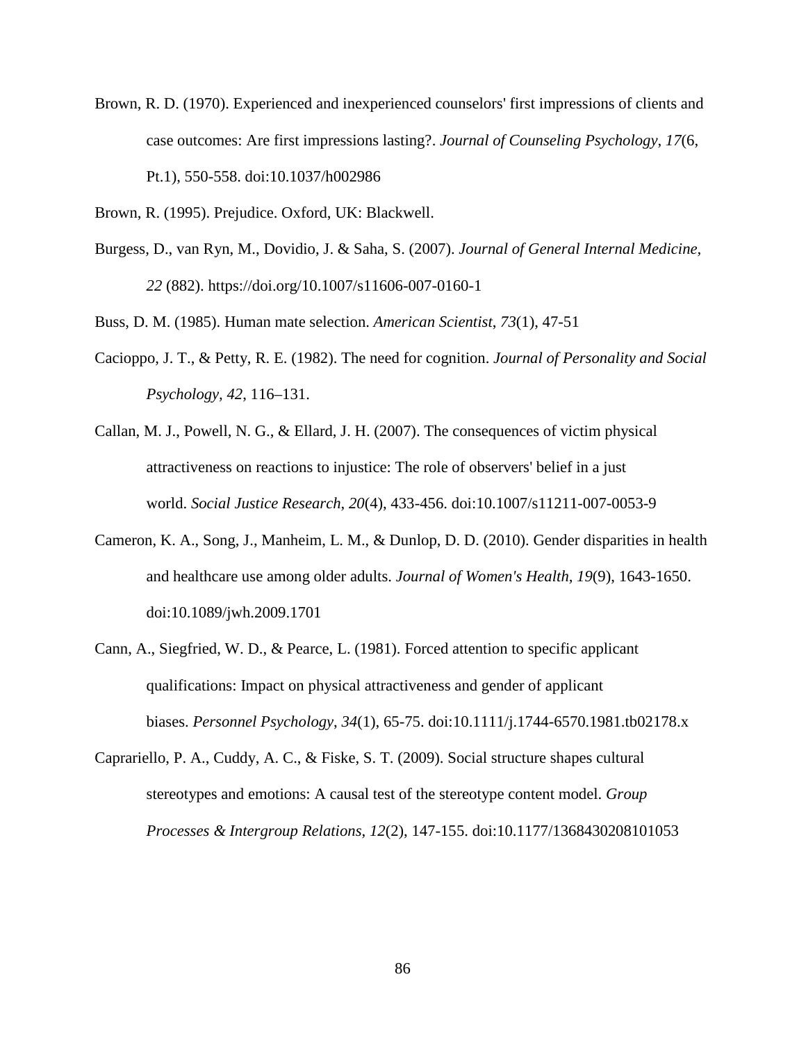Brown, R. D. (1970). Experienced and inexperienced counselors' first impressions of clients and case outcomes: Are first impressions lasting?. *Journal of Counseling Psychology*, *17*(6, Pt.1), 550-558. doi:10.1037/h002986

Brown, R. (1995). Prejudice. Oxford, UK: Blackwell.

Burgess, D., van Ryn, M., Dovidio, J. & Saha, S. (2007). *Journal of General Internal Medicine, 22* (882). https://doi.org/10.1007/s11606-007-0160-1

Buss, D. M. (1985). Human mate selection. *American Scientist*, *73*(1), 47-51

Cacioppo, J. T., & Petty, R. E. (1982). The need for cognition. *Journal of Personality and Social Psychology, 42*, 116–131.

Callan, M. J., Powell, N. G., & Ellard, J. H. (2007). The consequences of victim physical attractiveness on reactions to injustice: The role of observers' belief in a just world. *Social Justice Research*, *20*(4), 433-456. doi:10.1007/s11211-007-0053-9

Cameron, K. A., Song, J., Manheim, L. M., & Dunlop, D. D. (2010). Gender disparities in health and healthcare use among older adults. *Journal of Women's Health, 19*(9), 1643-1650. doi:10.1089/jwh.2009.1701

Cann, A., Siegfried, W. D., & Pearce, L. (1981). Forced attention to specific applicant qualifications: Impact on physical attractiveness and gender of applicant biases. *Personnel Psychology*, *34*(1), 65-75. doi:10.1111/j.1744-6570.1981.tb02178.x

Caprariello, P. A., Cuddy, A. C., & Fiske, S. T. (2009). Social structure shapes cultural stereotypes and emotions: A causal test of the stereotype content model. *Group Processes & Intergroup Relations*, *12*(2), 147-155. doi:10.1177/1368430208101053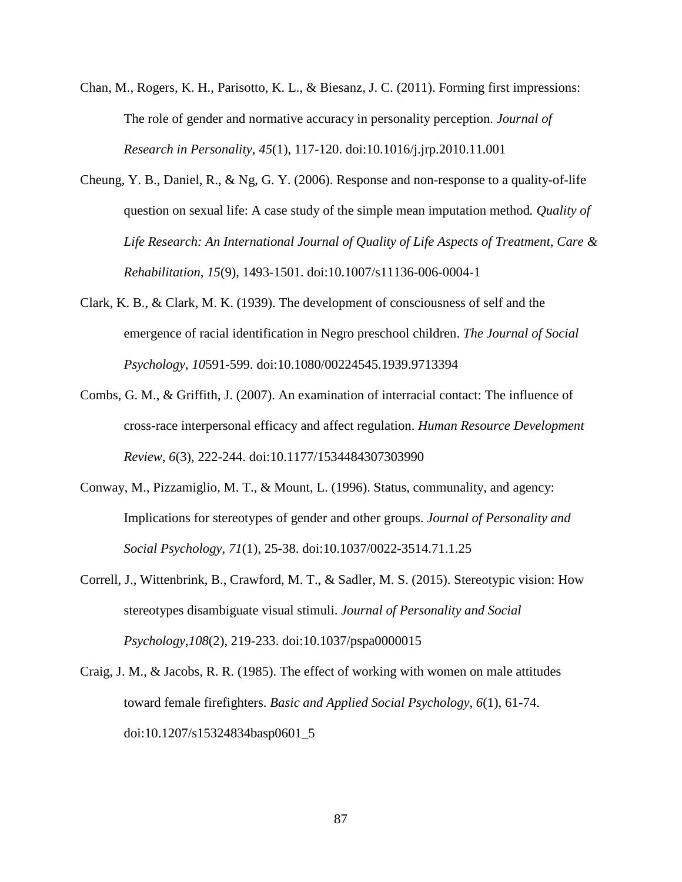Chan, M., Rogers, K. H., Parisotto, K. L., & Biesanz, J. C. (2011). Forming first impressions: The role of gender and normative accuracy in personality perception. *Journal of Research in Personality*, *45*(1), 117-120. doi:10.1016/j.jrp.2010.11.001

Cheung, Y. B., Daniel, R., & Ng, G. Y. (2006). Response and non-response to a quality-of-life question on sexual life: A case study of the simple mean imputation method. *Quality of Life Research: An International Journal of Quality of Life Aspects of Treatment, Care & Rehabilitation*, *15*(9), 1493-1501. doi:10.1007/s11136-006-0004-1

Clark, K. B., & Clark, M. K. (1939). The development of consciousness of self and the emergence of racial identification in Negro preschool children. *The Journal of Social Psychology*, *10*591-599. doi:10.1080/00224545.1939.9713394

Combs, G. M., & Griffith, J. (2007). An examination of interracial contact: The influence of cross-race interpersonal efficacy and affect regulation. *Human Resource Development Review*, *6*(3), 222-244. doi:10.1177/1534484307303990

Conway, M., Pizzamiglio, M. T., & Mount, L. (1996). Status, communality, and agency: Implications for stereotypes of gender and other groups. *Journal of Personality and Social Psychology*, *71*(1), 25-38. doi:10.1037/0022-3514.71.1.25

Correll, J., Wittenbrink, B., Crawford, M. T., & Sadler, M. S. (2015). Stereotypic vision: How stereotypes disambiguate visual stimuli. *Journal of Personality and Social Psychology*,*108*(2), 219-233. doi:10.1037/pspa0000015

Craig, J. M., & Jacobs, R. R. (1985). The effect of working with women on male attitudes toward female firefighters. *Basic and Applied Social Psychology*, *6*(1), 61-74. doi:10.1207/s15324834basp0601_5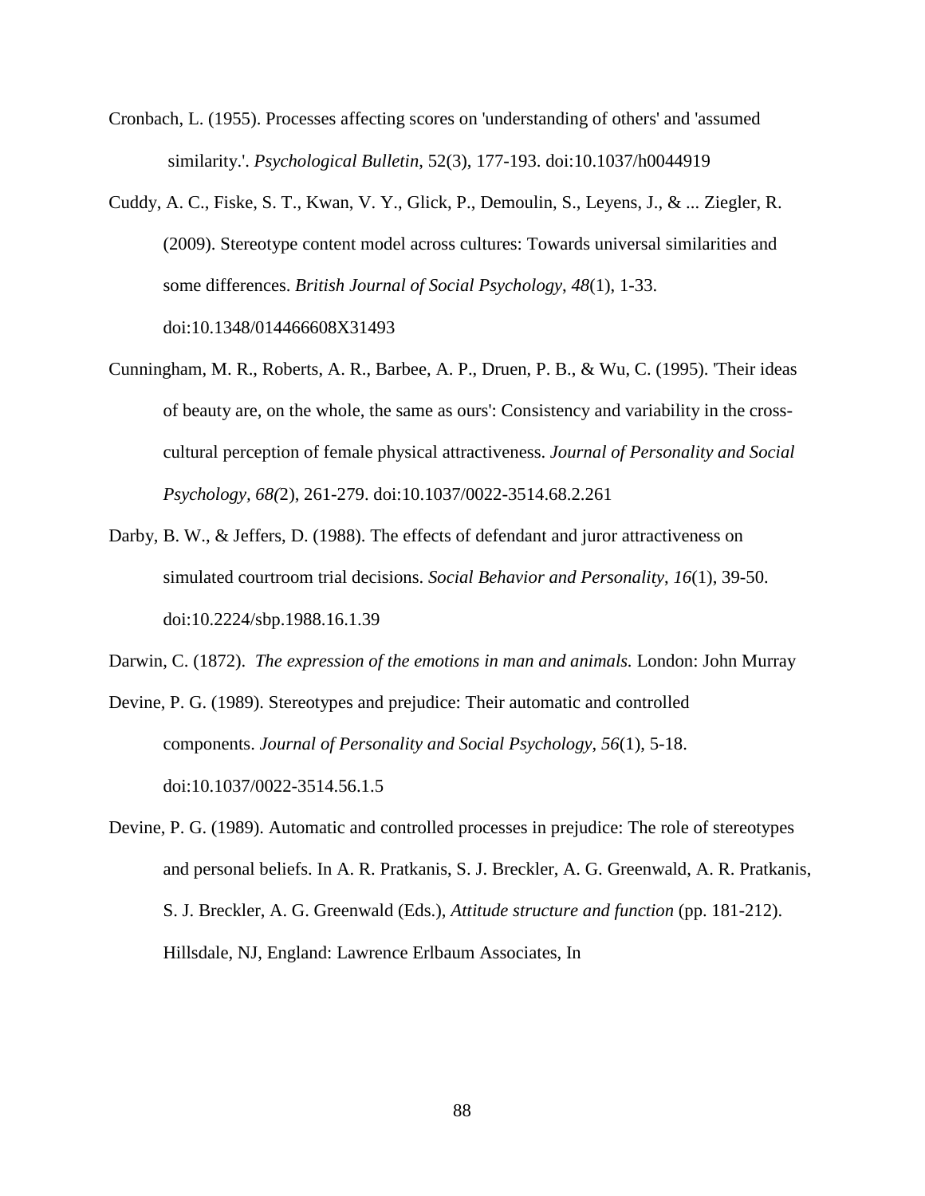Cronbach, L. (1955). Processes affecting scores on 'understanding of others' and 'assumed similarity.'. *Psychological Bulletin*, 52(3), 177-193. doi:10.1037/h0044919

Cuddy, A. C., Fiske, S. T., Kwan, V. Y., Glick, P., Demoulin, S., Leyens, J., & ... Ziegler, R. (2009). Stereotype content model across cultures: Towards universal similarities and some differences. *British Journal of Social Psychology*, *48*(1), 1-33. doi:10.1348/014466608X31493

Cunningham, M. R., Roberts, A. R., Barbee, A. P., Druen, P. B., & Wu, C. (1995). 'Their ideas of beauty are, on the whole, the same as ours': Consistency and variability in the cross-cultural perception of female physical attractiveness. *Journal of Personality and Social Psychology*, *68(*2), 261-279. doi:10.1037/0022-3514.68.2.261

Darby, B. W., & Jeffers, D. (1988). The effects of defendant and juror attractiveness on simulated courtroom trial decisions. *Social Behavior and Personality*, *16*(1), 39-50. doi:10.2224/sbp.1988.16.1.39

Darwin, C. (1872). *The expression of the emotions in man and animals.* London: John Murray

Devine, P. G. (1989). Stereotypes and prejudice: Their automatic and controlled components. *Journal of Personality and Social Psychology*, *56*(1), 5-18. doi:10.1037/0022-3514.56.1.5

Devine, P. G. (1989). Automatic and controlled processes in prejudice: The role of stereotypes and personal beliefs. In A. R. Pratkanis, S. J. Breckler, A. G. Greenwald, A. R. Pratkanis, S. J. Breckler, A. G. Greenwald (Eds.), *Attitude structure and function* (pp. 181-212). Hillsdale, NJ, England: Lawrence Erlbaum Associates, In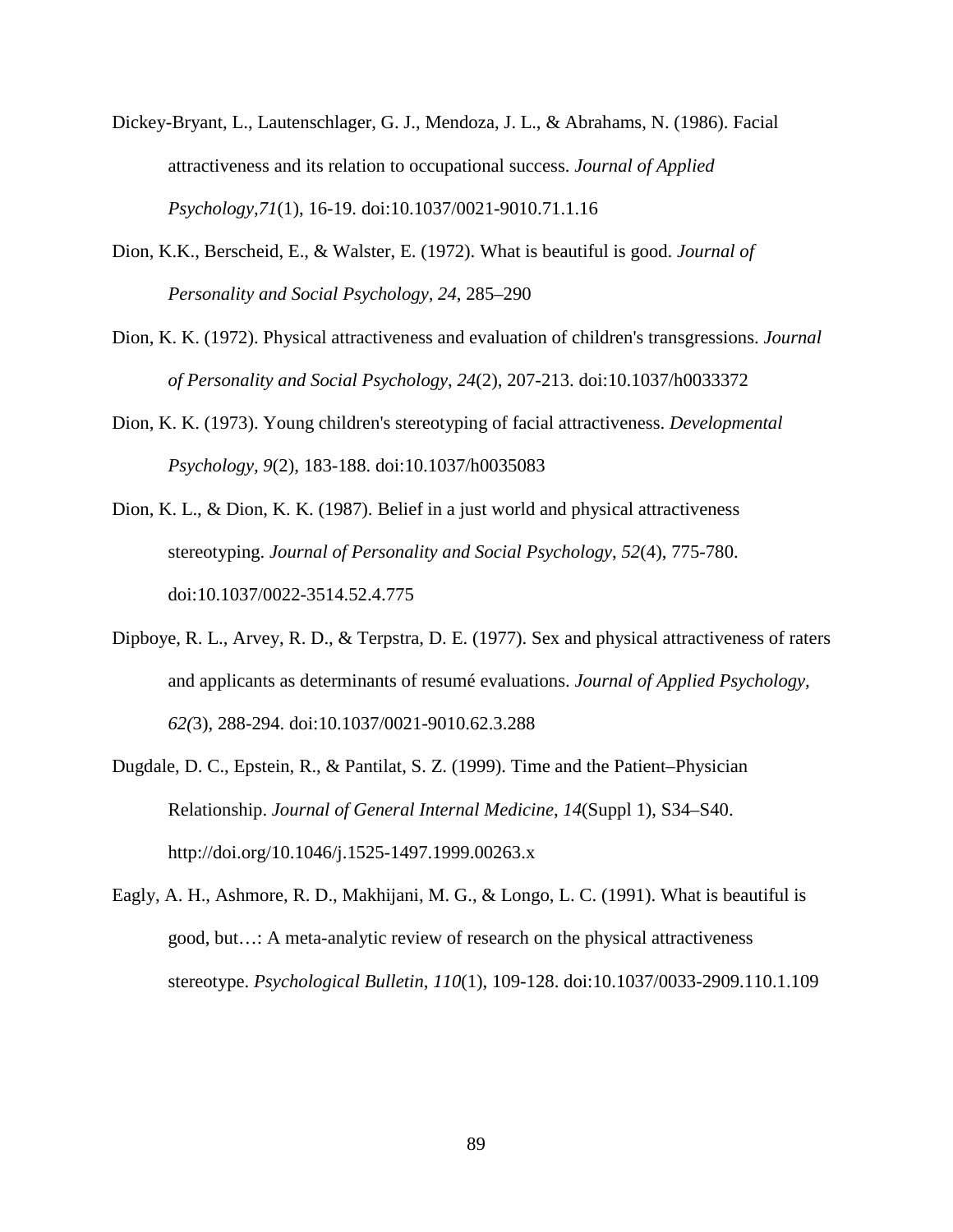Dickey-Bryant, L., Lautenschlager, G. J., Mendoza, J. L., & Abrahams, N. (1986). Facial attractiveness and its relation to occupational success. *Journal of Applied Psychology*,*71*(1), 16-19. doi:10.1037/0021-9010.71.1.16

Dion, K.K., Berscheid, E., & Walster, E. (1972). What is beautiful is good. *Journal of Personality and Social Psychology, 24*, 285–290

Dion, K. K. (1972). Physical attractiveness and evaluation of children's transgressions. *Journal of Personality and Social Psychology*, *24*(2), 207-213. doi:10.1037/h0033372

Dion, K. K. (1973). Young children's stereotyping of facial attractiveness. *Developmental Psychology, 9*(2), 183-188. doi:10.1037/h0035083

Dion, K. L., & Dion, K. K. (1987). Belief in a just world and physical attractiveness stereotyping. *Journal of Personality and Social Psychology*, *52*(4), 775-780. doi:10.1037/0022-3514.52.4.775

Dipboye, R. L., Arvey, R. D., & Terpstra, D. E. (1977). Sex and physical attractiveness of raters and applicants as determinants of resumé evaluations. *Journal of Applied Psychology, 62(*3), 288-294. doi:10.1037/0021-9010.62.3.288

Dugdale, D. C., Epstein, R., & Pantilat, S. Z. (1999). Time and the Patient–Physician Relationship. *Journal of General Internal Medicine*, *14*(Suppl 1), S34–S40. http://doi.org/10.1046/j.1525-1497.1999.00263.x

Eagly, A. H., Ashmore, R. D., Makhijani, M. G., & Longo, L. C. (1991). What is beautiful is good, but…: A meta-analytic review of research on the physical attractiveness stereotype. *Psychological Bulletin, 110*(1), 109-128. doi:10.1037/0033-2909.110.1.109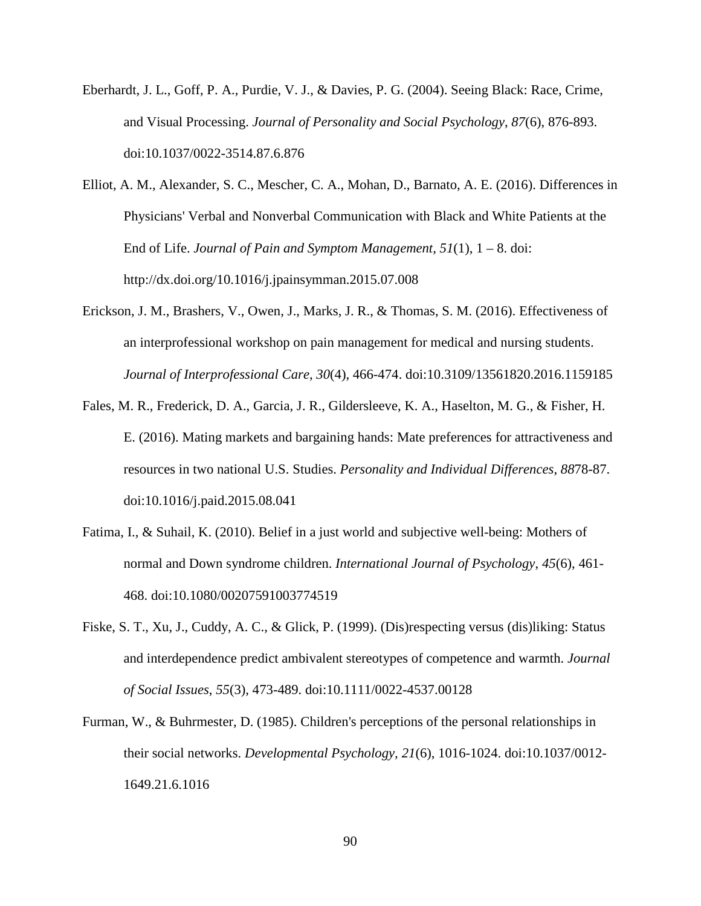Eberhardt, J. L., Goff, P. A., Purdie, V. J., & Davies, P. G. (2004). Seeing Black: Race, Crime, and Visual Processing. *Journal of Personality and Social Psychology*, *87*(6), 876-893. doi:10.1037/0022-3514.87.6.876

Elliot, A. M., Alexander, S. C., Mescher, C. A., Mohan, D., Barnato, A. E. (2016). Differences in Physicians' Verbal and Nonverbal Communication with Black and White Patients at the End of Life. *Journal of Pain and Symptom Management*, *51*(1), 1 – 8. doi: http://dx.doi.org/10.1016/j.jpainsymman.2015.07.008

Erickson, J. M., Brashers, V., Owen, J., Marks, J. R., & Thomas, S. M. (2016). Effectiveness of an interprofessional workshop on pain management for medical and nursing students. *Journal of Interprofessional Care, 30*(4), 466-474. doi:10.3109/13561820.2016.1159185

Fales, M. R., Frederick, D. A., Garcia, J. R., Gildersleeve, K. A., Haselton, M. G., & Fisher, H. E. (2016). Mating markets and bargaining hands: Mate preferences for attractiveness and resources in two national U.S. Studies. *Personality and Individual Differences, 88*78-87. doi:10.1016/j.paid.2015.08.041

Fatima, I., & Suhail, K. (2010). Belief in a just world and subjective well-being: Mothers of normal and Down syndrome children. *International Journal of Psychology*, *45*(6), 461-468. doi:10.1080/00207591003774519

Fiske, S. T., Xu, J., Cuddy, A. C., & Glick, P. (1999). (Dis)respecting versus (dis)liking: Status and interdependence predict ambivalent stereotypes of competence and warmth. *Journal of Social Issues*, *55*(3), 473-489. doi:10.1111/0022-4537.00128

Furman, W., & Buhrmester, D. (1985). Children's perceptions of the personal relationships in their social networks. *Developmental Psychology, 21*(6), 1016-1024. doi:10.1037/0012-1649.21.6.1016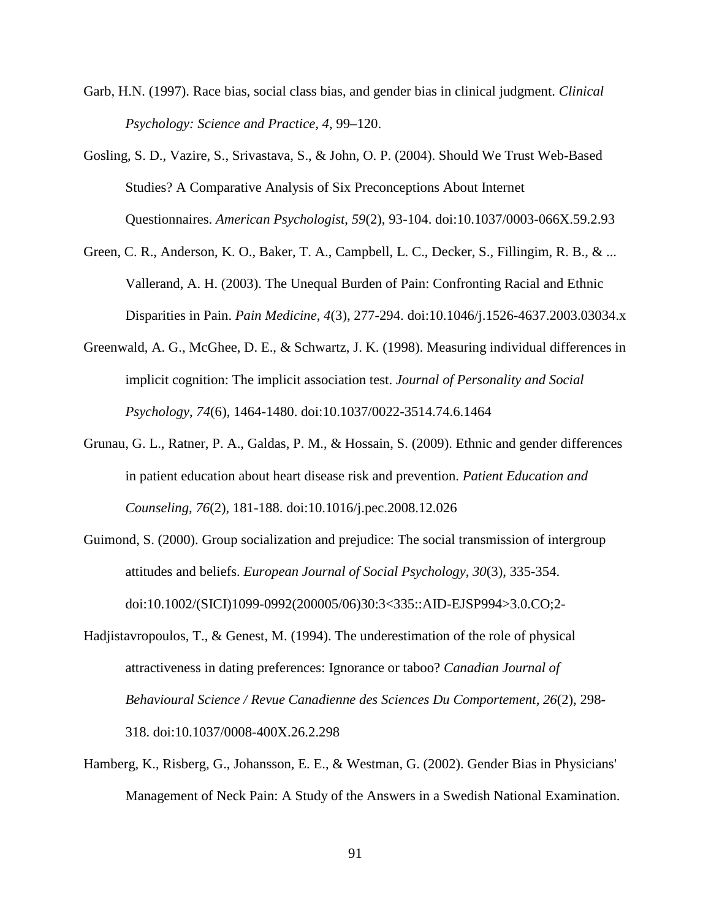Garb, H.N. (1997). Race bias, social class bias, and gender bias in clinical judgment. *Clinical Psychology: Science and Practice, 4*, 99–120.

Gosling, S. D., Vazire, S., Srivastava, S., & John, O. P. (2004). Should We Trust Web-Based Studies? A Comparative Analysis of Six Preconceptions About Internet Questionnaires. *American Psychologist*, *59*(2), 93-104. doi:10.1037/0003-066X.59.2.93

Green, C. R., Anderson, K. O., Baker, T. A., Campbell, L. C., Decker, S., Fillingim, R. B., & ... Vallerand, A. H. (2003). The Unequal Burden of Pain: Confronting Racial and Ethnic Disparities in Pain. *Pain Medicine*, *4*(3), 277-294. doi:10.1046/j.1526-4637.2003.03034.x

Greenwald, A. G., McGhee, D. E., & Schwartz, J. K. (1998). Measuring individual differences in implicit cognition: The implicit association test. *Journal of Personality and Social Psychology*, *74*(6), 1464-1480. doi:10.1037/0022-3514.74.6.1464

Grunau, G. L., Ratner, P. A., Galdas, P. M., & Hossain, S. (2009). Ethnic and gender differences in patient education about heart disease risk and prevention. *Patient Education and Counseling, 76*(2), 181-188. doi:10.1016/j.pec.2008.12.026

Guimond, S. (2000). Group socialization and prejudice: The social transmission of intergroup attitudes and beliefs. *European Journal of Social Psychology*, *30*(3), 335-354. doi:10.1002/(SICI)1099-0992(200005/06)30:3<335::AID-EJSP994>3.0.CO;2-

Hadjistavropoulos, T., & Genest, M. (1994). The underestimation of the role of physical attractiveness in dating preferences: Ignorance or taboo? *Canadian Journal of Behavioural Science / Revue Canadienne des Sciences Du Comportement, 26*(2), 298-318. doi:10.1037/0008-400X.26.2.298

Hamberg, K., Risberg, G., Johansson, E. E., & Westman, G. (2002). Gender Bias in Physicians' Management of Neck Pain: A Study of the Answers in a Swedish National Examination.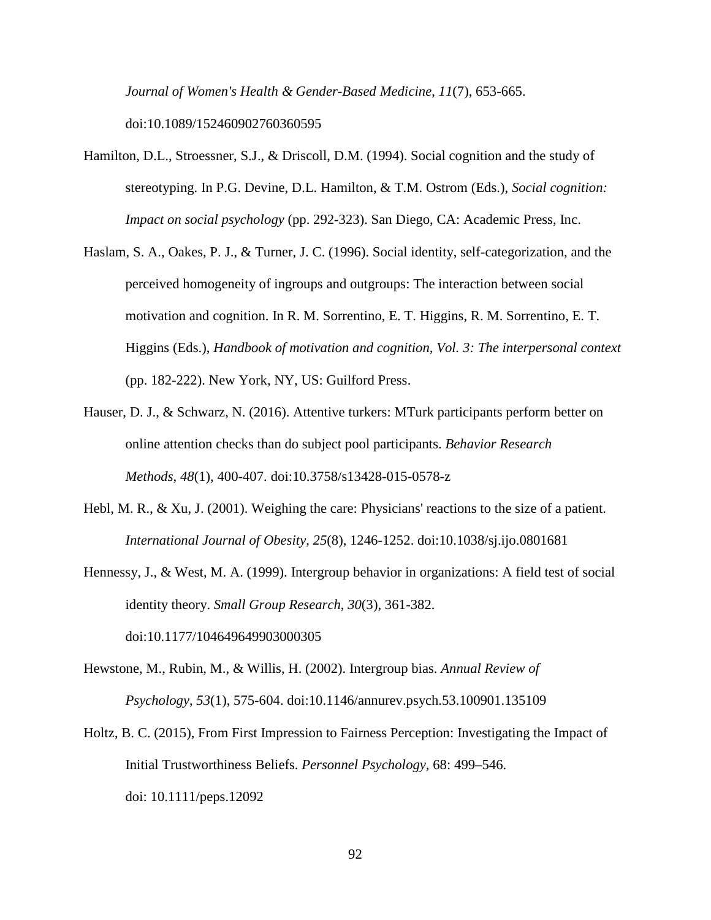*Journal of Women's Health & Gender-Based Medicine, 11*(7), 653-665. doi:10.1089/152460902760360595

Hamilton, D.L., Stroessner, S.J., & Driscoll, D.M. (1994). Social cognition and the study of stereotyping. In P.G. Devine, D.L. Hamilton, & T.M. Ostrom (Eds.), *Social cognition: Impact on social psychology* (pp. 292-323). San Diego, CA: Academic Press, Inc.

Haslam, S. A., Oakes, P. J., & Turner, J. C. (1996). Social identity, self-categorization, and the perceived homogeneity of ingroups and outgroups: The interaction between social motivation and cognition. In R. M. Sorrentino, E. T. Higgins, R. M. Sorrentino, E. T. Higgins (Eds.), *Handbook of motivation and cognition, Vol. 3: The interpersonal context* (pp. 182-222). New York, NY, US: Guilford Press.

Hauser, D. J., & Schwarz, N. (2016). Attentive turkers: MTurk participants perform better on online attention checks than do subject pool participants. *Behavior Research Methods*, *48*(1), 400-407. doi:10.3758/s13428-015-0578-z

Hebl, M. R., & Xu, J. (2001). Weighing the care: Physicians' reactions to the size of a patient. *International Journal of Obesity*, *25*(8), 1246-1252. doi:10.1038/sj.ijo.0801681

Hennessy, J., & West, M. A. (1999). Intergroup behavior in organizations: A field test of social identity theory. *Small Group Research*, *30*(3), 361-382. doi:10.1177/104649649903000305

Hewstone, M., Rubin, M., & Willis, H. (2002). Intergroup bias. *Annual Review of Psychology*, *53*(1), 575-604. doi:10.1146/annurev.psych.53.100901.135109

Holtz, B. C. (2015), From First Impression to Fairness Perception: Investigating the Impact of Initial Trustworthiness Beliefs. *Personnel Psychology,* 68: 499–546. doi: 10.1111/peps.12092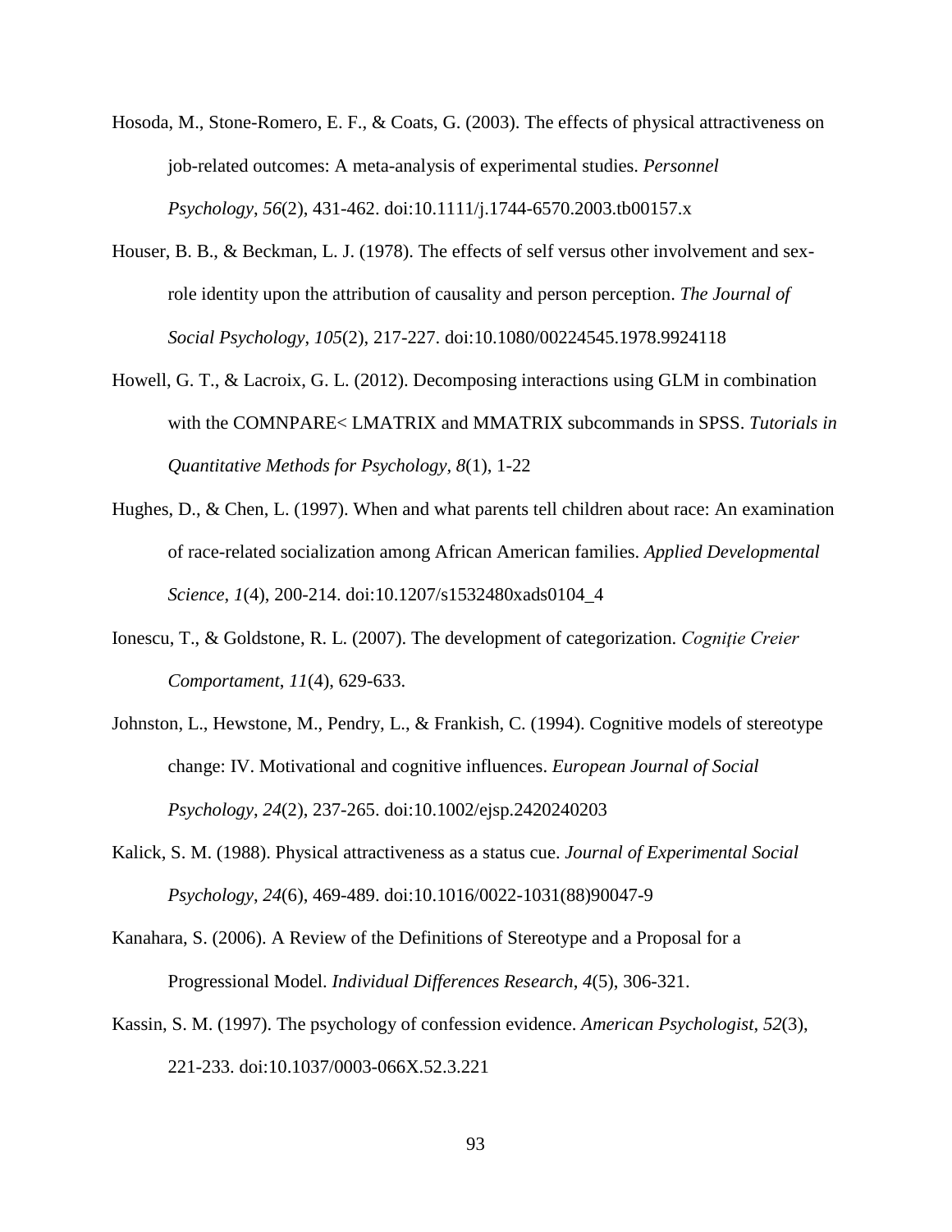Hosoda, M., Stone-Romero, E. F., & Coats, G. (2003). The effects of physical attractiveness on job-related outcomes: A meta-analysis of experimental studies. *Personnel Psychology*, *56*(2), 431-462. doi:10.1111/j.1744-6570.2003.tb00157.x

Houser, B. B., & Beckman, L. J. (1978). The effects of self versus other involvement and sex-role identity upon the attribution of causality and person perception. *The Journal of Social Psychology*, *105*(2), 217-227. doi:10.1080/00224545.1978.9924118

Howell, G. T., & Lacroix, G. L. (2012). Decomposing interactions using GLM in combination with the COMNPARE< LMATRIX and MMATRIX subcommands in SPSS. *Tutorials in Quantitative Methods for Psychology*, *8*(1), 1-22

Hughes, D., & Chen, L. (1997). When and what parents tell children about race: An examination of race-related socialization among African American families. *Applied Developmental Science*, *1*(4), 200-214. doi:10.1207/s1532480xads0104_4

Ionescu, T., & Goldstone, R. L. (2007). The development of categorization. *Cogniţie Creier Comportament*, *11*(4), 629-633.

Johnston, L., Hewstone, M., Pendry, L., & Frankish, C. (1994). Cognitive models of stereotype change: IV. Motivational and cognitive influences. *European Journal of Social Psychology*, *24*(2), 237-265. doi:10.1002/ejsp.2420240203

Kalick, S. M. (1988). Physical attractiveness as a status cue. *Journal of Experimental Social Psychology*, *24*(6), 469-489. doi:10.1016/0022-1031(88)90047-9

Kanahara, S. (2006). A Review of the Definitions of Stereotype and a Proposal for a Progressional Model. *Individual Differences Research*, *4*(5), 306-321.

Kassin, S. M. (1997). The psychology of confession evidence. *American Psychologist*, *52*(3), 221-233. doi:10.1037/0003-066X.52.3.221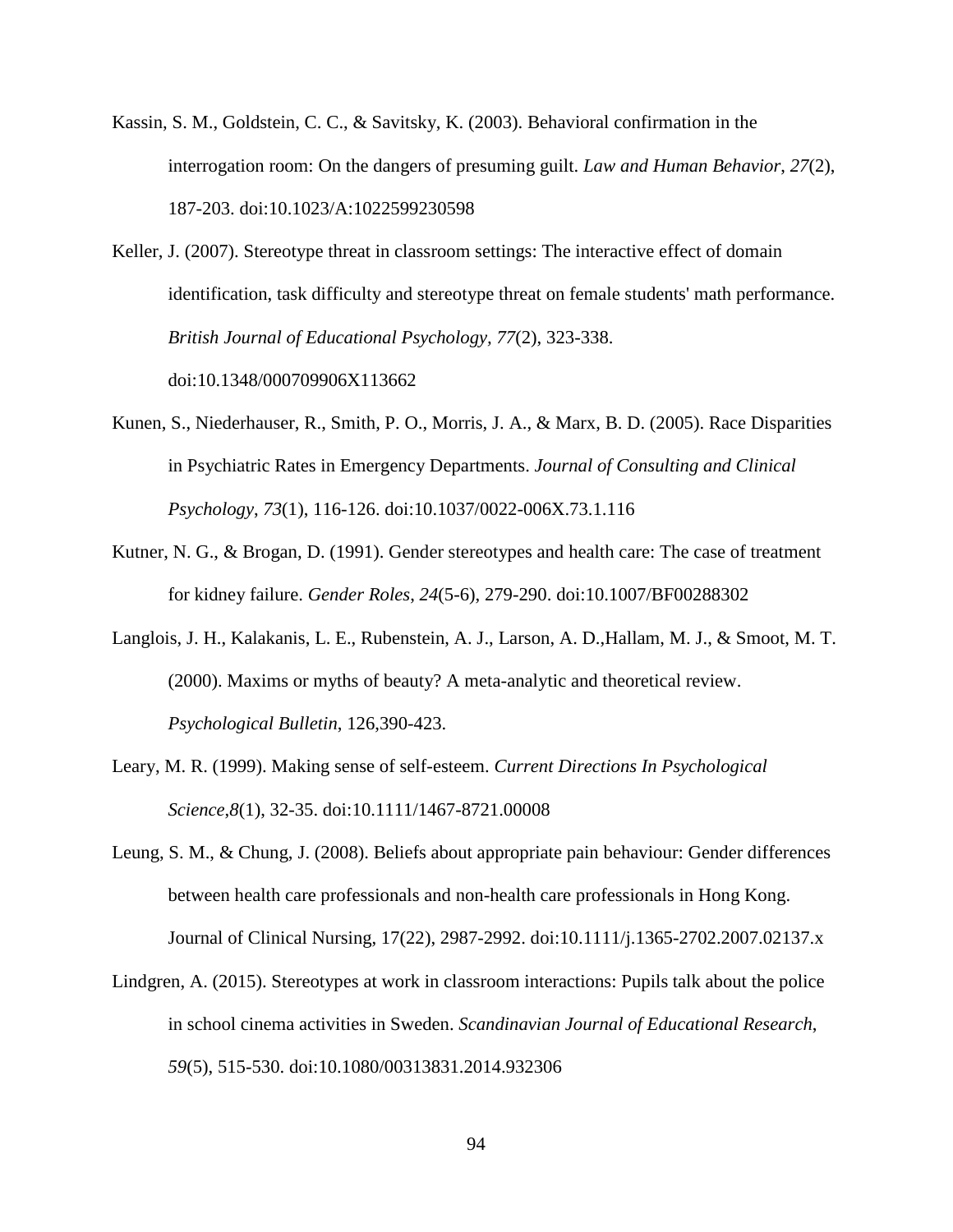Kassin, S. M., Goldstein, C. C., & Savitsky, K. (2003). Behavioral confirmation in the interrogation room: On the dangers of presuming guilt. *Law and Human Behavior*, *27*(2), 187-203. doi:10.1023/A:1022599230598

Keller, J. (2007). Stereotype threat in classroom settings: The interactive effect of domain identification, task difficulty and stereotype threat on female students' math performance. *British Journal of Educational Psychology*, *77*(2), 323-338. doi:10.1348/000709906X113662

Kunen, S., Niederhauser, R., Smith, P. O., Morris, J. A., & Marx, B. D. (2005). Race Disparities in Psychiatric Rates in Emergency Departments. *Journal of Consulting and Clinical Psychology*, *73*(1), 116-126. doi:10.1037/0022-006X.73.1.116

Kutner, N. G., & Brogan, D. (1991). Gender stereotypes and health care: The case of treatment for kidney failure. *Gender Roles*, *24*(5-6), 279-290. doi:10.1007/BF00288302

Langlois, J. H., Kalakanis, L. E., Rubenstein, A. J., Larson, A. D.,Hallam, M. J., & Smoot, M. T. (2000). Maxims or myths of beauty? A meta-analytic and theoretical review. *Psychological Bulletin*, 126,390-423.

Leary, M. R. (1999). Making sense of self-esteem. *Current Directions In Psychological Science*,*8*(1), 32-35. doi:10.1111/1467-8721.00008

Leung, S. M., & Chung, J. (2008). Beliefs about appropriate pain behaviour: Gender differences between health care professionals and non-health care professionals in Hong Kong. Journal of Clinical Nursing, 17(22), 2987-2992. doi:10.1111/j.1365-2702.2007.02137.x

Lindgren, A. (2015). Stereotypes at work in classroom interactions: Pupils talk about the police in school cinema activities in Sweden. *Scandinavian Journal of Educational Research*, *59*(5), 515-530. doi:10.1080/00313831.2014.932306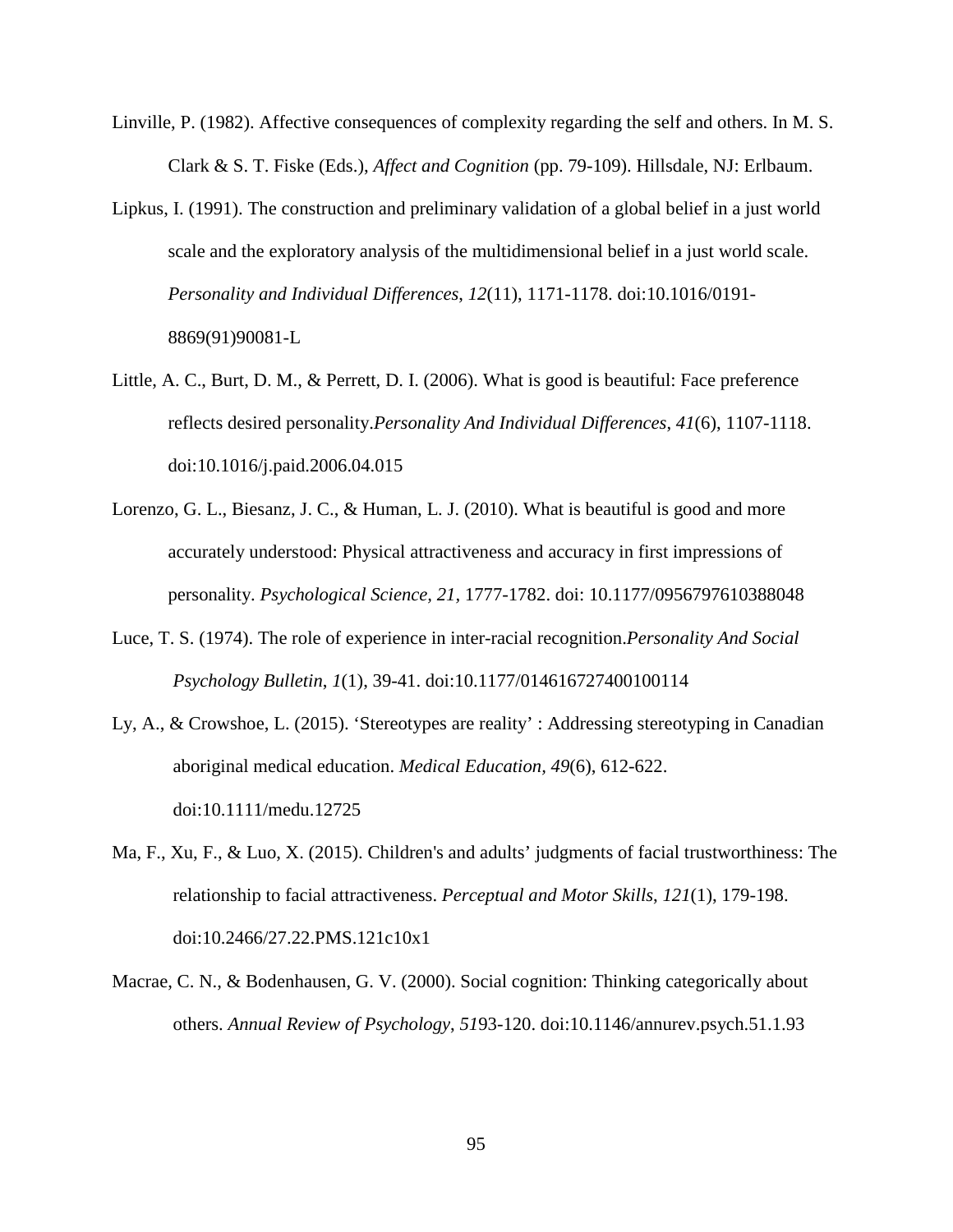Linville, P. (1982). Affective consequences of complexity regarding the self and others. In M. S. Clark & S. T. Fiske (Eds.), *Affect and Cognition* (pp. 79-109). Hillsdale, NJ: Erlbaum.

Lipkus, I. (1991). The construction and preliminary validation of a global belief in a just world scale and the exploratory analysis of the multidimensional belief in a just world scale. *Personality and Individual Differences*, *12*(11), 1171-1178. doi:10.1016/0191-8869(91)90081-L

Little, A. C., Burt, D. M., & Perrett, D. I. (2006). What is good is beautiful: Face preference reflects desired personality.*Personality And Individual Differences*, *41*(6), 1107-1118. doi:10.1016/j.paid.2006.04.015

Lorenzo, G. L., Biesanz, J. C., & Human, L. J. (2010). What is beautiful is good and more accurately understood: Physical attractiveness and accuracy in first impressions of personality. *Psychological Science, 21,* 1777-1782. doi: 10.1177/0956797610388048

Luce, T. S. (1974). The role of experience in inter-racial recognition.*Personality And Social Psychology Bulletin*, *1*(1), 39-41. doi:10.1177/014616727400100114

Ly, A., & Crowshoe, L. (2015). 'Stereotypes are reality' : Addressing stereotyping in Canadian aboriginal medical education. *Medical Education, 49*(6), 612-622. doi:10.1111/medu.12725

Ma, F., Xu, F., & Luo, X. (2015). Children's and adults' judgments of facial trustworthiness: The relationship to facial attractiveness. *Perceptual and Motor Skills*, *121*(1), 179-198. doi:10.2466/27.22.PMS.121c10x1

Macrae, C. N., & Bodenhausen, G. V. (2000). Social cognition: Thinking categorically about others. *Annual Review of Psychology*, *51*93-120. doi:10.1146/annurev.psych.51.1.93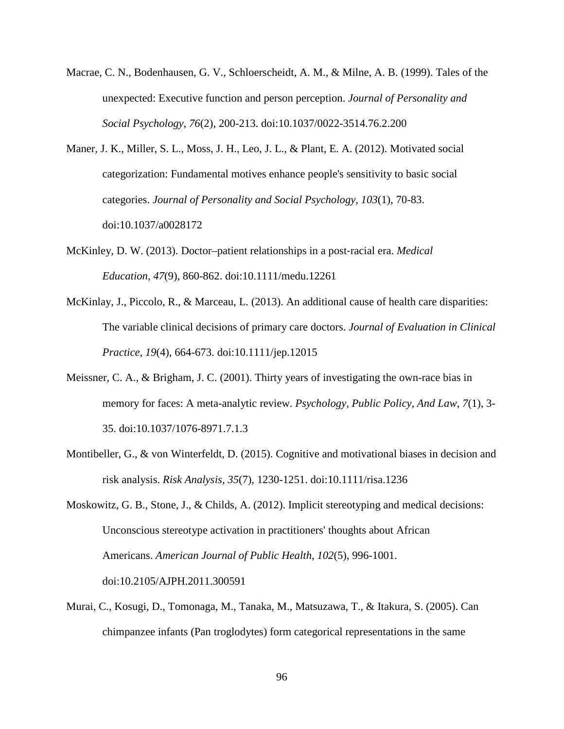Macrae, C. N., Bodenhausen, G. V., Schloerscheidt, A. M., & Milne, A. B. (1999). Tales of the unexpected: Executive function and person perception. *Journal of Personality and Social Psychology*, *76*(2), 200-213. doi:10.1037/0022-3514.76.2.200

Maner, J. K., Miller, S. L., Moss, J. H., Leo, J. L., & Plant, E. A. (2012). Motivated social categorization: Fundamental motives enhance people's sensitivity to basic social categories. *Journal of Personality and Social Psychology*, *103*(1), 70-83. doi:10.1037/a0028172

McKinley, D. W. (2013). Doctor–patient relationships in a post-racial era. *Medical Education*, *47*(9), 860-862. doi:10.1111/medu.12261

McKinlay, J., Piccolo, R., & Marceau, L. (2013). An additional cause of health care disparities: The variable clinical decisions of primary care doctors. *Journal of Evaluation in Clinical Practice*, *19*(4), 664-673. doi:10.1111/jep.12015

Meissner, C. A., & Brigham, J. C. (2001). Thirty years of investigating the own-race bias in memory for faces: A meta-analytic review. *Psychology, Public Policy, And Law*, *7*(1), 3-35. doi:10.1037/1076-8971.7.1.3

Montibeller, G., & von Winterfeldt, D. (2015). Cognitive and motivational biases in decision and risk analysis. *Risk Analysis*, *35*(7), 1230-1251. doi:10.1111/risa.1236

Moskowitz, G. B., Stone, J., & Childs, A. (2012). Implicit stereotyping and medical decisions: Unconscious stereotype activation in practitioners' thoughts about African Americans. *American Journal of Public Health*, *102*(5), 996-1001. doi:10.2105/AJPH.2011.300591

Murai, C., Kosugi, D., Tomonaga, M., Tanaka, M., Matsuzawa, T., & Itakura, S. (2005). Can chimpanzee infants (Pan troglodytes) form categorical representations in the same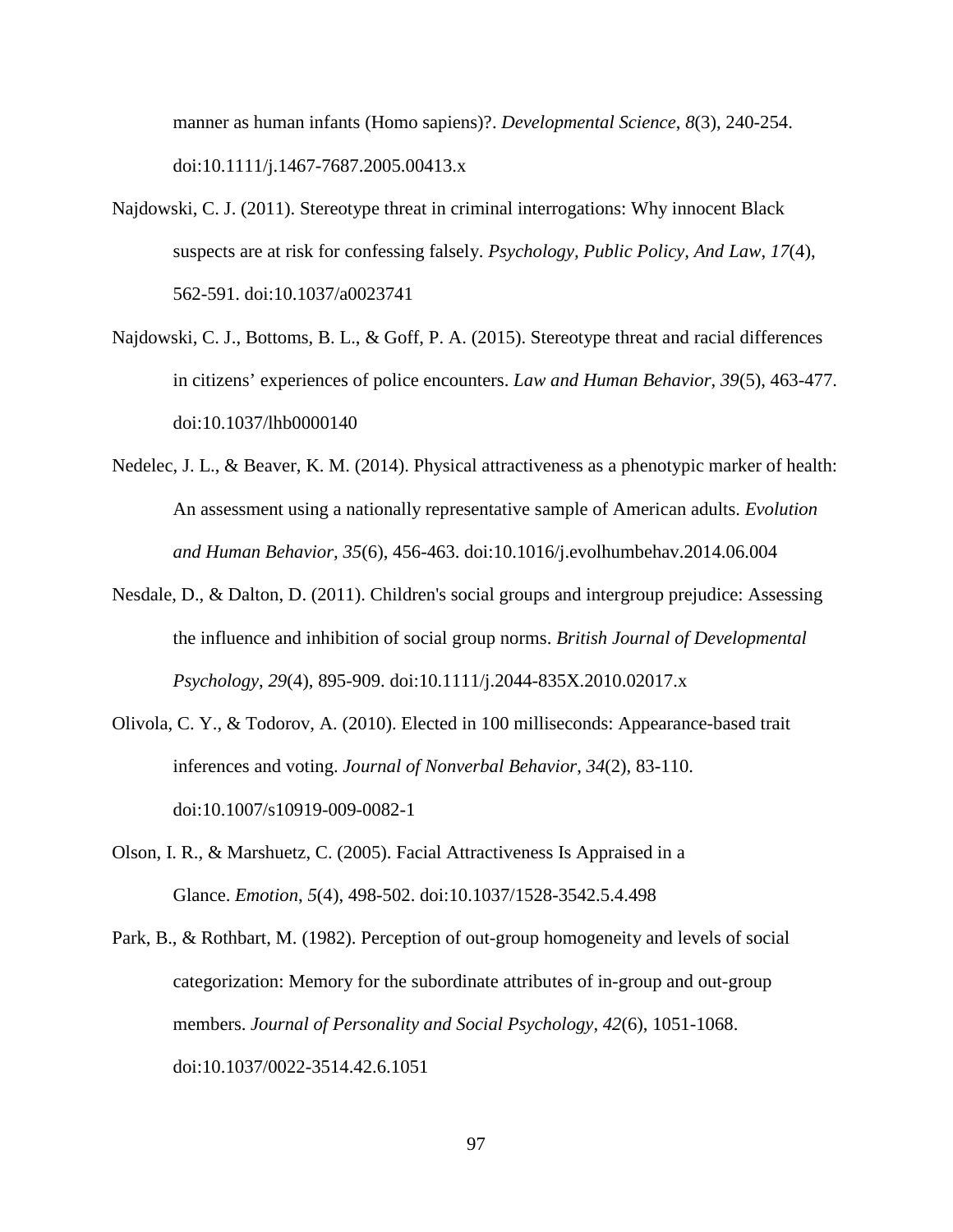manner as human infants (Homo sapiens)?. *Developmental Science*, *8*(3), 240-254. doi:10.1111/j.1467-7687.2005.00413.x

Najdowski, C. J. (2011). Stereotype threat in criminal interrogations: Why innocent Black suspects are at risk for confessing falsely. *Psychology, Public Policy, And Law*, *17*(4), 562-591. doi:10.1037/a0023741

Najdowski, C. J., Bottoms, B. L., & Goff, P. A. (2015). Stereotype threat and racial differences in citizens' experiences of police encounters. *Law and Human Behavior*, *39*(5), 463-477. doi:10.1037/lhb0000140

Nedelec, J. L., & Beaver, K. M. (2014). Physical attractiveness as a phenotypic marker of health: An assessment using a nationally representative sample of American adults. *Evolution and Human Behavior*, *35*(6), 456-463. doi:10.1016/j.evolhumbehav.2014.06.004

Nesdale, D., & Dalton, D. (2011). Children's social groups and intergroup prejudice: Assessing the influence and inhibition of social group norms. *British Journal of Developmental Psychology*, *29*(4), 895-909. doi:10.1111/j.2044-835X.2010.02017.x

Olivola, C. Y., & Todorov, A. (2010). Elected in 100 milliseconds: Appearance-based trait inferences and voting. *Journal of Nonverbal Behavior*, *34*(2), 83-110. doi:10.1007/s10919-009-0082-1

Olson, I. R., & Marshuetz, C. (2005). Facial Attractiveness Is Appraised in a Glance. *Emotion*, *5*(4), 498-502. doi:10.1037/1528-3542.5.4.498

Park, B., & Rothbart, M. (1982). Perception of out-group homogeneity and levels of social categorization: Memory for the subordinate attributes of in-group and out-group members. *Journal of Personality and Social Psychology*, *42*(6), 1051-1068. doi:10.1037/0022-3514.42.6.1051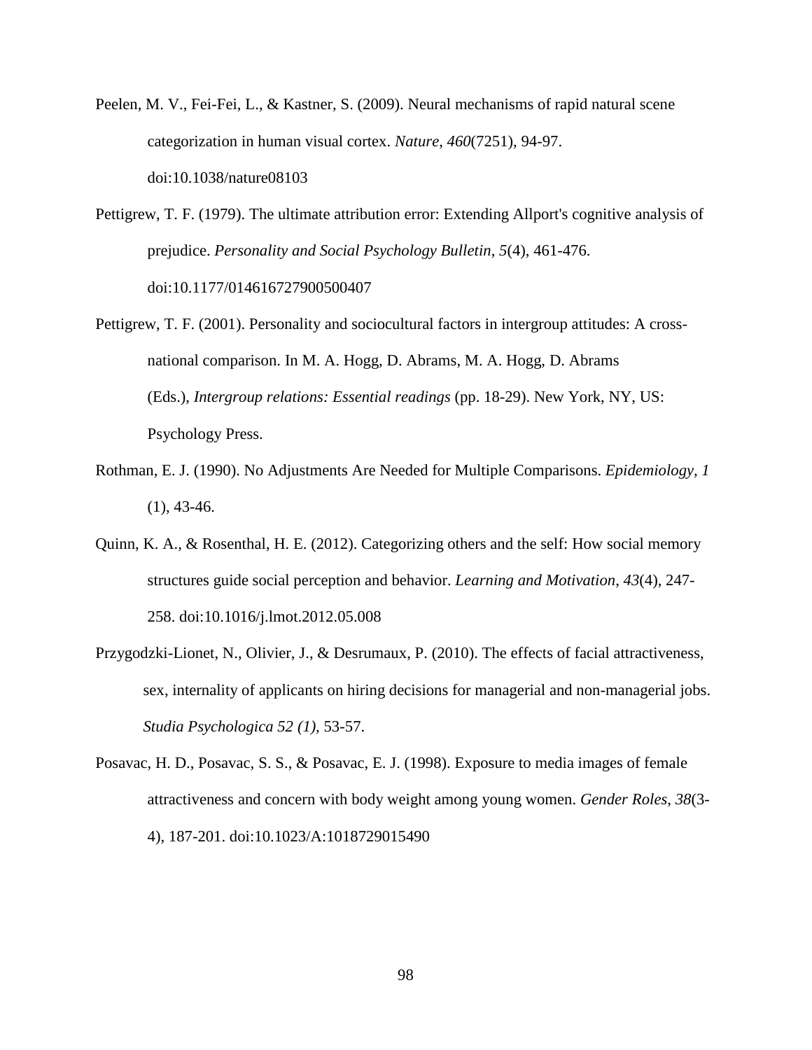Peelen, M. V., Fei-Fei, L., & Kastner, S. (2009). Neural mechanisms of rapid natural scene categorization in human visual cortex. *Nature*, *460*(7251), 94-97. doi:10.1038/nature08103

Pettigrew, T. F. (1979). The ultimate attribution error: Extending Allport's cognitive analysis of prejudice. *Personality and Social Psychology Bulletin*, *5*(4), 461-476. doi:10.1177/014616727900500407

Pettigrew, T. F. (2001). Personality and sociocultural factors in intergroup attitudes: A cross-national comparison. In M. A. Hogg, D. Abrams, M. A. Hogg, D. Abrams (Eds.), *Intergroup relations: Essential readings* (pp. 18-29). New York, NY, US: Psychology Press.

Rothman, E. J. (1990). No Adjustments Are Needed for Multiple Comparisons. *Epidemiology, 1* (1), 43-46.

Quinn, K. A., & Rosenthal, H. E. (2012). Categorizing others and the self: How social memory structures guide social perception and behavior. *Learning and Motivation*, *43*(4), 247-258. doi:10.1016/j.lmot.2012.05.008

Przygodzki-Lionet, N., Olivier, J., & Desrumaux, P. (2010). The effects of facial attractiveness, sex, internality of applicants on hiring decisions for managerial and non-managerial jobs. *Studia Psychologica 52 (1),* 53-57.

Posavac, H. D., Posavac, S. S., & Posavac, E. J. (1998). Exposure to media images of female attractiveness and concern with body weight among young women. *Gender Roles, 38*(3-4), 187-201. doi:10.1023/A:1018729015490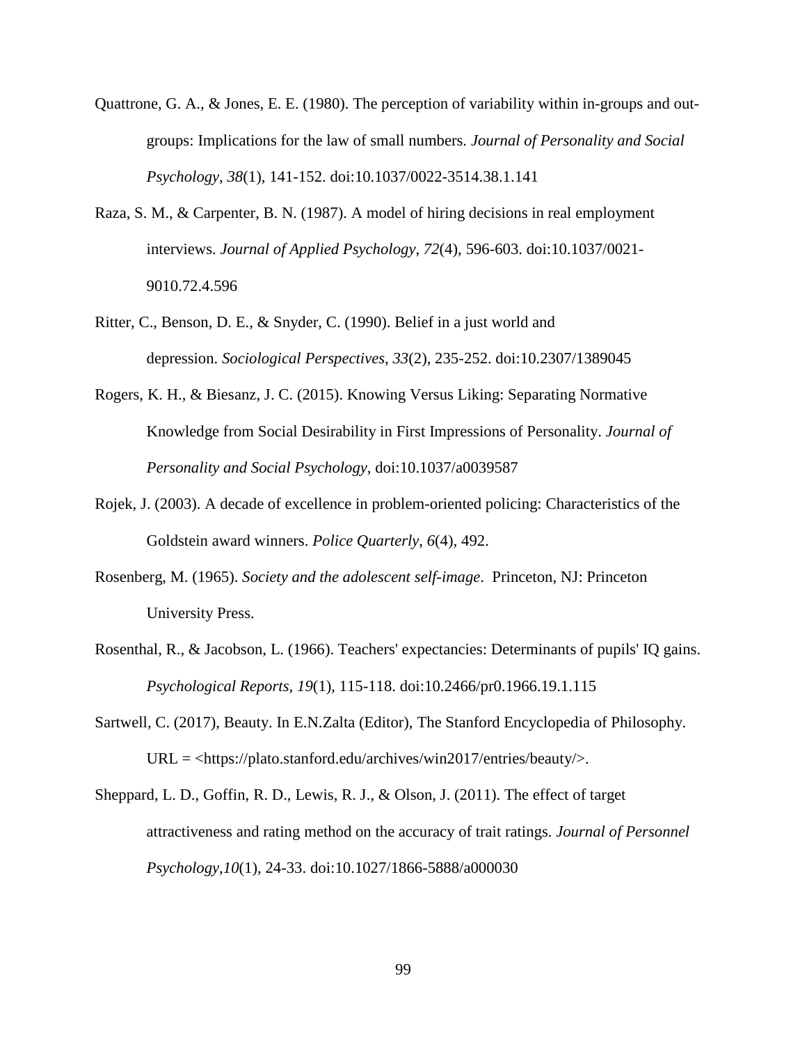Quattrone, G. A., & Jones, E. E. (1980). The perception of variability within in-groups and out-groups: Implications for the law of small numbers. *Journal of Personality and Social Psychology*, *38*(1), 141-152. doi:10.1037/0022-3514.38.1.141

Raza, S. M., & Carpenter, B. N. (1987). A model of hiring decisions in real employment interviews. *Journal of Applied Psychology*, *72*(4), 596-603. doi:10.1037/0021-9010.72.4.596

Ritter, C., Benson, D. E., & Snyder, C. (1990). Belief in a just world and depression. *Sociological Perspectives*, *33*(2), 235-252. doi:10.2307/1389045

Rogers, K. H., & Biesanz, J. C. (2015). Knowing Versus Liking: Separating Normative Knowledge from Social Desirability in First Impressions of Personality. *Journal of Personality and Social Psychology*, doi:10.1037/a0039587

Rojek, J. (2003). A decade of excellence in problem-oriented policing: Characteristics of the Goldstein award winners. *Police Quarterly*, *6*(4), 492.

Rosenberg, M. (1965). *Society and the adolescent self-image*. Princeton, NJ: Princeton University Press.

Rosenthal, R., & Jacobson, L. (1966). Teachers' expectancies: Determinants of pupils' IQ gains. *Psychological Reports*, *19*(1), 115-118. doi:10.2466/pr0.1966.19.1.115

Sartwell, C. (2017), Beauty. In E.N.Zalta (Editor), The Stanford Encyclopedia of Philosophy. URL = <https://plato.stanford.edu/archives/win2017/entries/beauty/>.

Sheppard, L. D., Goffin, R. D., Lewis, R. J., & Olson, J. (2011). The effect of target attractiveness and rating method on the accuracy of trait ratings. *Journal of Personnel Psychology*,*10*(1), 24-33. doi:10.1027/1866-5888/a000030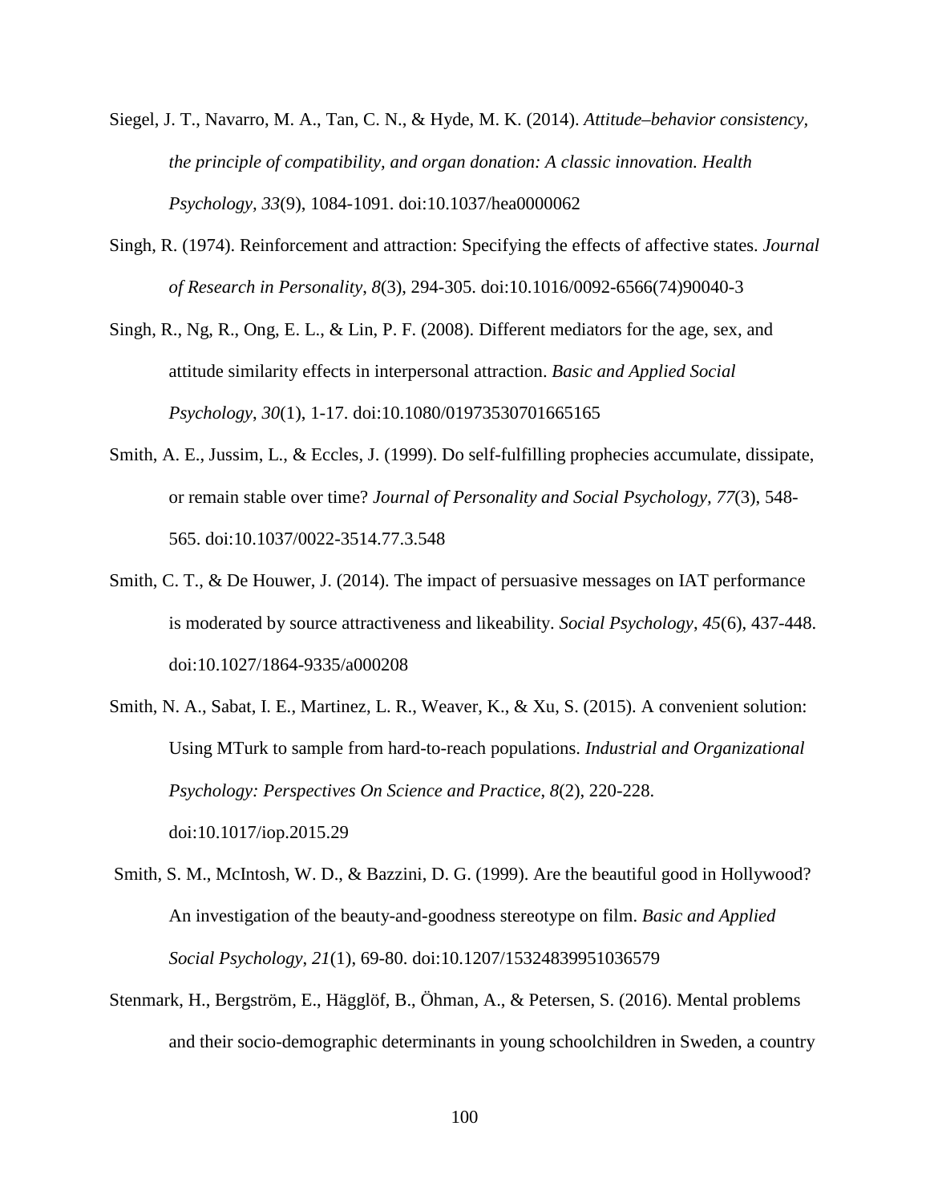Siegel, J. T., Navarro, M. A., Tan, C. N., & Hyde, M. K. (2014). *Attitude–behavior consistency, the principle of compatibility, and organ donation: A classic innovation. Health Psychology, 33*(9), 1084-1091. doi:10.1037/hea0000062

Singh, R. (1974). Reinforcement and attraction: Specifying the effects of affective states. *Journal of Research in Personality*, *8*(3), 294-305. doi:10.1016/0092-6566(74)90040-3

Singh, R., Ng, R., Ong, E. L., & Lin, P. F. (2008). Different mediators for the age, sex, and attitude similarity effects in interpersonal attraction. *Basic and Applied Social Psychology*, *30*(1), 1-17. doi:10.1080/01973530701665165

Smith, A. E., Jussim, L., & Eccles, J. (1999). Do self-fulfilling prophecies accumulate, dissipate, or remain stable over time? *Journal of Personality and Social Psychology*, *77*(3), 548-565. doi:10.1037/0022-3514.77.3.548

Smith, C. T., & De Houwer, J. (2014). The impact of persuasive messages on IAT performance is moderated by source attractiveness and likeability. *Social Psychology*, *45*(6), 437-448. doi:10.1027/1864-9335/a000208

Smith, N. A., Sabat, I. E., Martinez, L. R., Weaver, K., & Xu, S. (2015). A convenient solution: Using MTurk to sample from hard-to-reach populations. *Industrial and Organizational Psychology: Perspectives On Science and Practice*, *8*(2), 220-228. doi:10.1017/iop.2015.29

Smith, S. M., McIntosh, W. D., & Bazzini, D. G. (1999). Are the beautiful good in Hollywood? An investigation of the beauty-and-goodness stereotype on film. *Basic and Applied Social Psychology*, *21*(1), 69-80. doi:10.1207/15324839951036579

Stenmark, H., Bergström, E., Hägglöf, B., Öhman, A., & Petersen, S. (2016). Mental problems and their socio-demographic determinants in young schoolchildren in Sweden, a country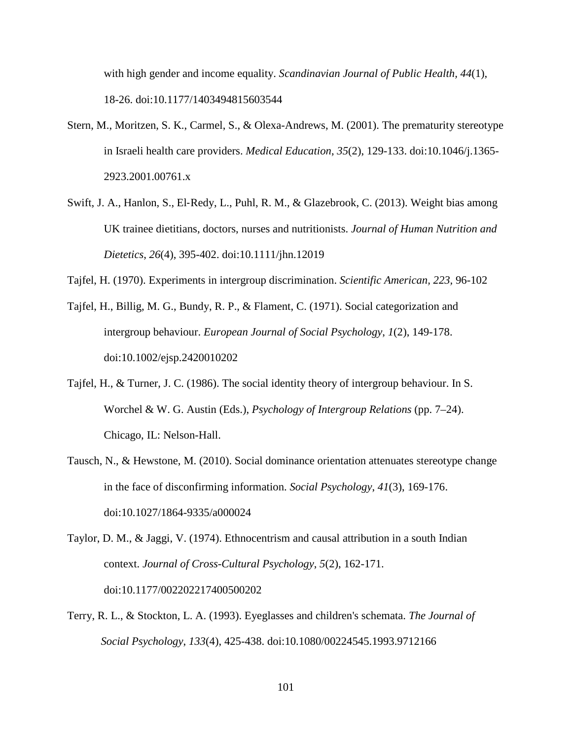with high gender and income equality. *Scandinavian Journal of Public Health*, *44*(1), 18-26. doi:10.1177/1403494815603544

Stern, M., Moritzen, S. K., Carmel, S., & Olexa-Andrews, M. (2001). The prematurity stereotype in Israeli health care providers. *Medical Education*, *35*(2), 129-133. doi:10.1046/j.1365-2923.2001.00761.x

Swift, J. A., Hanlon, S., El-Redy, L., Puhl, R. M., & Glazebrook, C. (2013). Weight bias among UK trainee dietitians, doctors, nurses and nutritionists. *Journal of Human Nutrition and Dietetics*, *26*(4), 395-402. doi:10.1111/jhn.12019

Tajfel, H. (1970). Experiments in intergroup discrimination. *Scientific American, 223,* 96-102

Tajfel, H., Billig, M. G., Bundy, R. P., & Flament, C. (1971). Social categorization and intergroup behaviour. *European Journal of Social Psychology*, *1*(2), 149-178. doi:10.1002/ejsp.2420010202

Tajfel, H., & Turner, J. C. (1986). The social identity theory of intergroup behaviour. In S. Worchel & W. G. Austin (Eds.), *Psychology of Intergroup Relations* (pp. 7–24). Chicago, IL: Nelson-Hall.

Tausch, N., & Hewstone, M. (2010). Social dominance orientation attenuates stereotype change in the face of disconfirming information. *Social Psychology*, *41*(3), 169-176. doi:10.1027/1864-9335/a000024

Taylor, D. M., & Jaggi, V. (1974). Ethnocentrism and causal attribution in a south Indian context. *Journal of Cross-Cultural Psychology*, *5*(2), 162-171. doi:10.1177/002202217400500202

Terry, R. L., & Stockton, L. A. (1993). Eyeglasses and children's schemata. *The Journal of Social Psychology*, *133*(4), 425-438. doi:10.1080/00224545.1993.9712166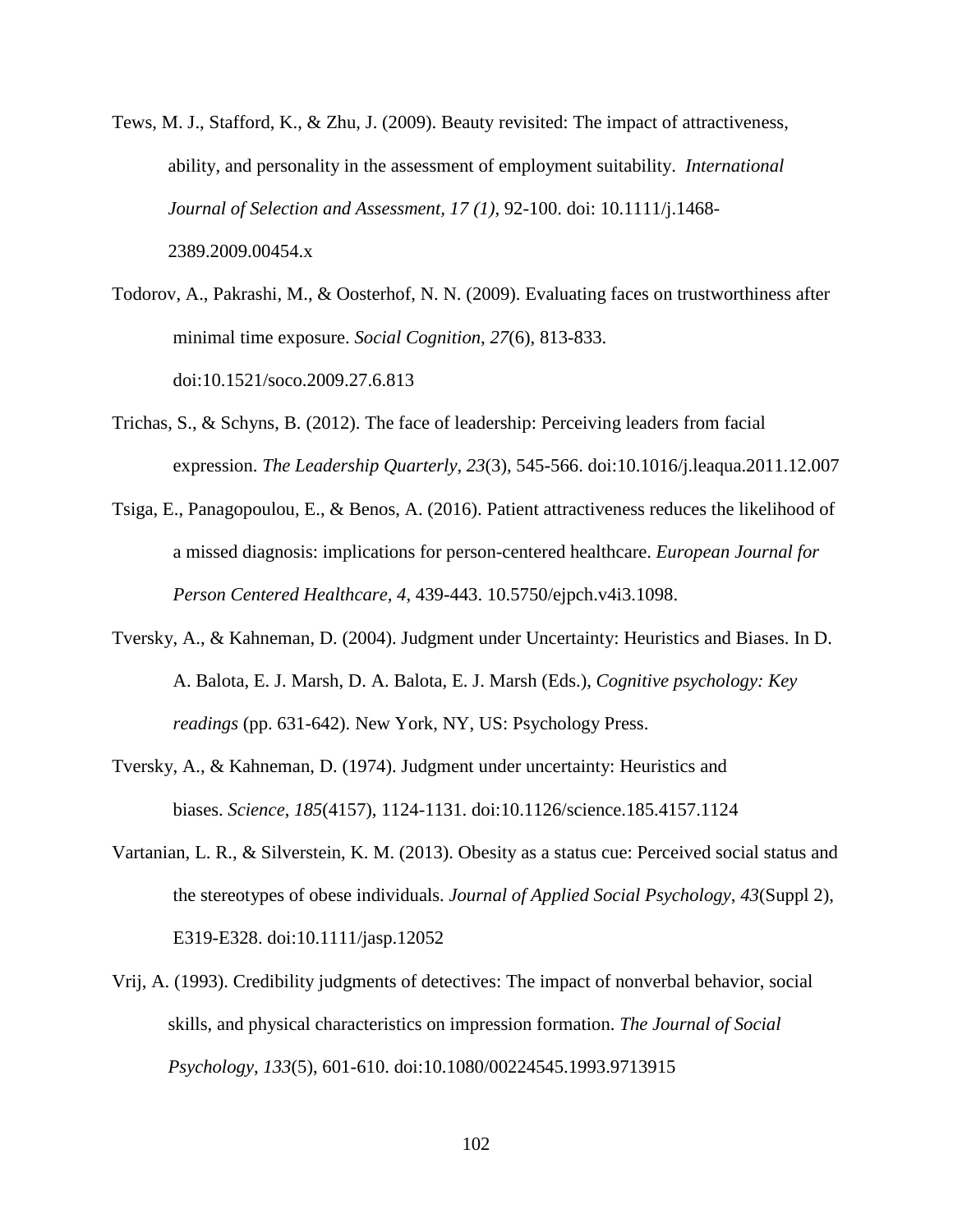Tews, M. J., Stafford, K., & Zhu, J. (2009). Beauty revisited: The impact of attractiveness, ability, and personality in the assessment of employment suitability. *International Journal of Selection and Assessment, 17 (1)*, 92-100. doi: 10.1111/j.1468-2389.2009.00454.x

Todorov, A., Pakrashi, M., & Oosterhof, N. N. (2009). Evaluating faces on trustworthiness after minimal time exposure. *Social Cognition*, *27*(6), 813-833. doi:10.1521/soco.2009.27.6.813

Trichas, S., & Schyns, B. (2012). The face of leadership: Perceiving leaders from facial expression. *The Leadership Quarterly*, *23*(3), 545-566. doi:10.1016/j.leaqua.2011.12.007

Tsiga, E., Panagopoulou, E., & Benos, A. (2016). Patient attractiveness reduces the likelihood of a missed diagnosis: implications for person-centered healthcare. *European Journal for Person Centered Healthcare*, *4*, 439-443. 10.5750/ejpch.v4i3.1098.

Tversky, A., & Kahneman, D. (2004). Judgment under Uncertainty: Heuristics and Biases. In D. A. Balota, E. J. Marsh, D. A. Balota, E. J. Marsh (Eds.), *Cognitive psychology: Key readings* (pp. 631-642). New York, NY, US: Psychology Press.

Tversky, A., & Kahneman, D. (1974). Judgment under uncertainty: Heuristics and biases. *Science*, *185*(4157), 1124-1131. doi:10.1126/science.185.4157.1124

Vartanian, L. R., & Silverstein, K. M. (2013). Obesity as a status cue: Perceived social status and the stereotypes of obese individuals. *Journal of Applied Social Psychology*, *43*(Suppl 2), E319-E328. doi:10.1111/jasp.12052

Vrij, A. (1993). Credibility judgments of detectives: The impact of nonverbal behavior, social skills, and physical characteristics on impression formation. *The Journal of Social Psychology*, *133*(5), 601-610. doi:10.1080/00224545.1993.9713915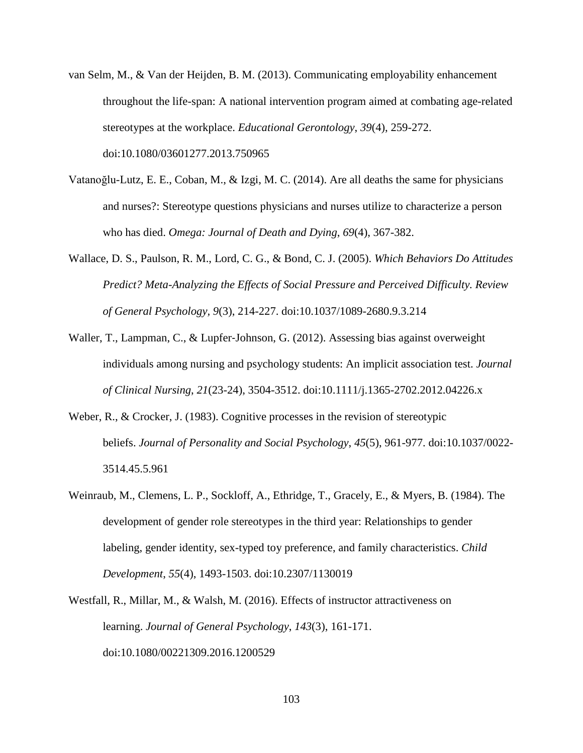van Selm, M., & Van der Heijden, B. M. (2013). Communicating employability enhancement throughout the life-span: A national intervention program aimed at combating age-related stereotypes at the workplace. *Educational Gerontology*, *39*(4), 259-272. doi:10.1080/03601277.2013.750965

Vatanoğlu-Lutz, E. E., Coban, M., & Izgi, M. C. (2014). Are all deaths the same for physicians and nurses?: Stereotype questions physicians and nurses utilize to characterize a person who has died. *Omega: Journal of Death and Dying*, *69*(4), 367-382.

Wallace, D. S., Paulson, R. M., Lord, C. G., & Bond, C. J. (2005). *Which Behaviors Do Attitudes Predict? Meta-Analyzing the Effects of Social Pressure and Perceived Difficulty. Review of General Psychology, 9*(3), 214-227. doi:10.1037/1089-2680.9.3.214

Waller, T., Lampman, C., & Lupfer-Johnson, G. (2012). Assessing bias against overweight individuals among nursing and psychology students: An implicit association test. *Journal of Clinical Nursing*, *21*(23-24), 3504-3512. doi:10.1111/j.1365-2702.2012.04226.x

Weber, R., & Crocker, J. (1983). Cognitive processes in the revision of stereotypic beliefs. *Journal of Personality and Social Psychology*, *45*(5), 961-977. doi:10.1037/0022-3514.45.5.961

Weinraub, M., Clemens, L. P., Sockloff, A., Ethridge, T., Gracely, E., & Myers, B. (1984). The development of gender role stereotypes in the third year: Relationships to gender labeling, gender identity, sex-typed toy preference, and family characteristics. *Child Development*, *55*(4), 1493-1503. doi:10.2307/1130019

Westfall, R., Millar, M., & Walsh, M. (2016). Effects of instructor attractiveness on learning. *Journal of General Psychology*, *143*(3), 161-171. doi:10.1080/00221309.2016.1200529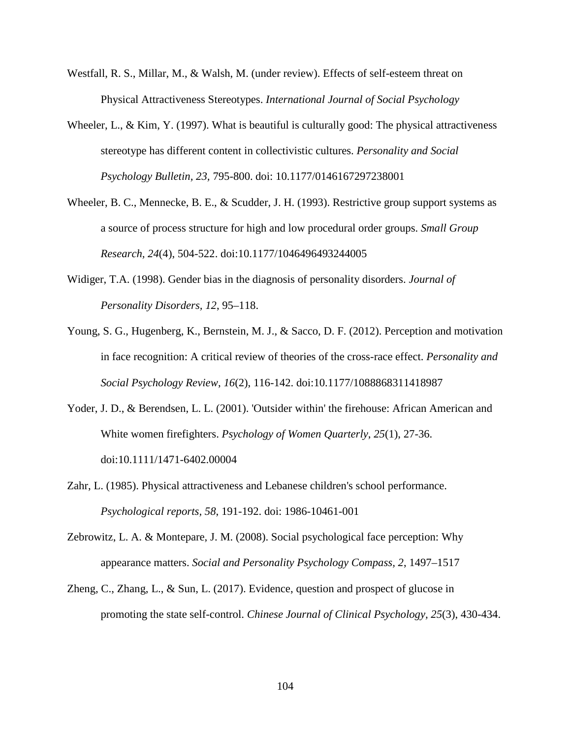Westfall, R. S., Millar, M., & Walsh, M. (under review). Effects of self-esteem threat on Physical Attractiveness Stereotypes. *International Journal of Social Psychology*

Wheeler, L., & Kim, Y. (1997). What is beautiful is culturally good: The physical attractiveness stereotype has different content in collectivistic cultures. *Personality and Social Psychology Bulletin, 23,* 795-800. doi: 10.1177/0146167297238001

Wheeler, B. C., Mennecke, B. E., & Scudder, J. H. (1993). Restrictive group support systems as a source of process structure for high and low procedural order groups. *Small Group Research, 24*(4), 504-522. doi:10.1177/1046496493244005

Widiger, T.A. (1998). Gender bias in the diagnosis of personality disorders. *Journal of Personality Disorders, 12*, 95–118.

Young, S. G., Hugenberg, K., Bernstein, M. J., & Sacco, D. F. (2012). Perception and motivation in face recognition: A critical review of theories of the cross-race effect. *Personality and Social Psychology Review*, *16*(2), 116-142. doi:10.1177/1088868311418987

Yoder, J. D., & Berendsen, L. L. (2001). 'Outsider within' the firehouse: African American and White women firefighters. *Psychology of Women Quarterly*, *25*(1), 27-36. doi:10.1111/1471-6402.00004

Zahr, L. (1985). Physical attractiveness and Lebanese children's school performance. *Psychological reports, 58*, 191-192. doi: 1986-10461-001

Zebrowitz, L. A. & Montepare, J. M. (2008). Social psychological face perception: Why appearance matters. *Social and Personality Psychology Compass, 2*, 1497–1517

Zheng, C., Zhang, L., & Sun, L. (2017). Evidence, question and prospect of glucose in promoting the state self-control. *Chinese Journal of Clinical Psychology, 25*(3), 430-434.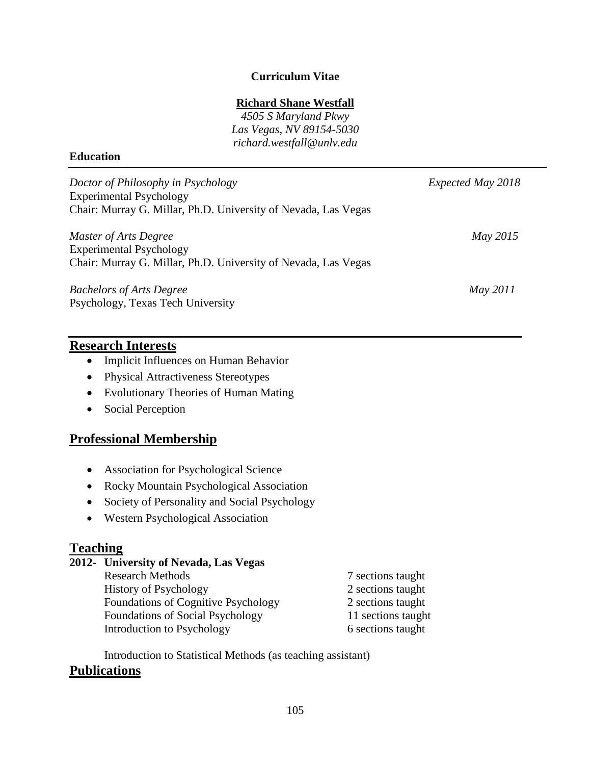**Curriculum Vitae**

**Richard Shane Westfall**

*4505 S Maryland Pkwy*
*Las Vegas, NV 89154-5030*
*richard.westfall@unlv.edu*

**Education**

*Doctor of Philosophy in Psychology* — *Expected May 2018*
Experimental Psychology
Chair: Murray G. Millar, Ph.D. University of Nevada, Las Vegas

*Master of Arts Degree* — *May 2015*
Experimental Psychology
Chair: Murray G. Millar, Ph.D. University of Nevada, Las Vegas

*Bachelors of Arts Degree* — *May 2011*
Psychology, Texas Tech University

## Research Interests

- Implicit Influences on Human Behavior
- Physical Attractiveness Stereotypes
- Evolutionary Theories of Human Mating
- Social Perception

## Professional Membership

- Association for Psychological Science
- Rocky Mountain Psychological Association
- Society of Personality and Social Psychology
- Western Psychological Association

## Teaching

**2012- University of Nevada, Las Vegas**

| Course | Sections |
|---|---|
| Research Methods | 7 sections taught |
| History of Psychology | 2 sections taught |
| Foundations of Cognitive Psychology | 2 sections taught |
| Foundations of Social Psychology | 11 sections taught |
| Introduction to Psychology | 6 sections taught |

Introduction to Statistical Methods (as teaching assistant)

## Publications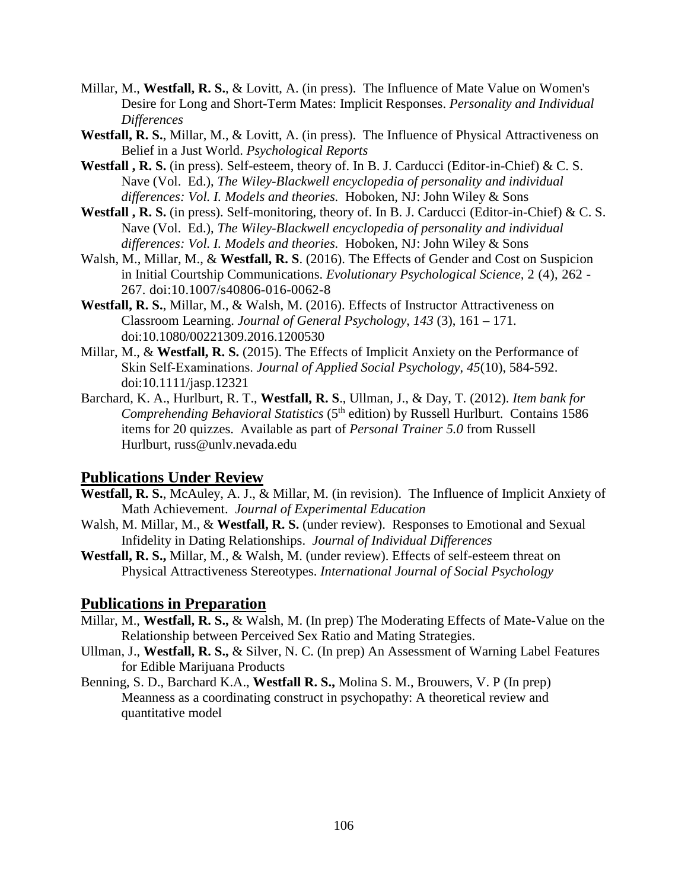Millar, M., **Westfall, R. S.**, & Lovitt, A. (in press). The Influence of Mate Value on Women's Desire for Long and Short-Term Mates: Implicit Responses. *Personality and Individual Differences*

**Westfall, R. S.**, Millar, M., & Lovitt, A. (in press). The Influence of Physical Attractiveness on Belief in a Just World. *Psychological Reports*

**Westfall , R. S.** (in press). Self-esteem, theory of. In B. J. Carducci (Editor-in-Chief) & C. S. Nave (Vol. Ed.), *The Wiley-Blackwell encyclopedia of personality and individual differences: Vol. I. Models and theories.* Hoboken, NJ: John Wiley & Sons

**Westfall , R. S.** (in press). Self-monitoring, theory of. In B. J. Carducci (Editor-in-Chief) & C. S. Nave (Vol. Ed.), *The Wiley-Blackwell encyclopedia of personality and individual differences: Vol. I. Models and theories.* Hoboken, NJ: John Wiley & Sons

Walsh, M., Millar, M., & **Westfall, R. S**. (2016). The Effects of Gender and Cost on Suspicion in Initial Courtship Communications. *Evolutionary Psychological Science,* 2 (4), 262 - 267. doi:10.1007/s40806-016-0062-8

**Westfall, R. S.**, Millar, M., & Walsh, M. (2016). Effects of Instructor Attractiveness on Classroom Learning. *Journal of General Psychology*, *143* (3), 161 – 171. doi:10.1080/00221309.2016.1200530

Millar, M., & **Westfall, R. S.** (2015). The Effects of Implicit Anxiety on the Performance of Skin Self-Examinations. *Journal of Applied Social Psychology*, *45*(10), 584-592. doi:10.1111/jasp.12321

Barchard, K. A., Hurlburt, R. T., **Westfall, R. S**., Ullman, J., & Day, T. (2012). *Item bank for Comprehending Behavioral Statistics* (5th edition) by Russell Hurlburt. Contains 1586 items for 20 quizzes. Available as part of *Personal Trainer 5.0* from Russell Hurlburt, russ@unlv.nevada.edu

## Publications Under Review

**Westfall, R. S.**, McAuley, A. J., & Millar, M. (in revision). The Influence of Implicit Anxiety of Math Achievement. *Journal of Experimental Education*

Walsh, M. Millar, M., & **Westfall, R. S.** (under review). Responses to Emotional and Sexual Infidelity in Dating Relationships. *Journal of Individual Differences*

**Westfall, R. S.,** Millar, M., & Walsh, M. (under review). Effects of self-esteem threat on Physical Attractiveness Stereotypes. *International Journal of Social Psychology*

## Publications in Preparation

Millar, M., **Westfall, R. S.,** & Walsh, M. (In prep) The Moderating Effects of Mate-Value on the Relationship between Perceived Sex Ratio and Mating Strategies.

Ullman, J., **Westfall, R. S.,** & Silver, N. C. (In prep) An Assessment of Warning Label Features for Edible Marijuana Products

Benning, S. D., Barchard K.A., **Westfall R. S.,** Molina S. M., Brouwers, V. P (In prep) Meanness as a coordinating construct in psychopathy: A theoretical review and quantitative model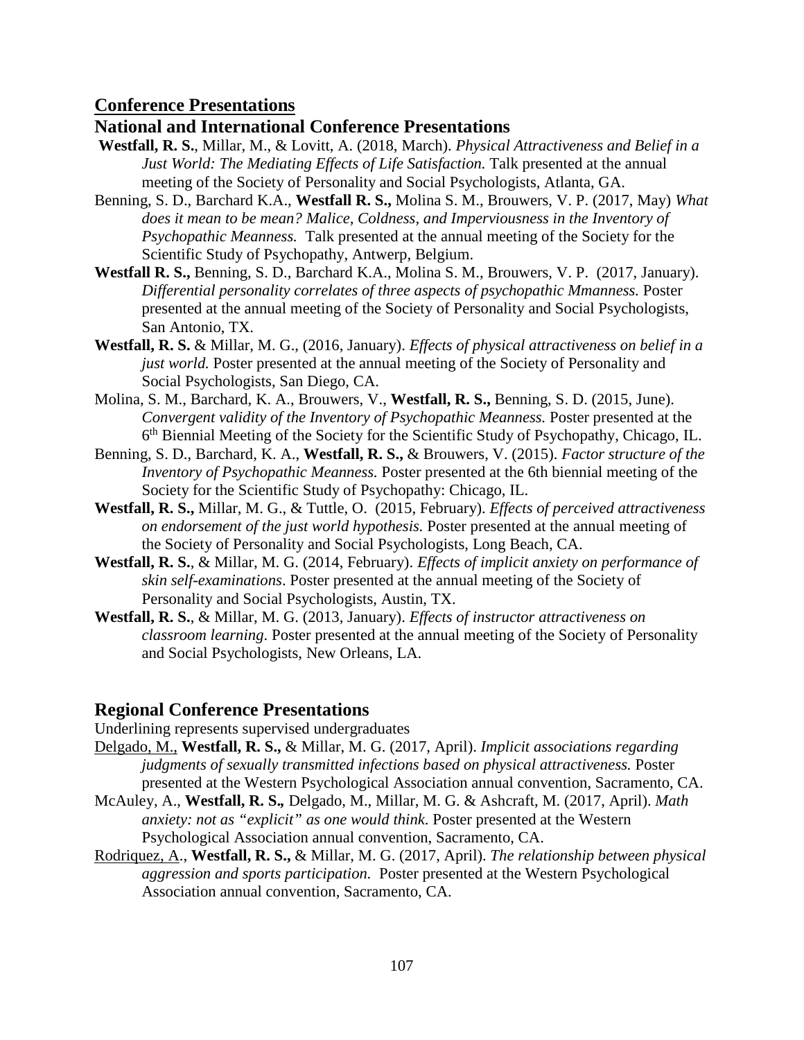## Conference Presentations

### National and International Conference Presentations

**Westfall, R. S.**, Millar, M., & Lovitt, A. (2018, March). *Physical Attractiveness and Belief in a Just World: The Mediating Effects of Life Satisfaction.* Talk presented at the annual meeting of the Society of Personality and Social Psychologists, Atlanta, GA.

Benning, S. D., Barchard K.A., **Westfall R. S.,** Molina S. M., Brouwers, V. P. (2017, May) *What does it mean to be mean? Malice, Coldness, and Imperviousness in the Inventory of Psychopathic Meanness.* Talk presented at the annual meeting of the Society for the Scientific Study of Psychopathy, Antwerp, Belgium.

**Westfall R. S.,** Benning, S. D., Barchard K.A., Molina S. M., Brouwers, V. P. (2017, January). *Differential personality correlates of three aspects of psychopathic Mmanness.* Poster presented at the annual meeting of the Society of Personality and Social Psychologists, San Antonio, TX.

**Westfall, R. S.** & Millar, M. G., (2016, January). *Effects of physical attractiveness on belief in a just world.* Poster presented at the annual meeting of the Society of Personality and Social Psychologists, San Diego, CA.

Molina, S. M., Barchard, K. A., Brouwers, V., **Westfall, R. S.,** Benning, S. D. (2015, June). *Convergent validity of the Inventory of Psychopathic Meanness.* Poster presented at the 6th Biennial Meeting of the Society for the Scientific Study of Psychopathy, Chicago, IL.

Benning, S. D., Barchard, K. A., **Westfall, R. S.,** & Brouwers, V. (2015). *Factor structure of the Inventory of Psychopathic Meanness.* Poster presented at the 6th biennial meeting of the Society for the Scientific Study of Psychopathy: Chicago, IL.

**Westfall, R. S.,** Millar, M. G., & Tuttle, O. (2015, February). *Effects of perceived attractiveness on endorsement of the just world hypothesis.* Poster presented at the annual meeting of the Society of Personality and Social Psychologists, Long Beach, CA.

**Westfall, R. S.**, & Millar, M. G. (2014, February). *Effects of implicit anxiety on performance of skin self-examinations*. Poster presented at the annual meeting of the Society of Personality and Social Psychologists, Austin, TX.

**Westfall, R. S.**, & Millar, M. G. (2013, January). *Effects of instructor attractiveness on classroom learning.* Poster presented at the annual meeting of the Society of Personality and Social Psychologists, New Orleans, LA.

### Regional Conference Presentations

Underlining represents supervised undergraduates

<u>Delgado, M.,</u> **Westfall, R. S.,** & Millar, M. G. (2017, April). *Implicit associations regarding judgments of sexually transmitted infections based on physical attractiveness.* Poster presented at the Western Psychological Association annual convention, Sacramento, CA.

McAuley, A., **Westfall, R. S.,** Delgado, M., Millar, M. G. & Ashcraft, M. (2017, April). *Math anxiety: not as "explicit" as one would think.* Poster presented at the Western Psychological Association annual convention, Sacramento, CA.

<u>Rodriquez, A</u>., **Westfall, R. S.,** & Millar, M. G. (2017, April). *The relationship between physical aggression and sports participation.* Poster presented at the Western Psychological Association annual convention, Sacramento, CA.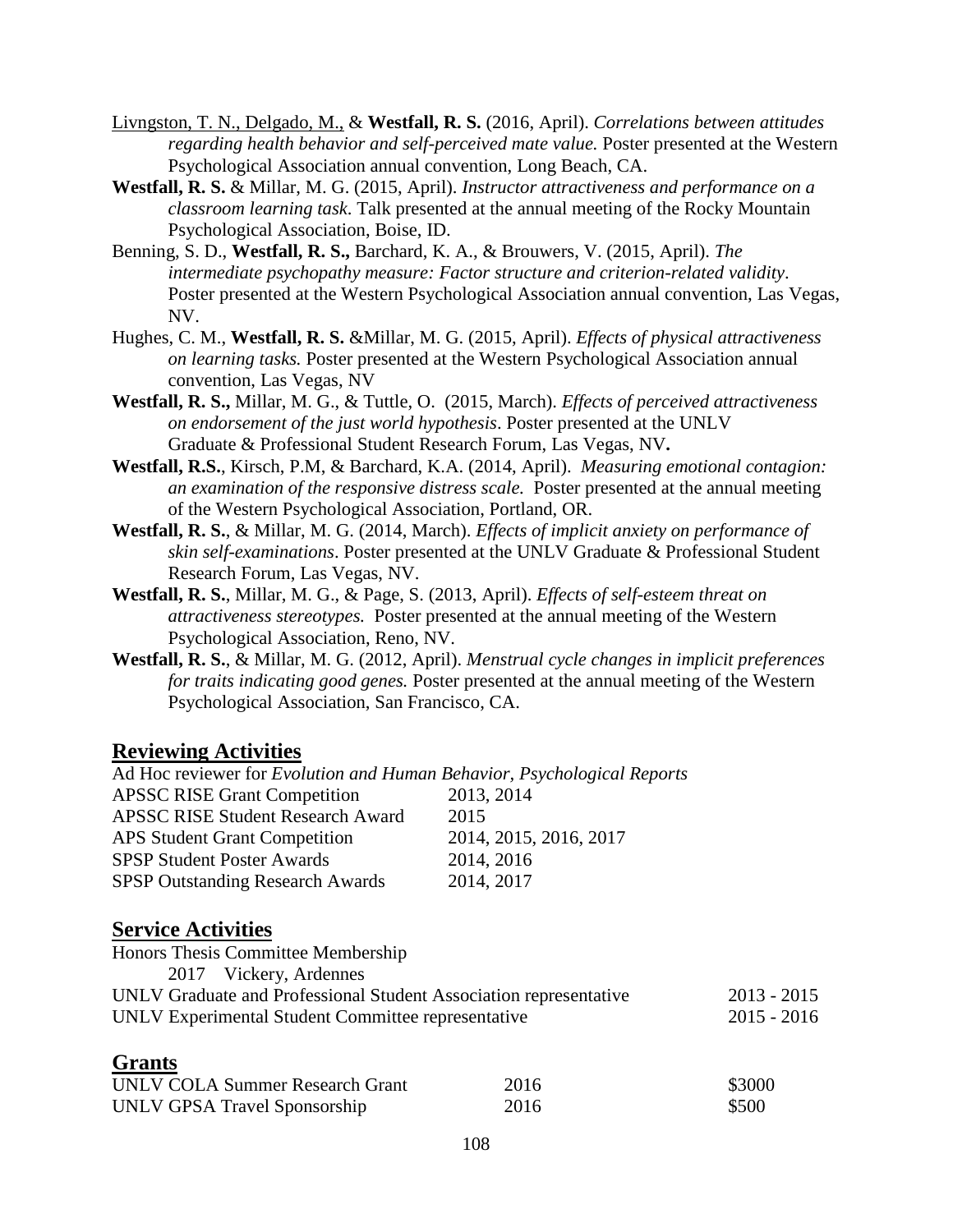Livngston, T. N., Delgado, M., & **Westfall, R. S.** (2016, April). *Correlations between attitudes regarding health behavior and self-perceived mate value.* Poster presented at the Western Psychological Association annual convention, Long Beach, CA.

**Westfall, R. S.** & Millar, M. G. (2015, April). *Instructor attractiveness and performance on a classroom learning task*. Talk presented at the annual meeting of the Rocky Mountain Psychological Association, Boise, ID.

Benning, S. D., **Westfall, R. S.,** Barchard, K. A., & Brouwers, V. (2015, April). *The intermediate psychopathy measure: Factor structure and criterion-related validity*. Poster presented at the Western Psychological Association annual convention, Las Vegas, NV.

Hughes, C. M., **Westfall, R. S.** &Millar, M. G. (2015, April). *Effects of physical attractiveness on learning tasks.* Poster presented at the Western Psychological Association annual convention, Las Vegas, NV

**Westfall, R. S.,** Millar, M. G., & Tuttle, O. (2015, March). *Effects of perceived attractiveness on endorsement of the just world hypothesis*. Poster presented at the UNLV Graduate & Professional Student Research Forum, Las Vegas, NV**.**

**Westfall, R.S.**, Kirsch, P.M, & Barchard, K.A. (2014, April). *Measuring emotional contagion: an examination of the responsive distress scale.* Poster presented at the annual meeting of the Western Psychological Association, Portland, OR.

**Westfall, R. S.**, & Millar, M. G. (2014, March). *Effects of implicit anxiety on performance of skin self-examinations*. Poster presented at the UNLV Graduate & Professional Student Research Forum, Las Vegas, NV.

**Westfall, R. S.**, Millar, M. G., & Page, S. (2013, April). *Effects of self-esteem threat on attractiveness stereotypes.* Poster presented at the annual meeting of the Western Psychological Association, Reno, NV.

**Westfall, R. S.**, & Millar, M. G. (2012, April). *Menstrual cycle changes in implicit preferences for traits indicating good genes.* Poster presented at the annual meeting of the Western Psychological Association, San Francisco, CA.

## Reviewing Activities

Ad Hoc reviewer for *Evolution and Human Behavior, Psychological Reports*

| | |
|---|---|
| APSSC RISE Grant Competition | 2013, 2014 |
| APSSC RISE Student Research Award | 2015 |
| APS Student Grant Competition | 2014, 2015, 2016, 2017 |
| SPSP Student Poster Awards | 2014, 2016 |
| SPSP Outstanding Research Awards | 2014, 2017 |

## Service Activities

Honors Thesis Committee Membership

2017 Vickery, Ardennes

| | |
|---|---|
| UNLV Graduate and Professional Student Association representative | 2013 - 2015 |
| UNLV Experimental Student Committee representative | 2015 - 2016 |

## Grants

| | | |
|---|---|---|
| UNLV COLA Summer Research Grant | 2016 | $3000 |
| UNLV GPSA Travel Sponsorship | 2016 | $500 |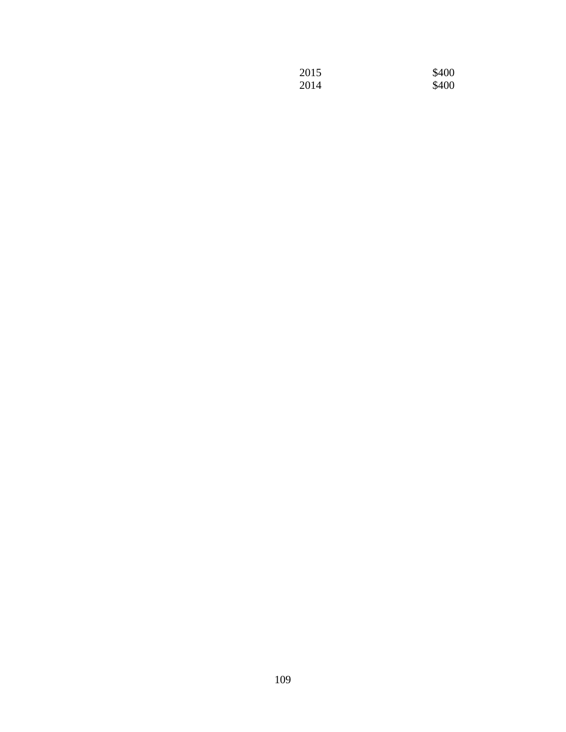| | |
|---|---|
| 2015 | $400 |
| 2014 | $400 |